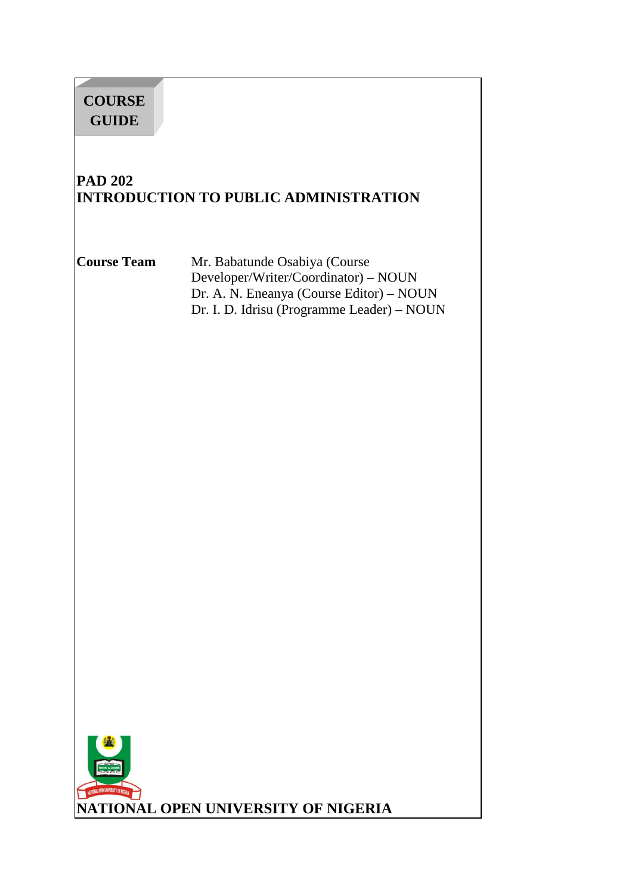**COURSE GUIDE**

# PAD 202
# INTRODUCTION TO PUBLIC ADMINISTRATION

**Course Team**

Mr. Babatunde Osabiya (Course Developer/Writer/Coordinator) – NOUN
Dr. A. N. Eneanya (Course Editor) – NOUN
Dr. I. D. Idrisu (Programme Leader) – NOUN

**NATIONAL OPEN UNIVERSITY OF NIGERIA**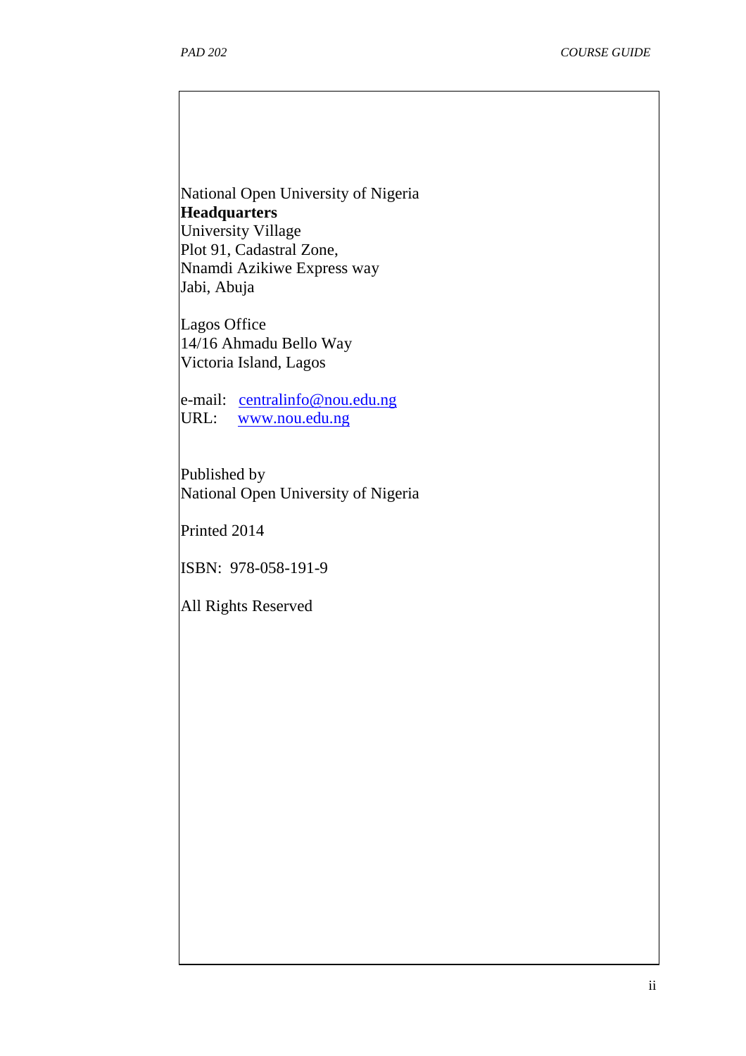National Open University of Nigeria
**Headquarters**
University Village
Plot 91, Cadastral Zone,
Nnamdi Azikiwe Express way
Jabi, Abuja

Lagos Office
14/16 Ahmadu Bello Way
Victoria Island, Lagos

e-mail: centralinfo@nou.edu.ng
URL: www.nou.edu.ng

Published by
National Open University of Nigeria

Printed 2014

ISBN: 978-058-191-9

All Rights Reserved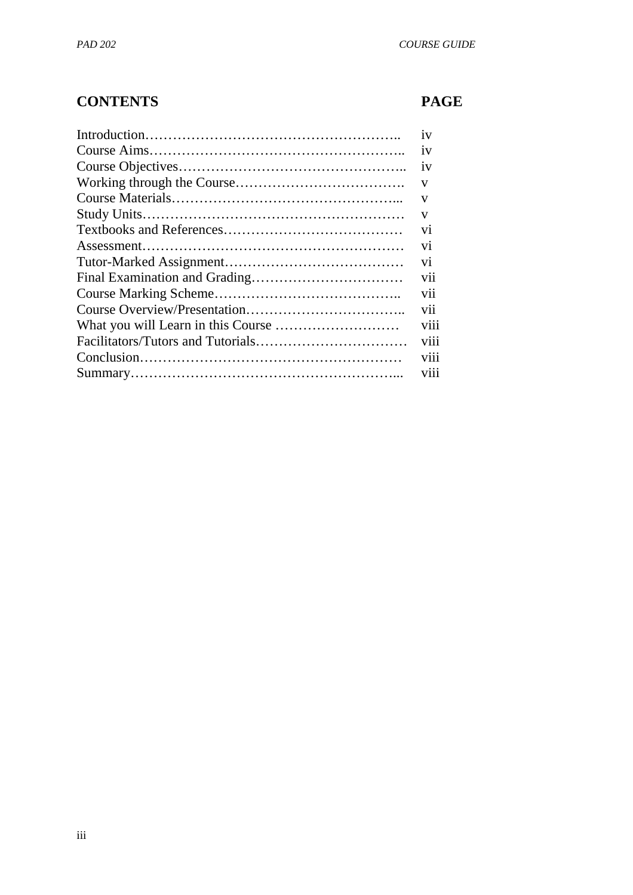| CONTENTS | PAGE |
|---|---|
| Introduction…………………………………………….. | iv |
| Course Aims…………………………………………….. | iv |
| Course Objectives……………………………………….. | iv |
| Working through the Course………………………………. | v |
| Course Materials…………………………………………... | v |
| Study Units………………………………………………… | v |
| Textbooks and References………………………………… | vi |
| Assessment………………………………………………… | vi |
| Tutor-Marked Assignment………………………………… | vi |
| Final Examination and Grading…………………………… | vii |
| Course Marking Scheme………………………………….. | vii |
| Course Overview/Presentation…………………………….. | vii |
| What you will Learn in this Course ……………………… | viii |
| Facilitators/Tutors and Tutorials…………………………… | viii |
| Conclusion………………………………………………… | viii |
| Summary…………………………………………………... | viii |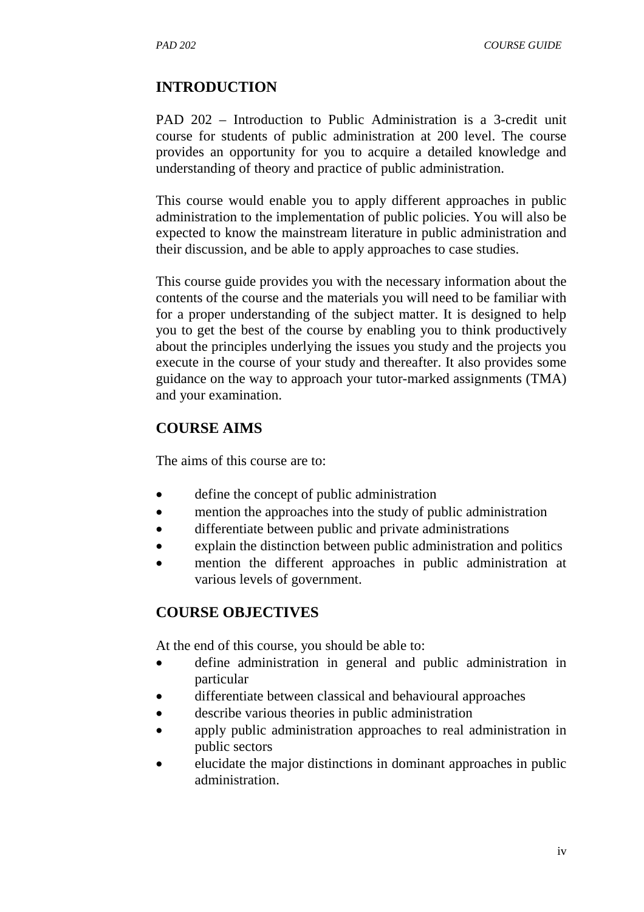## INTRODUCTION

PAD 202 – Introduction to Public Administration is a 3-credit unit course for students of public administration at 200 level. The course provides an opportunity for you to acquire a detailed knowledge and understanding of theory and practice of public administration.

This course would enable you to apply different approaches in public administration to the implementation of public policies. You will also be expected to know the mainstream literature in public administration and their discussion, and be able to apply approaches to case studies.

This course guide provides you with the necessary information about the contents of the course and the materials you will need to be familiar with for a proper understanding of the subject matter. It is designed to help you to get the best of the course by enabling you to think productively about the principles underlying the issues you study and the projects you execute in the course of your study and thereafter. It also provides some guidance on the way to approach your tutor-marked assignments (TMA) and your examination.

## COURSE AIMS

The aims of this course are to:

- define the concept of public administration
- mention the approaches into the study of public administration
- differentiate between public and private administrations
- explain the distinction between public administration and politics
- mention the different approaches in public administration at various levels of government.

## COURSE OBJECTIVES

At the end of this course, you should be able to:

- define administration in general and public administration in particular
- differentiate between classical and behavioural approaches
- describe various theories in public administration
- apply public administration approaches to real administration in public sectors
- elucidate the major distinctions in dominant approaches in public administration.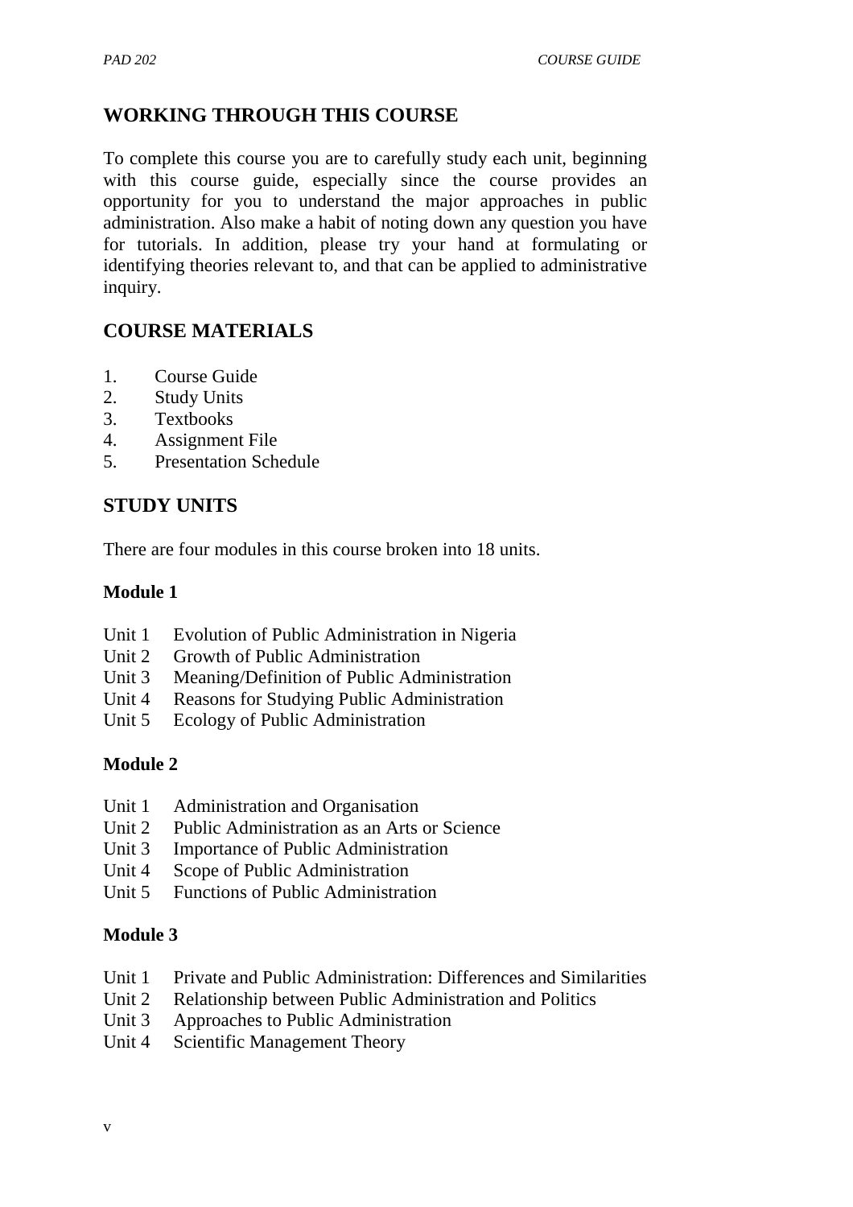## WORKING THROUGH THIS COURSE

To complete this course you are to carefully study each unit, beginning with this course guide, especially since the course provides an opportunity for you to understand the major approaches in public administration. Also make a habit of noting down any question you have for tutorials. In addition, please try your hand at formulating or identifying theories relevant to, and that can be applied to administrative inquiry.

## COURSE MATERIALS

1. Course Guide
2. Study Units
3. Textbooks
4. Assignment File
5. Presentation Schedule

## STUDY UNITS

There are four modules in this course broken into 18 units.

**Module 1**

Unit 1 Evolution of Public Administration in Nigeria
Unit 2 Growth of Public Administration
Unit 3 Meaning/Definition of Public Administration
Unit 4 Reasons for Studying Public Administration
Unit 5 Ecology of Public Administration

**Module 2**

Unit 1 Administration and Organisation
Unit 2 Public Administration as an Arts or Science
Unit 3 Importance of Public Administration
Unit 4 Scope of Public Administration
Unit 5 Functions of Public Administration

**Module 3**

Unit 1 Private and Public Administration: Differences and Similarities
Unit 2 Relationship between Public Administration and Politics
Unit 3 Approaches to Public Administration
Unit 4 Scientific Management Theory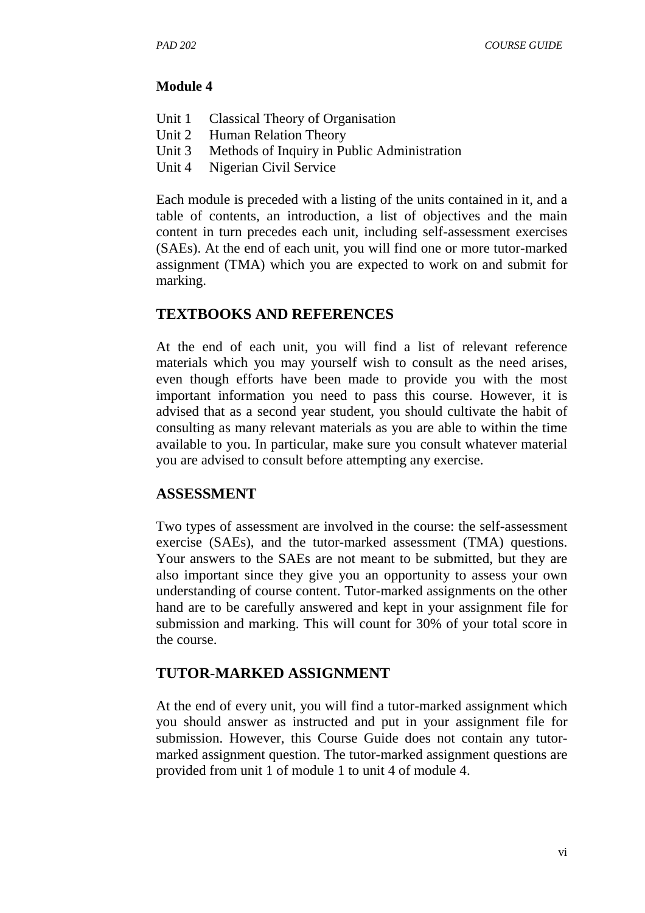**Module 4**

Unit 1  Classical Theory of Organisation  
Unit 2  Human Relation Theory  
Unit 3  Methods of Inquiry in Public Administration  
Unit 4  Nigerian Civil Service

Each module is preceded with a listing of the units contained in it, and a table of contents, an introduction, a list of objectives and the main content in turn precedes each unit, including self-assessment exercises (SAEs). At the end of each unit, you will find one or more tutor-marked assignment (TMA) which you are expected to work on and submit for marking.

## TEXTBOOKS AND REFERENCES

At the end of each unit, you will find a list of relevant reference materials which you may yourself wish to consult as the need arises, even though efforts have been made to provide you with the most important information you need to pass this course. However, it is advised that as a second year student, you should cultivate the habit of consulting as many relevant materials as you are able to within the time available to you. In particular, make sure you consult whatever material you are advised to consult before attempting any exercise.

## ASSESSMENT

Two types of assessment are involved in the course: the self-assessment exercise (SAEs), and the tutor-marked assessment (TMA) questions. Your answers to the SAEs are not meant to be submitted, but they are also important since they give you an opportunity to assess your own understanding of course content. Tutor-marked assignments on the other hand are to be carefully answered and kept in your assignment file for submission and marking. This will count for 30% of your total score in the course.

## TUTOR-MARKED ASSIGNMENT

At the end of every unit, you will find a tutor-marked assignment which you should answer as instructed and put in your assignment file for submission. However, this Course Guide does not contain any tutor-marked assignment question. The tutor-marked assignment questions are provided from unit 1 of module 1 to unit 4 of module 4.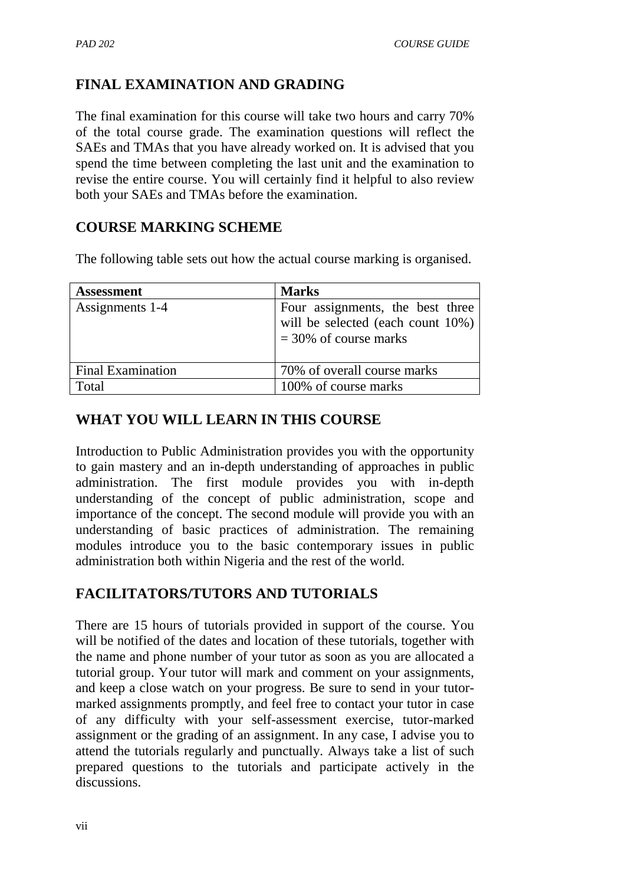## FINAL EXAMINATION AND GRADING

The final examination for this course will take two hours and carry 70% of the total course grade. The examination questions will reflect the SAEs and TMAs that you have already worked on. It is advised that you spend the time between completing the last unit and the examination to revise the entire course. You will certainly find it helpful to also review both your SAEs and TMAs before the examination.

## COURSE MARKING SCHEME

The following table sets out how the actual course marking is organised.

| **Assessment** | **Marks** |
|---|---|
| Assignments 1-4 | Four assignments, the best three will be selected (each count 10%) = 30% of course marks |
| Final Examination | 70% of overall course marks |
| Total | 100% of course marks |

## WHAT YOU WILL LEARN IN THIS COURSE

Introduction to Public Administration provides you with the opportunity to gain mastery and an in-depth understanding of approaches in public administration. The first module provides you with in-depth understanding of the concept of public administration, scope and importance of the concept. The second module will provide you with an understanding of basic practices of administration. The remaining modules introduce you to the basic contemporary issues in public administration both within Nigeria and the rest of the world.

## FACILITATORS/TUTORS AND TUTORIALS

There are 15 hours of tutorials provided in support of the course. You will be notified of the dates and location of these tutorials, together with the name and phone number of your tutor as soon as you are allocated a tutorial group. Your tutor will mark and comment on your assignments, and keep a close watch on your progress. Be sure to send in your tutor-marked assignments promptly, and feel free to contact your tutor in case of any difficulty with your self-assessment exercise, tutor-marked assignment or the grading of an assignment. In any case, I advise you to attend the tutorials regularly and punctually. Always take a list of such prepared questions to the tutorials and participate actively in the discussions.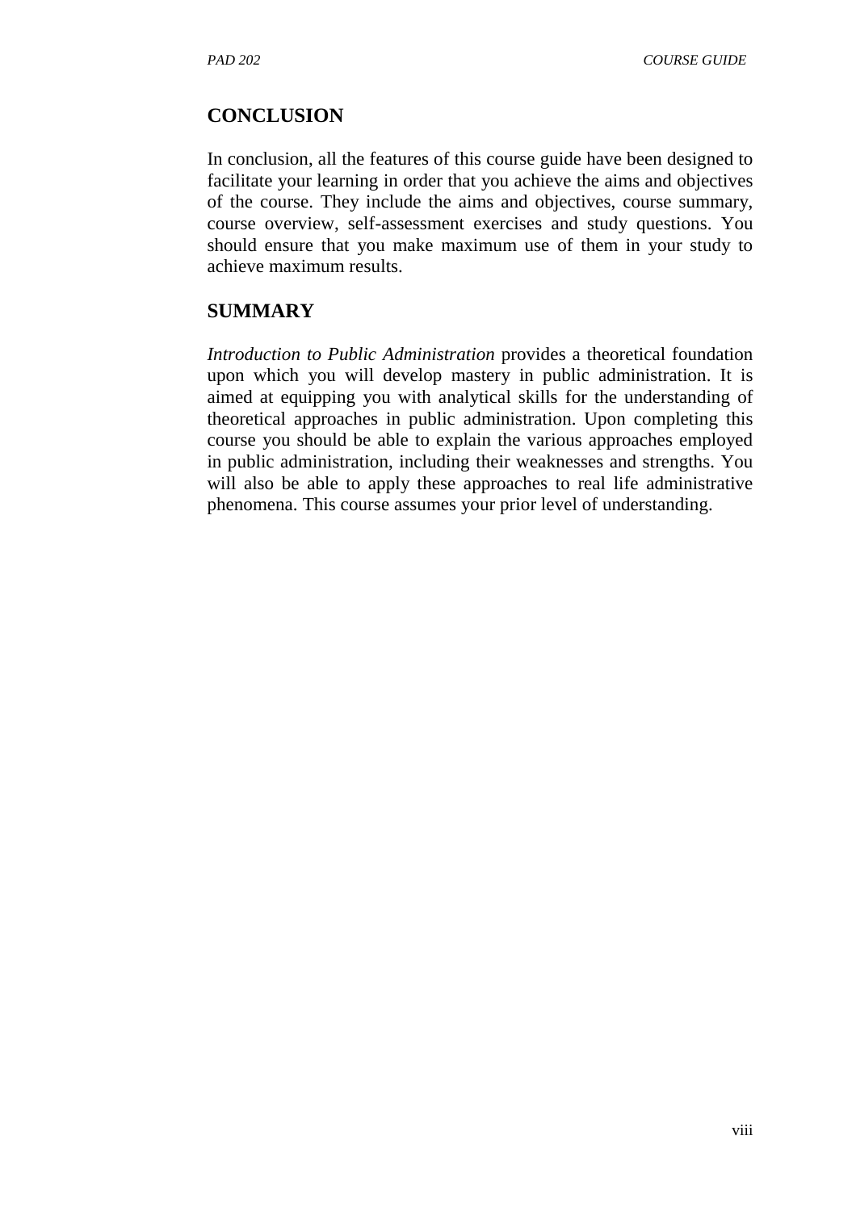## CONCLUSION

In conclusion, all the features of this course guide have been designed to facilitate your learning in order that you achieve the aims and objectives of the course. They include the aims and objectives, course summary, course overview, self-assessment exercises and study questions. You should ensure that you make maximum use of them in your study to achieve maximum results.

## SUMMARY

*Introduction to Public Administration* provides a theoretical foundation upon which you will develop mastery in public administration. It is aimed at equipping you with analytical skills for the understanding of theoretical approaches in public administration. Upon completing this course you should be able to explain the various approaches employed in public administration, including their weaknesses and strengths. You will also be able to apply these approaches to real life administrative phenomena. This course assumes your prior level of understanding.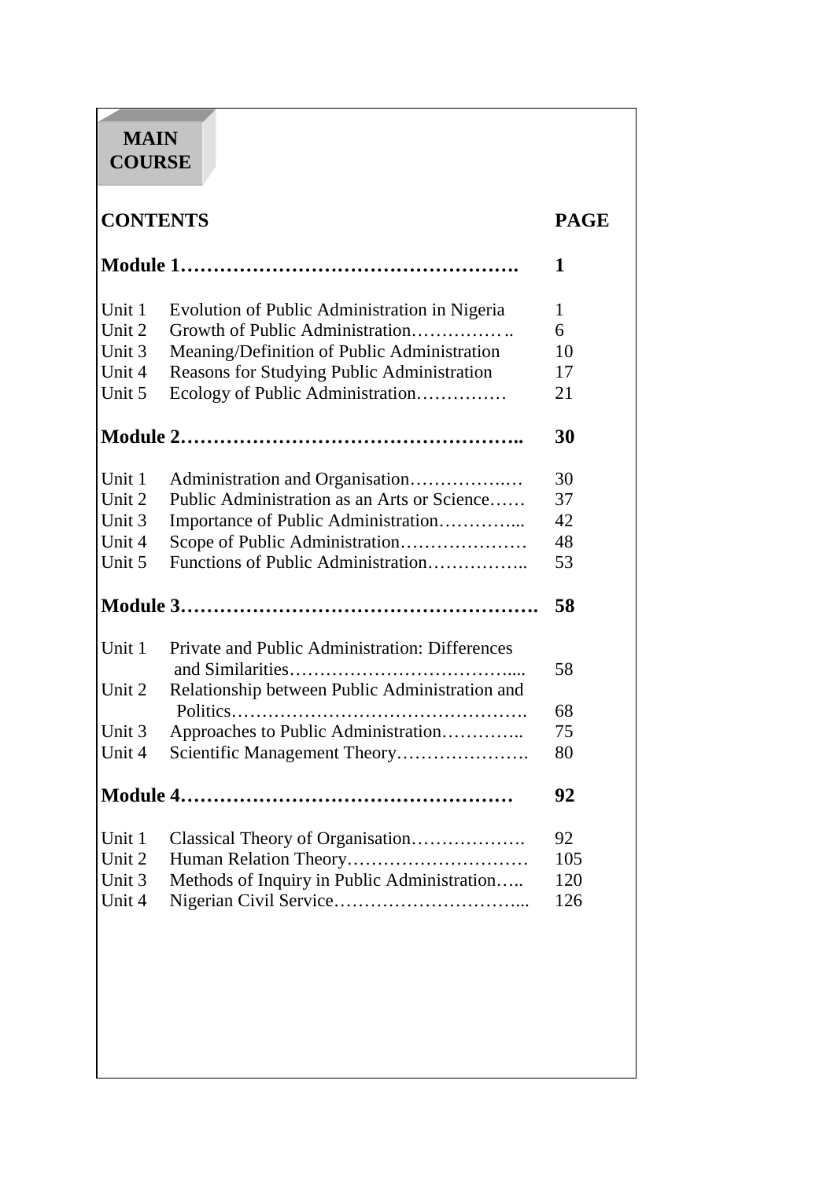# MAIN COURSE

| CONTENTS | | PAGE |
|---|---|---|
| **Module 1……………………………………………….** | | **1** |
| Unit 1 | Evolution of Public Administration in Nigeria | 1 |
| Unit 2 | Growth of Public Administration……………. .. | 6 |
| Unit 3 | Meaning/Definition of Public Administration | 10 |
| Unit 4 | Reasons for Studying Public Administration | 17 |
| Unit 5 | Ecology of Public Administration…………… | 21 |
| **Module 2…………………………………………….. ** | | **30** |
| Unit 1 | Administration and Organisation…………….… | 30 |
| Unit 2 | Public Administration as an Arts or Science…… | 37 |
| Unit 3 | Importance of Public Administration…………... | 42 |
| Unit 4 | Scope of Public Administration………………… | 48 |
| Unit 5 | Functions of Public Administration…………….. | 53 |
| **Module 3……………………………………………….** | | **58** |
| Unit 1 | Private and Public Administration: Differences and Similarities……………………………….... | 58 |
| Unit 2 | Relationship between Public Administration and Politics…………………………………………. | 68 |
| Unit 3 | Approaches to Public Administration………….. | 75 |
| Unit 4 | Scientific Management Theory…………………. | 80 |
| **Module 4……………………………………………** | | **92** |
| Unit 1 | Classical Theory of Organisation………………. | 92 |
| Unit 2 | Human Relation Theory………………………… | 105 |
| Unit 3 | Methods of Inquiry in Public Administration….. | 120 |
| Unit 4 | Nigerian Civil Service…………………………... | 126 |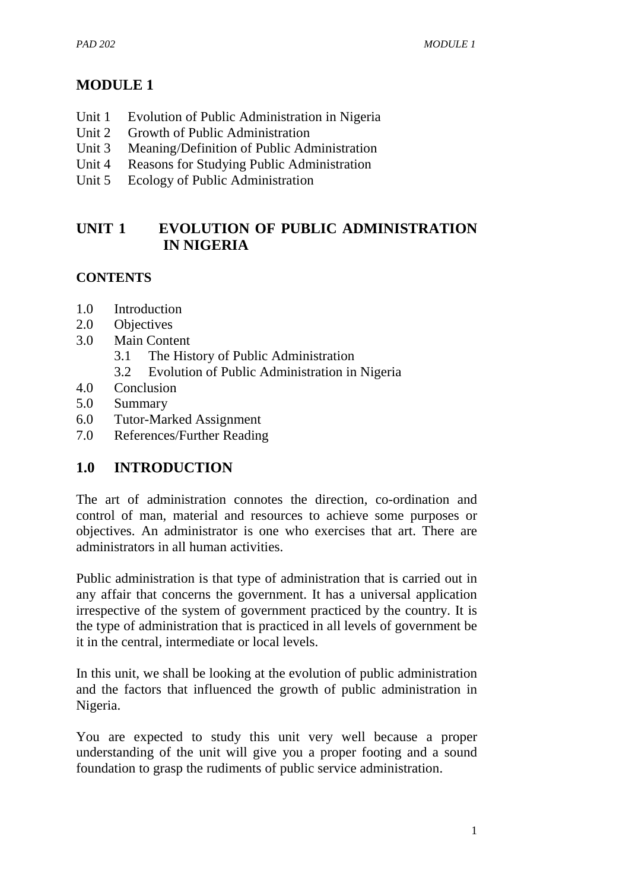# MODULE 1

- Unit 1 Evolution of Public Administration in Nigeria
- Unit 2 Growth of Public Administration
- Unit 3 Meaning/Definition of Public Administration
- Unit 4 Reasons for Studying Public Administration
- Unit 5 Ecology of Public Administration

## UNIT 1 EVOLUTION OF PUBLIC ADMINISTRATION IN NIGERIA

### CONTENTS

- 1.0 Introduction
- 2.0 Objectives
- 3.0 Main Content
  - 3.1 The History of Public Administration
  - 3.2 Evolution of Public Administration in Nigeria
- 4.0 Conclusion
- 5.0 Summary
- 6.0 Tutor-Marked Assignment
- 7.0 References/Further Reading

## 1.0 INTRODUCTION

The art of administration connotes the direction, co-ordination and control of man, material and resources to achieve some purposes or objectives. An administrator is one who exercises that art. There are administrators in all human activities.

Public administration is that type of administration that is carried out in any affair that concerns the government. It has a universal application irrespective of the system of government practiced by the country. It is the type of administration that is practiced in all levels of government be it in the central, intermediate or local levels.

In this unit, we shall be looking at the evolution of public administration and the factors that influenced the growth of public administration in Nigeria.

You are expected to study this unit very well because a proper understanding of the unit will give you a proper footing and a sound foundation to grasp the rudiments of public service administration.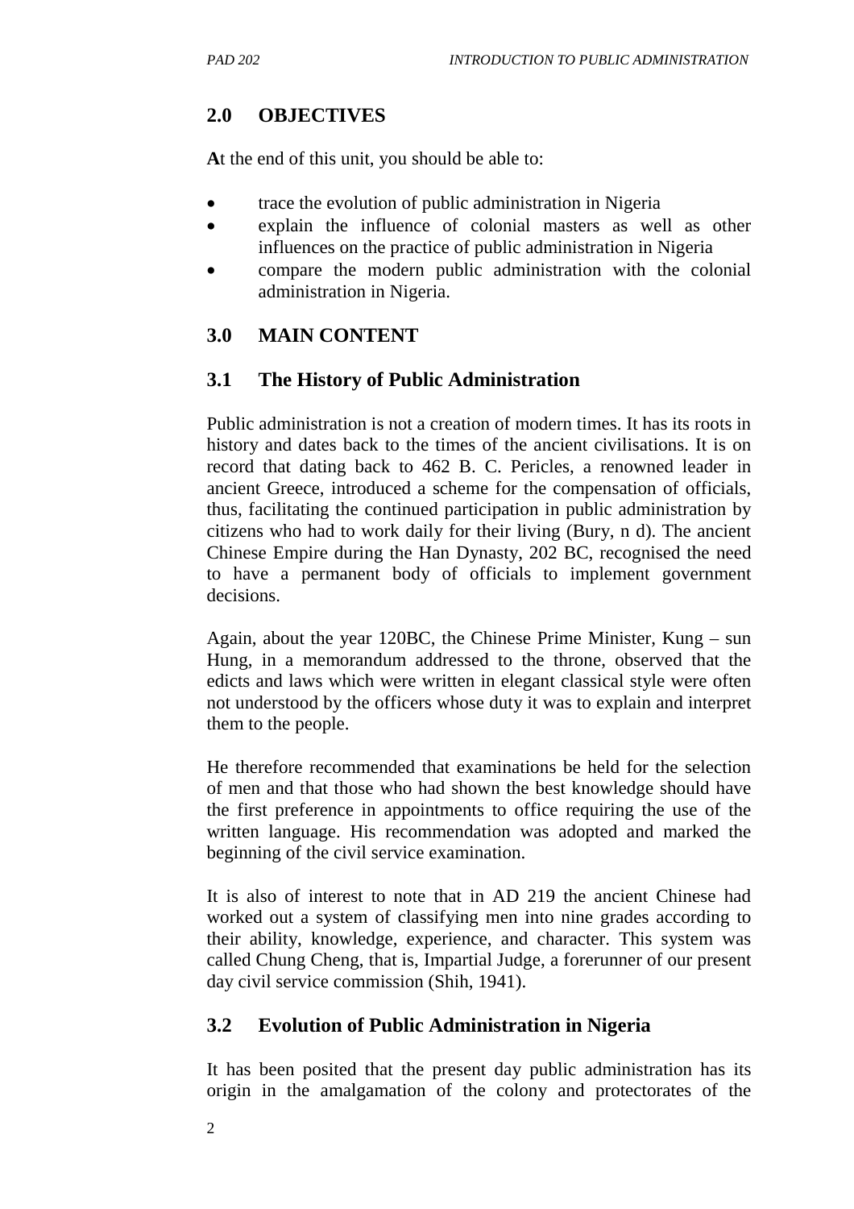## 2.0 OBJECTIVES

**A**t the end of this unit, you should be able to:

- trace the evolution of public administration in Nigeria
- explain the influence of colonial masters as well as other influences on the practice of public administration in Nigeria
- compare the modern public administration with the colonial administration in Nigeria.

## 3.0 MAIN CONTENT

### 3.1 The History of Public Administration

Public administration is not a creation of modern times. It has its roots in history and dates back to the times of the ancient civilisations. It is on record that dating back to 462 B. C. Pericles, a renowned leader in ancient Greece, introduced a scheme for the compensation of officials, thus, facilitating the continued participation in public administration by citizens who had to work daily for their living (Bury, n d). The ancient Chinese Empire during the Han Dynasty, 202 BC, recognised the need to have a permanent body of officials to implement government decisions.

Again, about the year 120BC, the Chinese Prime Minister, Kung – sun Hung, in a memorandum addressed to the throne, observed that the edicts and laws which were written in elegant classical style were often not understood by the officers whose duty it was to explain and interpret them to the people.

He therefore recommended that examinations be held for the selection of men and that those who had shown the best knowledge should have the first preference in appointments to office requiring the use of the written language. His recommendation was adopted and marked the beginning of the civil service examination.

It is also of interest to note that in AD 219 the ancient Chinese had worked out a system of classifying men into nine grades according to their ability, knowledge, experience, and character. This system was called Chung Cheng, that is, Impartial Judge, a forerunner of our present day civil service commission (Shih, 1941).

### 3.2 Evolution of Public Administration in Nigeria

It has been posited that the present day public administration has its origin in the amalgamation of the colony and protectorates of the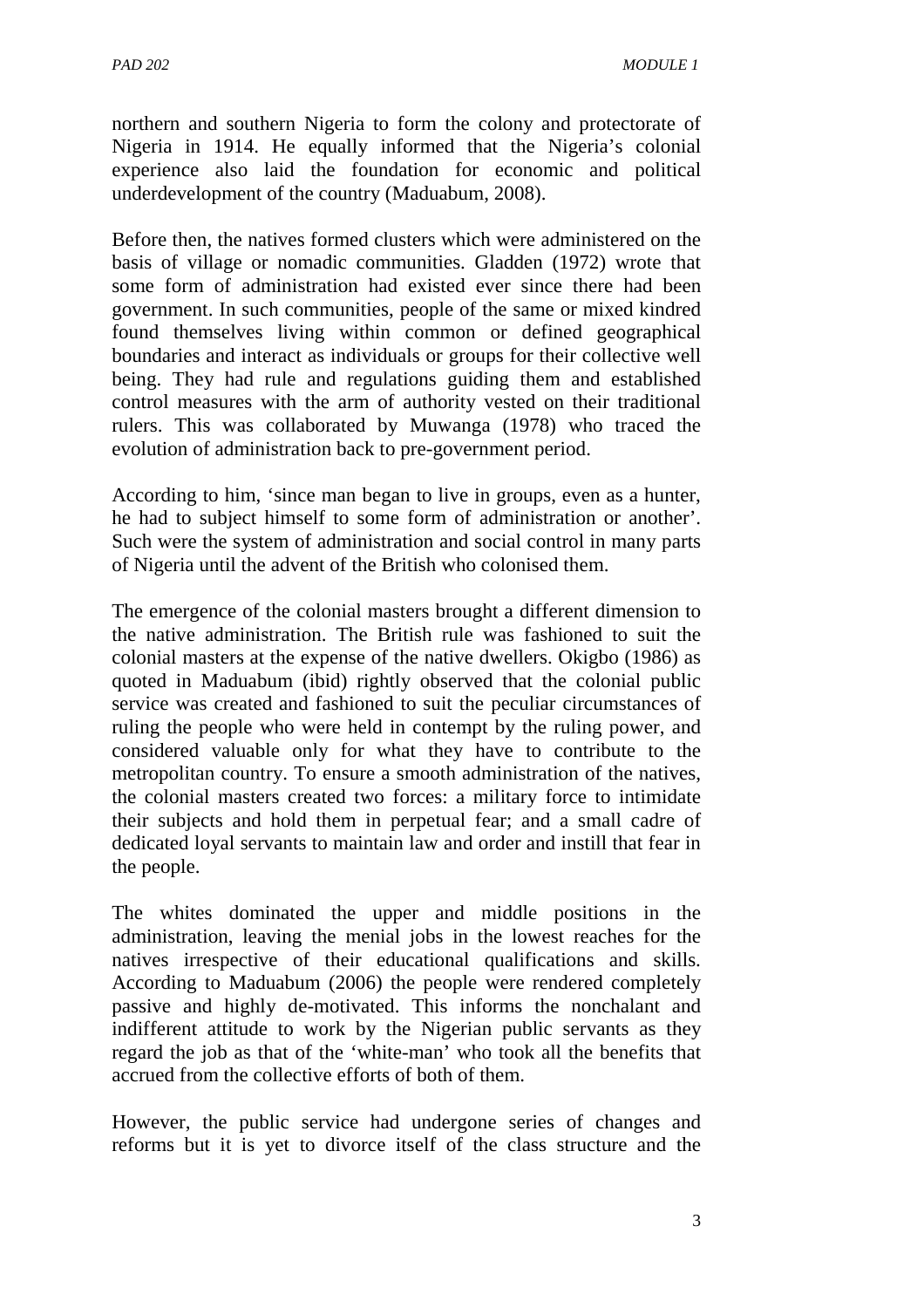northern and southern Nigeria to form the colony and protectorate of Nigeria in 1914. He equally informed that the Nigeria's colonial experience also laid the foundation for economic and political underdevelopment of the country (Maduabum, 2008).

Before then, the natives formed clusters which were administered on the basis of village or nomadic communities. Gladden (1972) wrote that some form of administration had existed ever since there had been government. In such communities, people of the same or mixed kindred found themselves living within common or defined geographical boundaries and interact as individuals or groups for their collective well being. They had rule and regulations guiding them and established control measures with the arm of authority vested on their traditional rulers. This was collaborated by Muwanga (1978) who traced the evolution of administration back to pre-government period.

According to him, 'since man began to live in groups, even as a hunter, he had to subject himself to some form of administration or another'. Such were the system of administration and social control in many parts of Nigeria until the advent of the British who colonised them.

The emergence of the colonial masters brought a different dimension to the native administration. The British rule was fashioned to suit the colonial masters at the expense of the native dwellers. Okigbo (1986) as quoted in Maduabum (ibid) rightly observed that the colonial public service was created and fashioned to suit the peculiar circumstances of ruling the people who were held in contempt by the ruling power, and considered valuable only for what they have to contribute to the metropolitan country. To ensure a smooth administration of the natives, the colonial masters created two forces: a military force to intimidate their subjects and hold them in perpetual fear; and a small cadre of dedicated loyal servants to maintain law and order and instill that fear in the people.

The whites dominated the upper and middle positions in the administration, leaving the menial jobs in the lowest reaches for the natives irrespective of their educational qualifications and skills. According to Maduabum (2006) the people were rendered completely passive and highly de-motivated. This informs the nonchalant and indifferent attitude to work by the Nigerian public servants as they regard the job as that of the 'white-man' who took all the benefits that accrued from the collective efforts of both of them.

However, the public service had undergone series of changes and reforms but it is yet to divorce itself of the class structure and the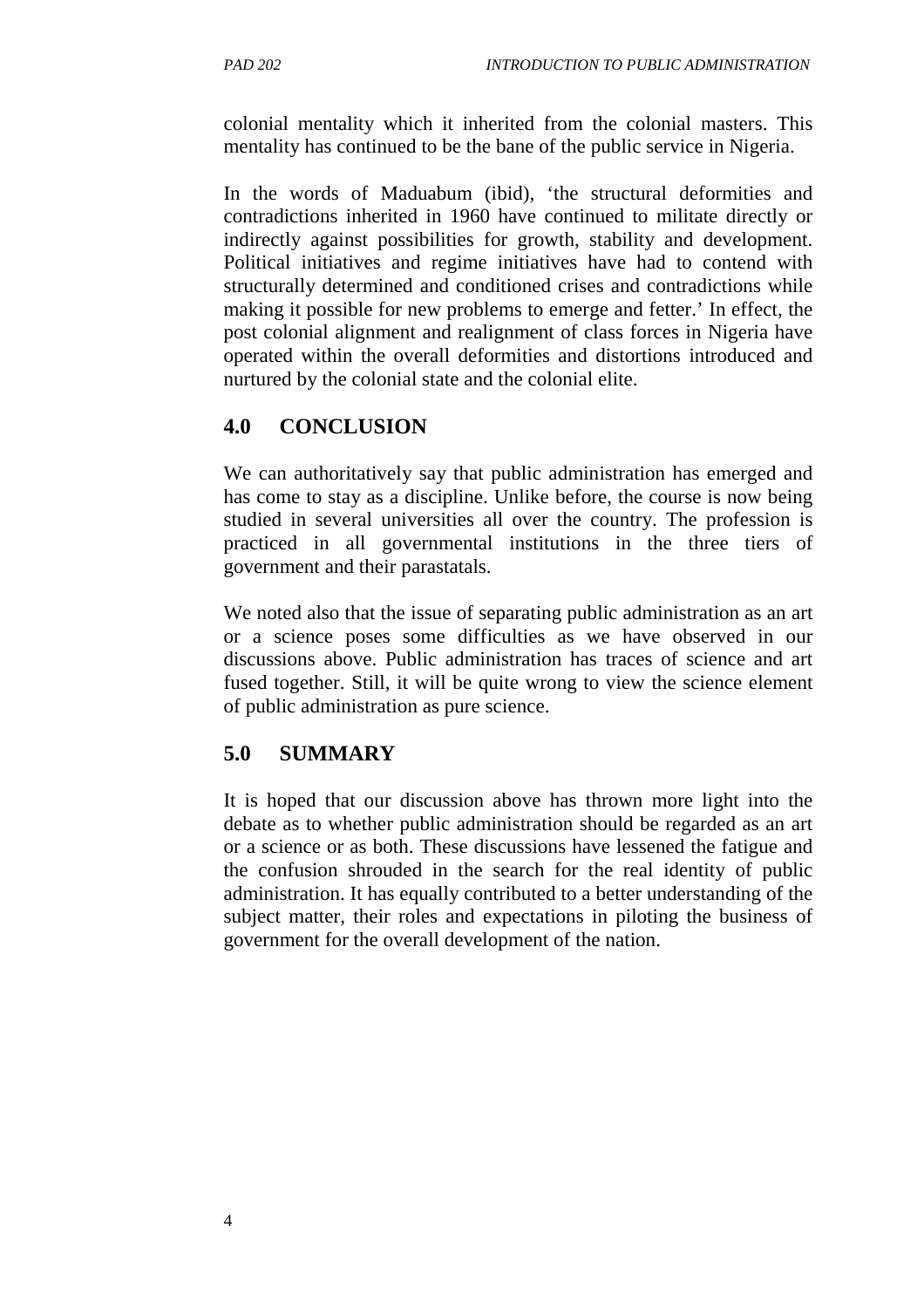colonial mentality which it inherited from the colonial masters. This mentality has continued to be the bane of the public service in Nigeria.

In the words of Maduabum (ibid), 'the structural deformities and contradictions inherited in 1960 have continued to militate directly or indirectly against possibilities for growth, stability and development. Political initiatives and regime initiatives have had to contend with structurally determined and conditioned crises and contradictions while making it possible for new problems to emerge and fetter.' In effect, the post colonial alignment and realignment of class forces in Nigeria have operated within the overall deformities and distortions introduced and nurtured by the colonial state and the colonial elite.

## 4.0 CONCLUSION

We can authoritatively say that public administration has emerged and has come to stay as a discipline. Unlike before, the course is now being studied in several universities all over the country. The profession is practiced in all governmental institutions in the three tiers of government and their parastatals.

We noted also that the issue of separating public administration as an art or a science poses some difficulties as we have observed in our discussions above. Public administration has traces of science and art fused together. Still, it will be quite wrong to view the science element of public administration as pure science.

## 5.0 SUMMARY

It is hoped that our discussion above has thrown more light into the debate as to whether public administration should be regarded as an art or a science or as both. These discussions have lessened the fatigue and the confusion shrouded in the search for the real identity of public administration. It has equally contributed to a better understanding of the subject matter, their roles and expectations in piloting the business of government for the overall development of the nation.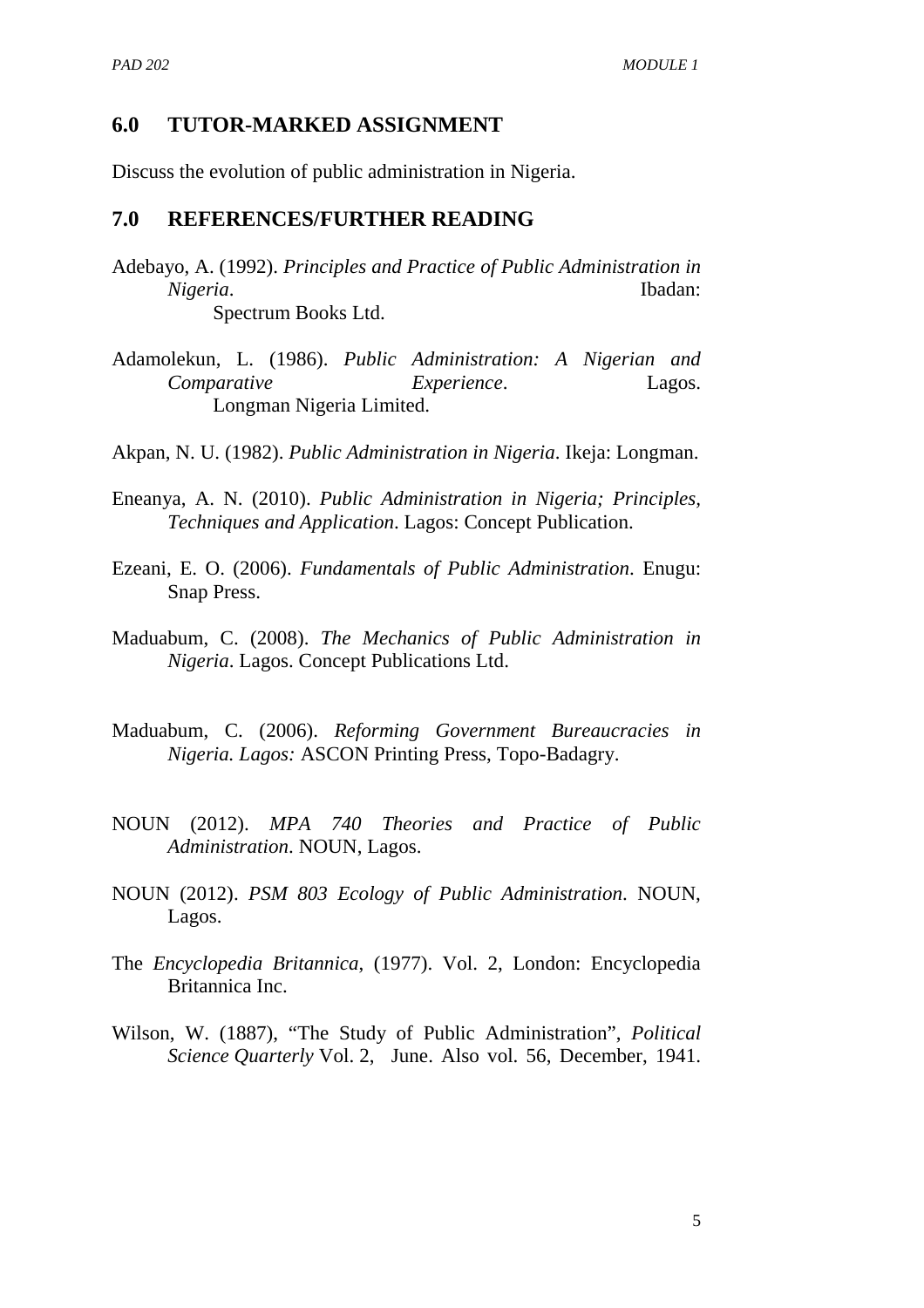## 6.0 TUTOR-MARKED ASSIGNMENT

Discuss the evolution of public administration in Nigeria.

## 7.0 REFERENCES/FURTHER READING

Adebayo, A. (1992). *Principles and Practice of Public Administration in Nigeria*. Ibadan: Spectrum Books Ltd.

Adamolekun, L. (1986). *Public Administration: A Nigerian and Comparative Experience*. Lagos. Longman Nigeria Limited.

Akpan, N. U. (1982). *Public Administration in Nigeria*. Ikeja: Longman.

Eneanya, A. N. (2010). *Public Administration in Nigeria; Principles, Techniques and Application*. Lagos: Concept Publication.

Ezeani, E. O. (2006). *Fundamentals of Public Administration*. Enugu: Snap Press.

Maduabum, C. (2008). *The Mechanics of Public Administration in Nigeria*. Lagos. Concept Publications Ltd.

Maduabum, C. (2006). *Reforming Government Bureaucracies in Nigeria. Lagos:* ASCON Printing Press, Topo-Badagry.

NOUN (2012). *MPA 740 Theories and Practice of Public Administration*. NOUN, Lagos.

NOUN (2012). *PSM 803 Ecology of Public Administration*. NOUN, Lagos.

The *Encyclopedia Britannica*, (1977). Vol. 2, London: Encyclopedia Britannica Inc.

Wilson, W. (1887), "The Study of Public Administration", *Political Science Quarterly* Vol. 2, June. Also vol. 56, December, 1941.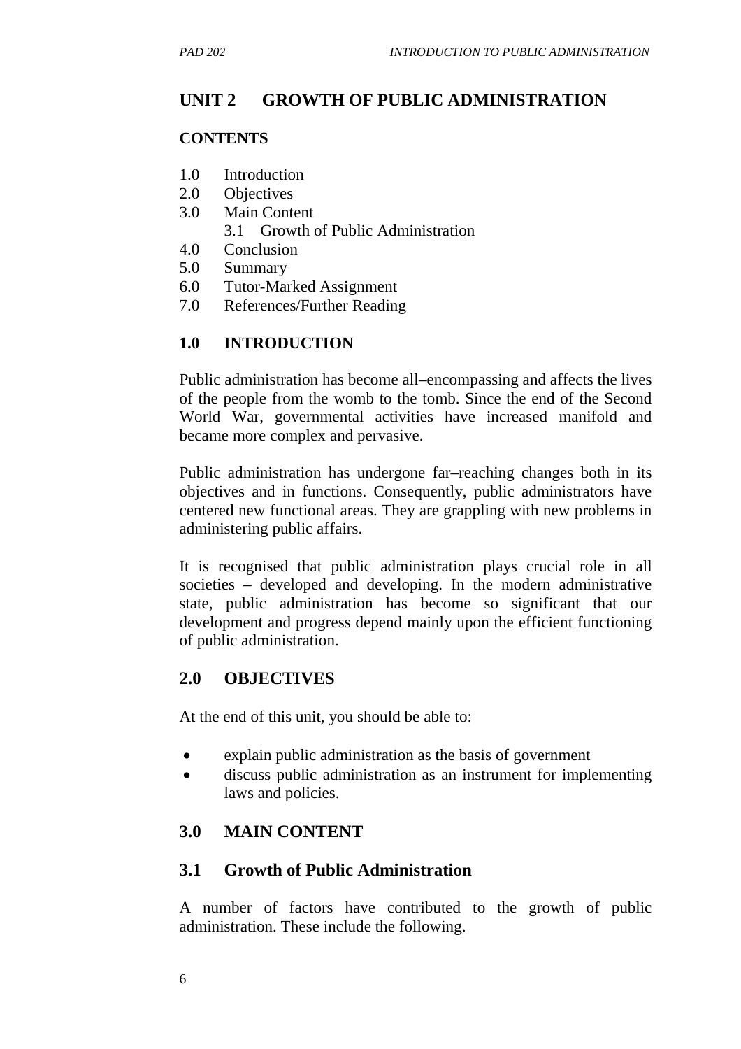# UNIT 2 GROWTH OF PUBLIC ADMINISTRATION

**CONTENTS**

1.0 Introduction
2.0 Objectives
3.0 Main Content
    3.1 Growth of Public Administration
4.0 Conclusion
5.0 Summary
6.0 Tutor-Marked Assignment
7.0 References/Further Reading

## 1.0 INTRODUCTION

Public administration has become all–encompassing and affects the lives of the people from the womb to the tomb. Since the end of the Second World War, governmental activities have increased manifold and became more complex and pervasive.

Public administration has undergone far–reaching changes both in its objectives and in functions. Consequently, public administrators have centered new functional areas. They are grappling with new problems in administering public affairs.

It is recognised that public administration plays crucial role in all societies – developed and developing. In the modern administrative state, public administration has become so significant that our development and progress depend mainly upon the efficient functioning of public administration.

## 2.0 OBJECTIVES

At the end of this unit, you should be able to:

- explain public administration as the basis of government
- discuss public administration as an instrument for implementing laws and policies.

## 3.0 MAIN CONTENT

### 3.1 Growth of Public Administration

A number of factors have contributed to the growth of public administration. These include the following.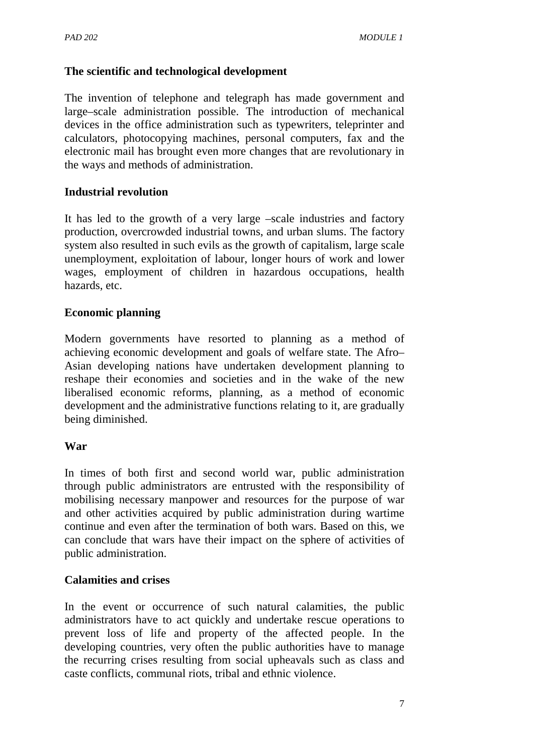**The scientific and technological development**

The invention of telephone and telegraph has made government and large–scale administration possible. The introduction of mechanical devices in the office administration such as typewriters, teleprinter and calculators, photocopying machines, personal computers, fax and the electronic mail has brought even more changes that are revolutionary in the ways and methods of administration.

**Industrial revolution**

It has led to the growth of a very large –scale industries and factory production, overcrowded industrial towns, and urban slums. The factory system also resulted in such evils as the growth of capitalism, large scale unemployment, exploitation of labour, longer hours of work and lower wages, employment of children in hazardous occupations, health hazards, etc.

**Economic planning**

Modern governments have resorted to planning as a method of achieving economic development and goals of welfare state. The Afro–Asian developing nations have undertaken development planning to reshape their economies and societies and in the wake of the new liberalised economic reforms, planning, as a method of economic development and the administrative functions relating to it, are gradually being diminished.

**War**

In times of both first and second world war, public administration through public administrators are entrusted with the responsibility of mobilising necessary manpower and resources for the purpose of war and other activities acquired by public administration during wartime continue and even after the termination of both wars. Based on this, we can conclude that wars have their impact on the sphere of activities of public administration.

**Calamities and crises**

In the event or occurrence of such natural calamities, the public administrators have to act quickly and undertake rescue operations to prevent loss of life and property of the affected people. In the developing countries, very often the public authorities have to manage the recurring crises resulting from social upheavals such as class and caste conflicts, communal riots, tribal and ethnic violence.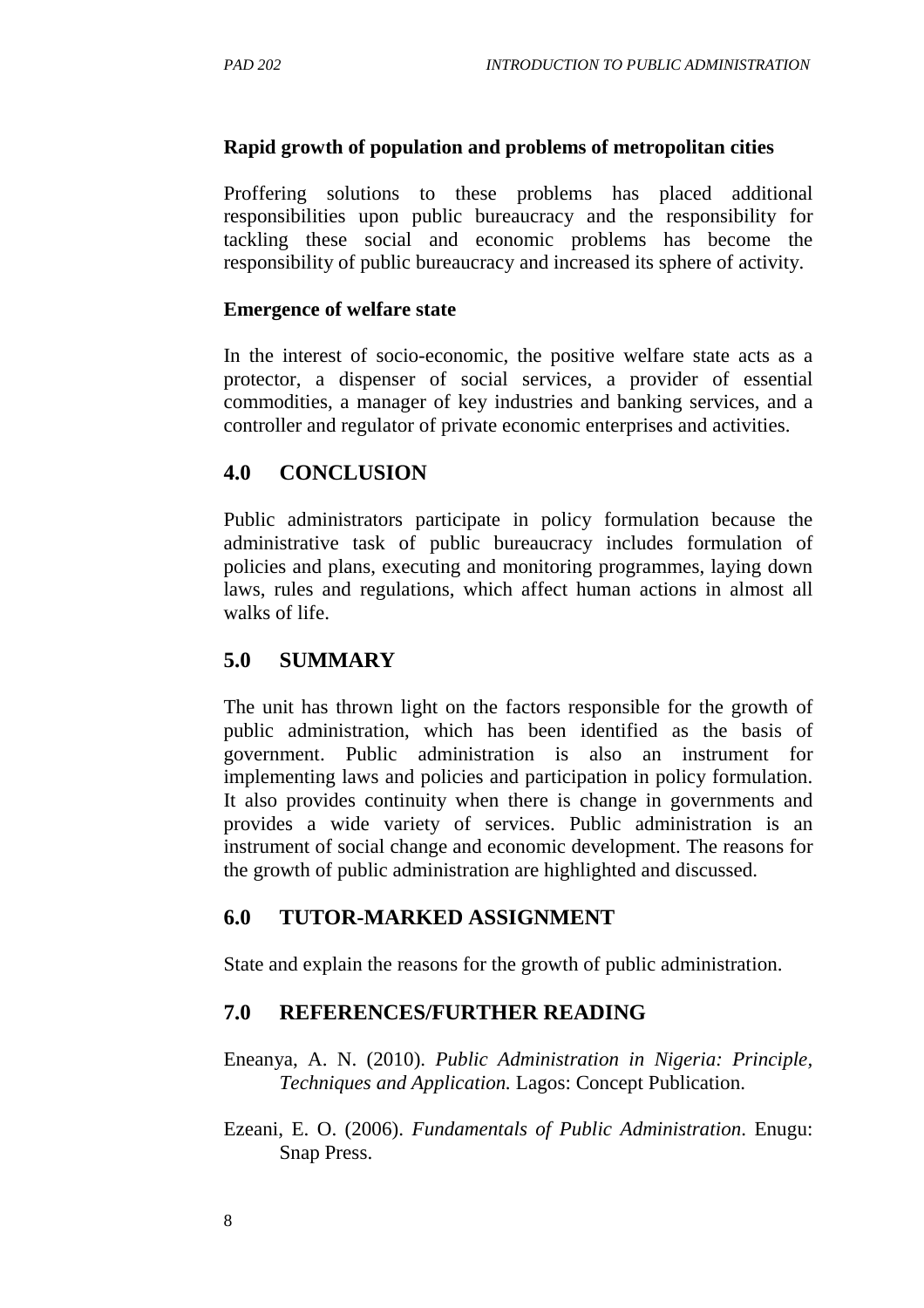**Rapid growth of population and problems of metropolitan cities**

Proffering solutions to these problems has placed additional responsibilities upon public bureaucracy and the responsibility for tackling these social and economic problems has become the responsibility of public bureaucracy and increased its sphere of activity.

**Emergence of welfare state**

In the interest of socio-economic, the positive welfare state acts as a protector, a dispenser of social services, a provider of essential commodities, a manager of key industries and banking services, and a controller and regulator of private economic enterprises and activities.

## 4.0 CONCLUSION

Public administrators participate in policy formulation because the administrative task of public bureaucracy includes formulation of policies and plans, executing and monitoring programmes, laying down laws, rules and regulations, which affect human actions in almost all walks of life.

## 5.0 SUMMARY

The unit has thrown light on the factors responsible for the growth of public administration, which has been identified as the basis of government. Public administration is also an instrument for implementing laws and policies and participation in policy formulation. It also provides continuity when there is change in governments and provides a wide variety of services. Public administration is an instrument of social change and economic development. The reasons for the growth of public administration are highlighted and discussed.

## 6.0 TUTOR-MARKED ASSIGNMENT

State and explain the reasons for the growth of public administration.

## 7.0 REFERENCES/FURTHER READING

Eneanya, A. N. (2010). *Public Administration in Nigeria: Principle, Techniques and Application.* Lagos: Concept Publication.

Ezeani, E. O. (2006). *Fundamentals of Public Administration*. Enugu: Snap Press.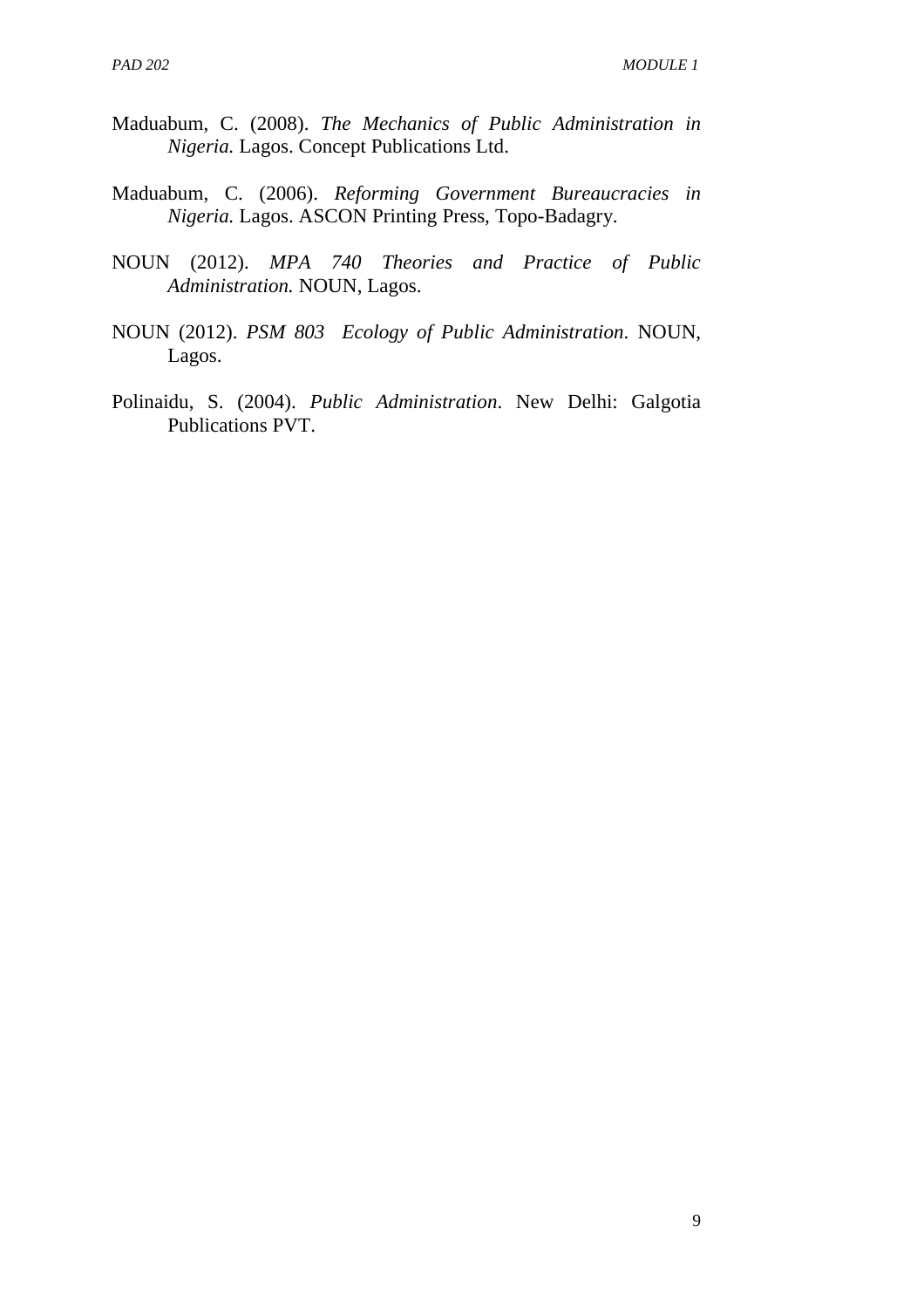Maduabum, C. (2008). *The Mechanics of Public Administration in Nigeria.* Lagos. Concept Publications Ltd.

Maduabum, C. (2006). *Reforming Government Bureaucracies in Nigeria.* Lagos. ASCON Printing Press, Topo-Badagry.

NOUN (2012). *MPA 740 Theories and Practice of Public Administration.* NOUN, Lagos.

NOUN (2012). *PSM 803 Ecology of Public Administration*. NOUN, Lagos.

Polinaidu, S. (2004). *Public Administration*. New Delhi: Galgotia Publications PVT.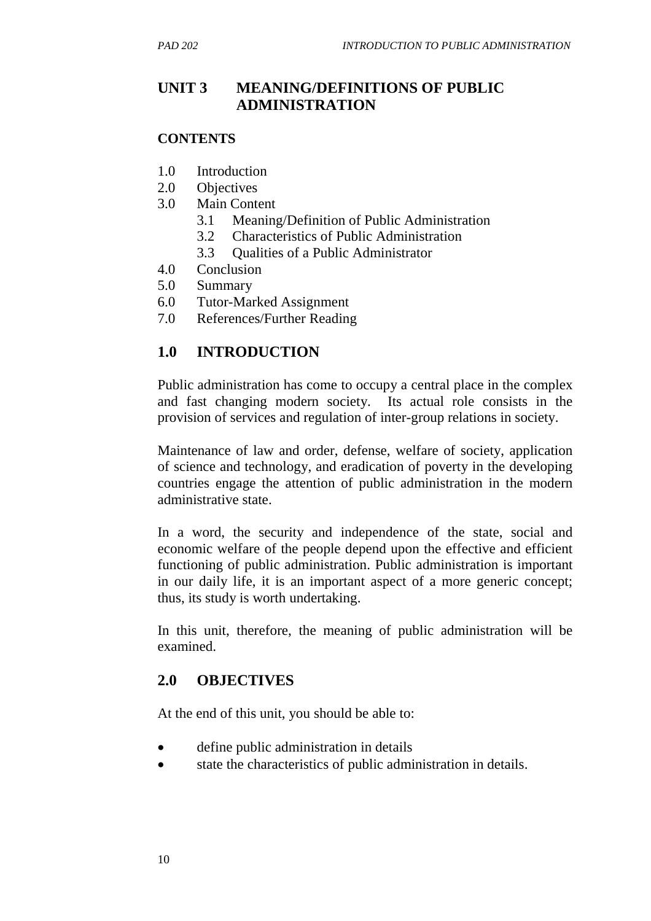## UNIT 3 MEANING/DEFINITIONS OF PUBLIC ADMINISTRATION

**CONTENTS**

1.0 Introduction
2.0 Objectives
3.0 Main Content
  3.1 Meaning/Definition of Public Administration
  3.2 Characteristics of Public Administration
  3.3 Qualities of a Public Administrator
4.0 Conclusion
5.0 Summary
6.0 Tutor-Marked Assignment
7.0 References/Further Reading

## 1.0 INTRODUCTION

Public administration has come to occupy a central place in the complex and fast changing modern society. Its actual role consists in the provision of services and regulation of inter-group relations in society.

Maintenance of law and order, defense, welfare of society, application of science and technology, and eradication of poverty in the developing countries engage the attention of public administration in the modern administrative state.

In a word, the security and independence of the state, social and economic welfare of the people depend upon the effective and efficient functioning of public administration. Public administration is important in our daily life, it is an important aspect of a more generic concept; thus, its study is worth undertaking.

In this unit, therefore, the meaning of public administration will be examined.

## 2.0 OBJECTIVES

At the end of this unit, you should be able to:

- define public administration in details
- state the characteristics of public administration in details.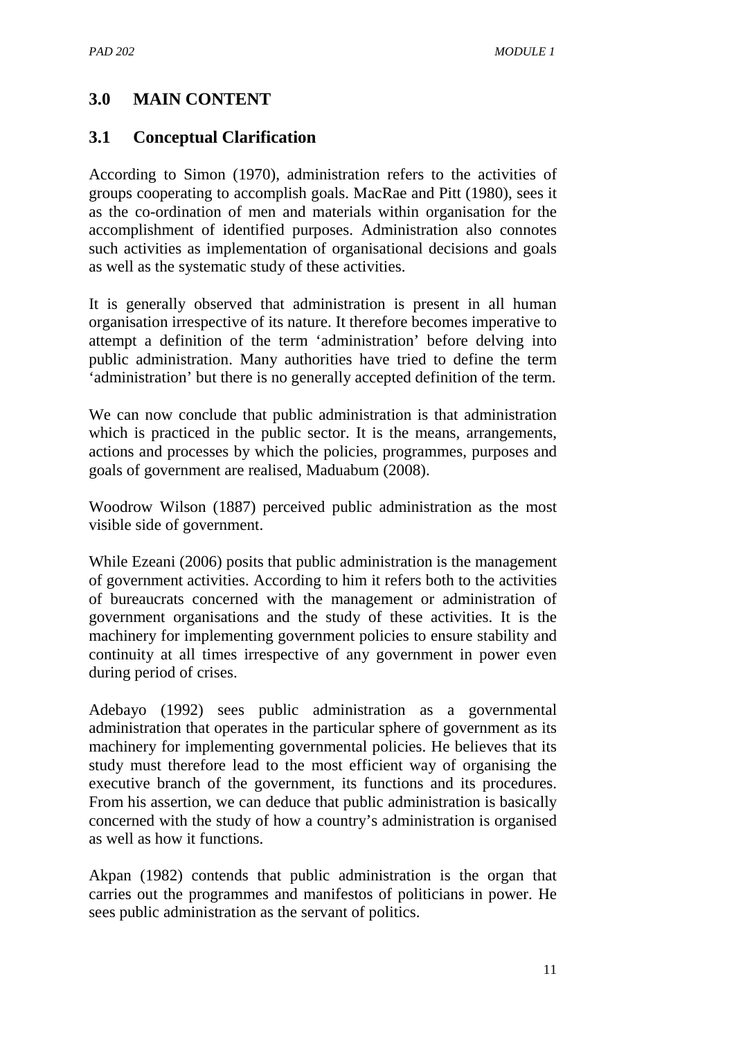## 3.0 MAIN CONTENT

### 3.1 Conceptual Clarification

According to Simon (1970), administration refers to the activities of groups cooperating to accomplish goals. MacRae and Pitt (1980), sees it as the co-ordination of men and materials within organisation for the accomplishment of identified purposes. Administration also connotes such activities as implementation of organisational decisions and goals as well as the systematic study of these activities.

It is generally observed that administration is present in all human organisation irrespective of its nature. It therefore becomes imperative to attempt a definition of the term 'administration' before delving into public administration. Many authorities have tried to define the term 'administration' but there is no generally accepted definition of the term.

We can now conclude that public administration is that administration which is practiced in the public sector. It is the means, arrangements, actions and processes by which the policies, programmes, purposes and goals of government are realised, Maduabum (2008).

Woodrow Wilson (1887) perceived public administration as the most visible side of government.

While Ezeani (2006) posits that public administration is the management of government activities. According to him it refers both to the activities of bureaucrats concerned with the management or administration of government organisations and the study of these activities. It is the machinery for implementing government policies to ensure stability and continuity at all times irrespective of any government in power even during period of crises.

Adebayo (1992) sees public administration as a governmental administration that operates in the particular sphere of government as its machinery for implementing governmental policies. He believes that its study must therefore lead to the most efficient way of organising the executive branch of the government, its functions and its procedures. From his assertion, we can deduce that public administration is basically concerned with the study of how a country's administration is organised as well as how it functions.

Akpan (1982) contends that public administration is the organ that carries out the programmes and manifestos of politicians in power. He sees public administration as the servant of politics.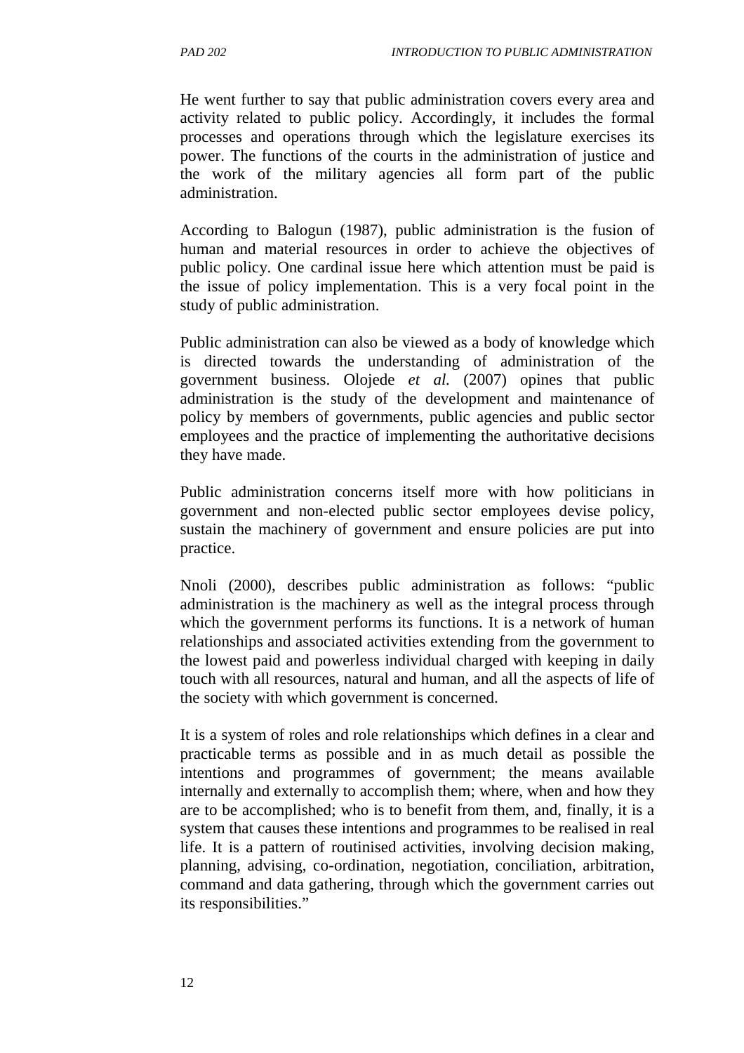He went further to say that public administration covers every area and activity related to public policy. Accordingly, it includes the formal processes and operations through which the legislature exercises its power. The functions of the courts in the administration of justice and the work of the military agencies all form part of the public administration.

According to Balogun (1987), public administration is the fusion of human and material resources in order to achieve the objectives of public policy. One cardinal issue here which attention must be paid is the issue of policy implementation. This is a very focal point in the study of public administration.

Public administration can also be viewed as a body of knowledge which is directed towards the understanding of administration of the government business. Olojede *et al.* (2007) opines that public administration is the study of the development and maintenance of policy by members of governments, public agencies and public sector employees and the practice of implementing the authoritative decisions they have made.

Public administration concerns itself more with how politicians in government and non-elected public sector employees devise policy, sustain the machinery of government and ensure policies are put into practice.

Nnoli (2000), describes public administration as follows: "public administration is the machinery as well as the integral process through which the government performs its functions. It is a network of human relationships and associated activities extending from the government to the lowest paid and powerless individual charged with keeping in daily touch with all resources, natural and human, and all the aspects of life of the society with which government is concerned.

It is a system of roles and role relationships which defines in a clear and practicable terms as possible and in as much detail as possible the intentions and programmes of government; the means available internally and externally to accomplish them; where, when and how they are to be accomplished; who is to benefit from them, and, finally, it is a system that causes these intentions and programmes to be realised in real life. It is a pattern of routinised activities, involving decision making, planning, advising, co-ordination, negotiation, conciliation, arbitration, command and data gathering, through which the government carries out its responsibilities."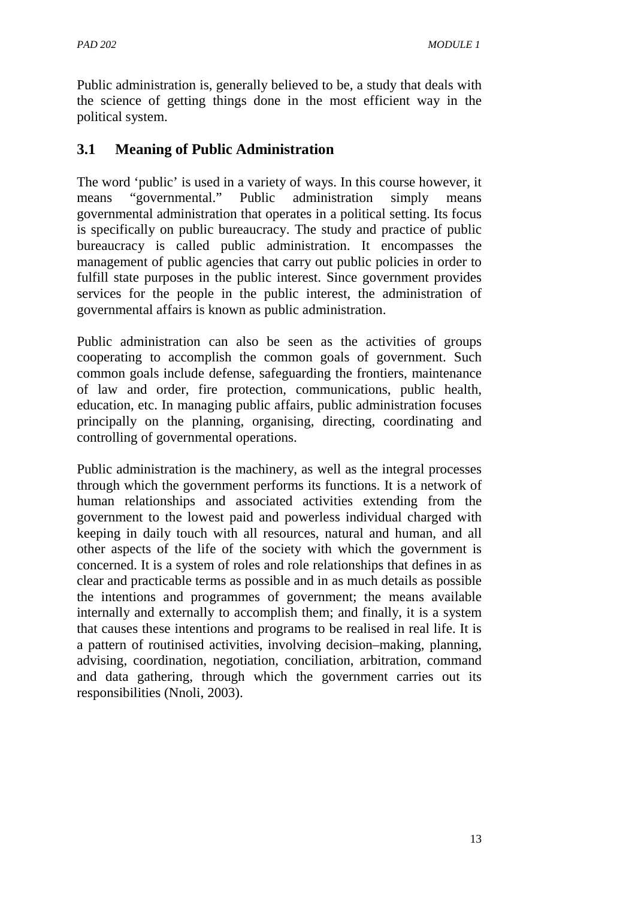Public administration is, generally believed to be, a study that deals with the science of getting things done in the most efficient way in the political system.

## 3.1 Meaning of Public Administration

The word 'public' is used in a variety of ways. In this course however, it means "governmental." Public administration simply means governmental administration that operates in a political setting. Its focus is specifically on public bureaucracy. The study and practice of public bureaucracy is called public administration. It encompasses the management of public agencies that carry out public policies in order to fulfill state purposes in the public interest. Since government provides services for the people in the public interest, the administration of governmental affairs is known as public administration.

Public administration can also be seen as the activities of groups cooperating to accomplish the common goals of government. Such common goals include defense, safeguarding the frontiers, maintenance of law and order, fire protection, communications, public health, education, etc. In managing public affairs, public administration focuses principally on the planning, organising, directing, coordinating and controlling of governmental operations.

Public administration is the machinery, as well as the integral processes through which the government performs its functions. It is a network of human relationships and associated activities extending from the government to the lowest paid and powerless individual charged with keeping in daily touch with all resources, natural and human, and all other aspects of the life of the society with which the government is concerned. It is a system of roles and role relationships that defines in as clear and practicable terms as possible and in as much details as possible the intentions and programmes of government; the means available internally and externally to accomplish them; and finally, it is a system that causes these intentions and programs to be realised in real life. It is a pattern of routinised activities, involving decision–making, planning, advising, coordination, negotiation, conciliation, arbitration, command and data gathering, through which the government carries out its responsibilities (Nnoli, 2003).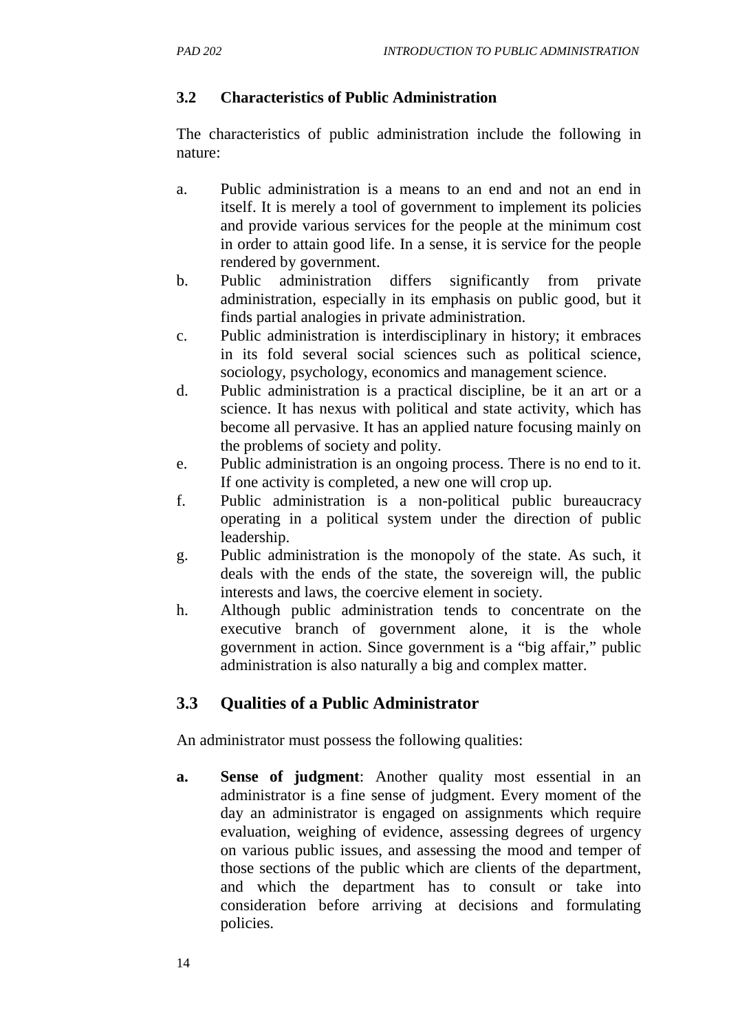### 3.2 Characteristics of Public Administration

The characteristics of public administration include the following in nature:

a. Public administration is a means to an end and not an end in itself. It is merely a tool of government to implement its policies and provide various services for the people at the minimum cost in order to attain good life. In a sense, it is service for the people rendered by government.
b. Public administration differs significantly from private administration, especially in its emphasis on public good, but it finds partial analogies in private administration.
c. Public administration is interdisciplinary in history; it embraces in its fold several social sciences such as political science, sociology, psychology, economics and management science.
d. Public administration is a practical discipline, be it an art or a science. It has nexus with political and state activity, which has become all pervasive. It has an applied nature focusing mainly on the problems of society and polity.
e. Public administration is an ongoing process. There is no end to it. If one activity is completed, a new one will crop up.
f. Public administration is a non-political public bureaucracy operating in a political system under the direction of public leadership.
g. Public administration is the monopoly of the state. As such, it deals with the ends of the state, the sovereign will, the public interests and laws, the coercive element in society.
h. Although public administration tends to concentrate on the executive branch of government alone, it is the whole government in action. Since government is a "big affair," public administration is also naturally a big and complex matter.

### 3.3 Qualities of a Public Administrator

An administrator must possess the following qualities:

**a. Sense of judgment**: Another quality most essential in an administrator is a fine sense of judgment. Every moment of the day an administrator is engaged on assignments which require evaluation, weighing of evidence, assessing degrees of urgency on various public issues, and assessing the mood and temper of those sections of the public which are clients of the department, and which the department has to consult or take into consideration before arriving at decisions and formulating policies.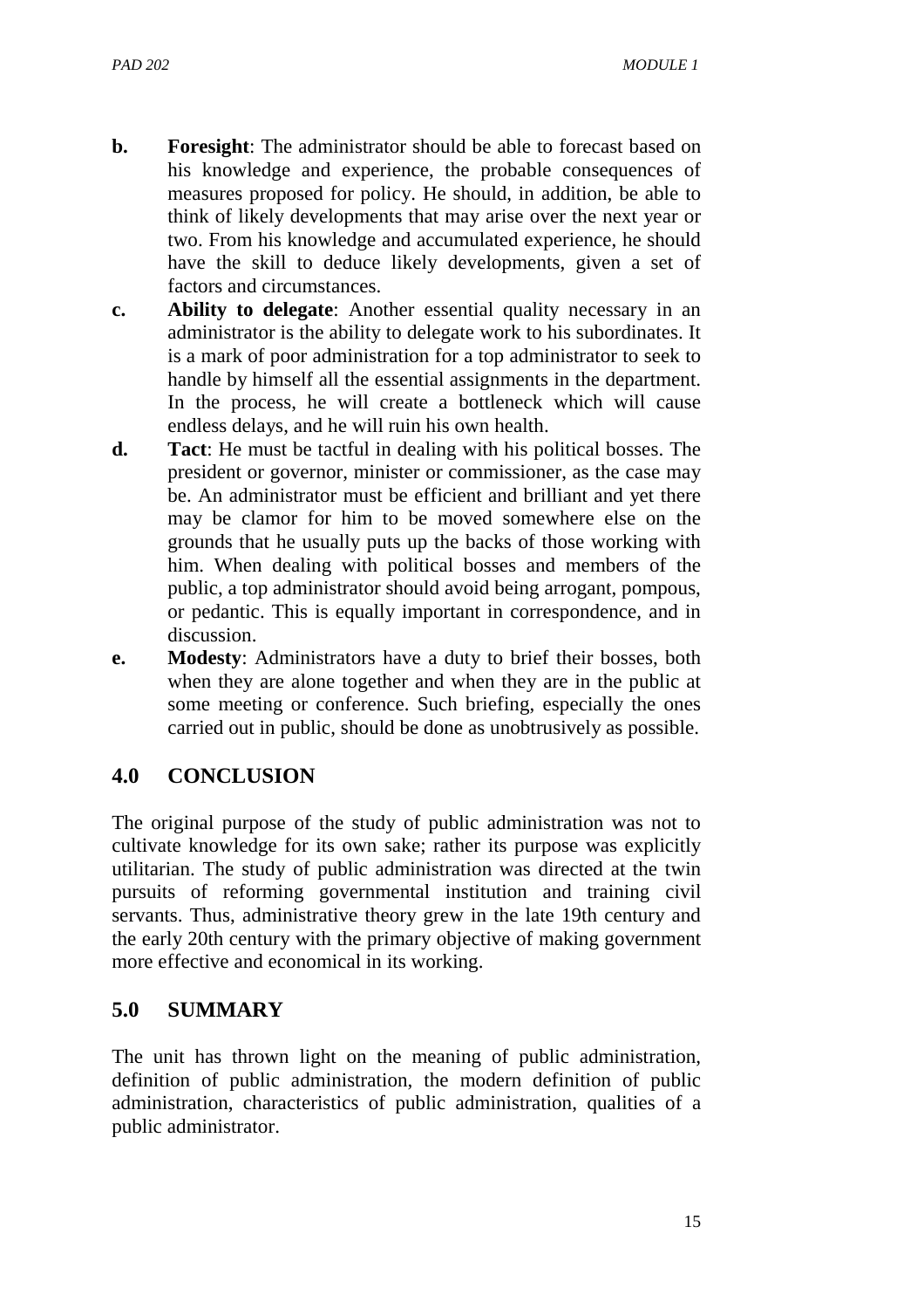**b. Foresight**: The administrator should be able to forecast based on his knowledge and experience, the probable consequences of measures proposed for policy. He should, in addition, be able to think of likely developments that may arise over the next year or two. From his knowledge and accumulated experience, he should have the skill to deduce likely developments, given a set of factors and circumstances.

**c. Ability to delegate**: Another essential quality necessary in an administrator is the ability to delegate work to his subordinates. It is a mark of poor administration for a top administrator to seek to handle by himself all the essential assignments in the department. In the process, he will create a bottleneck which will cause endless delays, and he will ruin his own health.

**d. Tact**: He must be tactful in dealing with his political bosses. The president or governor, minister or commissioner, as the case may be. An administrator must be efficient and brilliant and yet there may be clamor for him to be moved somewhere else on the grounds that he usually puts up the backs of those working with him. When dealing with political bosses and members of the public, a top administrator should avoid being arrogant, pompous, or pedantic. This is equally important in correspondence, and in discussion.

**e. Modesty**: Administrators have a duty to brief their bosses, both when they are alone together and when they are in the public at some meeting or conference. Such briefing, especially the ones carried out in public, should be done as unobtrusively as possible.

## 4.0 CONCLUSION

The original purpose of the study of public administration was not to cultivate knowledge for its own sake; rather its purpose was explicitly utilitarian. The study of public administration was directed at the twin pursuits of reforming governmental institution and training civil servants. Thus, administrative theory grew in the late 19th century and the early 20th century with the primary objective of making government more effective and economical in its working.

## 5.0 SUMMARY

The unit has thrown light on the meaning of public administration, definition of public administration, the modern definition of public administration, characteristics of public administration, qualities of a public administrator.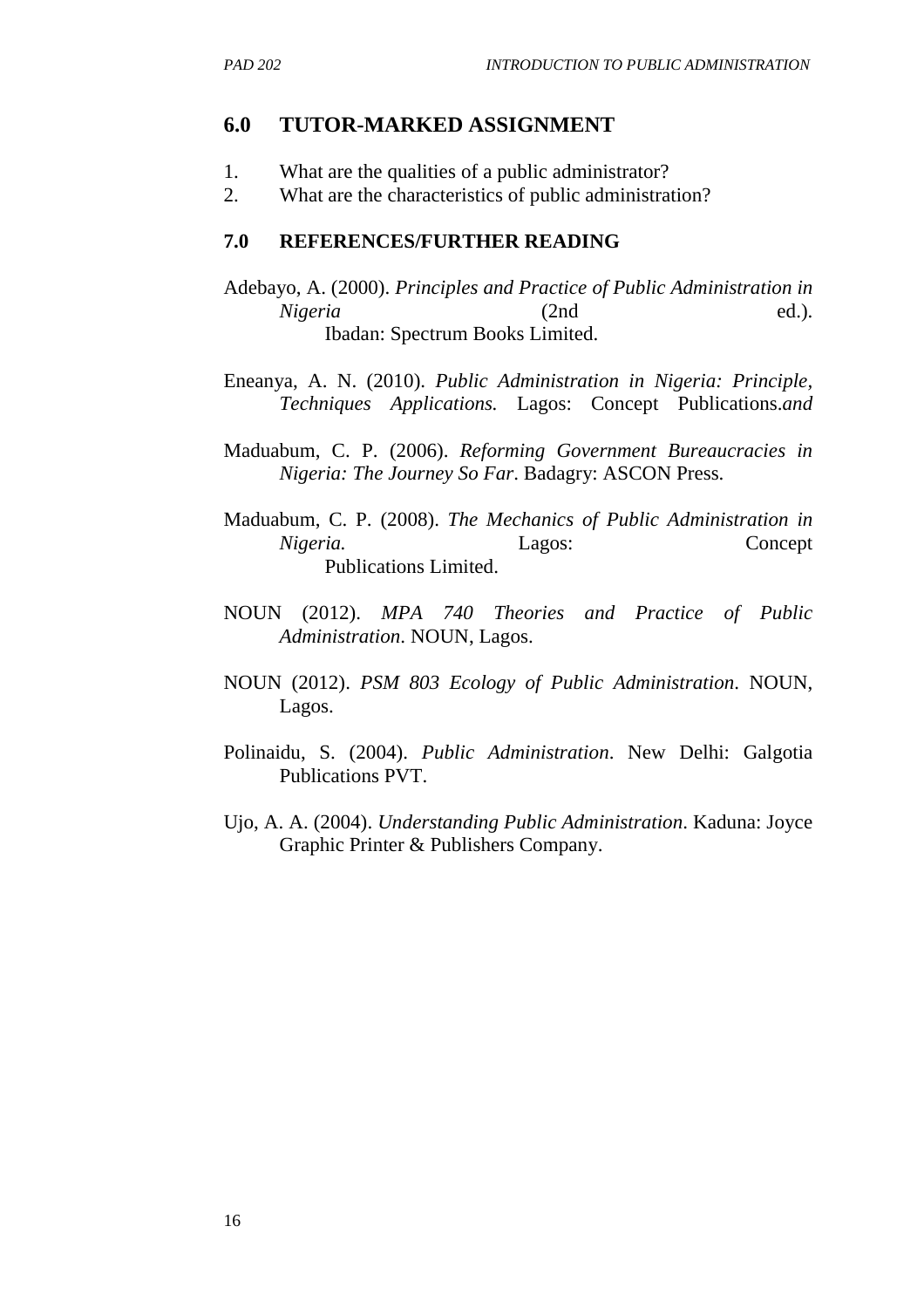## 6.0 TUTOR-MARKED ASSIGNMENT

1. What are the qualities of a public administrator?
2. What are the characteristics of public administration?

## 7.0 REFERENCES/FURTHER READING

Adebayo, A. (2000). *Principles and Practice of Public Administration in Nigeria* (2nd ed.). Ibadan: Spectrum Books Limited.

Eneanya, A. N. (2010). *Public Administration in Nigeria: Principle, Techniques Applications.* Lagos: Concept Publications.*and*

Maduabum, C. P. (2006). *Reforming Government Bureaucracies in Nigeria: The Journey So Far*. Badagry: ASCON Press.

Maduabum, C. P. (2008). *The Mechanics of Public Administration in Nigeria.* Lagos: Concept Publications Limited.

NOUN (2012). *MPA 740 Theories and Practice of Public Administration*. NOUN, Lagos.

NOUN (2012). *PSM 803 Ecology of Public Administration*. NOUN, Lagos.

Polinaidu, S. (2004). *Public Administration*. New Delhi: Galgotia Publications PVT.

Ujo, A. A. (2004). *Understanding Public Administration*. Kaduna: Joyce Graphic Printer & Publishers Company.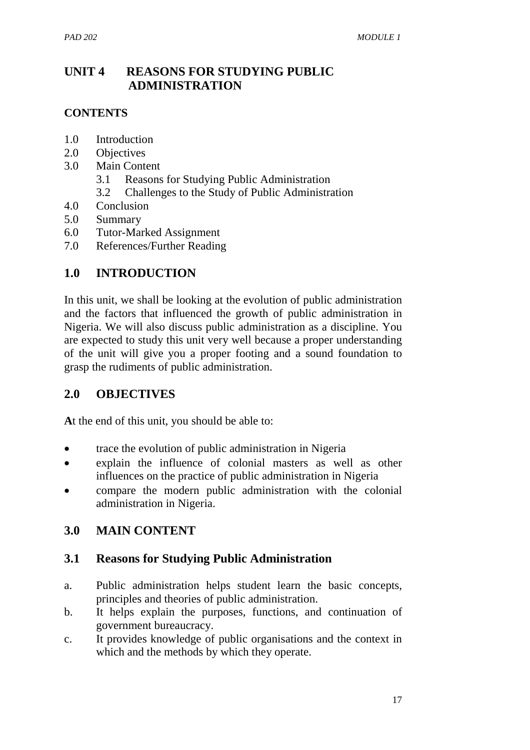# UNIT 4 REASONS FOR STUDYING PUBLIC ADMINISTRATION

**CONTENTS**

1.0 Introduction
2.0 Objectives
3.0 Main Content
  3.1 Reasons for Studying Public Administration
  3.2 Challenges to the Study of Public Administration
4.0 Conclusion
5.0 Summary
6.0 Tutor-Marked Assignment
7.0 References/Further Reading

## 1.0 INTRODUCTION

In this unit, we shall be looking at the evolution of public administration and the factors that influenced the growth of public administration in Nigeria. We will also discuss public administration as a discipline. You are expected to study this unit very well because a proper understanding of the unit will give you a proper footing and a sound foundation to grasp the rudiments of public administration.

## 2.0 OBJECTIVES

**A**t the end of this unit, you should be able to:

- trace the evolution of public administration in Nigeria
- explain the influence of colonial masters as well as other influences on the practice of public administration in Nigeria
- compare the modern public administration with the colonial administration in Nigeria.

## 3.0 MAIN CONTENT

### 3.1 Reasons for Studying Public Administration

a. Public administration helps student learn the basic concepts, principles and theories of public administration.
b. It helps explain the purposes, functions, and continuation of government bureaucracy.
c. It provides knowledge of public organisations and the context in which and the methods by which they operate.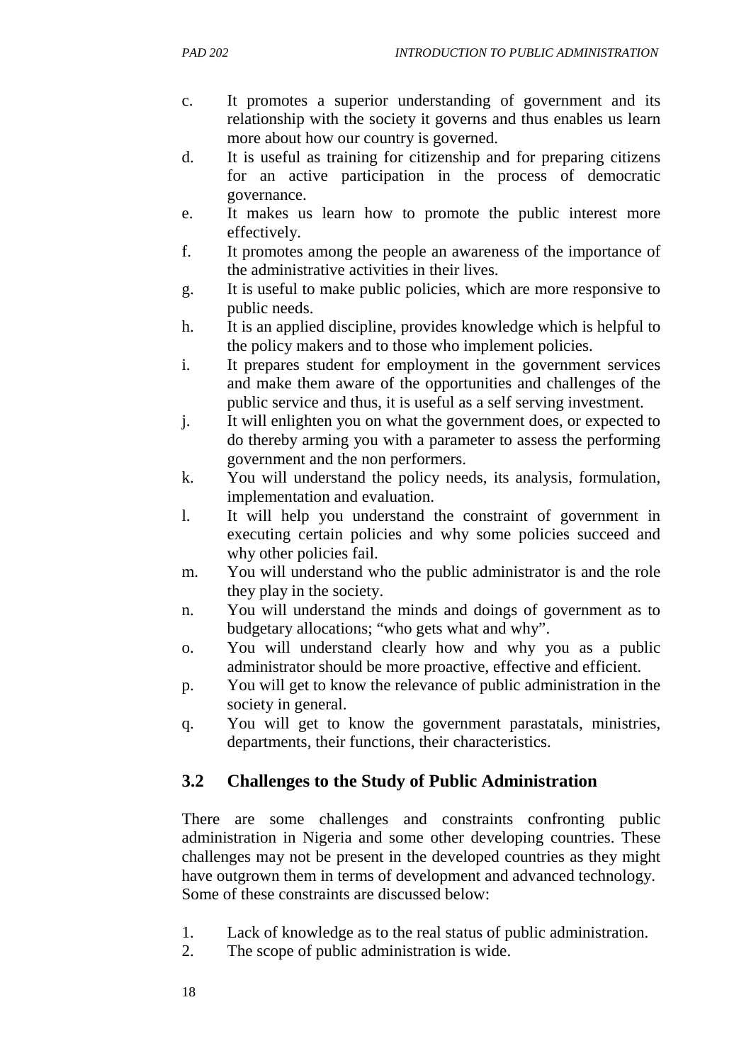c. It promotes a superior understanding of government and its relationship with the society it governs and thus enables us learn more about how our country is governed.
d. It is useful as training for citizenship and for preparing citizens for an active participation in the process of democratic governance.
e. It makes us learn how to promote the public interest more effectively.
f. It promotes among the people an awareness of the importance of the administrative activities in their lives.
g. It is useful to make public policies, which are more responsive to public needs.
h. It is an applied discipline, provides knowledge which is helpful to the policy makers and to those who implement policies.
i. It prepares student for employment in the government services and make them aware of the opportunities and challenges of the public service and thus, it is useful as a self serving investment.
j. It will enlighten you on what the government does, or expected to do thereby arming you with a parameter to assess the performing government and the non performers.
k. You will understand the policy needs, its analysis, formulation, implementation and evaluation.
l. It will help you understand the constraint of government in executing certain policies and why some policies succeed and why other policies fail.
m. You will understand who the public administrator is and the role they play in the society.
n. You will understand the minds and doings of government as to budgetary allocations; "who gets what and why".
o. You will understand clearly how and why you as a public administrator should be more proactive, effective and efficient.
p. You will get to know the relevance of public administration in the society in general.
q. You will get to know the government parastatals, ministries, departments, their functions, their characteristics.

## 3.2 Challenges to the Study of Public Administration

There are some challenges and constraints confronting public administration in Nigeria and some other developing countries. These challenges may not be present in the developed countries as they might have outgrown them in terms of development and advanced technology. Some of these constraints are discussed below:

1. Lack of knowledge as to the real status of public administration.
2. The scope of public administration is wide.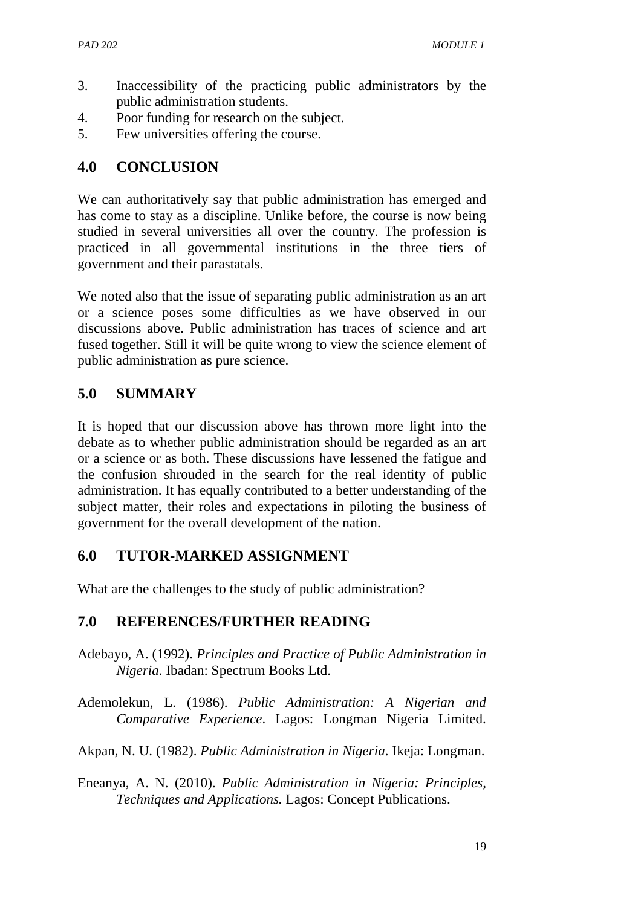3. Inaccessibility of the practicing public administrators by the public administration students.
4. Poor funding for research on the subject.
5. Few universities offering the course.

## 4.0 CONCLUSION

We can authoritatively say that public administration has emerged and has come to stay as a discipline. Unlike before, the course is now being studied in several universities all over the country. The profession is practiced in all governmental institutions in the three tiers of government and their parastatals.

We noted also that the issue of separating public administration as an art or a science poses some difficulties as we have observed in our discussions above. Public administration has traces of science and art fused together. Still it will be quite wrong to view the science element of public administration as pure science.

## 5.0 SUMMARY

It is hoped that our discussion above has thrown more light into the debate as to whether public administration should be regarded as an art or a science or as both. These discussions have lessened the fatigue and the confusion shrouded in the search for the real identity of public administration. It has equally contributed to a better understanding of the subject matter, their roles and expectations in piloting the business of government for the overall development of the nation.

## 6.0 TUTOR-MARKED ASSIGNMENT

What are the challenges to the study of public administration?

## 7.0 REFERENCES/FURTHER READING

Adebayo, A. (1992). *Principles and Practice of Public Administration in Nigeria*. Ibadan: Spectrum Books Ltd.

Ademolekun, L. (1986). *Public Administration: A Nigerian and Comparative Experience*. Lagos: Longman Nigeria Limited.

Akpan, N. U. (1982). *Public Administration in Nigeria*. Ikeja: Longman.

Eneanya, A. N. (2010). *Public Administration in Nigeria: Principles, Techniques and Applications.* Lagos: Concept Publications.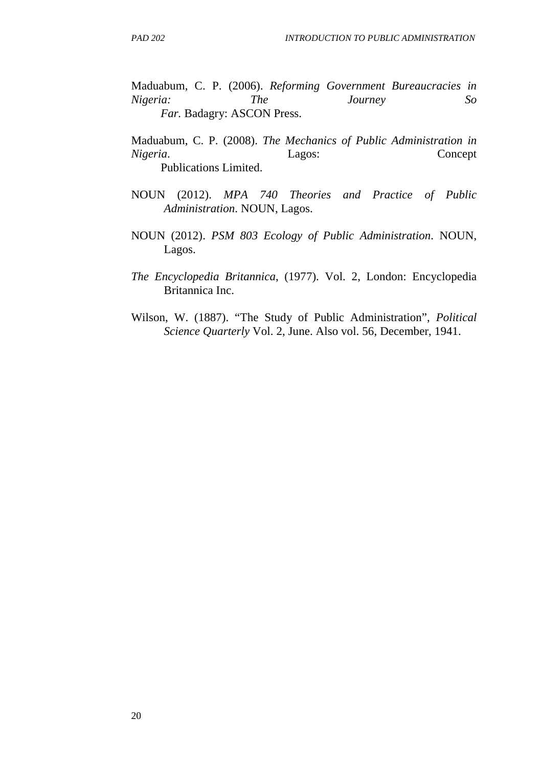Maduabum, C. P. (2006). *Reforming Government Bureaucracies in Nigeria: The Journey So Far*. Badagry: ASCON Press.

Maduabum, C. P. (2008). *The Mechanics of Public Administration in Nigeria*. Lagos: Concept Publications Limited.

NOUN (2012). *MPA 740 Theories and Practice of Public Administration*. NOUN, Lagos.

NOUN (2012). *PSM 803 Ecology of Public Administration*. NOUN, Lagos.

*The Encyclopedia Britannica*, (1977). Vol. 2, London: Encyclopedia Britannica Inc.

Wilson, W. (1887). "The Study of Public Administration", *Political Science Quarterly* Vol. 2, June. Also vol. 56, December, 1941.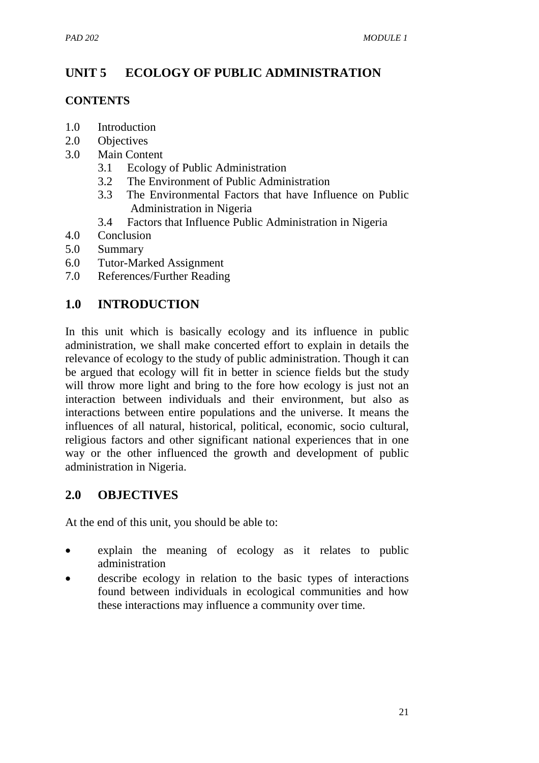# UNIT 5 ECOLOGY OF PUBLIC ADMINISTRATION

## CONTENTS

1.0 Introduction
2.0 Objectives
3.0 Main Content
  3.1 Ecology of Public Administration
  3.2 The Environment of Public Administration
  3.3 The Environmental Factors that have Influence on Public Administration in Nigeria
  3.4 Factors that Influence Public Administration in Nigeria
4.0 Conclusion
5.0 Summary
6.0 Tutor-Marked Assignment
7.0 References/Further Reading

## 1.0 INTRODUCTION

In this unit which is basically ecology and its influence in public administration, we shall make concerted effort to explain in details the relevance of ecology to the study of public administration. Though it can be argued that ecology will fit in better in science fields but the study will throw more light and bring to the fore how ecology is just not an interaction between individuals and their environment, but also as interactions between entire populations and the universe. It means the influences of all natural, historical, political, economic, socio cultural, religious factors and other significant national experiences that in one way or the other influenced the growth and development of public administration in Nigeria.

## 2.0 OBJECTIVES

At the end of this unit, you should be able to:

- explain the meaning of ecology as it relates to public administration
- describe ecology in relation to the basic types of interactions found between individuals in ecological communities and how these interactions may influence a community over time.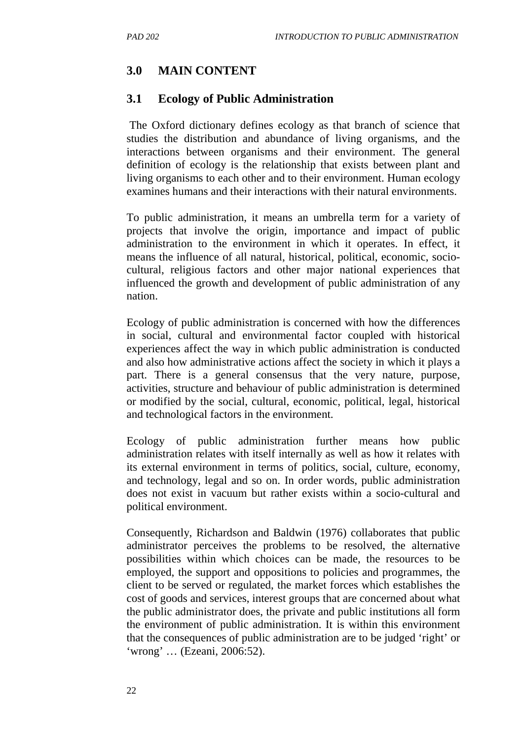## 3.0 MAIN CONTENT

### 3.1 Ecology of Public Administration

The Oxford dictionary defines ecology as that branch of science that studies the distribution and abundance of living organisms, and the interactions between organisms and their environment. The general definition of ecology is the relationship that exists between plant and living organisms to each other and to their environment. Human ecology examines humans and their interactions with their natural environments.

To public administration, it means an umbrella term for a variety of projects that involve the origin, importance and impact of public administration to the environment in which it operates. In effect, it means the influence of all natural, historical, political, economic, socio-cultural, religious factors and other major national experiences that influenced the growth and development of public administration of any nation.

Ecology of public administration is concerned with how the differences in social, cultural and environmental factor coupled with historical experiences affect the way in which public administration is conducted and also how administrative actions affect the society in which it plays a part. There is a general consensus that the very nature, purpose, activities, structure and behaviour of public administration is determined or modified by the social, cultural, economic, political, legal, historical and technological factors in the environment.

Ecology of public administration further means how public administration relates with itself internally as well as how it relates with its external environment in terms of politics, social, culture, economy, and technology, legal and so on. In order words, public administration does not exist in vacuum but rather exists within a socio-cultural and political environment.

Consequently, Richardson and Baldwin (1976) collaborates that public administrator perceives the problems to be resolved, the alternative possibilities within which choices can be made, the resources to be employed, the support and oppositions to policies and programmes, the client to be served or regulated, the market forces which establishes the cost of goods and services, interest groups that are concerned about what the public administrator does, the private and public institutions all form the environment of public administration. It is within this environment that the consequences of public administration are to be judged 'right' or 'wrong' … (Ezeani, 2006:52).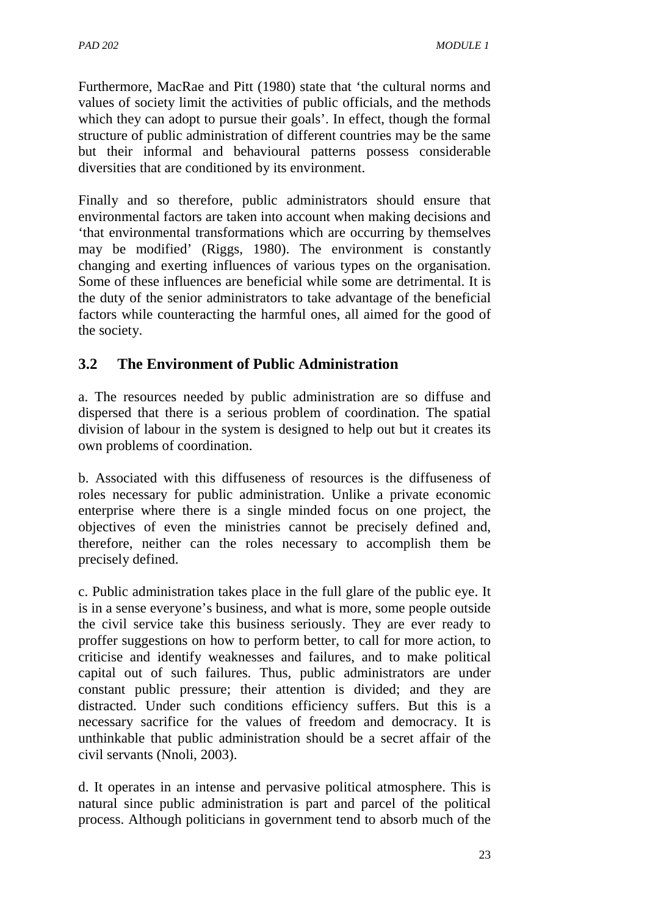Furthermore, MacRae and Pitt (1980) state that 'the cultural norms and values of society limit the activities of public officials, and the methods which they can adopt to pursue their goals'. In effect, though the formal structure of public administration of different countries may be the same but their informal and behavioural patterns possess considerable diversities that are conditioned by its environment.

Finally and so therefore, public administrators should ensure that environmental factors are taken into account when making decisions and 'that environmental transformations which are occurring by themselves may be modified' (Riggs, 1980). The environment is constantly changing and exerting influences of various types on the organisation. Some of these influences are beneficial while some are detrimental. It is the duty of the senior administrators to take advantage of the beneficial factors while counteracting the harmful ones, all aimed for the good of the society.

### 3.2 The Environment of Public Administration

a. The resources needed by public administration are so diffuse and dispersed that there is a serious problem of coordination. The spatial division of labour in the system is designed to help out but it creates its own problems of coordination.

b. Associated with this diffuseness of resources is the diffuseness of roles necessary for public administration. Unlike a private economic enterprise where there is a single minded focus on one project, the objectives of even the ministries cannot be precisely defined and, therefore, neither can the roles necessary to accomplish them be precisely defined.

c. Public administration takes place in the full glare of the public eye. It is in a sense everyone's business, and what is more, some people outside the civil service take this business seriously. They are ever ready to proffer suggestions on how to perform better, to call for more action, to criticise and identify weaknesses and failures, and to make political capital out of such failures. Thus, public administrators are under constant public pressure; their attention is divided; and they are distracted. Under such conditions efficiency suffers. But this is a necessary sacrifice for the values of freedom and democracy. It is unthinkable that public administration should be a secret affair of the civil servants (Nnoli, 2003).

d. It operates in an intense and pervasive political atmosphere. This is natural since public administration is part and parcel of the political process. Although politicians in government tend to absorb much of the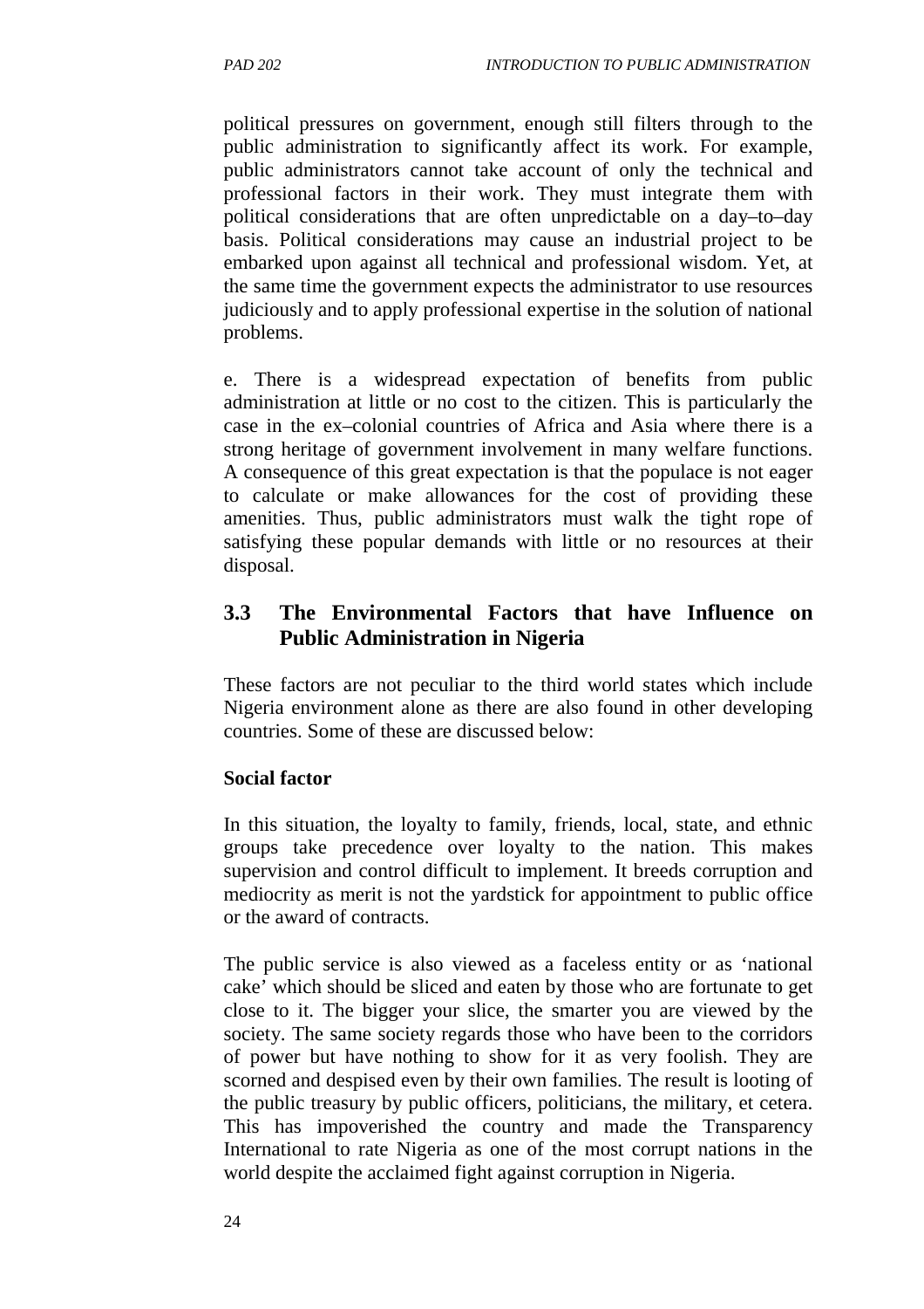political pressures on government, enough still filters through to the public administration to significantly affect its work. For example, public administrators cannot take account of only the technical and professional factors in their work. They must integrate them with political considerations that are often unpredictable on a day–to–day basis. Political considerations may cause an industrial project to be embarked upon against all technical and professional wisdom. Yet, at the same time the government expects the administrator to use resources judiciously and to apply professional expertise in the solution of national problems.

e. There is a widespread expectation of benefits from public administration at little or no cost to the citizen. This is particularly the case in the ex–colonial countries of Africa and Asia where there is a strong heritage of government involvement in many welfare functions. A consequence of this great expectation is that the populace is not eager to calculate or make allowances for the cost of providing these amenities. Thus, public administrators must walk the tight rope of satisfying these popular demands with little or no resources at their disposal.

## 3.3 The Environmental Factors that have Influence on Public Administration in Nigeria

These factors are not peculiar to the third world states which include Nigeria environment alone as there are also found in other developing countries. Some of these are discussed below:

**Social factor**

In this situation, the loyalty to family, friends, local, state, and ethnic groups take precedence over loyalty to the nation. This makes supervision and control difficult to implement. It breeds corruption and mediocrity as merit is not the yardstick for appointment to public office or the award of contracts.

The public service is also viewed as a faceless entity or as 'national cake' which should be sliced and eaten by those who are fortunate to get close to it. The bigger your slice, the smarter you are viewed by the society. The same society regards those who have been to the corridors of power but have nothing to show for it as very foolish. They are scorned and despised even by their own families. The result is looting of the public treasury by public officers, politicians, the military, et cetera. This has impoverished the country and made the Transparency International to rate Nigeria as one of the most corrupt nations in the world despite the acclaimed fight against corruption in Nigeria.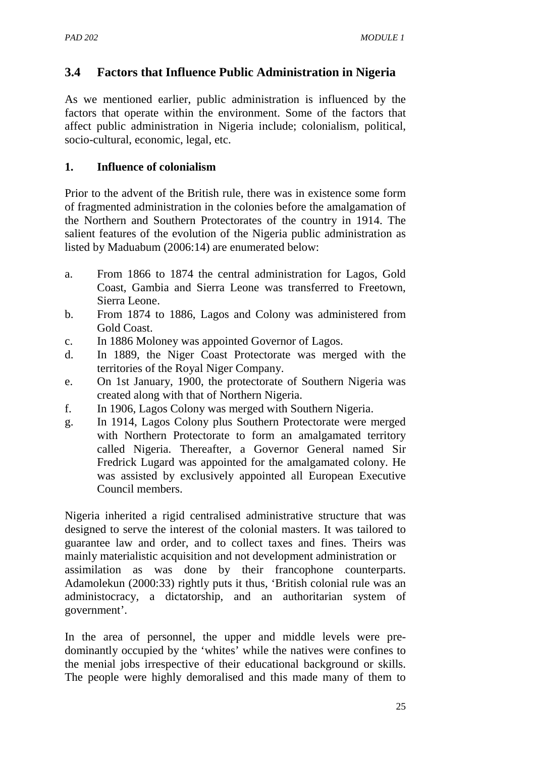## 3.4 Factors that Influence Public Administration in Nigeria

As we mentioned earlier, public administration is influenced by the factors that operate within the environment. Some of the factors that affect public administration in Nigeria include; colonialism, political, socio-cultural, economic, legal, etc.

### 1. Influence of colonialism

Prior to the advent of the British rule, there was in existence some form of fragmented administration in the colonies before the amalgamation of the Northern and Southern Protectorates of the country in 1914. The salient features of the evolution of the Nigeria public administration as listed by Maduabum (2006:14) are enumerated below:

a. From 1866 to 1874 the central administration for Lagos, Gold Coast, Gambia and Sierra Leone was transferred to Freetown, Sierra Leone.
b. From 1874 to 1886, Lagos and Colony was administered from Gold Coast.
c. In 1886 Moloney was appointed Governor of Lagos.
d. In 1889, the Niger Coast Protectorate was merged with the territories of the Royal Niger Company.
e. On 1st January, 1900, the protectorate of Southern Nigeria was created along with that of Northern Nigeria.
f. In 1906, Lagos Colony was merged with Southern Nigeria.
g. In 1914, Lagos Colony plus Southern Protectorate were merged with Northern Protectorate to form an amalgamated territory called Nigeria. Thereafter, a Governor General named Sir Fredrick Lugard was appointed for the amalgamated colony. He was assisted by exclusively appointed all European Executive Council members.

Nigeria inherited a rigid centralised administrative structure that was designed to serve the interest of the colonial masters. It was tailored to guarantee law and order, and to collect taxes and fines. Theirs was mainly materialistic acquisition and not development administration or assimilation as was done by their francophone counterparts. Adamolekun (2000:33) rightly puts it thus, 'British colonial rule was an administocracy, a dictatorship, and an authoritarian system of government'.

In the area of personnel, the upper and middle levels were pre-dominantly occupied by the 'whites' while the natives were confines to the menial jobs irrespective of their educational background or skills. The people were highly demoralised and this made many of them to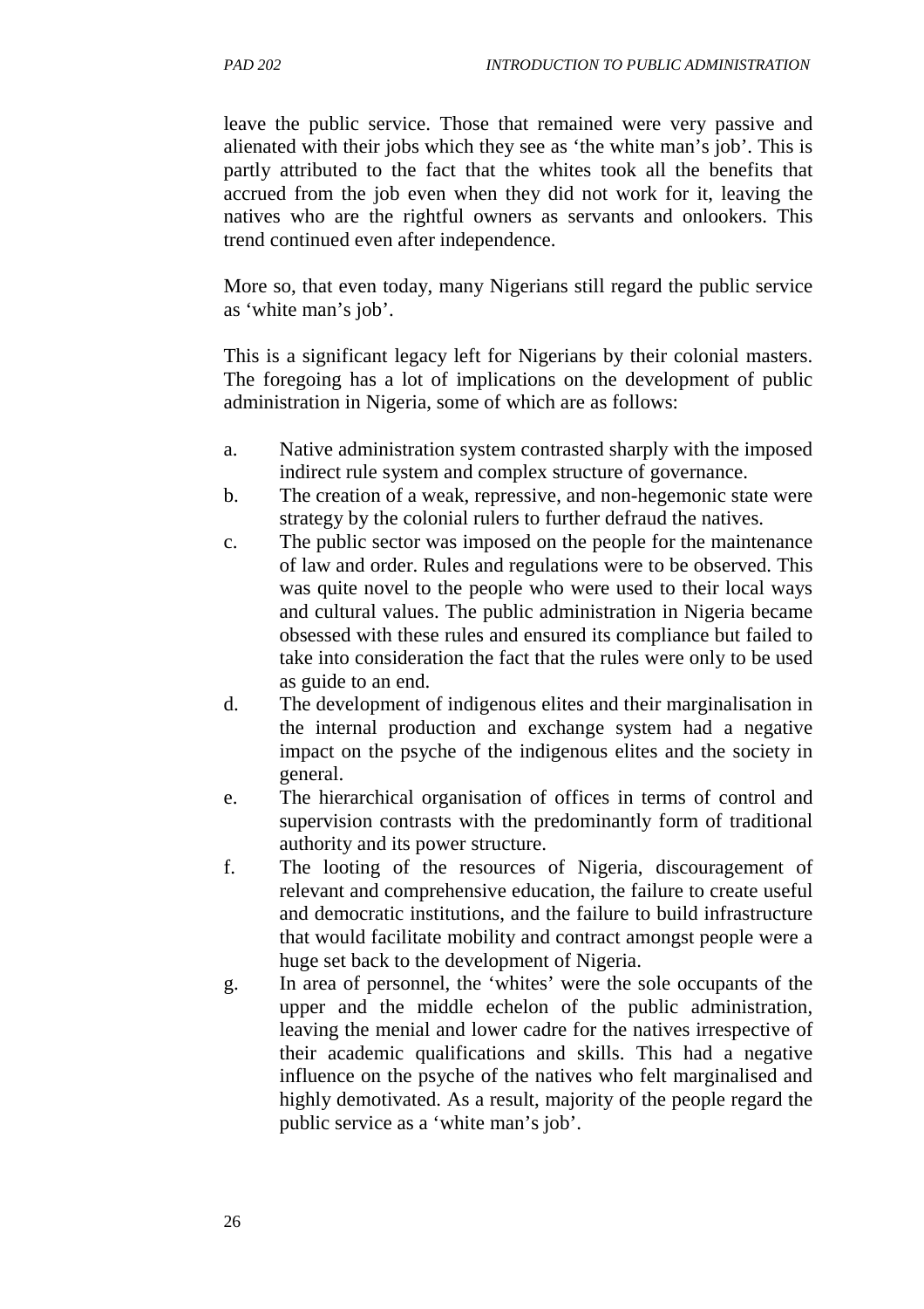leave the public service. Those that remained were very passive and alienated with their jobs which they see as 'the white man's job'. This is partly attributed to the fact that the whites took all the benefits that accrued from the job even when they did not work for it, leaving the natives who are the rightful owners as servants and onlookers. This trend continued even after independence.

More so, that even today, many Nigerians still regard the public service as 'white man's job'.

This is a significant legacy left for Nigerians by their colonial masters. The foregoing has a lot of implications on the development of public administration in Nigeria, some of which are as follows:

a. Native administration system contrasted sharply with the imposed indirect rule system and complex structure of governance.
b. The creation of a weak, repressive, and non-hegemonic state were strategy by the colonial rulers to further defraud the natives.
c. The public sector was imposed on the people for the maintenance of law and order. Rules and regulations were to be observed. This was quite novel to the people who were used to their local ways and cultural values. The public administration in Nigeria became obsessed with these rules and ensured its compliance but failed to take into consideration the fact that the rules were only to be used as guide to an end.
d. The development of indigenous elites and their marginalisation in the internal production and exchange system had a negative impact on the psyche of the indigenous elites and the society in general.
e. The hierarchical organisation of offices in terms of control and supervision contrasts with the predominantly form of traditional authority and its power structure.
f. The looting of the resources of Nigeria, discouragement of relevant and comprehensive education, the failure to create useful and democratic institutions, and the failure to build infrastructure that would facilitate mobility and contract amongst people were a huge set back to the development of Nigeria.
g. In area of personnel, the 'whites' were the sole occupants of the upper and the middle echelon of the public administration, leaving the menial and lower cadre for the natives irrespective of their academic qualifications and skills. This had a negative influence on the psyche of the natives who felt marginalised and highly demotivated. As a result, majority of the people regard the public service as a 'white man's job'.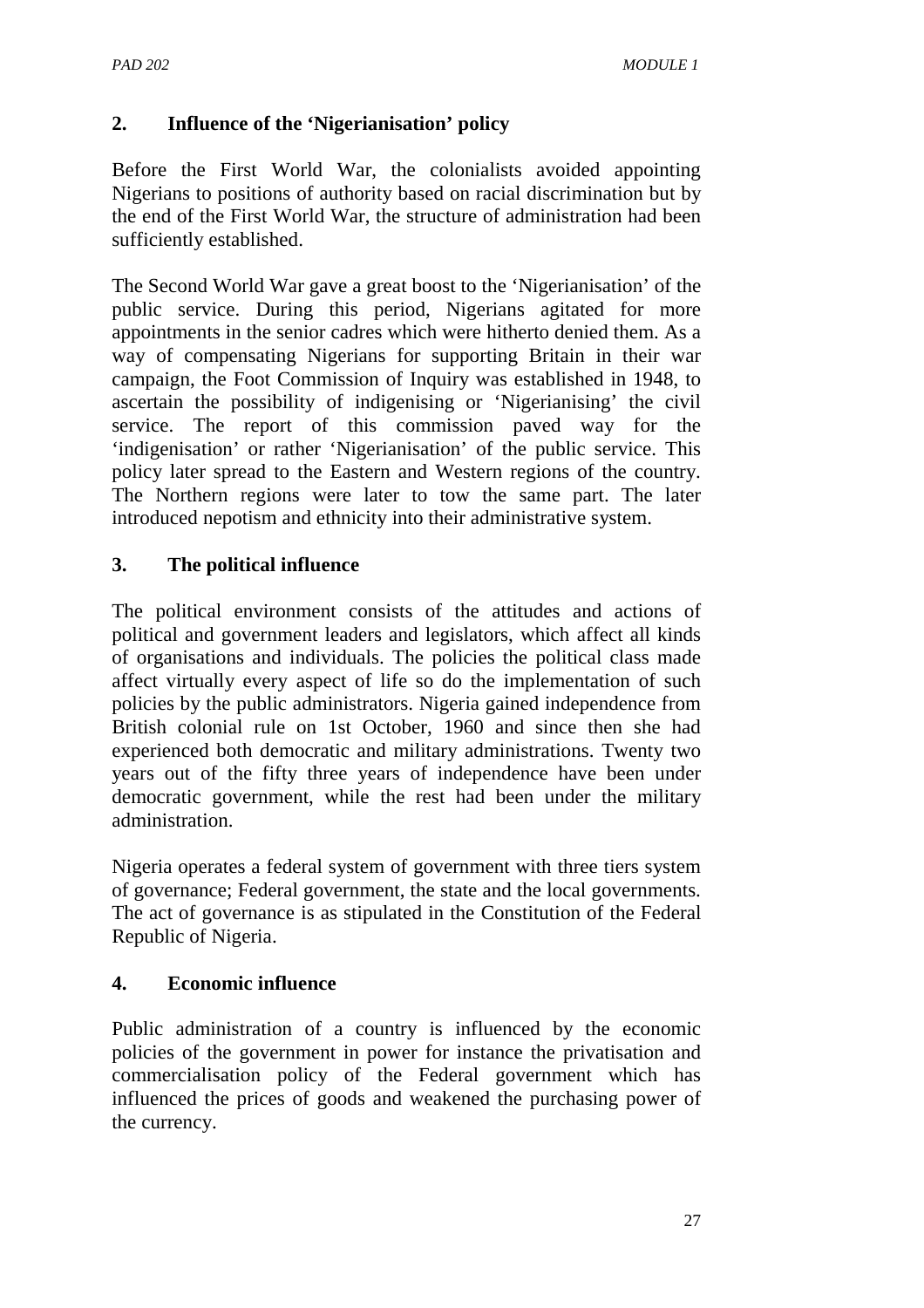## 2. Influence of the 'Nigerianisation' policy

Before the First World War, the colonialists avoided appointing Nigerians to positions of authority based on racial discrimination but by the end of the First World War, the structure of administration had been sufficiently established.

The Second World War gave a great boost to the 'Nigerianisation' of the public service. During this period, Nigerians agitated for more appointments in the senior cadres which were hitherto denied them. As a way of compensating Nigerians for supporting Britain in their war campaign, the Foot Commission of Inquiry was established in 1948, to ascertain the possibility of indigenising or 'Nigerianising' the civil service. The report of this commission paved way for the 'indigenisation' or rather 'Nigerianisation' of the public service. This policy later spread to the Eastern and Western regions of the country. The Northern regions were later to tow the same part. The later introduced nepotism and ethnicity into their administrative system.

## 3. The political influence

The political environment consists of the attitudes and actions of political and government leaders and legislators, which affect all kinds of organisations and individuals. The policies the political class made affect virtually every aspect of life so do the implementation of such policies by the public administrators. Nigeria gained independence from British colonial rule on 1st October, 1960 and since then she had experienced both democratic and military administrations. Twenty two years out of the fifty three years of independence have been under democratic government, while the rest had been under the military administration.

Nigeria operates a federal system of government with three tiers system of governance; Federal government, the state and the local governments. The act of governance is as stipulated in the Constitution of the Federal Republic of Nigeria.

## 4. Economic influence

Public administration of a country is influenced by the economic policies of the government in power for instance the privatisation and commercialisation policy of the Federal government which has influenced the prices of goods and weakened the purchasing power of the currency.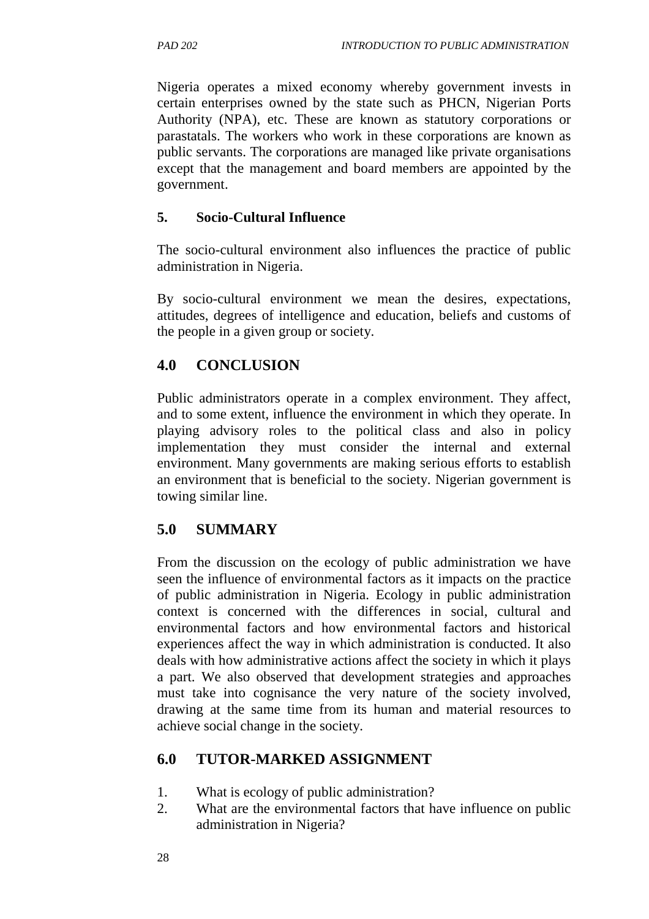Nigeria operates a mixed economy whereby government invests in certain enterprises owned by the state such as PHCN, Nigerian Ports Authority (NPA), etc. These are known as statutory corporations or parastatals. The workers who work in these corporations are known as public servants. The corporations are managed like private organisations except that the management and board members are appointed by the government.

**5. Socio-Cultural Influence**

The socio-cultural environment also influences the practice of public administration in Nigeria.

By socio-cultural environment we mean the desires, expectations, attitudes, degrees of intelligence and education, beliefs and customs of the people in a given group or society.

## 4.0 CONCLUSION

Public administrators operate in a complex environment. They affect, and to some extent, influence the environment in which they operate. In playing advisory roles to the political class and also in policy implementation they must consider the internal and external environment. Many governments are making serious efforts to establish an environment that is beneficial to the society. Nigerian government is towing similar line.

## 5.0 SUMMARY

From the discussion on the ecology of public administration we have seen the influence of environmental factors as it impacts on the practice of public administration in Nigeria. Ecology in public administration context is concerned with the differences in social, cultural and environmental factors and how environmental factors and historical experiences affect the way in which administration is conducted. It also deals with how administrative actions affect the society in which it plays a part. We also observed that development strategies and approaches must take into cognisance the very nature of the society involved, drawing at the same time from its human and material resources to achieve social change in the society.

## 6.0 TUTOR-MARKED ASSIGNMENT

1. What is ecology of public administration?
2. What are the environmental factors that have influence on public administration in Nigeria?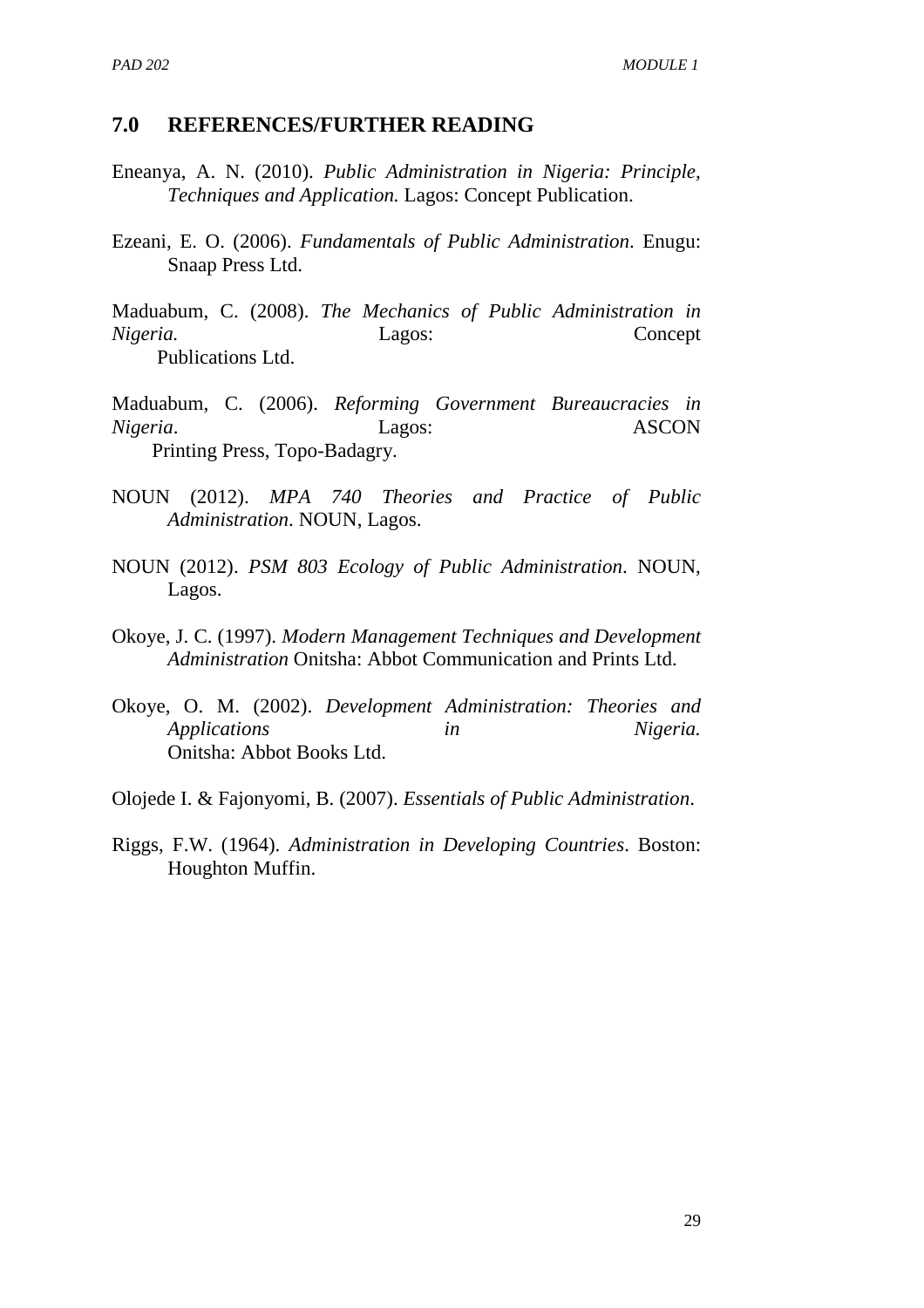## 7.0 REFERENCES/FURTHER READING

Eneanya, A. N. (2010). *Public Administration in Nigeria: Principle, Techniques and Application.* Lagos: Concept Publication.

Ezeani, E. O. (2006). *Fundamentals of Public Administration*. Enugu: Snaap Press Ltd.

Maduabum, C. (2008). *The Mechanics of Public Administration in Nigeria.* Lagos: Concept Publications Ltd.

Maduabum, C. (2006). *Reforming Government Bureaucracies in Nigeria*. Lagos: ASCON Printing Press, Topo-Badagry.

NOUN (2012). *MPA 740 Theories and Practice of Public Administration*. NOUN, Lagos.

NOUN (2012). *PSM 803 Ecology of Public Administration*. NOUN, Lagos.

Okoye, J. C. (1997). *Modern Management Techniques and Development Administration* Onitsha: Abbot Communication and Prints Ltd.

Okoye, O. M. (2002). *Development Administration: Theories and Applications in Nigeria.* Onitsha: Abbot Books Ltd.

Olojede I. & Fajonyomi, B. (2007). *Essentials of Public Administration*.

Riggs, F.W. (1964). *Administration in Developing Countries*. Boston: Houghton Muffin.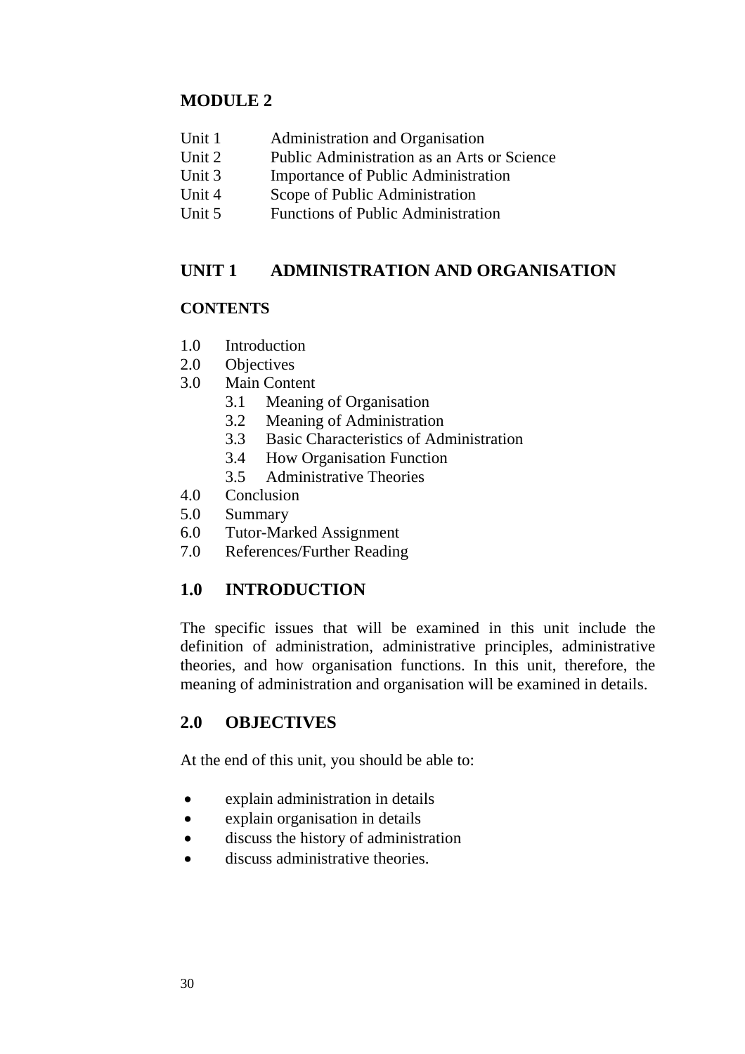## MODULE 2

Unit 1 Administration and Organisation
Unit 2 Public Administration as an Arts or Science
Unit 3 Importance of Public Administration
Unit 4 Scope of Public Administration
Unit 5 Functions of Public Administration

## UNIT 1 ADMINISTRATION AND ORGANISATION

### CONTENTS

1.0 Introduction
2.0 Objectives
3.0 Main Content
    3.1 Meaning of Organisation
    3.2 Meaning of Administration
    3.3 Basic Characteristics of Administration
    3.4 How Organisation Function
    3.5 Administrative Theories
4.0 Conclusion
5.0 Summary
6.0 Tutor-Marked Assignment
7.0 References/Further Reading

### 1.0 INTRODUCTION

The specific issues that will be examined in this unit include the definition of administration, administrative principles, administrative theories, and how organisation functions. In this unit, therefore, the meaning of administration and organisation will be examined in details.

### 2.0 OBJECTIVES

At the end of this unit, you should be able to:

- explain administration in details
- explain organisation in details
- discuss the history of administration
- discuss administrative theories.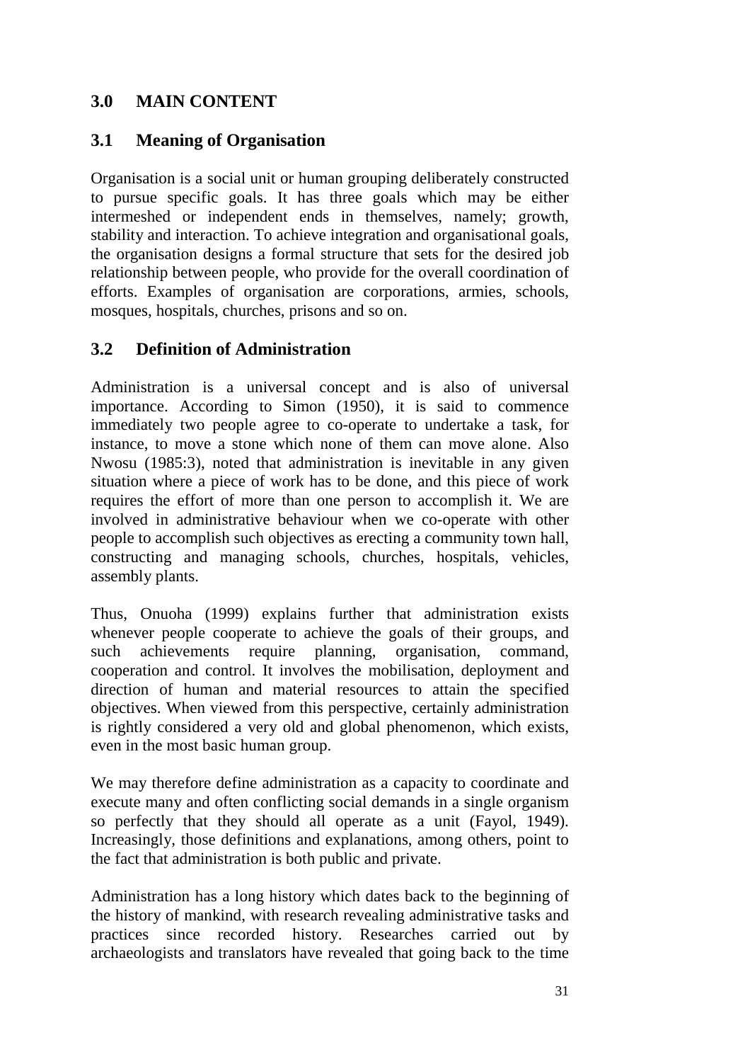## 3.0 MAIN CONTENT

### 3.1 Meaning of Organisation

Organisation is a social unit or human grouping deliberately constructed to pursue specific goals. It has three goals which may be either intermeshed or independent ends in themselves, namely; growth, stability and interaction. To achieve integration and organisational goals, the organisation designs a formal structure that sets for the desired job relationship between people, who provide for the overall coordination of efforts. Examples of organisation are corporations, armies, schools, mosques, hospitals, churches, prisons and so on.

### 3.2 Definition of Administration

Administration is a universal concept and is also of universal importance. According to Simon (1950), it is said to commence immediately two people agree to co-operate to undertake a task, for instance, to move a stone which none of them can move alone. Also Nwosu (1985:3), noted that administration is inevitable in any given situation where a piece of work has to be done, and this piece of work requires the effort of more than one person to accomplish it. We are involved in administrative behaviour when we co-operate with other people to accomplish such objectives as erecting a community town hall, constructing and managing schools, churches, hospitals, vehicles, assembly plants.

Thus, Onuoha (1999) explains further that administration exists whenever people cooperate to achieve the goals of their groups, and such achievements require planning, organisation, command, cooperation and control. It involves the mobilisation, deployment and direction of human and material resources to attain the specified objectives. When viewed from this perspective, certainly administration is rightly considered a very old and global phenomenon, which exists, even in the most basic human group.

We may therefore define administration as a capacity to coordinate and execute many and often conflicting social demands in a single organism so perfectly that they should all operate as a unit (Fayol, 1949). Increasingly, those definitions and explanations, among others, point to the fact that administration is both public and private.

Administration has a long history which dates back to the beginning of the history of mankind, with research revealing administrative tasks and practices since recorded history. Researches carried out by archaeologists and translators have revealed that going back to the time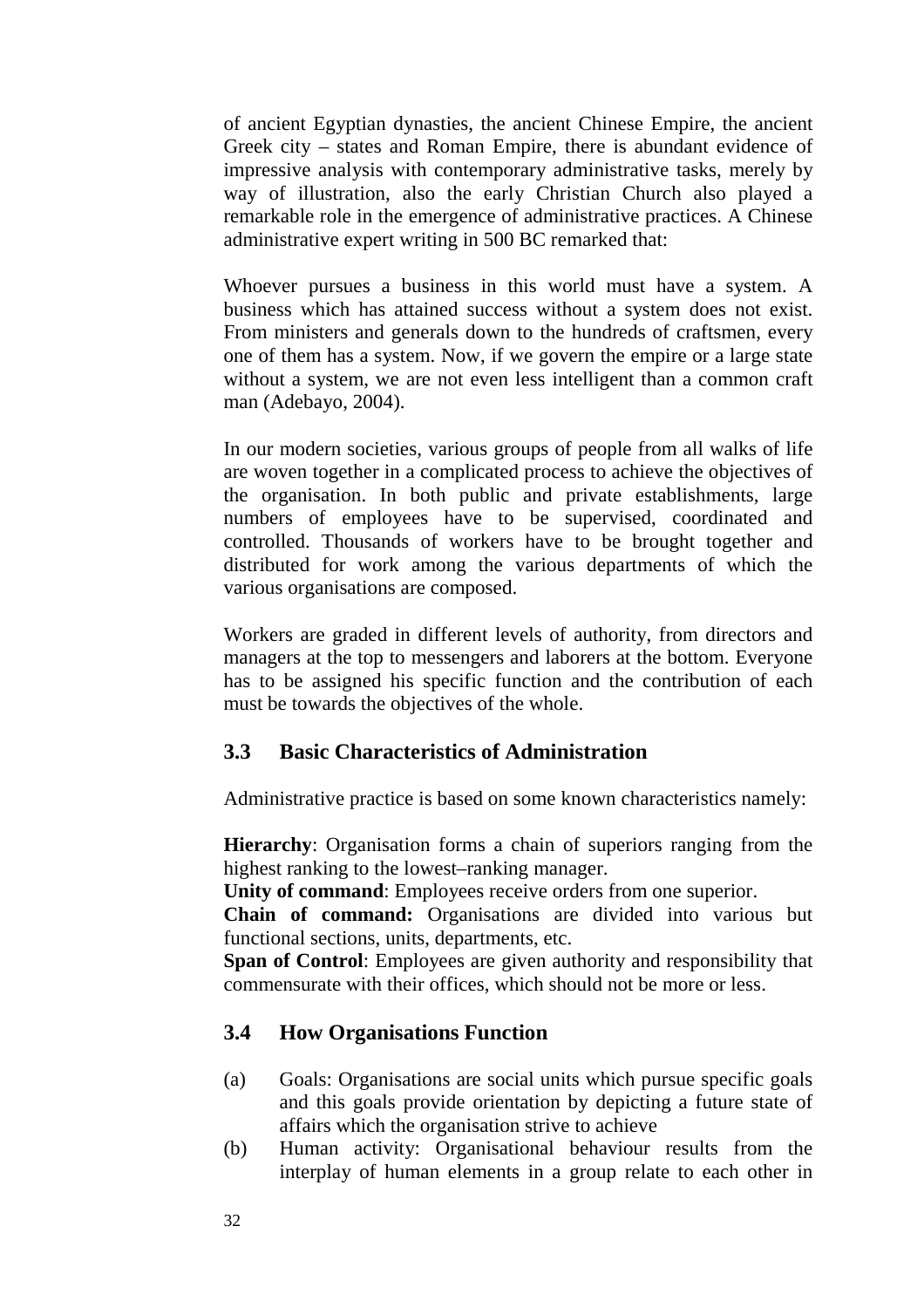of ancient Egyptian dynasties, the ancient Chinese Empire, the ancient Greek city – states and Roman Empire, there is abundant evidence of impressive analysis with contemporary administrative tasks, merely by way of illustration, also the early Christian Church also played a remarkable role in the emergence of administrative practices. A Chinese administrative expert writing in 500 BC remarked that:

Whoever pursues a business in this world must have a system. A business which has attained success without a system does not exist. From ministers and generals down to the hundreds of craftsmen, every one of them has a system. Now, if we govern the empire or a large state without a system, we are not even less intelligent than a common craft man (Adebayo, 2004).

In our modern societies, various groups of people from all walks of life are woven together in a complicated process to achieve the objectives of the organisation. In both public and private establishments, large numbers of employees have to be supervised, coordinated and controlled. Thousands of workers have to be brought together and distributed for work among the various departments of which the various organisations are composed.

Workers are graded in different levels of authority, from directors and managers at the top to messengers and laborers at the bottom. Everyone has to be assigned his specific function and the contribution of each must be towards the objectives of the whole.

## 3.3 Basic Characteristics of Administration

Administrative practice is based on some known characteristics namely:

**Hierarchy**: Organisation forms a chain of superiors ranging from the highest ranking to the lowest–ranking manager.
**Unity of command**: Employees receive orders from one superior.
**Chain of command:** Organisations are divided into various but functional sections, units, departments, etc.
**Span of Control**: Employees are given authority and responsibility that commensurate with their offices, which should not be more or less.

## 3.4 How Organisations Function

(a) Goals: Organisations are social units which pursue specific goals and this goals provide orientation by depicting a future state of affairs which the organisation strive to achieve
(b) Human activity: Organisational behaviour results from the interplay of human elements in a group relate to each other in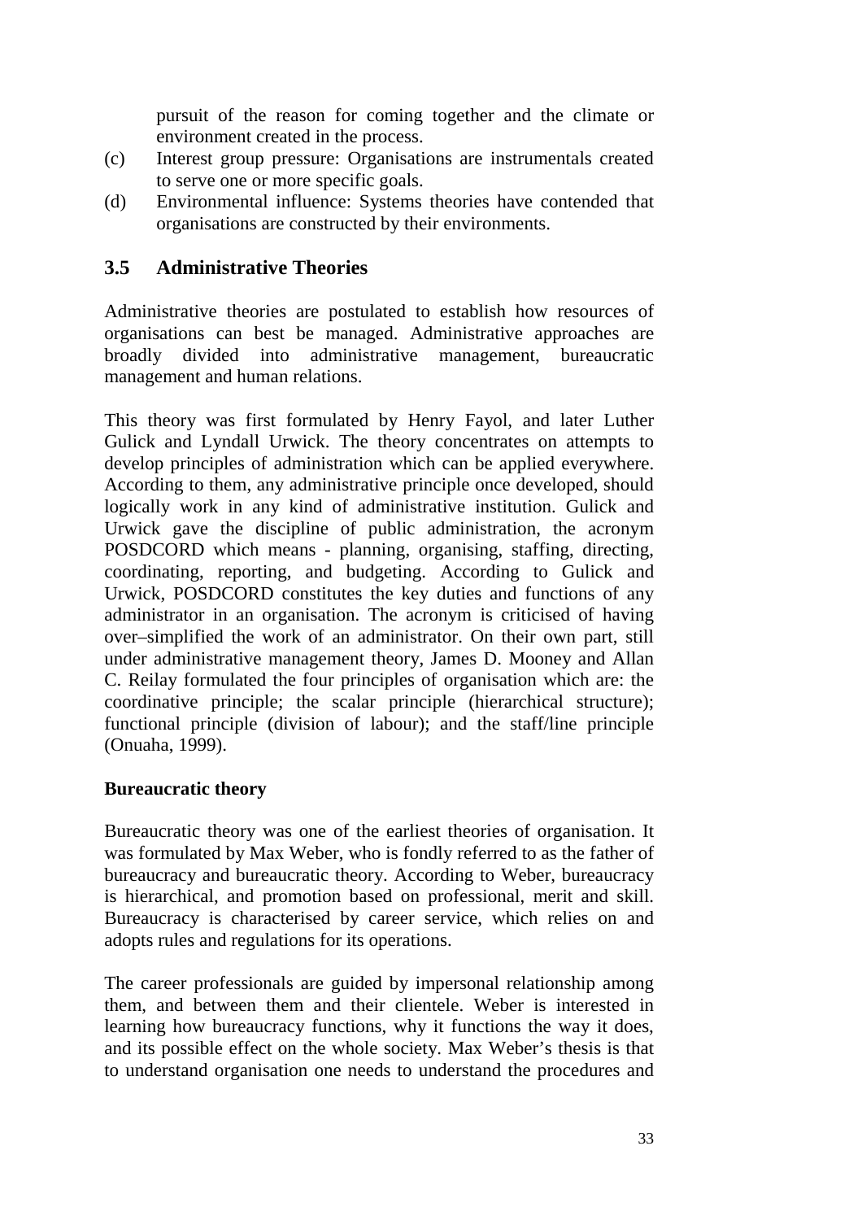pursuit of the reason for coming together and the climate or environment created in the process.

(c) Interest group pressure: Organisations are instrumentals created to serve one or more specific goals.

(d) Environmental influence: Systems theories have contended that organisations are constructed by their environments.

## 3.5 Administrative Theories

Administrative theories are postulated to establish how resources of organisations can best be managed. Administrative approaches are broadly divided into administrative management, bureaucratic management and human relations.

This theory was first formulated by Henry Fayol, and later Luther Gulick and Lyndall Urwick. The theory concentrates on attempts to develop principles of administration which can be applied everywhere. According to them, any administrative principle once developed, should logically work in any kind of administrative institution. Gulick and Urwick gave the discipline of public administration, the acronym POSDCORD which means - planning, organising, staffing, directing, coordinating, reporting, and budgeting. According to Gulick and Urwick, POSDCORD constitutes the key duties and functions of any administrator in an organisation. The acronym is criticised of having over–simplified the work of an administrator. On their own part, still under administrative management theory, James D. Mooney and Allan C. Reilay formulated the four principles of organisation which are: the coordinative principle; the scalar principle (hierarchical structure); functional principle (division of labour); and the staff/line principle (Onuaha, 1999).

**Bureaucratic theory**

Bureaucratic theory was one of the earliest theories of organisation. It was formulated by Max Weber, who is fondly referred to as the father of bureaucracy and bureaucratic theory. According to Weber, bureaucracy is hierarchical, and promotion based on professional, merit and skill. Bureaucracy is characterised by career service, which relies on and adopts rules and regulations for its operations.

The career professionals are guided by impersonal relationship among them, and between them and their clientele. Weber is interested in learning how bureaucracy functions, why it functions the way it does, and its possible effect on the whole society. Max Weber's thesis is that to understand organisation one needs to understand the procedures and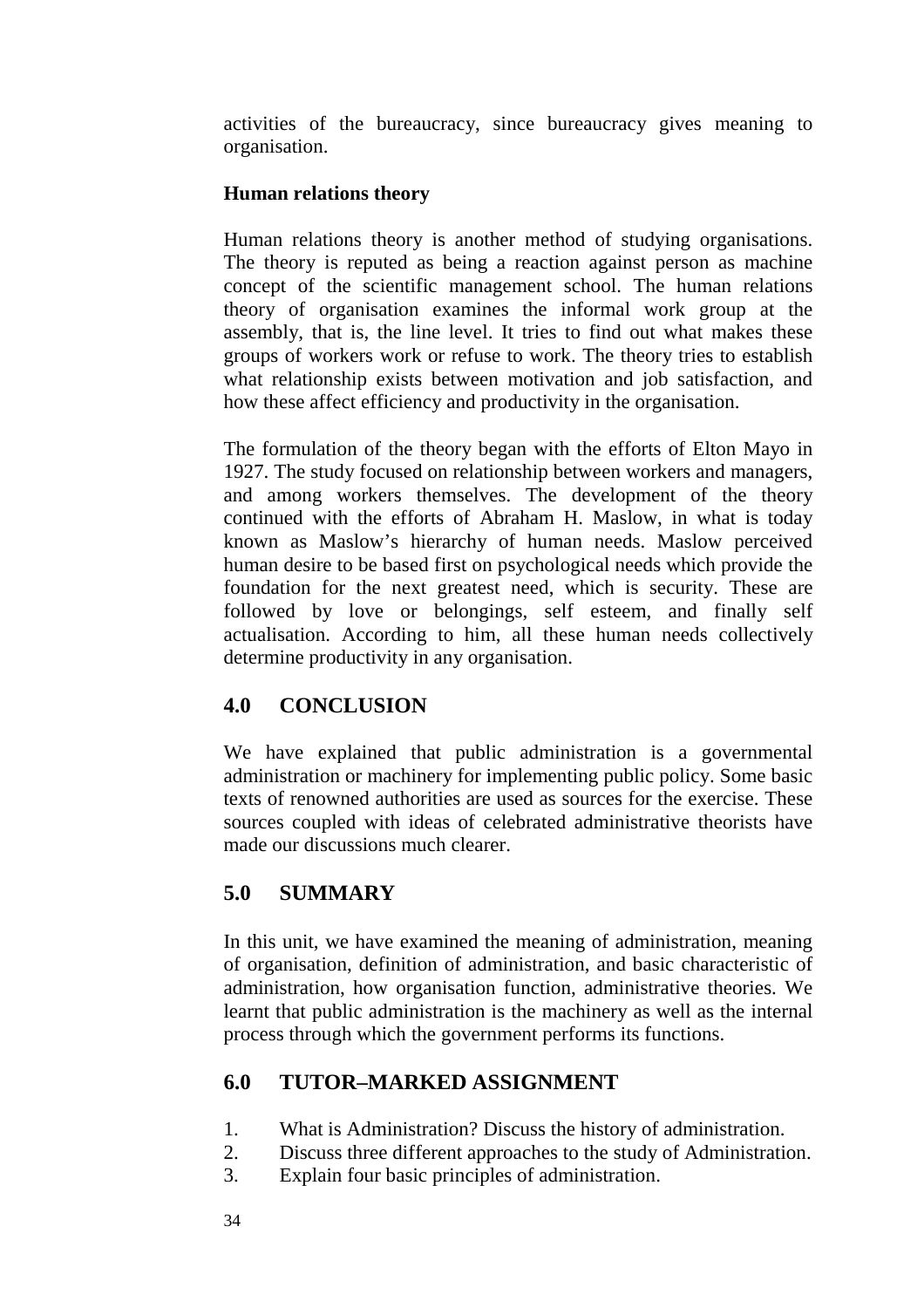activities of the bureaucracy, since bureaucracy gives meaning to organisation.

**Human relations theory**

Human relations theory is another method of studying organisations. The theory is reputed as being a reaction against person as machine concept of the scientific management school. The human relations theory of organisation examines the informal work group at the assembly, that is, the line level. It tries to find out what makes these groups of workers work or refuse to work. The theory tries to establish what relationship exists between motivation and job satisfaction, and how these affect efficiency and productivity in the organisation.

The formulation of the theory began with the efforts of Elton Mayo in 1927. The study focused on relationship between workers and managers, and among workers themselves. The development of the theory continued with the efforts of Abraham H. Maslow, in what is today known as Maslow's hierarchy of human needs. Maslow perceived human desire to be based first on psychological needs which provide the foundation for the next greatest need, which is security. These are followed by love or belongings, self esteem, and finally self actualisation. According to him, all these human needs collectively determine productivity in any organisation.

## 4.0 CONCLUSION

We have explained that public administration is a governmental administration or machinery for implementing public policy. Some basic texts of renowned authorities are used as sources for the exercise. These sources coupled with ideas of celebrated administrative theorists have made our discussions much clearer.

## 5.0 SUMMARY

In this unit, we have examined the meaning of administration, meaning of organisation, definition of administration, and basic characteristic of administration, how organisation function, administrative theories. We learnt that public administration is the machinery as well as the internal process through which the government performs its functions.

## 6.0 TUTOR–MARKED ASSIGNMENT

1. What is Administration? Discuss the history of administration.
2. Discuss three different approaches to the study of Administration.
3. Explain four basic principles of administration.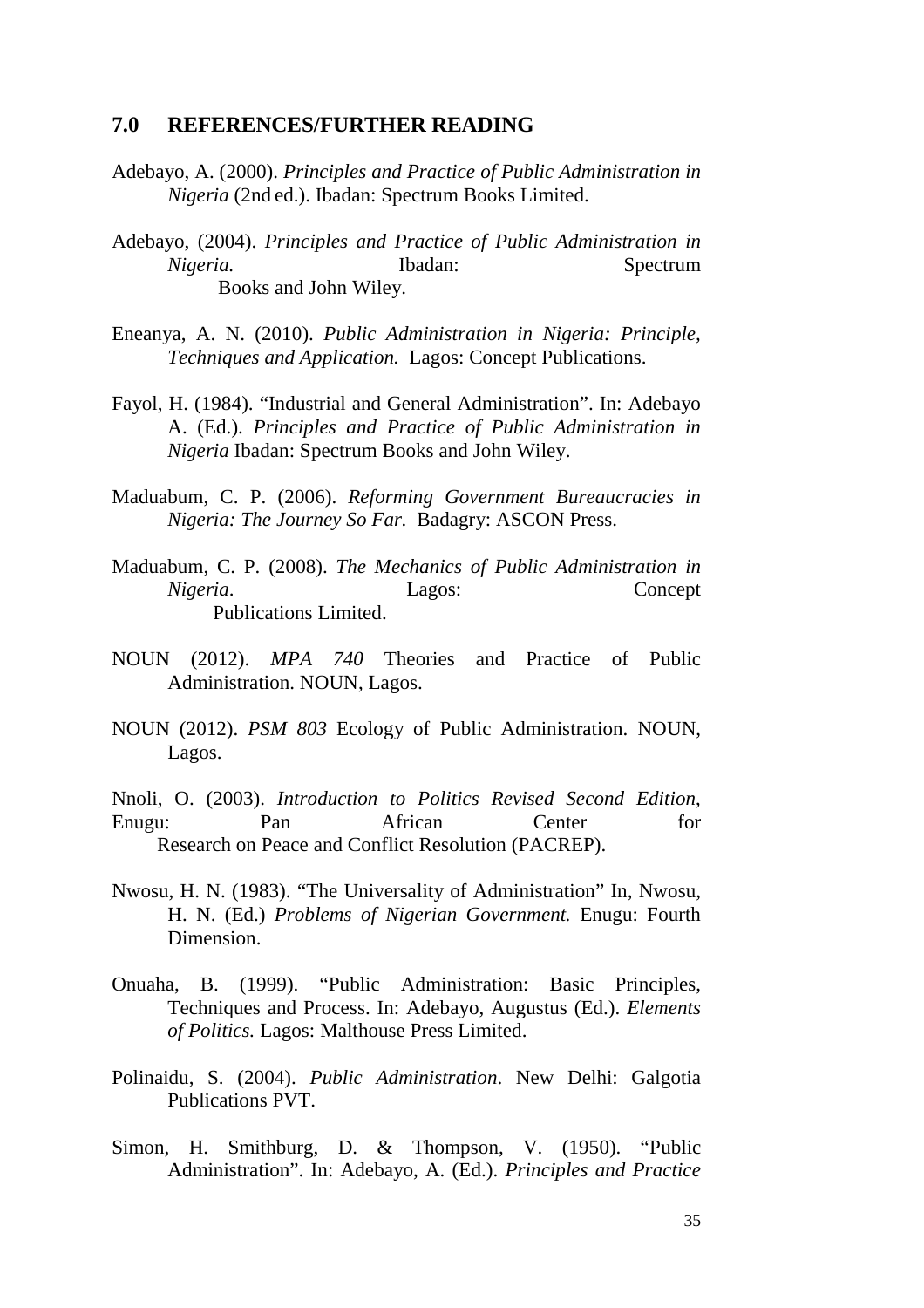## 7.0 REFERENCES/FURTHER READING

Adebayo, A. (2000). *Principles and Practice of Public Administration in Nigeria* (2nd ed.). Ibadan: Spectrum Books Limited.

Adebayo, (2004). *Principles and Practice of Public Administration in Nigeria.* Ibadan: Spectrum Books and John Wiley.

Eneanya, A. N. (2010). *Public Administration in Nigeria: Principle, Techniques and Application.* Lagos: Concept Publications.

Fayol, H. (1984). "Industrial and General Administration". In: Adebayo A. (Ed.). *Principles and Practice of Public Administration in Nigeria* Ibadan: Spectrum Books and John Wiley.

Maduabum, C. P. (2006). *Reforming Government Bureaucracies in Nigeria: The Journey So Far.* Badagry: ASCON Press.

Maduabum, C. P. (2008). *The Mechanics of Public Administration in Nigeria*. Lagos: Concept Publications Limited.

NOUN (2012). *MPA 740* Theories and Practice of Public Administration. NOUN, Lagos.

NOUN (2012). *PSM 803* Ecology of Public Administration. NOUN, Lagos.

Nnoli, O. (2003). *Introduction to Politics Revised Second Edition*, Enugu: Pan African Center for Research on Peace and Conflict Resolution (PACREP).

Nwosu, H. N. (1983). "The Universality of Administration" In, Nwosu, H. N. (Ed.) *Problems of Nigerian Government.* Enugu: Fourth Dimension.

Onuaha, B. (1999). "Public Administration: Basic Principles, Techniques and Process. In: Adebayo, Augustus (Ed.). *Elements of Politics.* Lagos: Malthouse Press Limited.

Polinaidu, S. (2004). *Public Administration*. New Delhi: Galgotia Publications PVT.

Simon, H. Smithburg, D. & Thompson, V. (1950). "Public Administration". In: Adebayo, A. (Ed.). *Principles and Practice*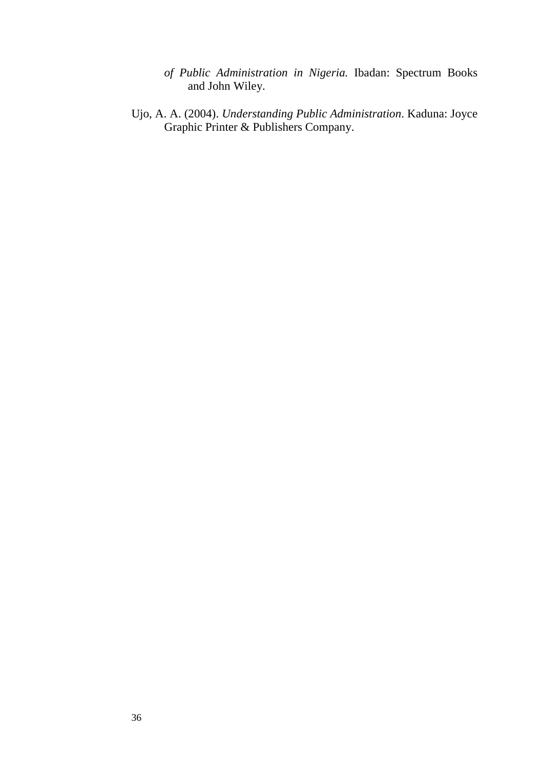*of Public Administration in Nigeria.* Ibadan: Spectrum Books and John Wiley.

Ujo, A. A. (2004). *Understanding Public Administration*. Kaduna: Joyce Graphic Printer & Publishers Company.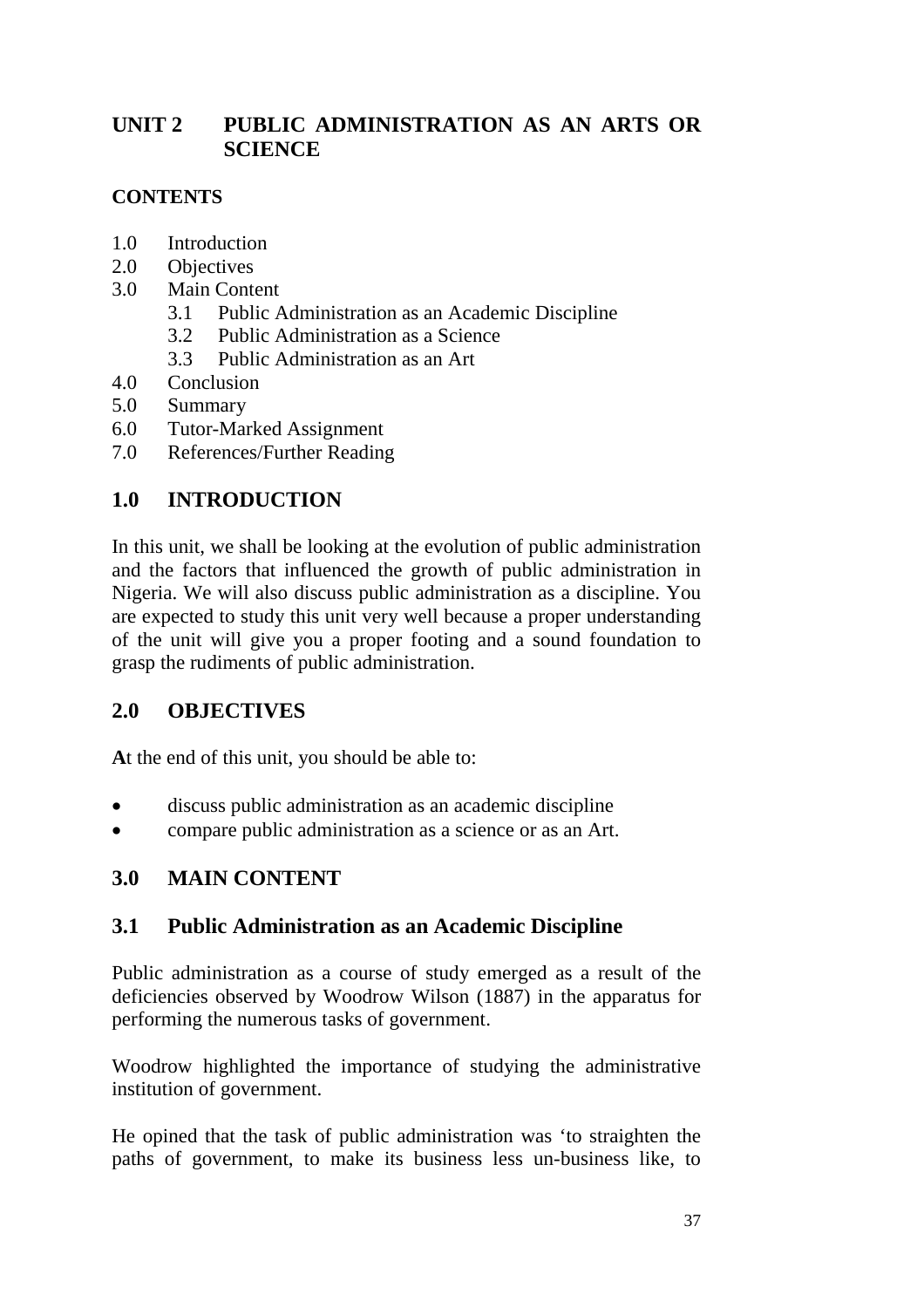# UNIT 2 PUBLIC ADMINISTRATION AS AN ARTS OR SCIENCE

## CONTENTS

1.0 Introduction
2.0 Objectives
3.0 Main Content
    3.1 Public Administration as an Academic Discipline
    3.2 Public Administration as a Science
    3.3 Public Administration as an Art
4.0 Conclusion
5.0 Summary
6.0 Tutor-Marked Assignment
7.0 References/Further Reading

## 1.0 INTRODUCTION

In this unit, we shall be looking at the evolution of public administration and the factors that influenced the growth of public administration in Nigeria. We will also discuss public administration as a discipline. You are expected to study this unit very well because a proper understanding of the unit will give you a proper footing and a sound foundation to grasp the rudiments of public administration.

## 2.0 OBJECTIVES

**A**t the end of this unit, you should be able to:

- discuss public administration as an academic discipline
- compare public administration as a science or as an Art.

## 3.0 MAIN CONTENT

### 3.1 Public Administration as an Academic Discipline

Public administration as a course of study emerged as a result of the deficiencies observed by Woodrow Wilson (1887) in the apparatus for performing the numerous tasks of government.

Woodrow highlighted the importance of studying the administrative institution of government.

He opined that the task of public administration was 'to straighten the paths of government, to make its business less un-business like, to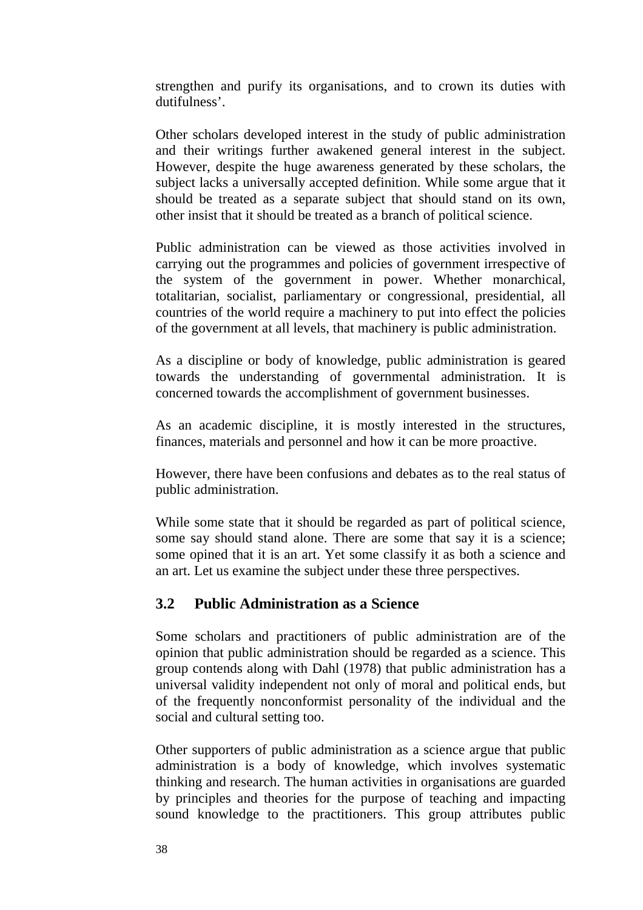strengthen and purify its organisations, and to crown its duties with dutifulness'.

Other scholars developed interest in the study of public administration and their writings further awakened general interest in the subject. However, despite the huge awareness generated by these scholars, the subject lacks a universally accepted definition. While some argue that it should be treated as a separate subject that should stand on its own, other insist that it should be treated as a branch of political science.

Public administration can be viewed as those activities involved in carrying out the programmes and policies of government irrespective of the system of the government in power. Whether monarchical, totalitarian, socialist, parliamentary or congressional, presidential, all countries of the world require a machinery to put into effect the policies of the government at all levels, that machinery is public administration.

As a discipline or body of knowledge, public administration is geared towards the understanding of governmental administration. It is concerned towards the accomplishment of government businesses.

As an academic discipline, it is mostly interested in the structures, finances, materials and personnel and how it can be more proactive.

However, there have been confusions and debates as to the real status of public administration.

While some state that it should be regarded as part of political science, some say should stand alone. There are some that say it is a science; some opined that it is an art. Yet some classify it as both a science and an art. Let us examine the subject under these three perspectives.

## 3.2 Public Administration as a Science

Some scholars and practitioners of public administration are of the opinion that public administration should be regarded as a science. This group contends along with Dahl (1978) that public administration has a universal validity independent not only of moral and political ends, but of the frequently nonconformist personality of the individual and the social and cultural setting too.

Other supporters of public administration as a science argue that public administration is a body of knowledge, which involves systematic thinking and research. The human activities in organisations are guarded by principles and theories for the purpose of teaching and impacting sound knowledge to the practitioners. This group attributes public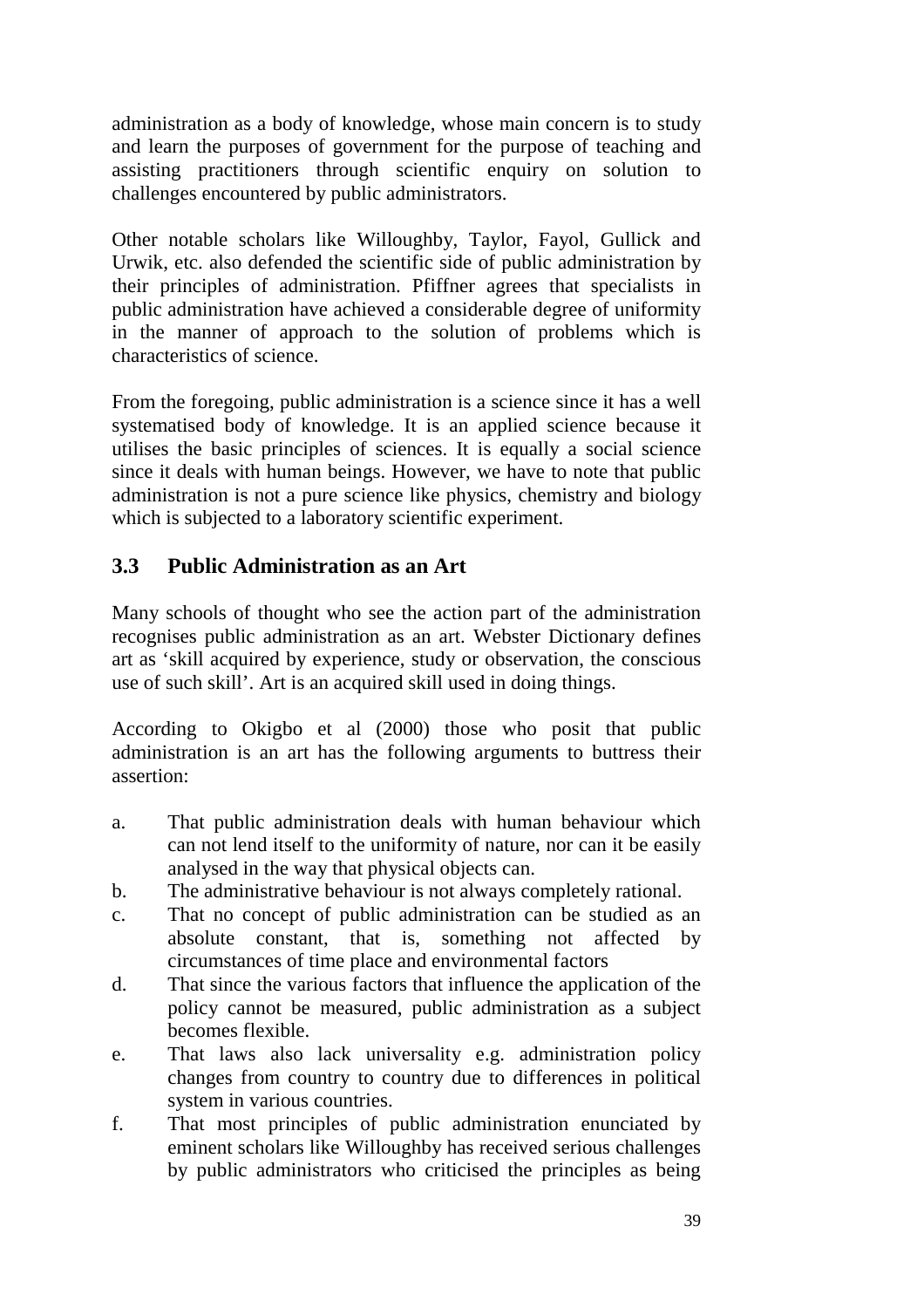administration as a body of knowledge, whose main concern is to study and learn the purposes of government for the purpose of teaching and assisting practitioners through scientific enquiry on solution to challenges encountered by public administrators.

Other notable scholars like Willoughby, Taylor, Fayol, Gullick and Urwik, etc. also defended the scientific side of public administration by their principles of administration. Pfiffner agrees that specialists in public administration have achieved a considerable degree of uniformity in the manner of approach to the solution of problems which is characteristics of science.

From the foregoing, public administration is a science since it has a well systematised body of knowledge. It is an applied science because it utilises the basic principles of sciences. It is equally a social science since it deals with human beings. However, we have to note that public administration is not a pure science like physics, chemistry and biology which is subjected to a laboratory scientific experiment.

## 3.3 Public Administration as an Art

Many schools of thought who see the action part of the administration recognises public administration as an art. Webster Dictionary defines art as 'skill acquired by experience, study or observation, the conscious use of such skill'. Art is an acquired skill used in doing things.

According to Okigbo et al (2000) those who posit that public administration is an art has the following arguments to buttress their assertion:

a. That public administration deals with human behaviour which can not lend itself to the uniformity of nature, nor can it be easily analysed in the way that physical objects can.
b. The administrative behaviour is not always completely rational.
c. That no concept of public administration can be studied as an absolute constant, that is, something not affected by circumstances of time place and environmental factors
d. That since the various factors that influence the application of the policy cannot be measured, public administration as a subject becomes flexible.
e. That laws also lack universality e.g. administration policy changes from country to country due to differences in political system in various countries.
f. That most principles of public administration enunciated by eminent scholars like Willoughby has received serious challenges by public administrators who criticised the principles as being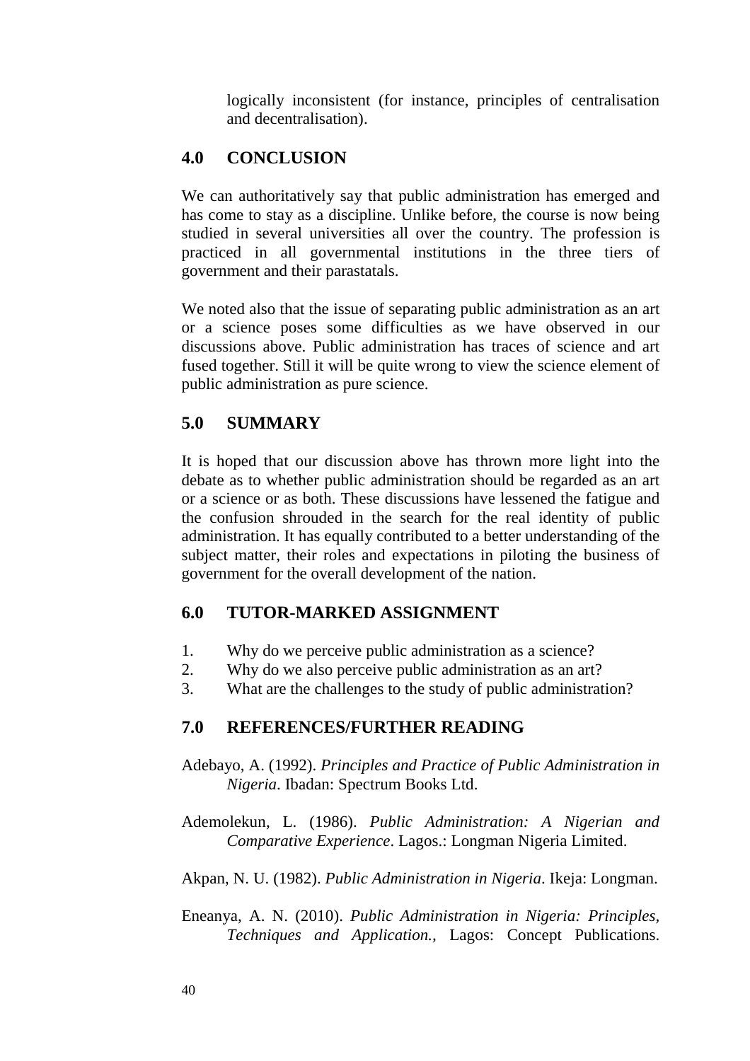logically inconsistent (for instance, principles of centralisation and decentralisation).

## 4.0 CONCLUSION

We can authoritatively say that public administration has emerged and has come to stay as a discipline. Unlike before, the course is now being studied in several universities all over the country. The profession is practiced in all governmental institutions in the three tiers of government and their parastatals.

We noted also that the issue of separating public administration as an art or a science poses some difficulties as we have observed in our discussions above. Public administration has traces of science and art fused together. Still it will be quite wrong to view the science element of public administration as pure science.

## 5.0 SUMMARY

It is hoped that our discussion above has thrown more light into the debate as to whether public administration should be regarded as an art or a science or as both. These discussions have lessened the fatigue and the confusion shrouded in the search for the real identity of public administration. It has equally contributed to a better understanding of the subject matter, their roles and expectations in piloting the business of government for the overall development of the nation.

## 6.0 TUTOR-MARKED ASSIGNMENT

1. Why do we perceive public administration as a science?
2. Why do we also perceive public administration as an art?
3. What are the challenges to the study of public administration?

## 7.0 REFERENCES/FURTHER READING

Adebayo, A. (1992). *Principles and Practice of Public Administration in Nigeria*. Ibadan: Spectrum Books Ltd.

Ademolekun, L. (1986). *Public Administration: A Nigerian and Comparative Experience*. Lagos.: Longman Nigeria Limited.

Akpan, N. U. (1982). *Public Administration in Nigeria*. Ikeja: Longman.

Eneanya, A. N. (2010). *Public Administration in Nigeria: Principles, Techniques and Application.*, Lagos: Concept Publications.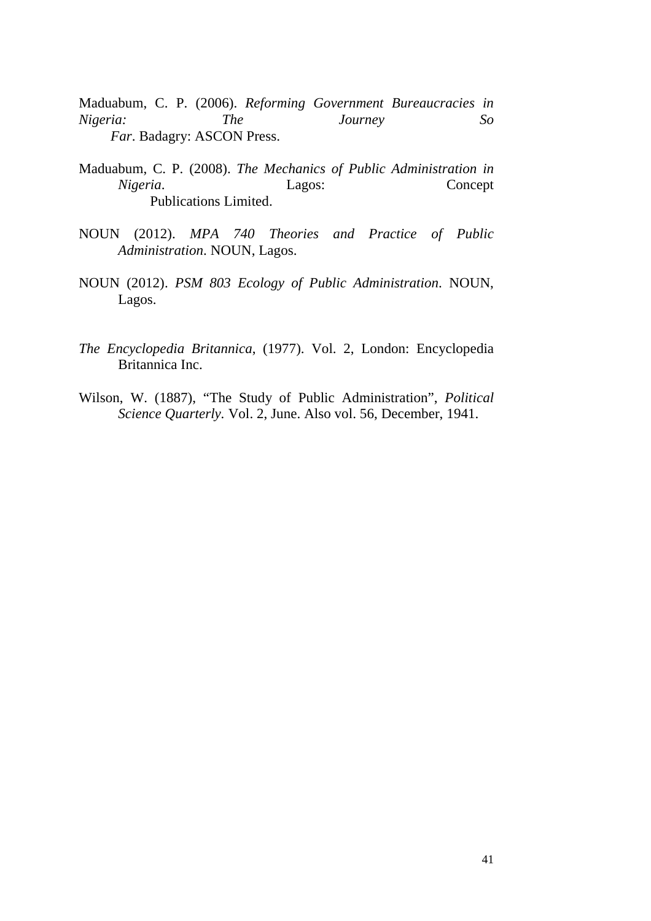Maduabum, C. P. (2006). *Reforming Government Bureaucracies in Nigeria: The Journey So Far*. Badagry: ASCON Press.

Maduabum, C. P. (2008). *The Mechanics of Public Administration in Nigeria*. Lagos: Concept Publications Limited.

NOUN (2012). *MPA 740 Theories and Practice of Public Administration*. NOUN, Lagos.

NOUN (2012). *PSM 803 Ecology of Public Administration*. NOUN, Lagos.

*The Encyclopedia Britannica*, (1977). Vol. 2, London: Encyclopedia Britannica Inc.

Wilson, W. (1887), "The Study of Public Administration", *Political Science Quarterly.* Vol. 2, June. Also vol. 56, December, 1941.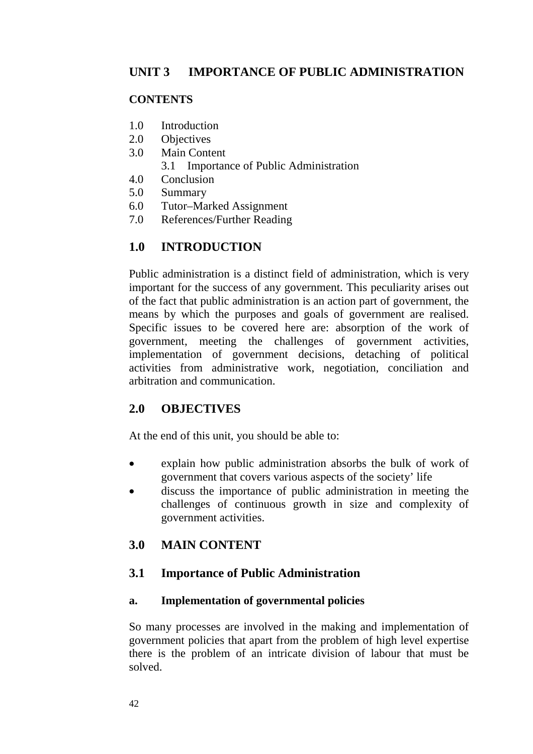# UNIT 3 IMPORTANCE OF PUBLIC ADMINISTRATION

**CONTENTS**

1.0 Introduction
2.0 Objectives
3.0 Main Content
    3.1 Importance of Public Administration
4.0 Conclusion
5.0 Summary
6.0 Tutor–Marked Assignment
7.0 References/Further Reading

## 1.0 INTRODUCTION

Public administration is a distinct field of administration, which is very important for the success of any government. This peculiarity arises out of the fact that public administration is an action part of government, the means by which the purposes and goals of government are realised. Specific issues to be covered here are: absorption of the work of government, meeting the challenges of government activities, implementation of government decisions, detaching of political activities from administrative work, negotiation, conciliation and arbitration and communication.

## 2.0 OBJECTIVES

At the end of this unit, you should be able to:

- explain how public administration absorbs the bulk of work of government that covers various aspects of the society' life
- discuss the importance of public administration in meeting the challenges of continuous growth in size and complexity of government activities.

## 3.0 MAIN CONTENT

## 3.1 Importance of Public Administration

### a. Implementation of governmental policies

So many processes are involved in the making and implementation of government policies that apart from the problem of high level expertise there is the problem of an intricate division of labour that must be solved.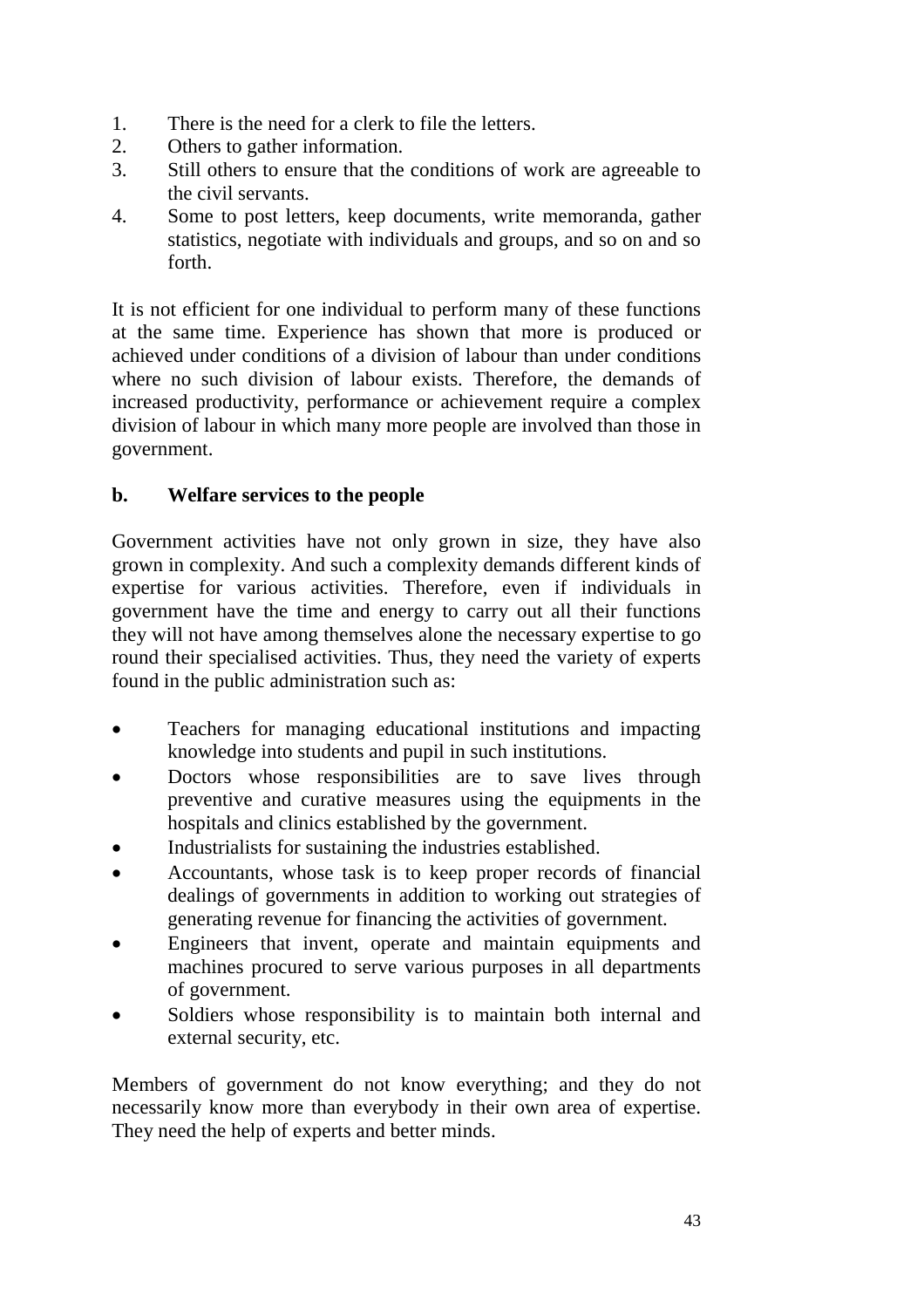1. There is the need for a clerk to file the letters.
2. Others to gather information.
3. Still others to ensure that the conditions of work are agreeable to the civil servants.
4. Some to post letters, keep documents, write memoranda, gather statistics, negotiate with individuals and groups, and so on and so forth.

It is not efficient for one individual to perform many of these functions at the same time. Experience has shown that more is produced or achieved under conditions of a division of labour than under conditions where no such division of labour exists. Therefore, the demands of increased productivity, performance or achievement require a complex division of labour in which many more people are involved than those in government.

**b. Welfare services to the people**

Government activities have not only grown in size, they have also grown in complexity. And such a complexity demands different kinds of expertise for various activities. Therefore, even if individuals in government have the time and energy to carry out all their functions they will not have among themselves alone the necessary expertise to go round their specialised activities. Thus, they need the variety of experts found in the public administration such as:

- Teachers for managing educational institutions and impacting knowledge into students and pupil in such institutions.
- Doctors whose responsibilities are to save lives through preventive and curative measures using the equipments in the hospitals and clinics established by the government.
- Industrialists for sustaining the industries established.
- Accountants, whose task is to keep proper records of financial dealings of governments in addition to working out strategies of generating revenue for financing the activities of government.
- Engineers that invent, operate and maintain equipments and machines procured to serve various purposes in all departments of government.
- Soldiers whose responsibility is to maintain both internal and external security, etc.

Members of government do not know everything; and they do not necessarily know more than everybody in their own area of expertise. They need the help of experts and better minds.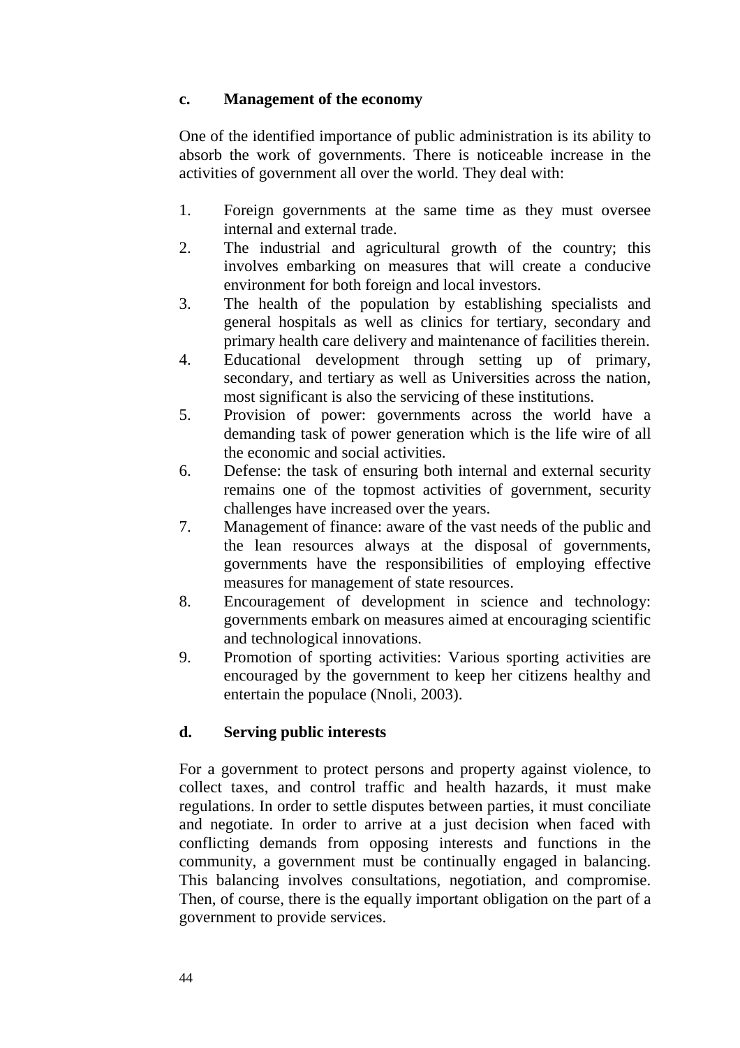**c. Management of the economy**

One of the identified importance of public administration is its ability to absorb the work of governments. There is noticeable increase in the activities of government all over the world. They deal with:

1. Foreign governments at the same time as they must oversee internal and external trade.
2. The industrial and agricultural growth of the country; this involves embarking on measures that will create a conducive environment for both foreign and local investors.
3. The health of the population by establishing specialists and general hospitals as well as clinics for tertiary, secondary and primary health care delivery and maintenance of facilities therein.
4. Educational development through setting up of primary, secondary, and tertiary as well as Universities across the nation, most significant is also the servicing of these institutions.
5. Provision of power: governments across the world have a demanding task of power generation which is the life wire of all the economic and social activities.
6. Defense: the task of ensuring both internal and external security remains one of the topmost activities of government, security challenges have increased over the years.
7. Management of finance: aware of the vast needs of the public and the lean resources always at the disposal of governments, governments have the responsibilities of employing effective measures for management of state resources.
8. Encouragement of development in science and technology: governments embark on measures aimed at encouraging scientific and technological innovations.
9. Promotion of sporting activities: Various sporting activities are encouraged by the government to keep her citizens healthy and entertain the populace (Nnoli, 2003).

**d. Serving public interests**

For a government to protect persons and property against violence, to collect taxes, and control traffic and health hazards, it must make regulations. In order to settle disputes between parties, it must conciliate and negotiate. In order to arrive at a just decision when faced with conflicting demands from opposing interests and functions in the community, a government must be continually engaged in balancing. This balancing involves consultations, negotiation, and compromise. Then, of course, there is the equally important obligation on the part of a government to provide services.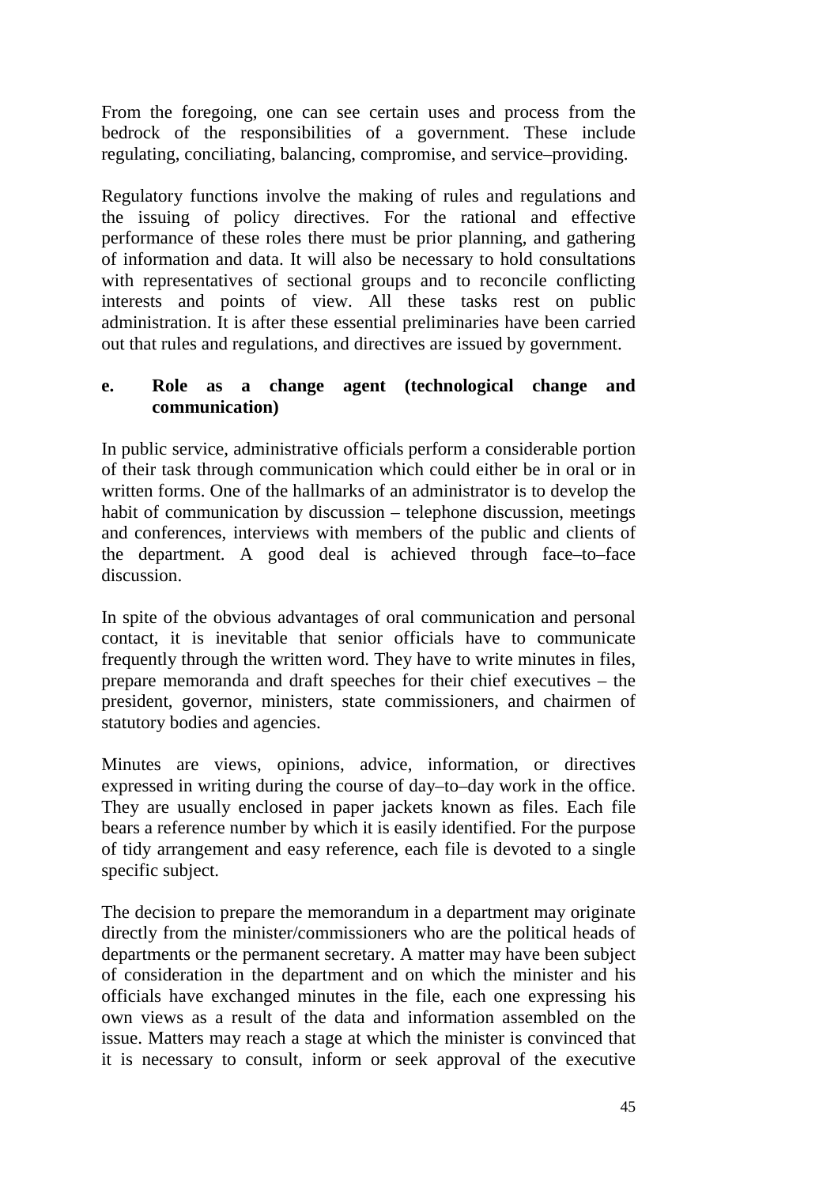From the foregoing, one can see certain uses and process from the bedrock of the responsibilities of a government. These include regulating, conciliating, balancing, compromise, and service–providing.

Regulatory functions involve the making of rules and regulations and the issuing of policy directives. For the rational and effective performance of these roles there must be prior planning, and gathering of information and data. It will also be necessary to hold consultations with representatives of sectional groups and to reconcile conflicting interests and points of view. All these tasks rest on public administration. It is after these essential preliminaries have been carried out that rules and regulations, and directives are issued by government.

**e. Role as a change agent (technological change and communication)**

In public service, administrative officials perform a considerable portion of their task through communication which could either be in oral or in written forms. One of the hallmarks of an administrator is to develop the habit of communication by discussion – telephone discussion, meetings and conferences, interviews with members of the public and clients of the department. A good deal is achieved through face–to–face discussion.

In spite of the obvious advantages of oral communication and personal contact, it is inevitable that senior officials have to communicate frequently through the written word. They have to write minutes in files, prepare memoranda and draft speeches for their chief executives – the president, governor, ministers, state commissioners, and chairmen of statutory bodies and agencies.

Minutes are views, opinions, advice, information, or directives expressed in writing during the course of day–to–day work in the office. They are usually enclosed in paper jackets known as files. Each file bears a reference number by which it is easily identified. For the purpose of tidy arrangement and easy reference, each file is devoted to a single specific subject.

The decision to prepare the memorandum in a department may originate directly from the minister/commissioners who are the political heads of departments or the permanent secretary. A matter may have been subject of consideration in the department and on which the minister and his officials have exchanged minutes in the file, each one expressing his own views as a result of the data and information assembled on the issue. Matters may reach a stage at which the minister is convinced that it is necessary to consult, inform or seek approval of the executive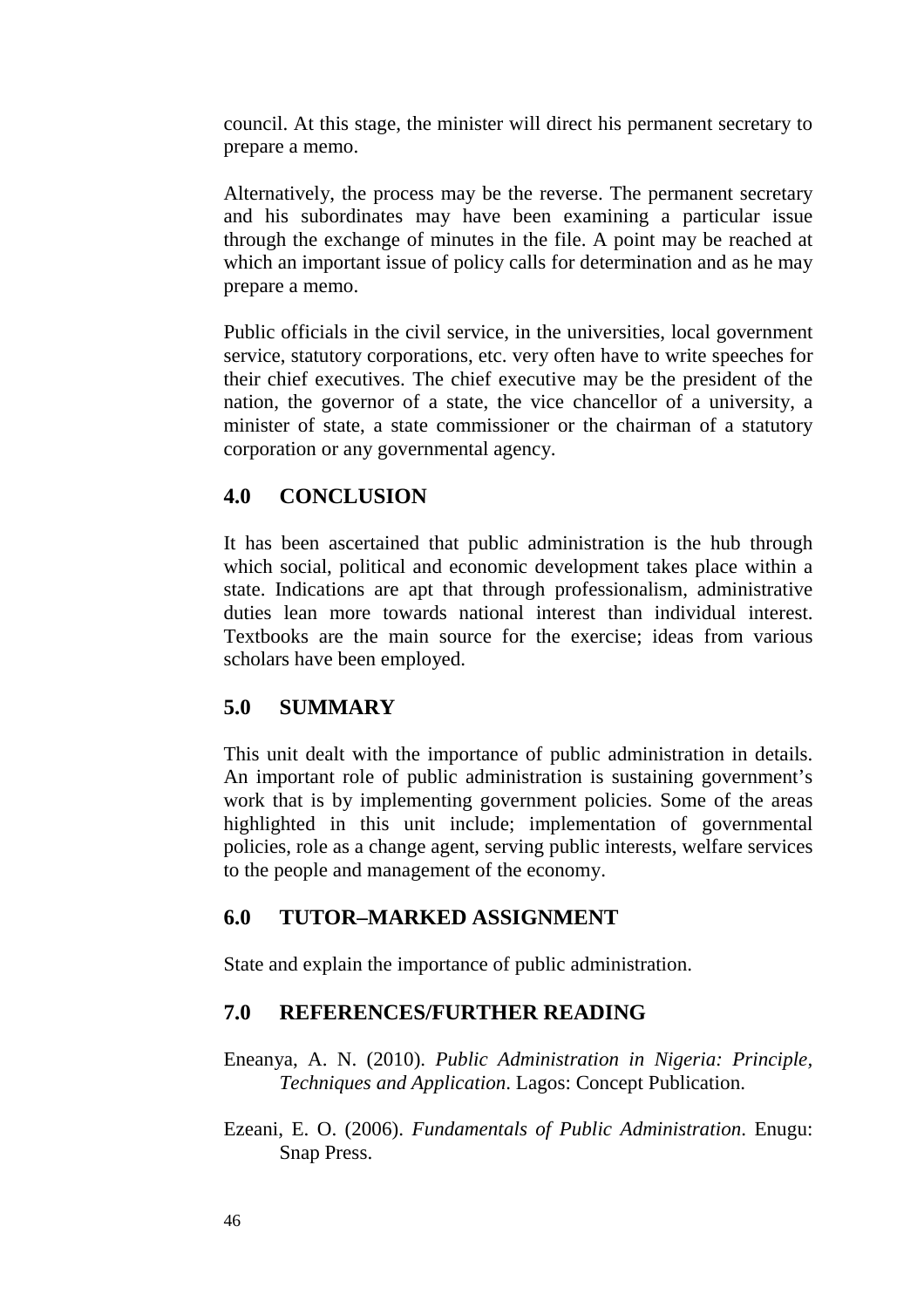council. At this stage, the minister will direct his permanent secretary to prepare a memo.

Alternatively, the process may be the reverse. The permanent secretary and his subordinates may have been examining a particular issue through the exchange of minutes in the file. A point may be reached at which an important issue of policy calls for determination and as he may prepare a memo.

Public officials in the civil service, in the universities, local government service, statutory corporations, etc. very often have to write speeches for their chief executives. The chief executive may be the president of the nation, the governor of a state, the vice chancellor of a university, a minister of state, a state commissioner or the chairman of a statutory corporation or any governmental agency.

## 4.0 CONCLUSION

It has been ascertained that public administration is the hub through which social, political and economic development takes place within a state. Indications are apt that through professionalism, administrative duties lean more towards national interest than individual interest. Textbooks are the main source for the exercise; ideas from various scholars have been employed.

## 5.0 SUMMARY

This unit dealt with the importance of public administration in details. An important role of public administration is sustaining government's work that is by implementing government policies. Some of the areas highlighted in this unit include; implementation of governmental policies, role as a change agent, serving public interests, welfare services to the people and management of the economy.

## 6.0 TUTOR–MARKED ASSIGNMENT

State and explain the importance of public administration.

## 7.0 REFERENCES/FURTHER READING

Eneanya, A. N. (2010). *Public Administration in Nigeria: Principle, Techniques and Application*. Lagos: Concept Publication.

Ezeani, E. O. (2006). *Fundamentals of Public Administration*. Enugu: Snap Press.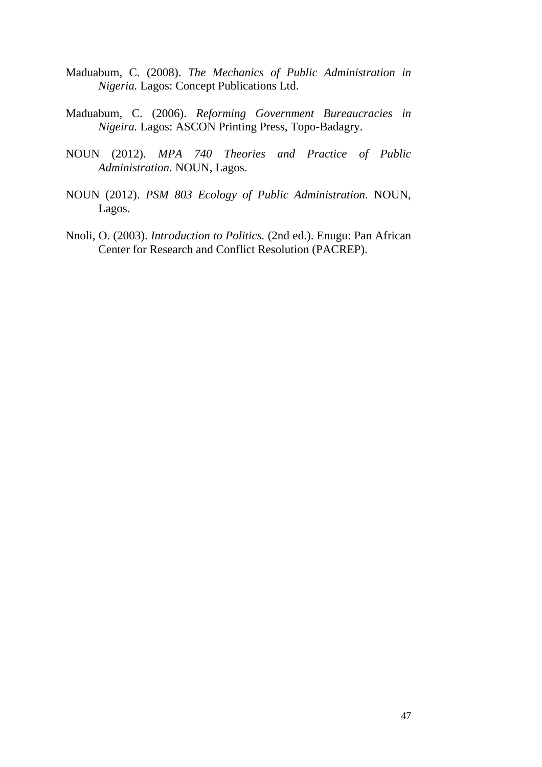Maduabum, C. (2008). *The Mechanics of Public Administration in Nigeria.* Lagos: Concept Publications Ltd.

Maduabum, C. (2006). *Reforming Government Bureaucracies in Nigeira.* Lagos: ASCON Printing Press, Topo-Badagry.

NOUN (2012). *MPA 740 Theories and Practice of Public Administration*. NOUN, Lagos.

NOUN (2012). *PSM 803 Ecology of Public Administration*. NOUN, Lagos.

Nnoli, O. (2003). *Introduction to Politics.* (2nd ed.). Enugu: Pan African Center for Research and Conflict Resolution (PACREP).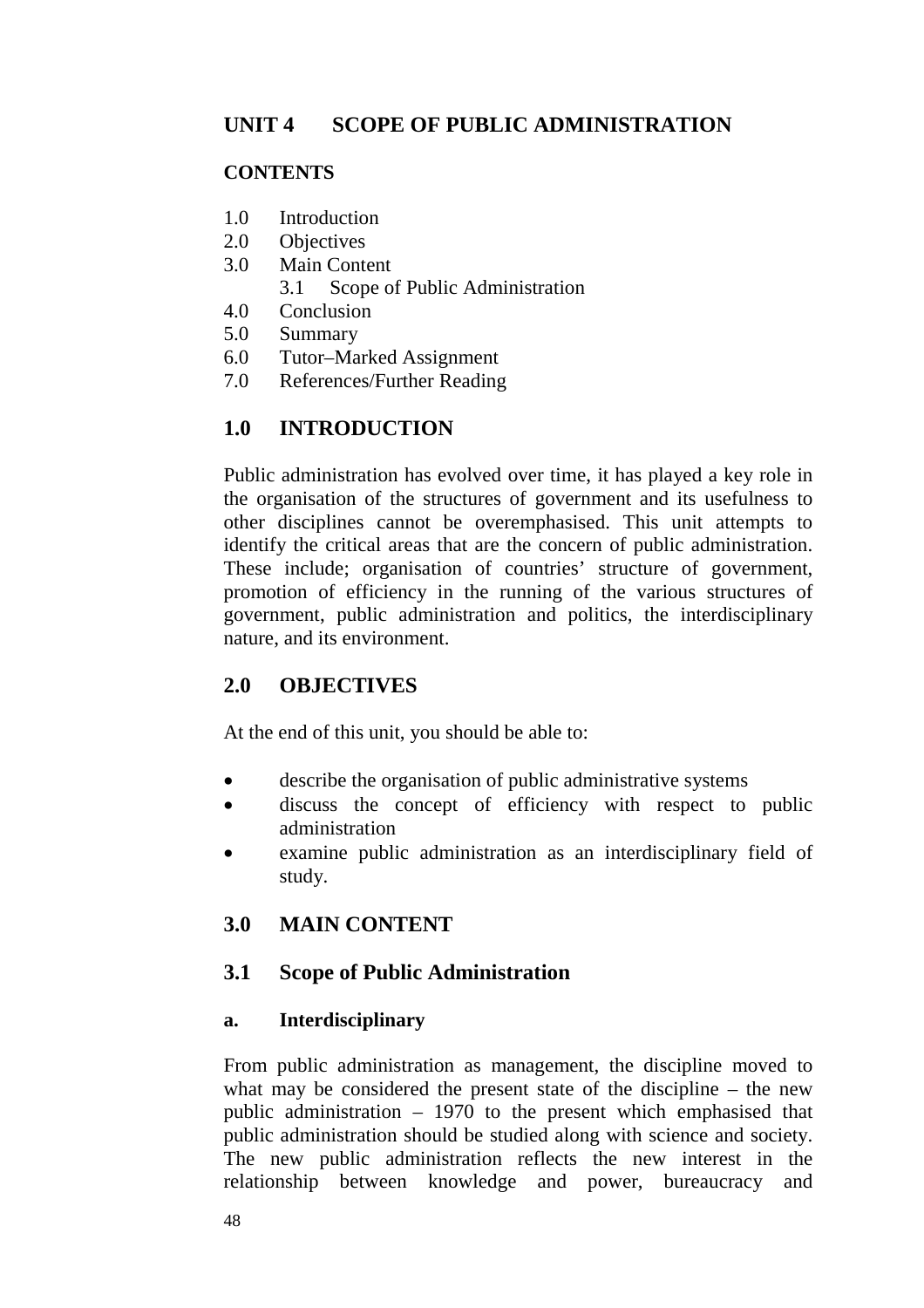# UNIT 4 SCOPE OF PUBLIC ADMINISTRATION

**CONTENTS**

1.0 Introduction
2.0 Objectives
3.0 Main Content
  3.1 Scope of Public Administration
4.0 Conclusion
5.0 Summary
6.0 Tutor–Marked Assignment
7.0 References/Further Reading

## 1.0 INTRODUCTION

Public administration has evolved over time, it has played a key role in the organisation of the structures of government and its usefulness to other disciplines cannot be overemphasised. This unit attempts to identify the critical areas that are the concern of public administration. These include; organisation of countries' structure of government, promotion of efficiency in the running of the various structures of government, public administration and politics, the interdisciplinary nature, and its environment.

## 2.0 OBJECTIVES

At the end of this unit, you should be able to:

- describe the organisation of public administrative systems
- discuss the concept of efficiency with respect to public administration
- examine public administration as an interdisciplinary field of study.

## 3.0 MAIN CONTENT

### 3.1 Scope of Public Administration

#### a. Interdisciplinary

From public administration as management, the discipline moved to what may be considered the present state of the discipline – the new public administration – 1970 to the present which emphasised that public administration should be studied along with science and society. The new public administration reflects the new interest in the relationship between knowledge and power, bureaucracy and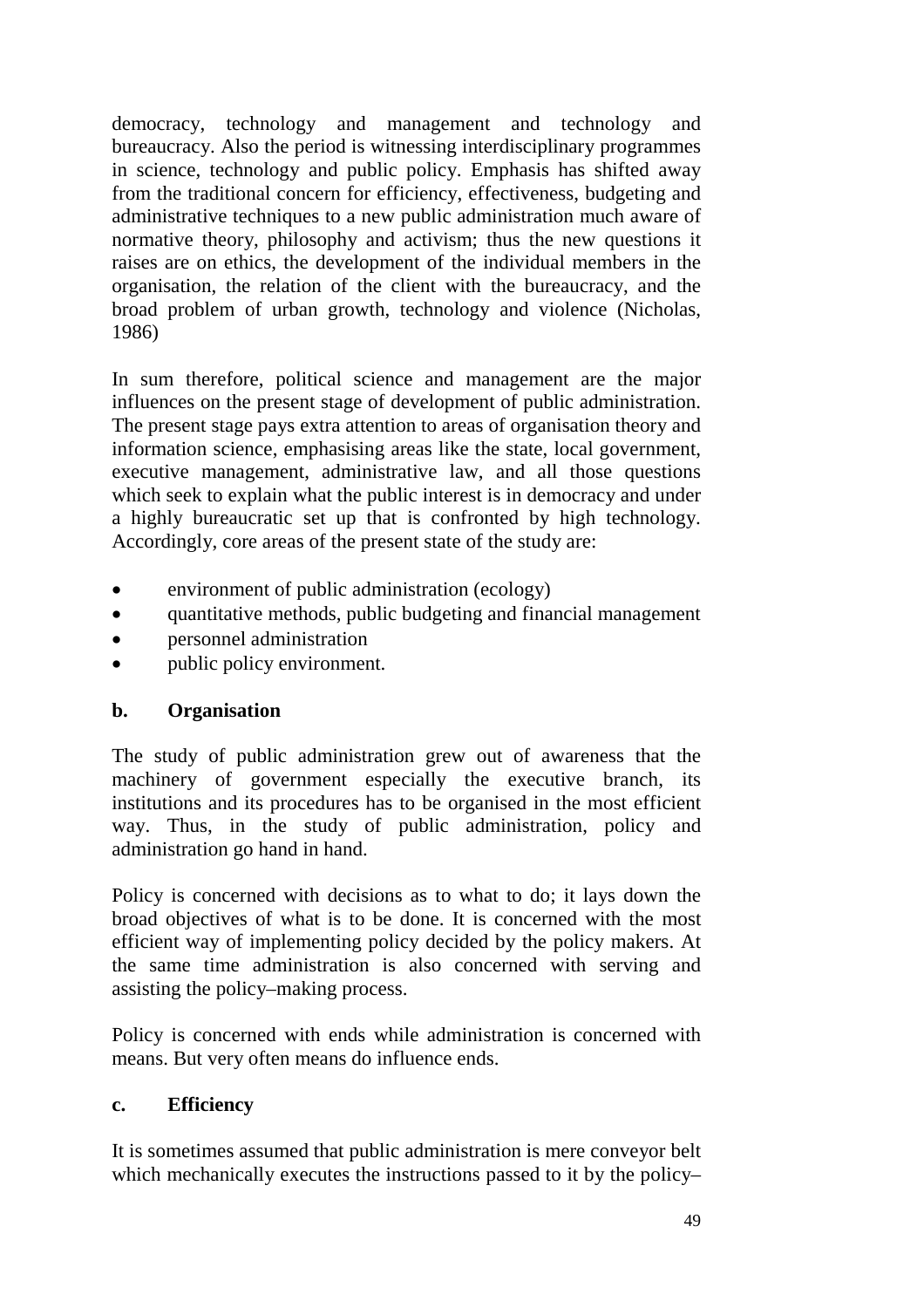democracy, technology and management and technology and bureaucracy. Also the period is witnessing interdisciplinary programmes in science, technology and public policy. Emphasis has shifted away from the traditional concern for efficiency, effectiveness, budgeting and administrative techniques to a new public administration much aware of normative theory, philosophy and activism; thus the new questions it raises are on ethics, the development of the individual members in the organisation, the relation of the client with the bureaucracy, and the broad problem of urban growth, technology and violence (Nicholas, 1986)

In sum therefore, political science and management are the major influences on the present stage of development of public administration. The present stage pays extra attention to areas of organisation theory and information science, emphasising areas like the state, local government, executive management, administrative law, and all those questions which seek to explain what the public interest is in democracy and under a highly bureaucratic set up that is confronted by high technology. Accordingly, core areas of the present state of the study are:

- environment of public administration (ecology)
- quantitative methods, public budgeting and financial management
- personnel administration
- public policy environment.

**b. Organisation**

The study of public administration grew out of awareness that the machinery of government especially the executive branch, its institutions and its procedures has to be organised in the most efficient way. Thus, in the study of public administration, policy and administration go hand in hand.

Policy is concerned with decisions as to what to do; it lays down the broad objectives of what is to be done. It is concerned with the most efficient way of implementing policy decided by the policy makers. At the same time administration is also concerned with serving and assisting the policy–making process.

Policy is concerned with ends while administration is concerned with means. But very often means do influence ends.

**c. Efficiency**

It is sometimes assumed that public administration is mere conveyor belt which mechanically executes the instructions passed to it by the policy–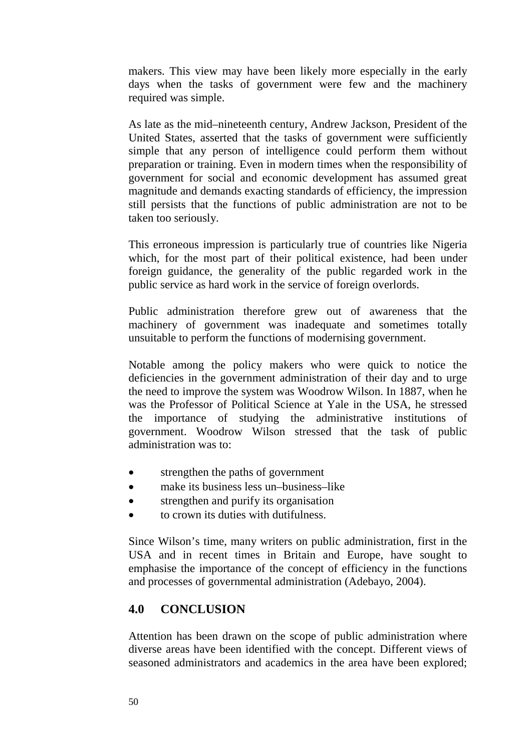makers. This view may have been likely more especially in the early days when the tasks of government were few and the machinery required was simple.

As late as the mid–nineteenth century, Andrew Jackson, President of the United States, asserted that the tasks of government were sufficiently simple that any person of intelligence could perform them without preparation or training. Even in modern times when the responsibility of government for social and economic development has assumed great magnitude and demands exacting standards of efficiency, the impression still persists that the functions of public administration are not to be taken too seriously.

This erroneous impression is particularly true of countries like Nigeria which, for the most part of their political existence, had been under foreign guidance, the generality of the public regarded work in the public service as hard work in the service of foreign overlords.

Public administration therefore grew out of awareness that the machinery of government was inadequate and sometimes totally unsuitable to perform the functions of modernising government.

Notable among the policy makers who were quick to notice the deficiencies in the government administration of their day and to urge the need to improve the system was Woodrow Wilson. In 1887, when he was the Professor of Political Science at Yale in the USA, he stressed the importance of studying the administrative institutions of government. Woodrow Wilson stressed that the task of public administration was to:

- strengthen the paths of government
- make its business less un–business–like
- strengthen and purify its organisation
- to crown its duties with dutifulness.

Since Wilson's time, many writers on public administration, first in the USA and in recent times in Britain and Europe, have sought to emphasise the importance of the concept of efficiency in the functions and processes of governmental administration (Adebayo, 2004).

## 4.0 CONCLUSION

Attention has been drawn on the scope of public administration where diverse areas have been identified with the concept. Different views of seasoned administrators and academics in the area have been explored;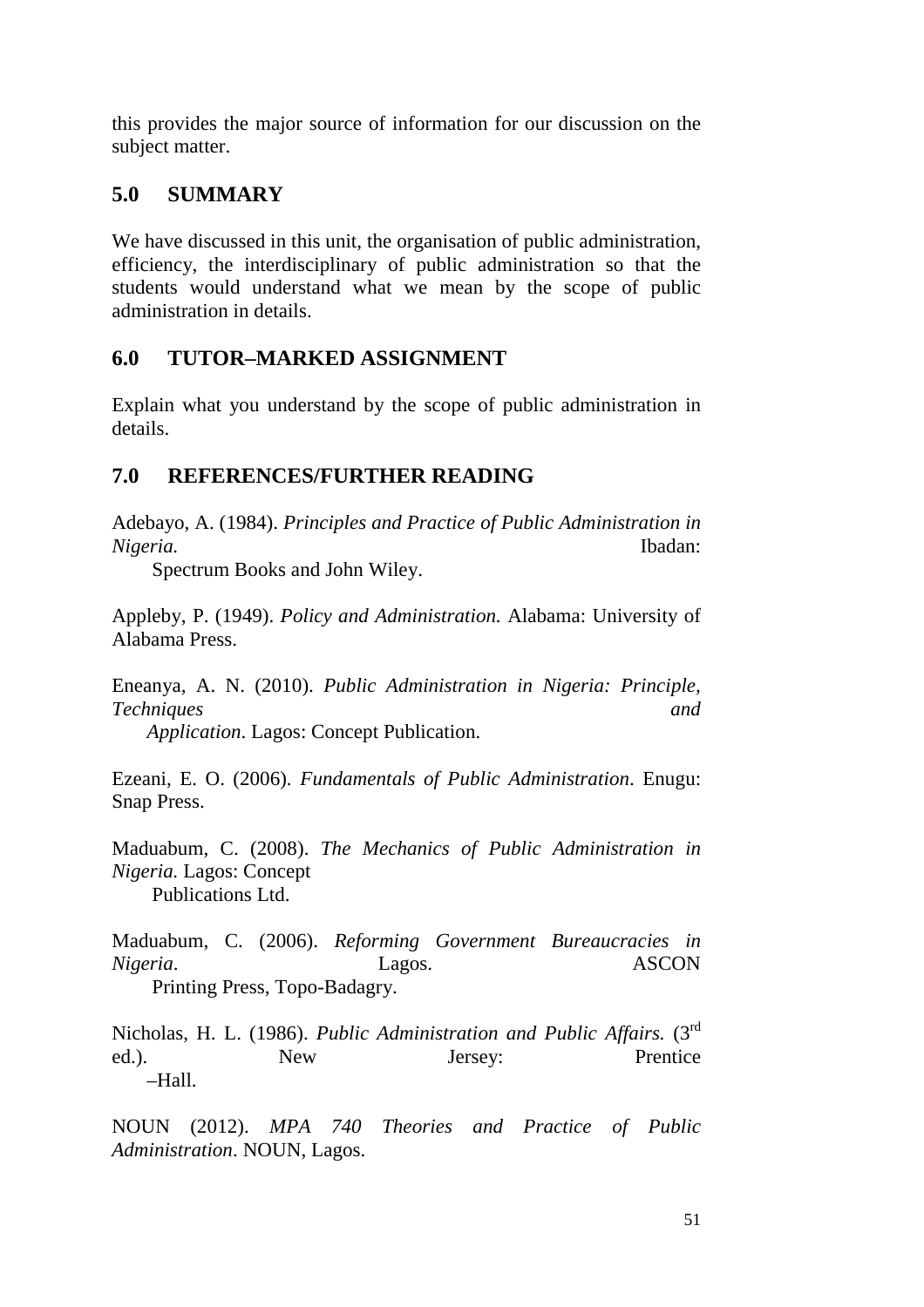this provides the major source of information for our discussion on the subject matter.

## 5.0 SUMMARY

We have discussed in this unit, the organisation of public administration, efficiency, the interdisciplinary of public administration so that the students would understand what we mean by the scope of public administration in details.

## 6.0 TUTOR–MARKED ASSIGNMENT

Explain what you understand by the scope of public administration in details.

## 7.0 REFERENCES/FURTHER READING

Adebayo, A. (1984). *Principles and Practice of Public Administration in Nigeria.* Ibadan: Spectrum Books and John Wiley.

Appleby, P. (1949). *Policy and Administration.* Alabama: University of Alabama Press.

Eneanya, A. N. (2010). *Public Administration in Nigeria: Principle, Techniques and Application*. Lagos: Concept Publication.

Ezeani, E. O. (2006). *Fundamentals of Public Administration*. Enugu: Snap Press.

Maduabum, C. (2008). *The Mechanics of Public Administration in Nigeria.* Lagos: Concept Publications Ltd.

Maduabum, C. (2006). *Reforming Government Bureaucracies in Nigeria*. Lagos. ASCON Printing Press, Topo-Badagry.

Nicholas, H. L. (1986). *Public Administration and Public Affairs.* (3rd ed.). New Jersey: Prentice –Hall.

NOUN (2012). *MPA 740 Theories and Practice of Public Administration*. NOUN, Lagos.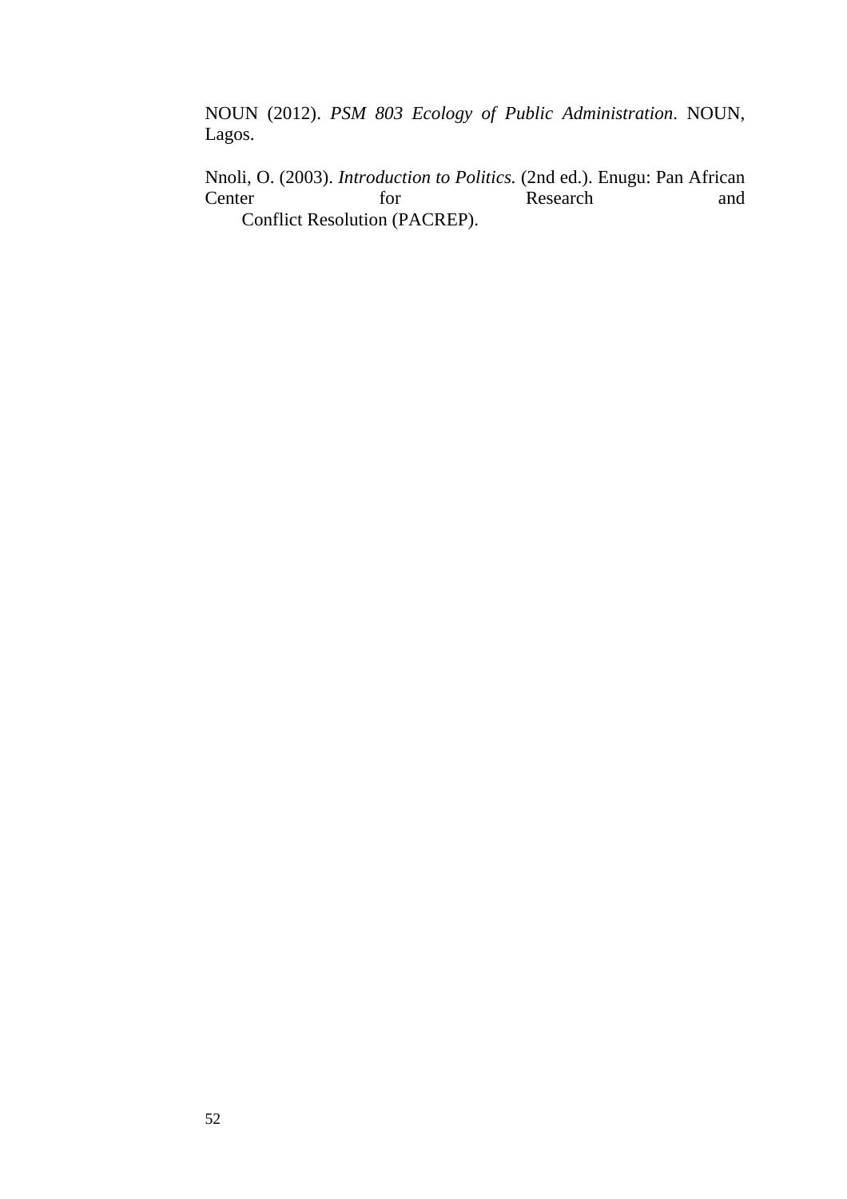NOUN (2012). *PSM 803 Ecology of Public Administration*. NOUN, Lagos.

Nnoli, O. (2003). *Introduction to Politics.* (2nd ed.). Enugu: Pan African Center for Research and Conflict Resolution (PACREP).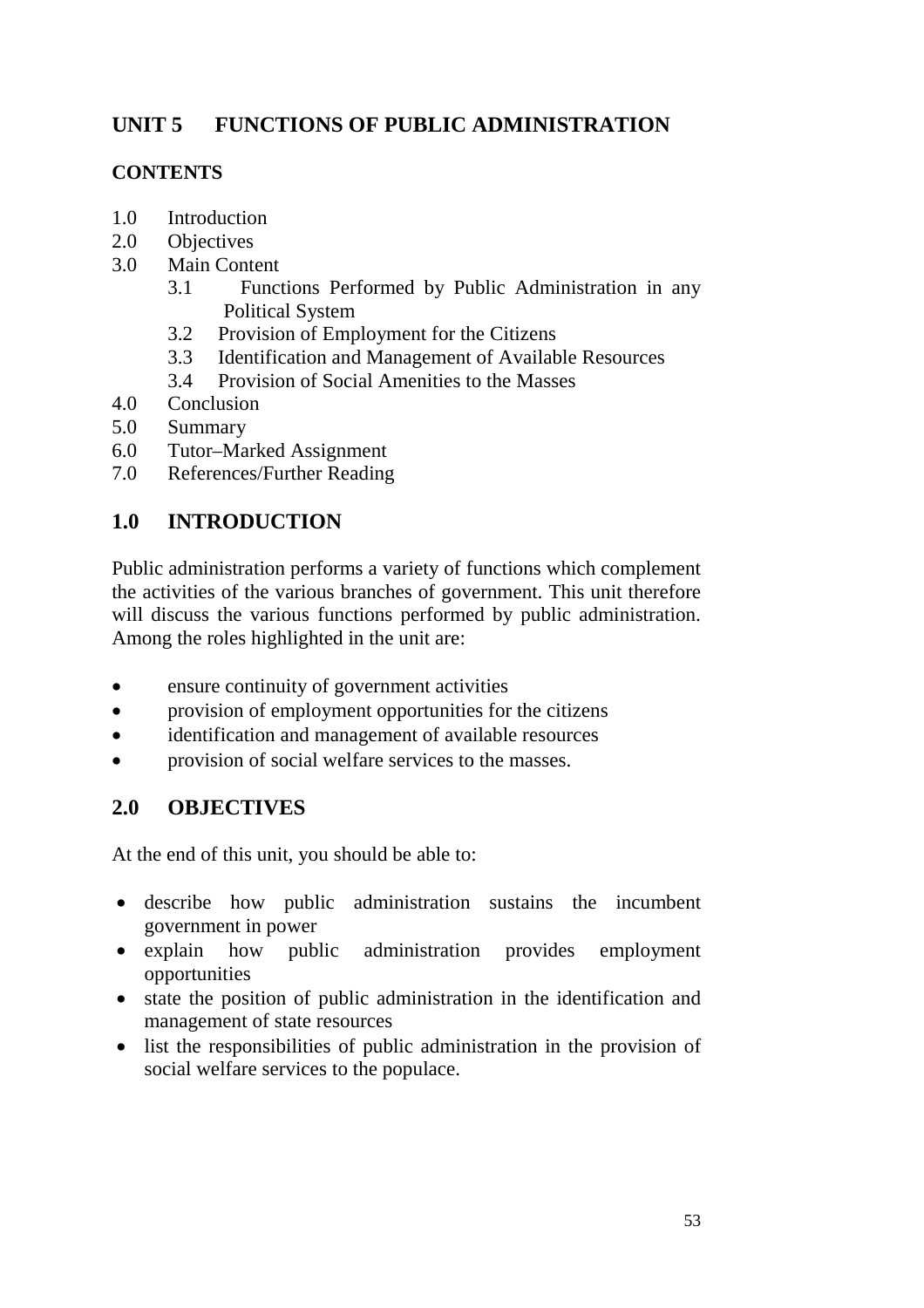# UNIT 5 FUNCTIONS OF PUBLIC ADMINISTRATION

## CONTENTS

1.0 Introduction
2.0 Objectives
3.0 Main Content
  3.1 Functions Performed by Public Administration in any Political System
  3.2 Provision of Employment for the Citizens
  3.3 Identification and Management of Available Resources
  3.4 Provision of Social Amenities to the Masses
4.0 Conclusion
5.0 Summary
6.0 Tutor–Marked Assignment
7.0 References/Further Reading

## 1.0 INTRODUCTION

Public administration performs a variety of functions which complement the activities of the various branches of government. This unit therefore will discuss the various functions performed by public administration. Among the roles highlighted in the unit are:

- ensure continuity of government activities
- provision of employment opportunities for the citizens
- identification and management of available resources
- provision of social welfare services to the masses.

## 2.0 OBJECTIVES

At the end of this unit, you should be able to:

- describe how public administration sustains the incumbent government in power
- explain how public administration provides employment opportunities
- state the position of public administration in the identification and management of state resources
- list the responsibilities of public administration in the provision of social welfare services to the populace.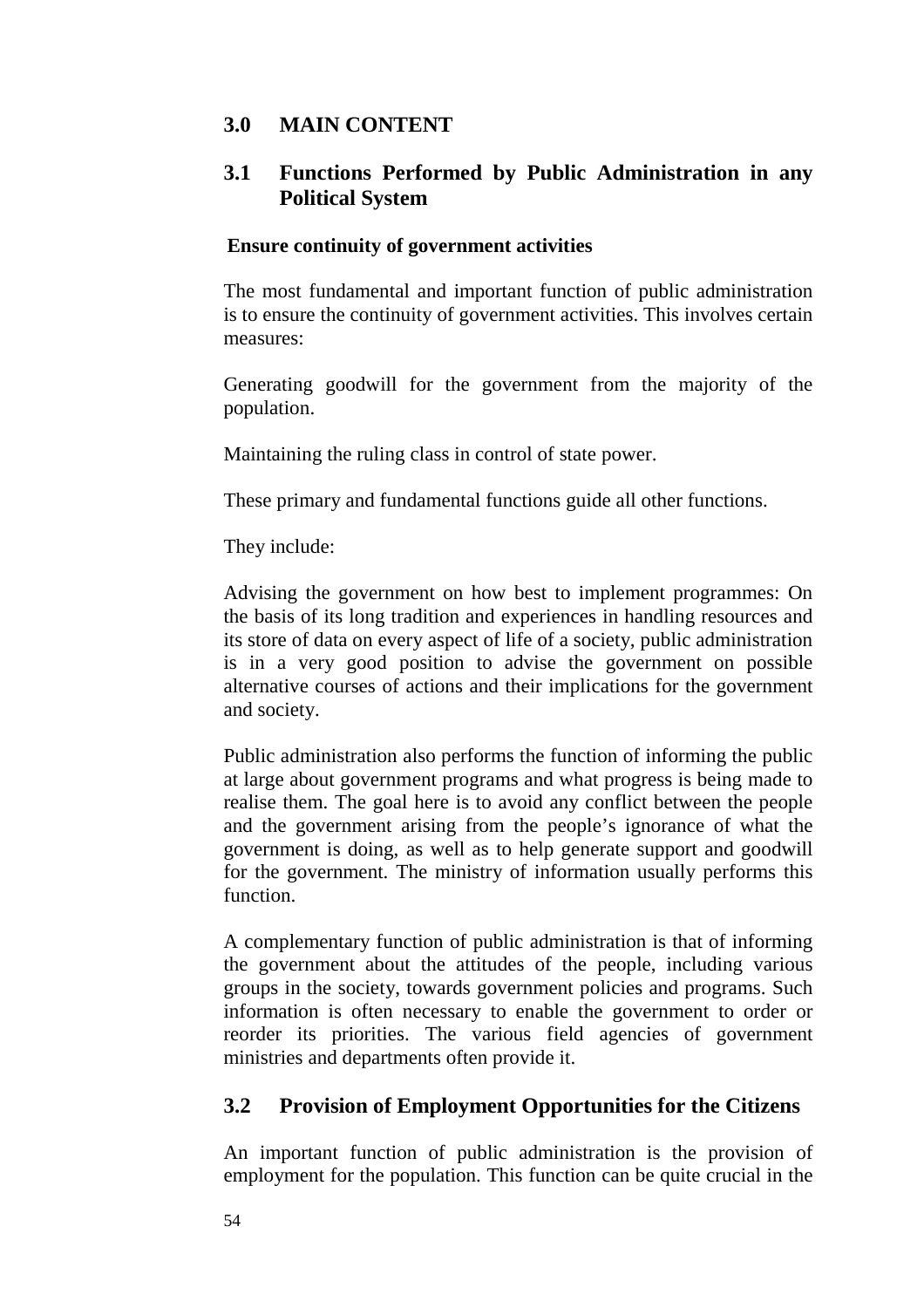## 3.0 MAIN CONTENT

### 3.1 Functions Performed by Public Administration in any Political System

**Ensure continuity of government activities**

The most fundamental and important function of public administration is to ensure the continuity of government activities. This involves certain measures:

Generating goodwill for the government from the majority of the population.

Maintaining the ruling class in control of state power.

These primary and fundamental functions guide all other functions.

They include:

Advising the government on how best to implement programmes: On the basis of its long tradition and experiences in handling resources and its store of data on every aspect of life of a society, public administration is in a very good position to advise the government on possible alternative courses of actions and their implications for the government and society.

Public administration also performs the function of informing the public at large about government programs and what progress is being made to realise them. The goal here is to avoid any conflict between the people and the government arising from the people's ignorance of what the government is doing, as well as to help generate support and goodwill for the government. The ministry of information usually performs this function.

A complementary function of public administration is that of informing the government about the attitudes of the people, including various groups in the society, towards government policies and programs. Such information is often necessary to enable the government to order or reorder its priorities. The various field agencies of government ministries and departments often provide it.

### 3.2 Provision of Employment Opportunities for the Citizens

An important function of public administration is the provision of employment for the population. This function can be quite crucial in the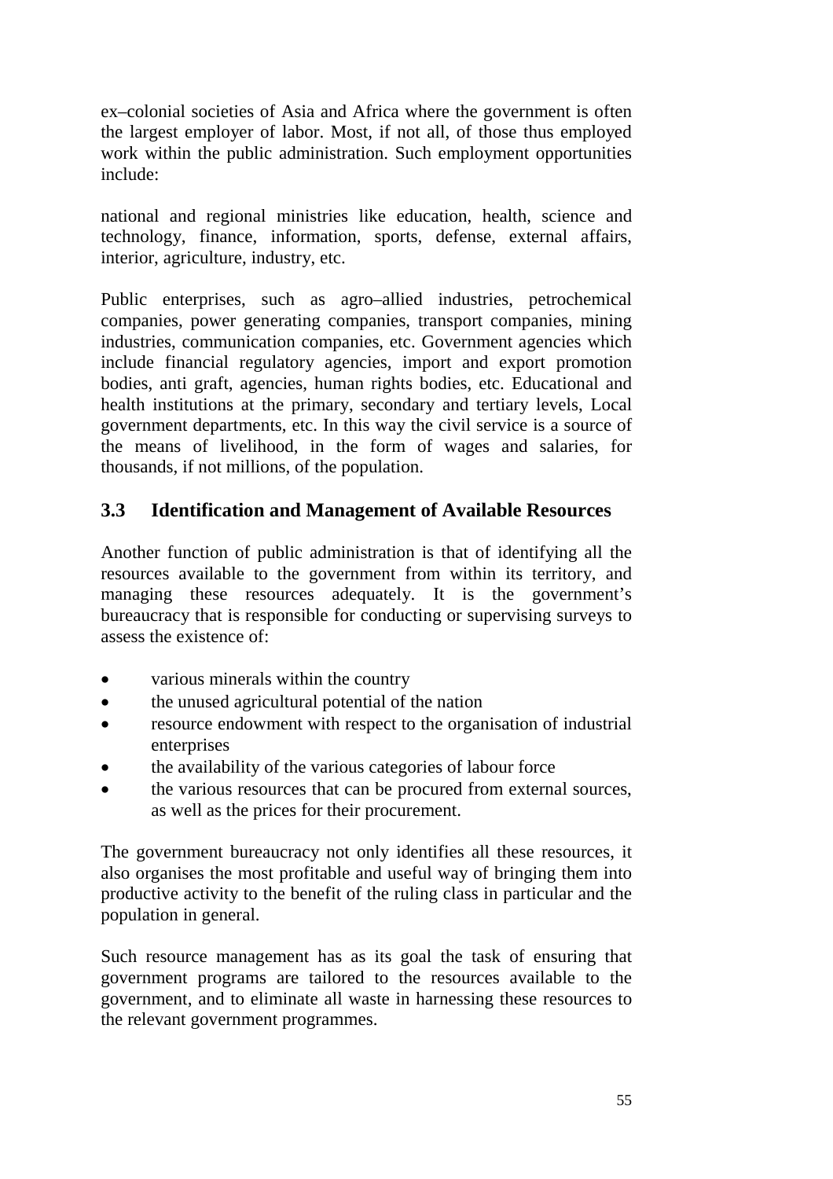ex–colonial societies of Asia and Africa where the government is often the largest employer of labor. Most, if not all, of those thus employed work within the public administration. Such employment opportunities include:

national and regional ministries like education, health, science and technology, finance, information, sports, defense, external affairs, interior, agriculture, industry, etc.

Public enterprises, such as agro–allied industries, petrochemical companies, power generating companies, transport companies, mining industries, communication companies, etc. Government agencies which include financial regulatory agencies, import and export promotion bodies, anti graft, agencies, human rights bodies, etc. Educational and health institutions at the primary, secondary and tertiary levels, Local government departments, etc. In this way the civil service is a source of the means of livelihood, in the form of wages and salaries, for thousands, if not millions, of the population.

## 3.3 Identification and Management of Available Resources

Another function of public administration is that of identifying all the resources available to the government from within its territory, and managing these resources adequately. It is the government's bureaucracy that is responsible for conducting or supervising surveys to assess the existence of:

- various minerals within the country
- the unused agricultural potential of the nation
- resource endowment with respect to the organisation of industrial enterprises
- the availability of the various categories of labour force
- the various resources that can be procured from external sources, as well as the prices for their procurement.

The government bureaucracy not only identifies all these resources, it also organises the most profitable and useful way of bringing them into productive activity to the benefit of the ruling class in particular and the population in general.

Such resource management has as its goal the task of ensuring that government programs are tailored to the resources available to the government, and to eliminate all waste in harnessing these resources to the relevant government programmes.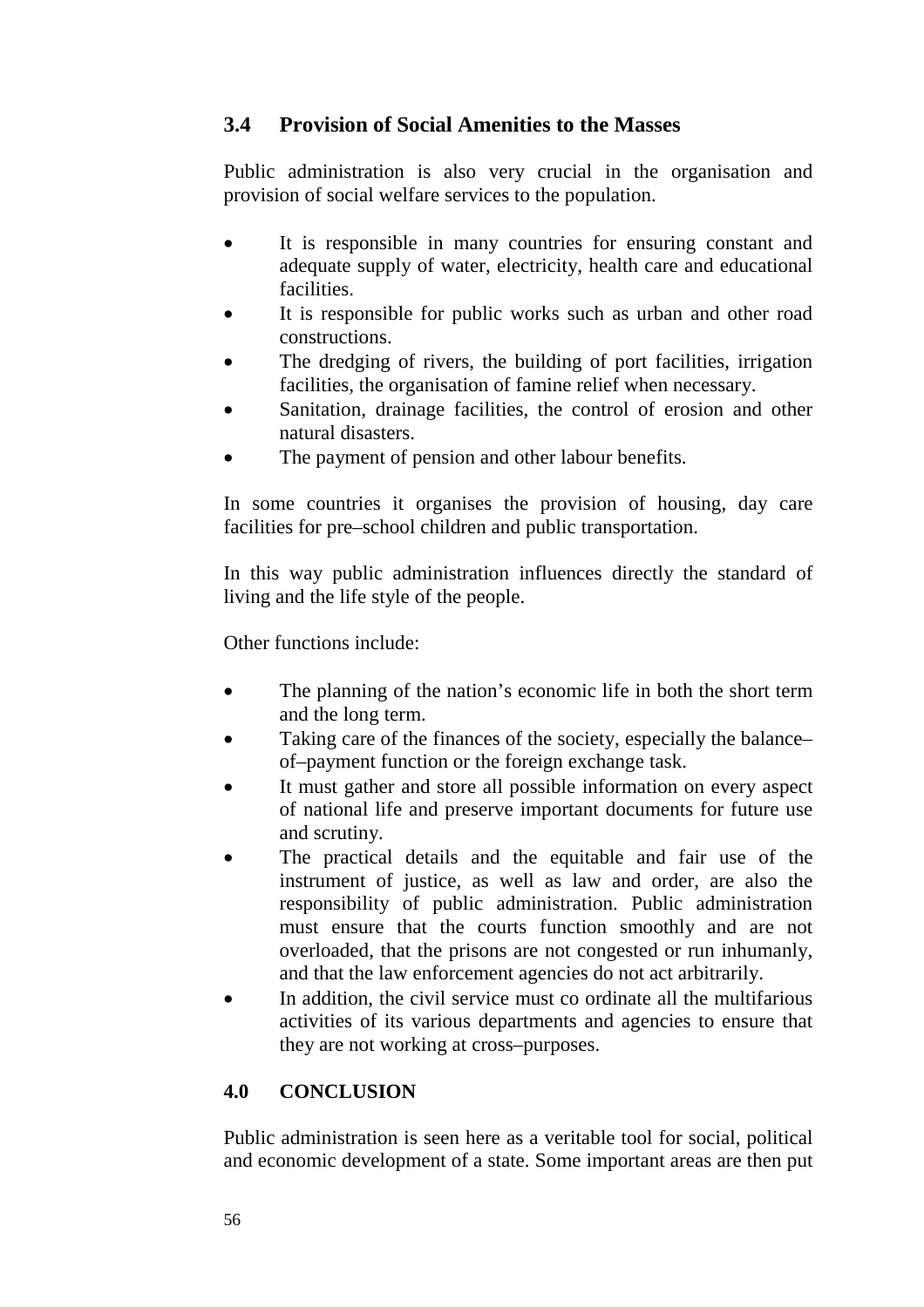### 3.4 Provision of Social Amenities to the Masses

Public administration is also very crucial in the organisation and provision of social welfare services to the population.

- It is responsible in many countries for ensuring constant and adequate supply of water, electricity, health care and educational facilities.
- It is responsible for public works such as urban and other road constructions.
- The dredging of rivers, the building of port facilities, irrigation facilities, the organisation of famine relief when necessary.
- Sanitation, drainage facilities, the control of erosion and other natural disasters.
- The payment of pension and other labour benefits.

In some countries it organises the provision of housing, day care facilities for pre–school children and public transportation.

In this way public administration influences directly the standard of living and the life style of the people.

Other functions include:

- The planning of the nation's economic life in both the short term and the long term.
- Taking care of the finances of the society, especially the balance–of–payment function or the foreign exchange task.
- It must gather and store all possible information on every aspect of national life and preserve important documents for future use and scrutiny.
- The practical details and the equitable and fair use of the instrument of justice, as well as law and order, are also the responsibility of public administration. Public administration must ensure that the courts function smoothly and are not overloaded, that the prisons are not congested or run inhumanly, and that the law enforcement agencies do not act arbitrarily.
- In addition, the civil service must co ordinate all the multifarious activities of its various departments and agencies to ensure that they are not working at cross–purposes.

## 4.0 CONCLUSION

Public administration is seen here as a veritable tool for social, political and economic development of a state. Some important areas are then put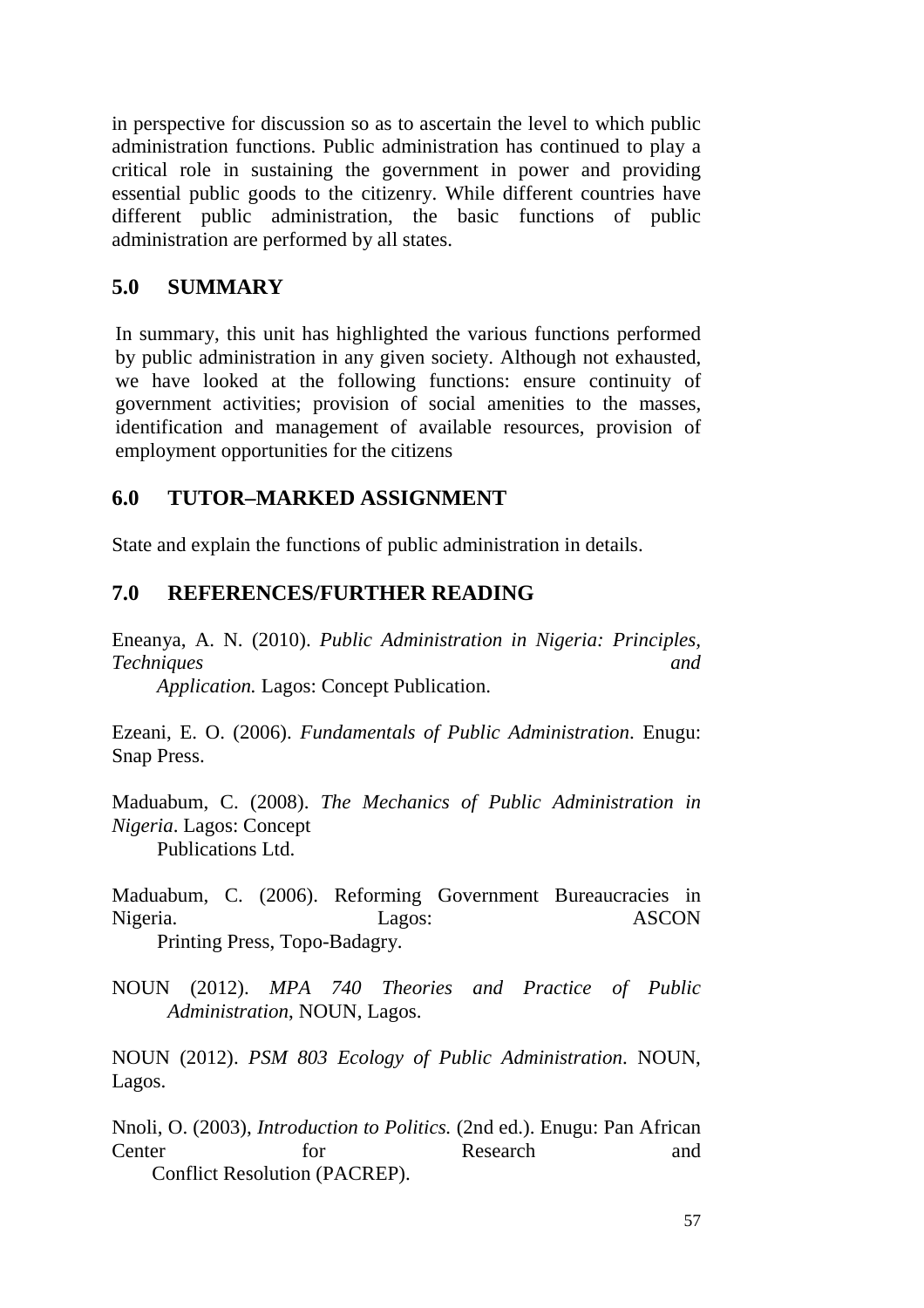in perspective for discussion so as to ascertain the level to which public administration functions. Public administration has continued to play a critical role in sustaining the government in power and providing essential public goods to the citizenry. While different countries have different public administration, the basic functions of public administration are performed by all states.

## 5.0 SUMMARY

In summary, this unit has highlighted the various functions performed by public administration in any given society. Although not exhausted, we have looked at the following functions: ensure continuity of government activities; provision of social amenities to the masses, identification and management of available resources, provision of employment opportunities for the citizens

## 6.0 TUTOR–MARKED ASSIGNMENT

State and explain the functions of public administration in details.

## 7.0 REFERENCES/FURTHER READING

Eneanya, A. N. (2010). *Public Administration in Nigeria: Principles, Techniques and Application.* Lagos: Concept Publication.

Ezeani, E. O. (2006). *Fundamentals of Public Administration*. Enugu: Snap Press.

Maduabum, C. (2008). *The Mechanics of Public Administration in Nigeria*. Lagos: Concept Publications Ltd.

Maduabum, C. (2006). Reforming Government Bureaucracies in Nigeria. Lagos: ASCON Printing Press, Topo-Badagry.

NOUN (2012). *MPA 740 Theories and Practice of Public Administration*, NOUN, Lagos.

NOUN (2012). *PSM 803 Ecology of Public Administration*. NOUN, Lagos.

Nnoli, O. (2003), *Introduction to Politics.* (2nd ed.). Enugu: Pan African Center for Research and Conflict Resolution (PACREP).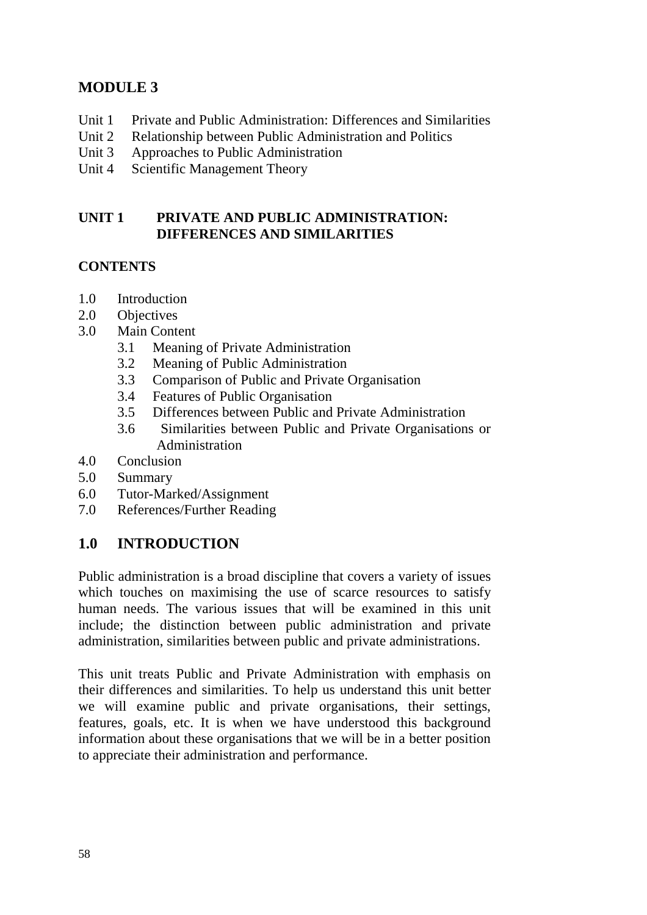# MODULE 3

Unit 1 Private and Public Administration: Differences and Similarities
Unit 2 Relationship between Public Administration and Politics
Unit 3 Approaches to Public Administration
Unit 4 Scientific Management Theory

## UNIT 1 PRIVATE AND PUBLIC ADMINISTRATION: DIFFERENCES AND SIMILARITIES

**CONTENTS**

1.0 Introduction
2.0 Objectives
3.0 Main Content
   3.1 Meaning of Private Administration
   3.2 Meaning of Public Administration
   3.3 Comparison of Public and Private Organisation
   3.4 Features of Public Organisation
   3.5 Differences between Public and Private Administration
   3.6 Similarities between Public and Private Organisations or Administration
4.0 Conclusion
5.0 Summary
6.0 Tutor-Marked/Assignment
7.0 References/Further Reading

## 1.0 INTRODUCTION

Public administration is a broad discipline that covers a variety of issues which touches on maximising the use of scarce resources to satisfy human needs. The various issues that will be examined in this unit include; the distinction between public administration and private administration, similarities between public and private administrations.

This unit treats Public and Private Administration with emphasis on their differences and similarities. To help us understand this unit better we will examine public and private organisations, their settings, features, goals, etc. It is when we have understood this background information about these organisations that we will be in a better position to appreciate their administration and performance.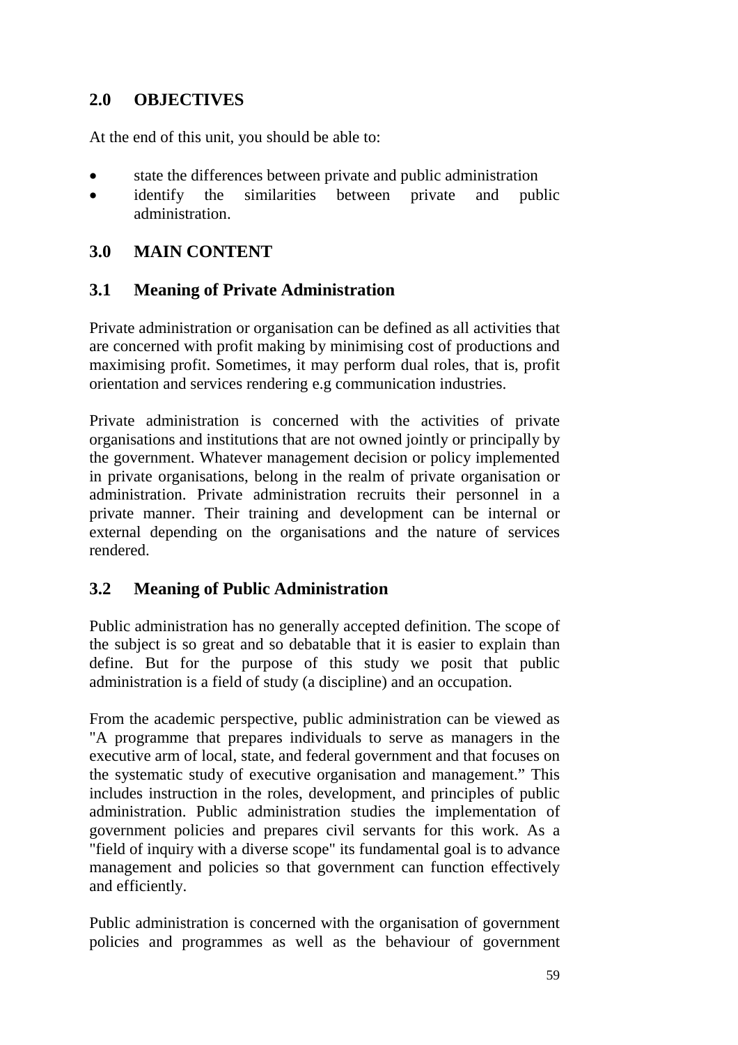## 2.0 OBJECTIVES

At the end of this unit, you should be able to:

- state the differences between private and public administration
- identify the similarities between private and public administration.

## 3.0 MAIN CONTENT

### 3.1 Meaning of Private Administration

Private administration or organisation can be defined as all activities that are concerned with profit making by minimising cost of productions and maximising profit. Sometimes, it may perform dual roles, that is, profit orientation and services rendering e.g communication industries.

Private administration is concerned with the activities of private organisations and institutions that are not owned jointly or principally by the government. Whatever management decision or policy implemented in private organisations, belong in the realm of private organisation or administration. Private administration recruits their personnel in a private manner. Their training and development can be internal or external depending on the organisations and the nature of services rendered.

### 3.2 Meaning of Public Administration

Public administration has no generally accepted definition. The scope of the subject is so great and so debatable that it is easier to explain than define. But for the purpose of this study we posit that public administration is a field of study (a discipline) and an occupation.

From the academic perspective, public administration can be viewed as "A programme that prepares individuals to serve as managers in the executive arm of local, state, and federal government and that focuses on the systematic study of executive organisation and management." This includes instruction in the roles, development, and principles of public administration. Public administration studies the implementation of government policies and prepares civil servants for this work. As a "field of inquiry with a diverse scope" its fundamental goal is to advance management and policies so that government can function effectively and efficiently.

Public administration is concerned with the organisation of government policies and programmes as well as the behaviour of government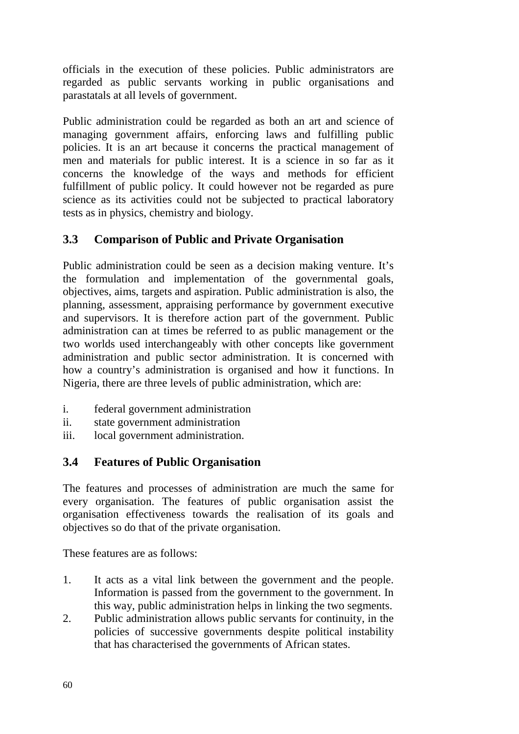officials in the execution of these policies. Public administrators are regarded as public servants working in public organisations and parastatals at all levels of government.

Public administration could be regarded as both an art and science of managing government affairs, enforcing laws and fulfilling public policies. It is an art because it concerns the practical management of men and materials for public interest. It is a science in so far as it concerns the knowledge of the ways and methods for efficient fulfillment of public policy. It could however not be regarded as pure science as its activities could not be subjected to practical laboratory tests as in physics, chemistry and biology.

## 3.3 Comparison of Public and Private Organisation

Public administration could be seen as a decision making venture. It's the formulation and implementation of the governmental goals, objectives, aims, targets and aspiration. Public administration is also, the planning, assessment, appraising performance by government executive and supervisors. It is therefore action part of the government. Public administration can at times be referred to as public management or the two worlds used interchangeably with other concepts like government administration and public sector administration. It is concerned with how a country's administration is organised and how it functions. In Nigeria, there are three levels of public administration, which are:

i. federal government administration
ii. state government administration
iii. local government administration.

## 3.4 Features of Public Organisation

The features and processes of administration are much the same for every organisation. The features of public organisation assist the organisation effectiveness towards the realisation of its goals and objectives so do that of the private organisation.

These features are as follows:

1. It acts as a vital link between the government and the people. Information is passed from the government to the government. In this way, public administration helps in linking the two segments.
2. Public administration allows public servants for continuity, in the policies of successive governments despite political instability that has characterised the governments of African states.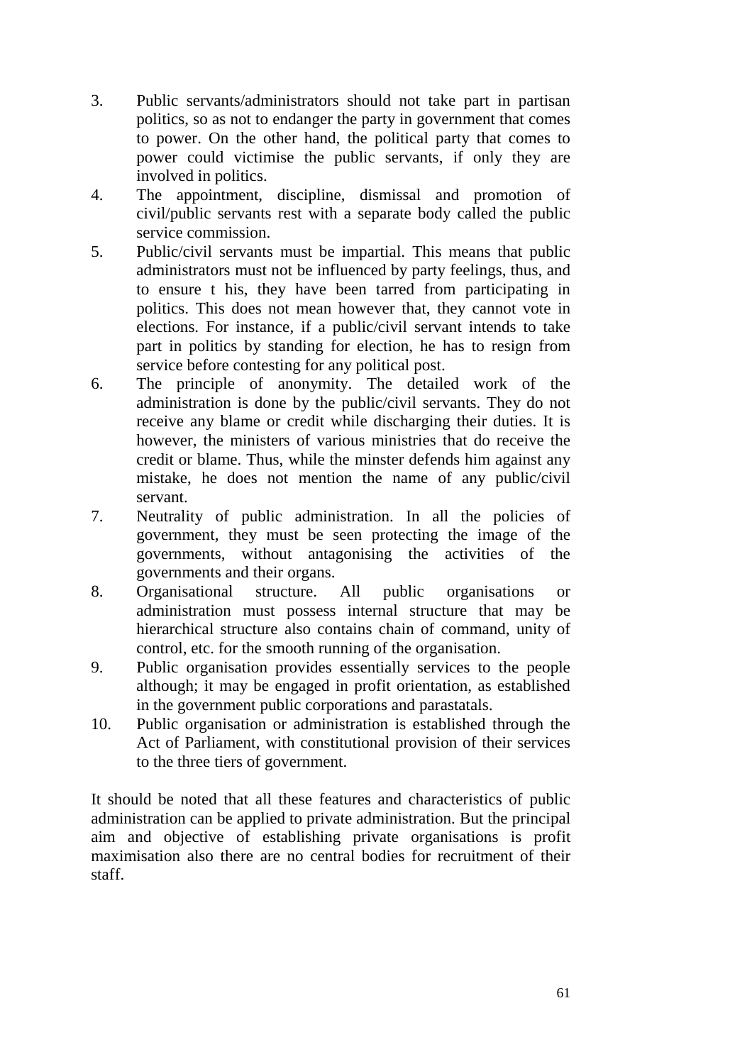3. Public servants/administrators should not take part in partisan politics, so as not to endanger the party in government that comes to power. On the other hand, the political party that comes to power could victimise the public servants, if only they are involved in politics.
4. The appointment, discipline, dismissal and promotion of civil/public servants rest with a separate body called the public service commission.
5. Public/civil servants must be impartial. This means that public administrators must not be influenced by party feelings, thus, and to ensure t his, they have been tarred from participating in politics. This does not mean however that, they cannot vote in elections. For instance, if a public/civil servant intends to take part in politics by standing for election, he has to resign from service before contesting for any political post.
6. The principle of anonymity. The detailed work of the administration is done by the public/civil servants. They do not receive any blame or credit while discharging their duties. It is however, the ministers of various ministries that do receive the credit or blame. Thus, while the minster defends him against any mistake, he does not mention the name of any public/civil servant.
7. Neutrality of public administration. In all the policies of government, they must be seen protecting the image of the governments, without antagonising the activities of the governments and their organs.
8. Organisational structure. All public organisations or administration must possess internal structure that may be hierarchical structure also contains chain of command, unity of control, etc. for the smooth running of the organisation.
9. Public organisation provides essentially services to the people although; it may be engaged in profit orientation, as established in the government public corporations and parastatals.
10. Public organisation or administration is established through the Act of Parliament, with constitutional provision of their services to the three tiers of government.

It should be noted that all these features and characteristics of public administration can be applied to private administration. But the principal aim and objective of establishing private organisations is profit maximisation also there are no central bodies for recruitment of their staff.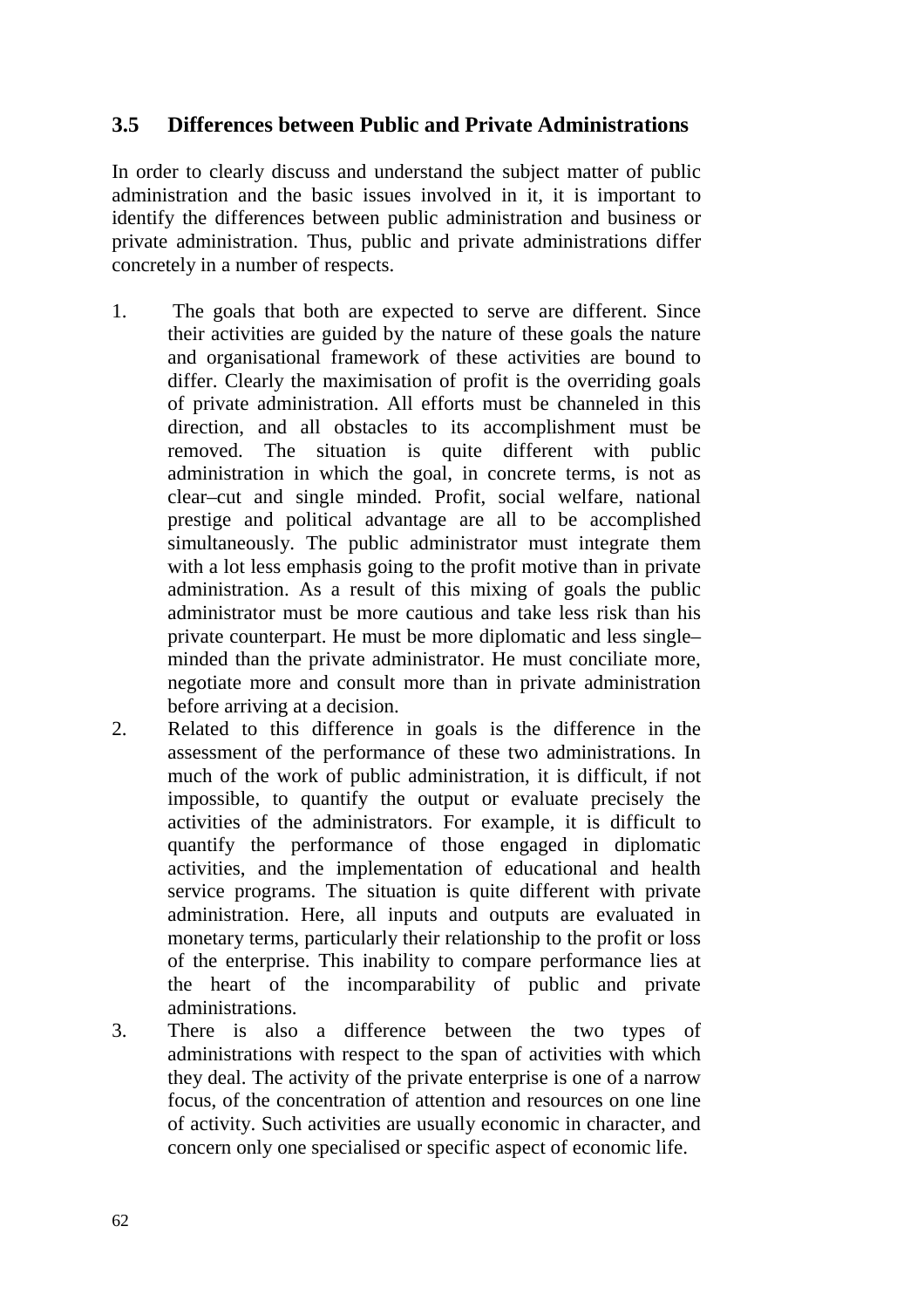### 3.5 Differences between Public and Private Administrations

In order to clearly discuss and understand the subject matter of public administration and the basic issues involved in it, it is important to identify the differences between public administration and business or private administration. Thus, public and private administrations differ concretely in a number of respects.

1. The goals that both are expected to serve are different. Since their activities are guided by the nature of these goals the nature and organisational framework of these activities are bound to differ. Clearly the maximisation of profit is the overriding goals of private administration. All efforts must be channeled in this direction, and all obstacles to its accomplishment must be removed. The situation is quite different with public administration in which the goal, in concrete terms, is not as clear–cut and single minded. Profit, social welfare, national prestige and political advantage are all to be accomplished simultaneously. The public administrator must integrate them with a lot less emphasis going to the profit motive than in private administration. As a result of this mixing of goals the public administrator must be more cautious and take less risk than his private counterpart. He must be more diplomatic and less single–minded than the private administrator. He must conciliate more, negotiate more and consult more than in private administration before arriving at a decision.
2. Related to this difference in goals is the difference in the assessment of the performance of these two administrations. In much of the work of public administration, it is difficult, if not impossible, to quantify the output or evaluate precisely the activities of the administrators. For example, it is difficult to quantify the performance of those engaged in diplomatic activities, and the implementation of educational and health service programs. The situation is quite different with private administration. Here, all inputs and outputs are evaluated in monetary terms, particularly their relationship to the profit or loss of the enterprise. This inability to compare performance lies at the heart of the incomparability of public and private administrations.
3. There is also a difference between the two types of administrations with respect to the span of activities with which they deal. The activity of the private enterprise is one of a narrow focus, of the concentration of attention and resources on one line of activity. Such activities are usually economic in character, and concern only one specialised or specific aspect of economic life.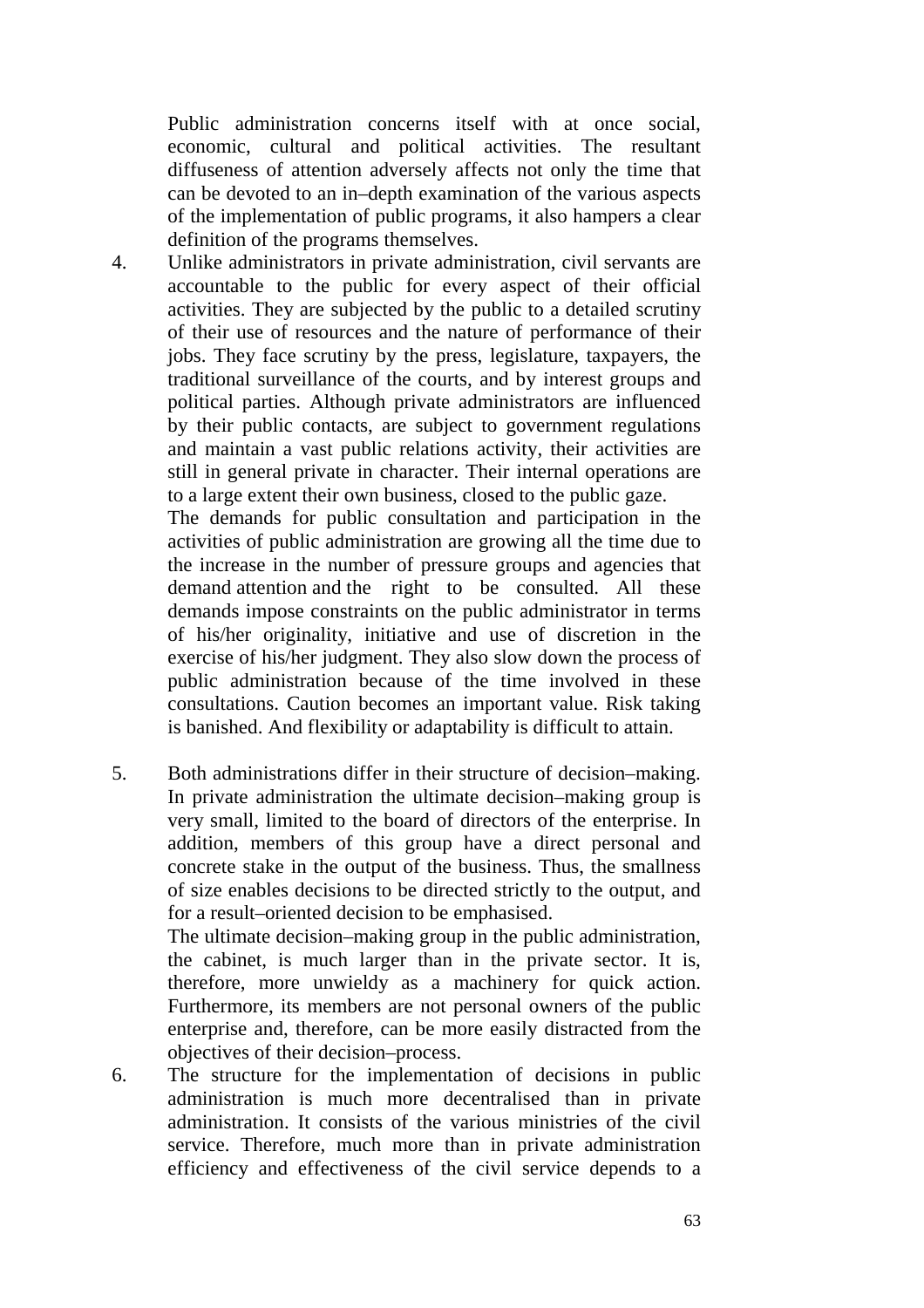Public administration concerns itself with at once social, economic, cultural and political activities. The resultant diffuseness of attention adversely affects not only the time that can be devoted to an in–depth examination of the various aspects of the implementation of public programs, it also hampers a clear definition of the programs themselves.

4. Unlike administrators in private administration, civil servants are accountable to the public for every aspect of their official activities. They are subjected by the public to a detailed scrutiny of their use of resources and the nature of performance of their jobs. They face scrutiny by the press, legislature, taxpayers, the traditional surveillance of the courts, and by interest groups and political parties. Although private administrators are influenced by their public contacts, are subject to government regulations and maintain a vast public relations activity, their activities are still in general private in character. Their internal operations are to a large extent their own business, closed to the public gaze.

   The demands for public consultation and participation in the activities of public administration are growing all the time due to the increase in the number of pressure groups and agencies that demand attention and the right to be consulted. All these demands impose constraints on the public administrator in terms of his/her originality, initiative and use of discretion in the exercise of his/her judgment. They also slow down the process of public administration because of the time involved in these consultations. Caution becomes an important value. Risk taking is banished. And flexibility or adaptability is difficult to attain.

5. Both administrations differ in their structure of decision–making. In private administration the ultimate decision–making group is very small, limited to the board of directors of the enterprise. In addition, members of this group have a direct personal and concrete stake in the output of the business. Thus, the smallness of size enables decisions to be directed strictly to the output, and for a result–oriented decision to be emphasised.

   The ultimate decision–making group in the public administration, the cabinet, is much larger than in the private sector. It is, therefore, more unwieldy as a machinery for quick action. Furthermore, its members are not personal owners of the public enterprise and, therefore, can be more easily distracted from the objectives of their decision–process.

6. The structure for the implementation of decisions in public administration is much more decentralised than in private administration. It consists of the various ministries of the civil service. Therefore, much more than in private administration efficiency and effectiveness of the civil service depends to a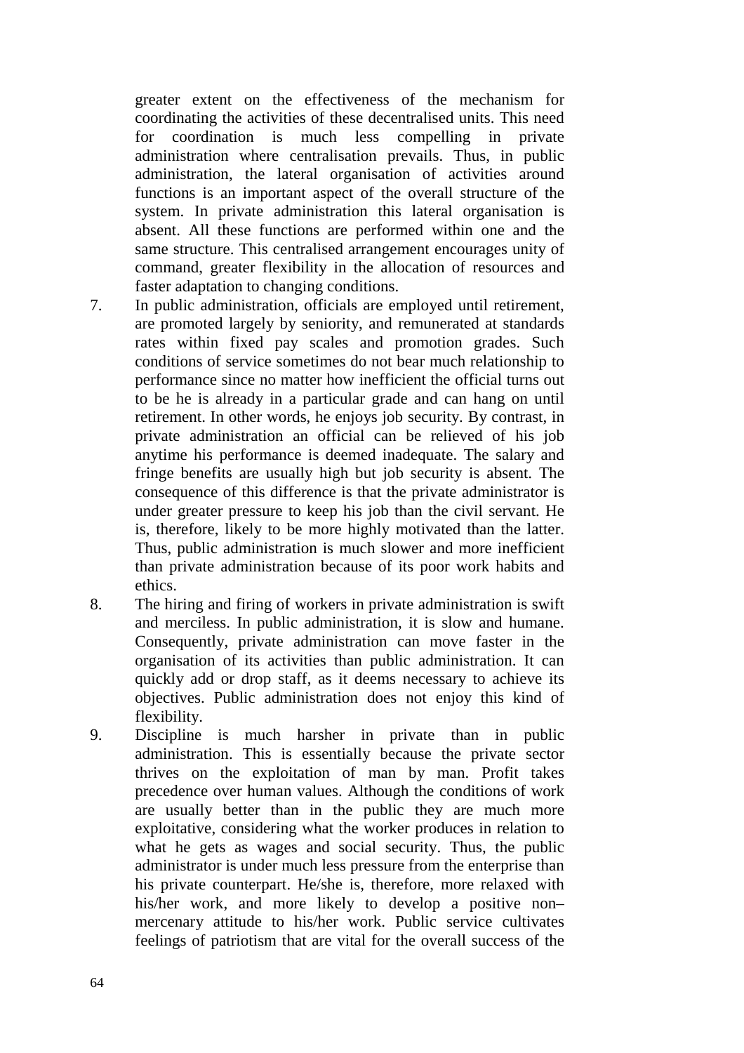greater extent on the effectiveness of the mechanism for coordinating the activities of these decentralised units. This need for coordination is much less compelling in private administration where centralisation prevails. Thus, in public administration, the lateral organisation of activities around functions is an important aspect of the overall structure of the system. In private administration this lateral organisation is absent. All these functions are performed within one and the same structure. This centralised arrangement encourages unity of command, greater flexibility in the allocation of resources and faster adaptation to changing conditions.

7. In public administration, officials are employed until retirement, are promoted largely by seniority, and remunerated at standards rates within fixed pay scales and promotion grades. Such conditions of service sometimes do not bear much relationship to performance since no matter how inefficient the official turns out to be he is already in a particular grade and can hang on until retirement. In other words, he enjoys job security. By contrast, in private administration an official can be relieved of his job anytime his performance is deemed inadequate. The salary and fringe benefits are usually high but job security is absent. The consequence of this difference is that the private administrator is under greater pressure to keep his job than the civil servant. He is, therefore, likely to be more highly motivated than the latter. Thus, public administration is much slower and more inefficient than private administration because of its poor work habits and ethics.
8. The hiring and firing of workers in private administration is swift and merciless. In public administration, it is slow and humane. Consequently, private administration can move faster in the organisation of its activities than public administration. It can quickly add or drop staff, as it deems necessary to achieve its objectives. Public administration does not enjoy this kind of flexibility.
9. Discipline is much harsher in private than in public administration. This is essentially because the private sector thrives on the exploitation of man by man. Profit takes precedence over human values. Although the conditions of work are usually better than in the public they are much more exploitative, considering what the worker produces in relation to what he gets as wages and social security. Thus, the public administrator is under much less pressure from the enterprise than his private counterpart. He/she is, therefore, more relaxed with his/her work, and more likely to develop a positive non–mercenary attitude to his/her work. Public service cultivates feelings of patriotism that are vital for the overall success of the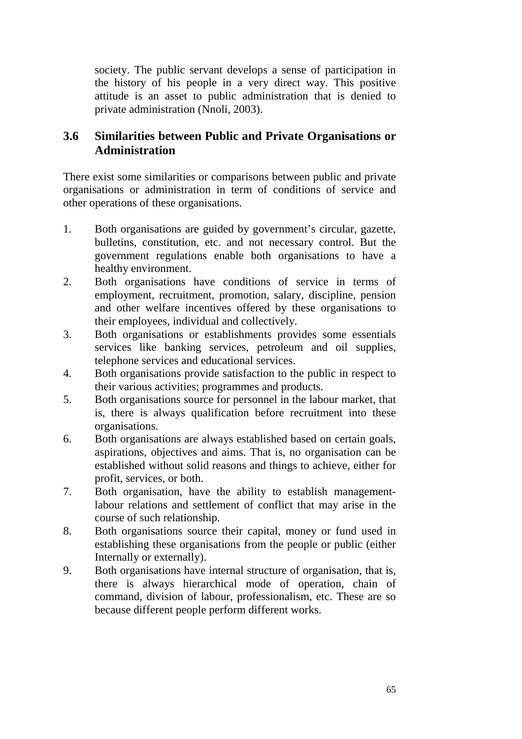society. The public servant develops a sense of participation in the history of his people in a very direct way. This positive attitude is an asset to public administration that is denied to private administration (Nnoli, 2003).

### 3.6 Similarities between Public and Private Organisations or Administration

There exist some similarities or comparisons between public and private organisations or administration in term of conditions of service and other operations of these organisations.

1. Both organisations are guided by government's circular, gazette, bulletins, constitution, etc. and not necessary control. But the government regulations enable both organisations to have a healthy environment.
2. Both organisations have conditions of service in terms of employment, recruitment, promotion, salary, discipline, pension and other welfare incentives offered by these organisations to their employees, individual and collectively.
3. Both organisations or establishments provides some essentials services like banking services, petroleum and oil supplies, telephone services and educational services.
4. Both organisations provide satisfaction to the public in respect to their various activities; programmes and products.
5. Both organisations source for personnel in the labour market, that is, there is always qualification before recruitment into these organisations.
6. Both organisations are always established based on certain goals, aspirations, objectives and aims. That is, no organisation can be established without solid reasons and things to achieve, either for profit, services, or both.
7. Both organisation, have the ability to establish management-labour relations and settlement of conflict that may arise in the course of such relationship.
8. Both organisations source their capital, money or fund used in establishing these organisations from the people or public (either Internally or externally).
9. Both organisations have internal structure of organisation, that is, there is always hierarchical mode of operation, chain of command, division of labour, professionalism, etc. These are so because different people perform different works.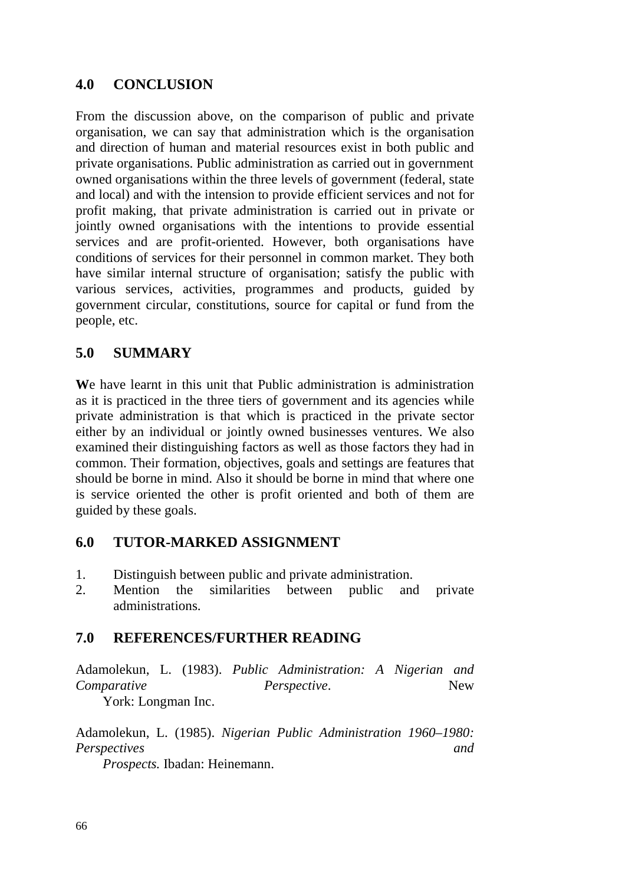## 4.0 CONCLUSION

From the discussion above, on the comparison of public and private organisation, we can say that administration which is the organisation and direction of human and material resources exist in both public and private organisations. Public administration as carried out in government owned organisations within the three levels of government (federal, state and local) and with the intension to provide efficient services and not for profit making, that private administration is carried out in private or jointly owned organisations with the intentions to provide essential services and are profit-oriented. However, both organisations have conditions of services for their personnel in common market. They both have similar internal structure of organisation; satisfy the public with various services, activities, programmes and products, guided by government circular, constitutions, source for capital or fund from the people, etc.

## 5.0 SUMMARY

**W**e have learnt in this unit that Public administration is administration as it is practiced in the three tiers of government and its agencies while private administration is that which is practiced in the private sector either by an individual or jointly owned businesses ventures. We also examined their distinguishing factors as well as those factors they had in common. Their formation, objectives, goals and settings are features that should be borne in mind. Also it should be borne in mind that where one is service oriented the other is profit oriented and both of them are guided by these goals.

## 6.0 TUTOR-MARKED ASSIGNMENT

1. Distinguish between public and private administration.
2. Mention the similarities between public and private administrations.

## 7.0 REFERENCES/FURTHER READING

Adamolekun, L. (1983). *Public Administration: A Nigerian and Comparative Perspective*. New York: Longman Inc.

Adamolekun, L. (1985). *Nigerian Public Administration 1960–1980: Perspectives and Prospects.* Ibadan: Heinemann.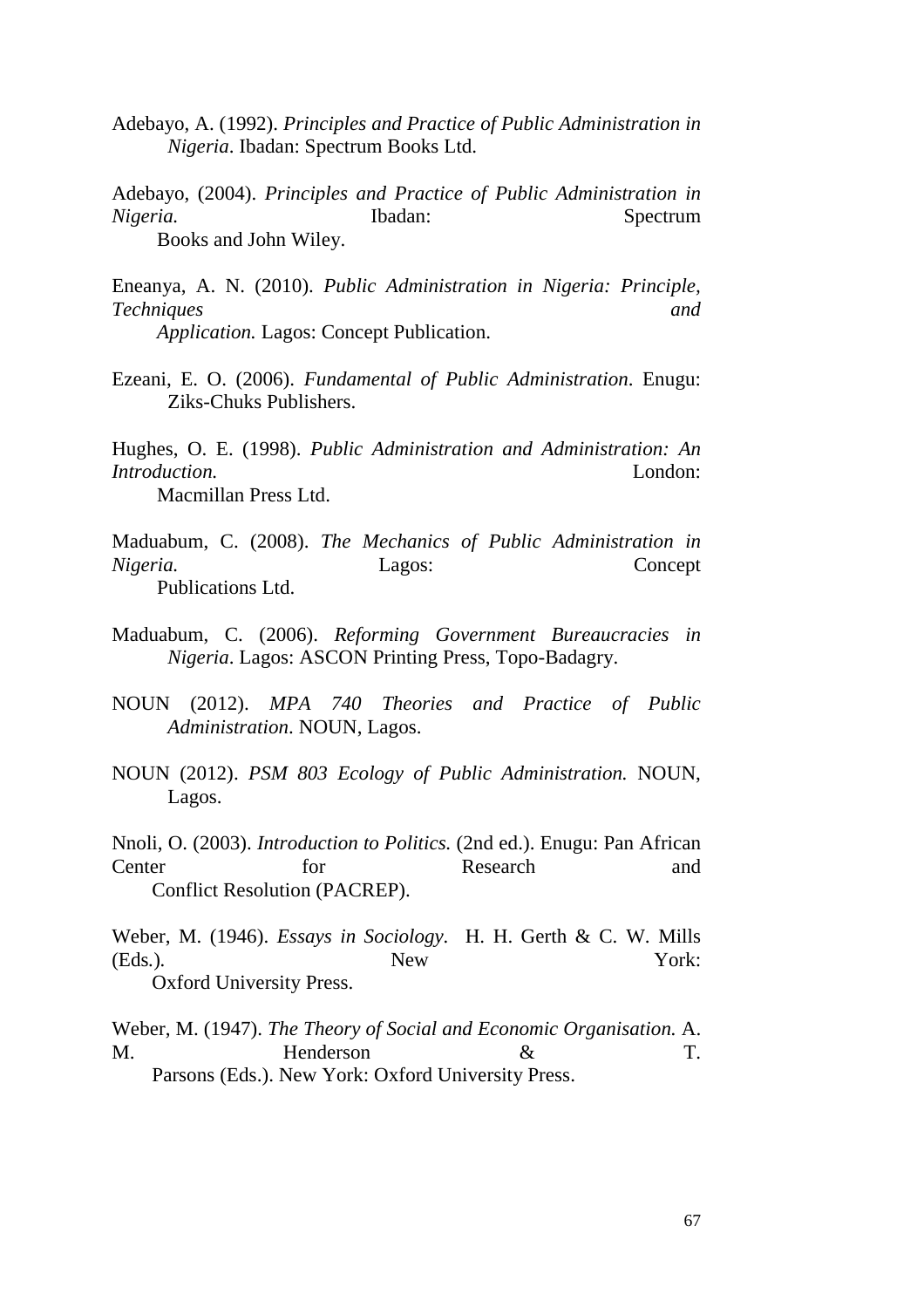Adebayo, A. (1992). *Principles and Practice of Public Administration in Nigeria*. Ibadan: Spectrum Books Ltd.

Adebayo, (2004). *Principles and Practice of Public Administration in Nigeria.* Ibadan: Spectrum Books and John Wiley.

Eneanya, A. N. (2010). *Public Administration in Nigeria: Principle, Techniques and Application.* Lagos: Concept Publication.

Ezeani, E. O. (2006). *Fundamental of Public Administration*. Enugu: Ziks-Chuks Publishers.

Hughes, O. E. (1998). *Public Administration and Administration: An Introduction.* London: Macmillan Press Ltd.

Maduabum, C. (2008). *The Mechanics of Public Administration in Nigeria.* Lagos: Concept Publications Ltd.

Maduabum, C. (2006). *Reforming Government Bureaucracies in Nigeria*. Lagos: ASCON Printing Press, Topo-Badagry.

NOUN (2012). *MPA 740 Theories and Practice of Public Administration*. NOUN, Lagos.

NOUN (2012). *PSM 803 Ecology of Public Administration.* NOUN, Lagos.

Nnoli, O. (2003). *Introduction to Politics.* (2nd ed.). Enugu: Pan African Center for Research and Conflict Resolution (PACREP).

Weber, M. (1946). *Essays in Sociology*. H. H. Gerth & C. W. Mills (Eds.). New York: Oxford University Press.

Weber, M. (1947). *The Theory of Social and Economic Organisation.* A. M. Henderson & T. Parsons (Eds.). New York: Oxford University Press.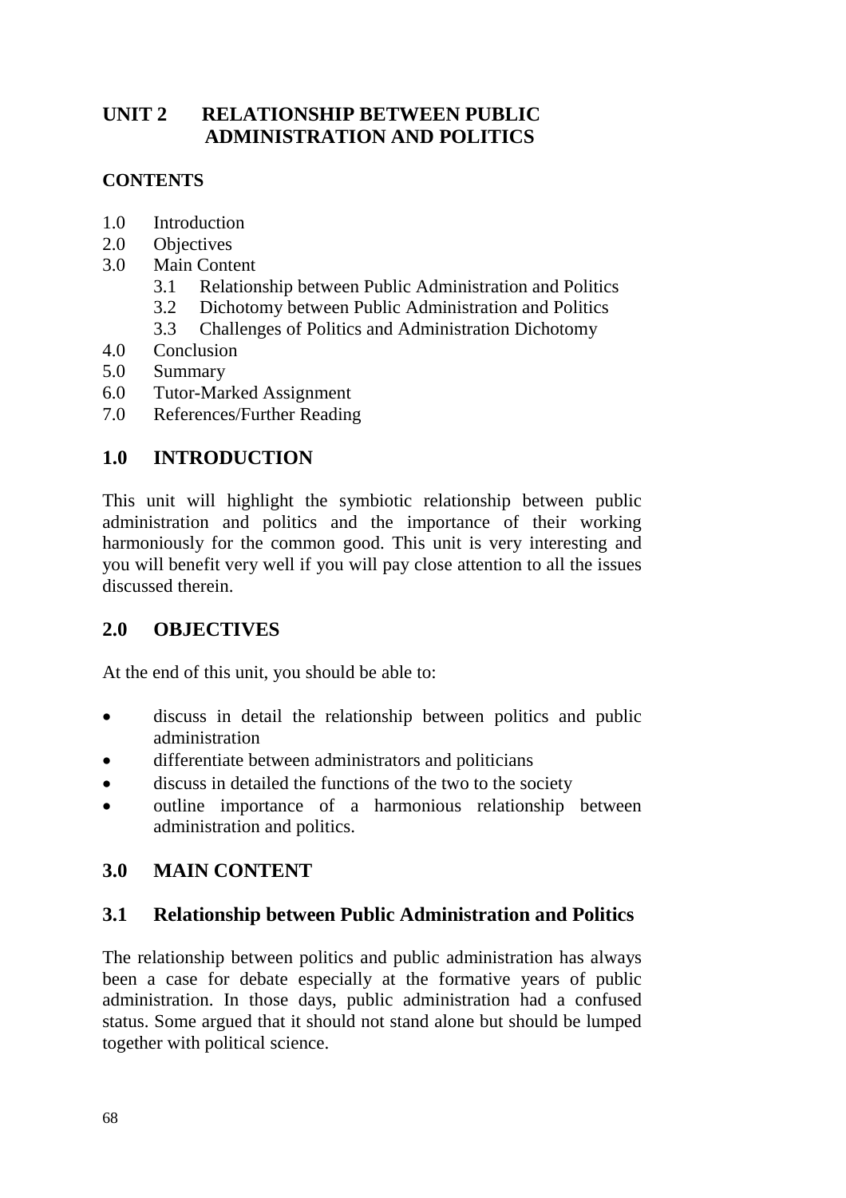# UNIT 2 RELATIONSHIP BETWEEN PUBLIC ADMINISTRATION AND POLITICS

**CONTENTS**

- 1.0 Introduction
- 2.0 Objectives
- 3.0 Main Content
  - 3.1 Relationship between Public Administration and Politics
  - 3.2 Dichotomy between Public Administration and Politics
  - 3.3 Challenges of Politics and Administration Dichotomy
- 4.0 Conclusion
- 5.0 Summary
- 6.0 Tutor-Marked Assignment
- 7.0 References/Further Reading

## 1.0 INTRODUCTION

This unit will highlight the symbiotic relationship between public administration and politics and the importance of their working harmoniously for the common good. This unit is very interesting and you will benefit very well if you will pay close attention to all the issues discussed therein.

## 2.0 OBJECTIVES

At the end of this unit, you should be able to:

- discuss in detail the relationship between politics and public administration
- differentiate between administrators and politicians
- discuss in detailed the functions of the two to the society
- outline importance of a harmonious relationship between administration and politics.

## 3.0 MAIN CONTENT

### 3.1 Relationship between Public Administration and Politics

The relationship between politics and public administration has always been a case for debate especially at the formative years of public administration. In those days, public administration had a confused status. Some argued that it should not stand alone but should be lumped together with political science.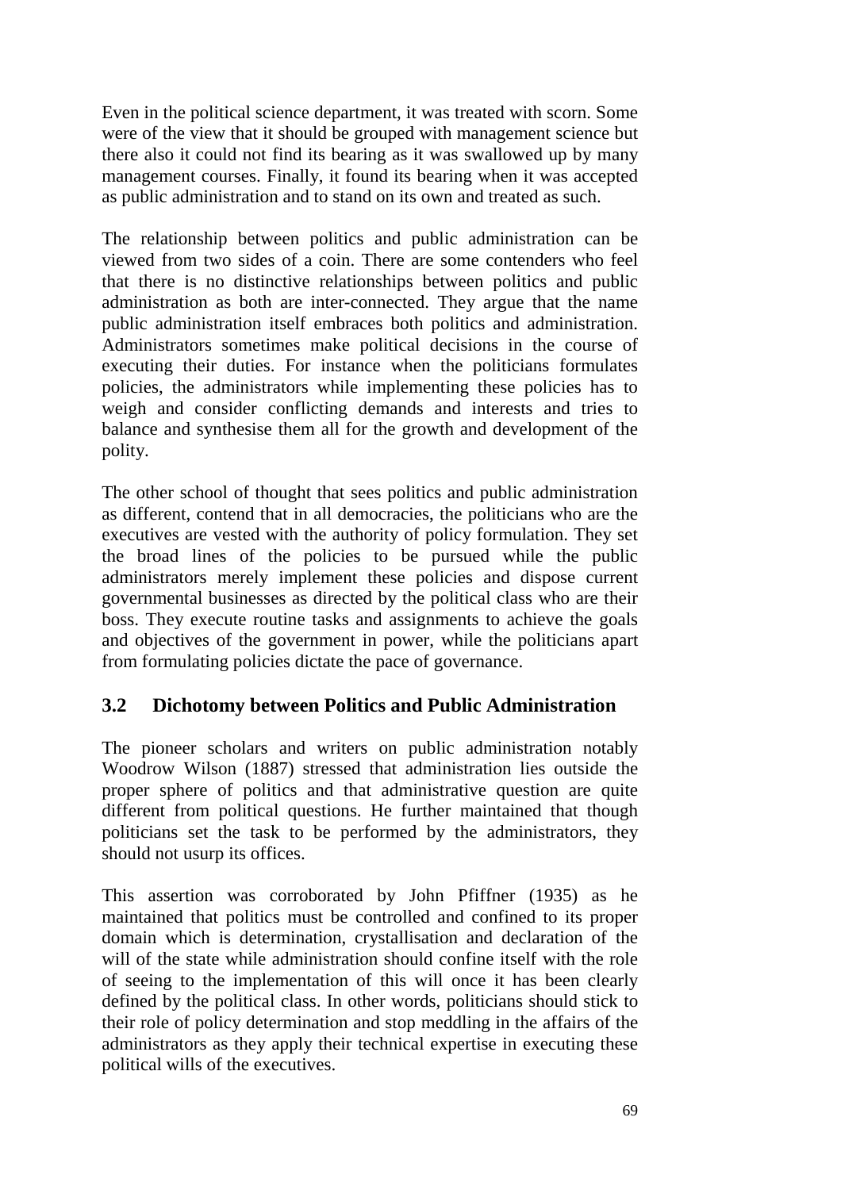Even in the political science department, it was treated with scorn. Some were of the view that it should be grouped with management science but there also it could not find its bearing as it was swallowed up by many management courses. Finally, it found its bearing when it was accepted as public administration and to stand on its own and treated as such.

The relationship between politics and public administration can be viewed from two sides of a coin. There are some contenders who feel that there is no distinctive relationships between politics and public administration as both are inter-connected. They argue that the name public administration itself embraces both politics and administration. Administrators sometimes make political decisions in the course of executing their duties. For instance when the politicians formulates policies, the administrators while implementing these policies has to weigh and consider conflicting demands and interests and tries to balance and synthesise them all for the growth and development of the polity.

The other school of thought that sees politics and public administration as different, contend that in all democracies, the politicians who are the executives are vested with the authority of policy formulation. They set the broad lines of the policies to be pursued while the public administrators merely implement these policies and dispose current governmental businesses as directed by the political class who are their boss. They execute routine tasks and assignments to achieve the goals and objectives of the government in power, while the politicians apart from formulating policies dictate the pace of governance.

### 3.2 Dichotomy between Politics and Public Administration

The pioneer scholars and writers on public administration notably Woodrow Wilson (1887) stressed that administration lies outside the proper sphere of politics and that administrative question are quite different from political questions. He further maintained that though politicians set the task to be performed by the administrators, they should not usurp its offices.

This assertion was corroborated by John Pfiffner (1935) as he maintained that politics must be controlled and confined to its proper domain which is determination, crystallisation and declaration of the will of the state while administration should confine itself with the role of seeing to the implementation of this will once it has been clearly defined by the political class. In other words, politicians should stick to their role of policy determination and stop meddling in the affairs of the administrators as they apply their technical expertise in executing these political wills of the executives.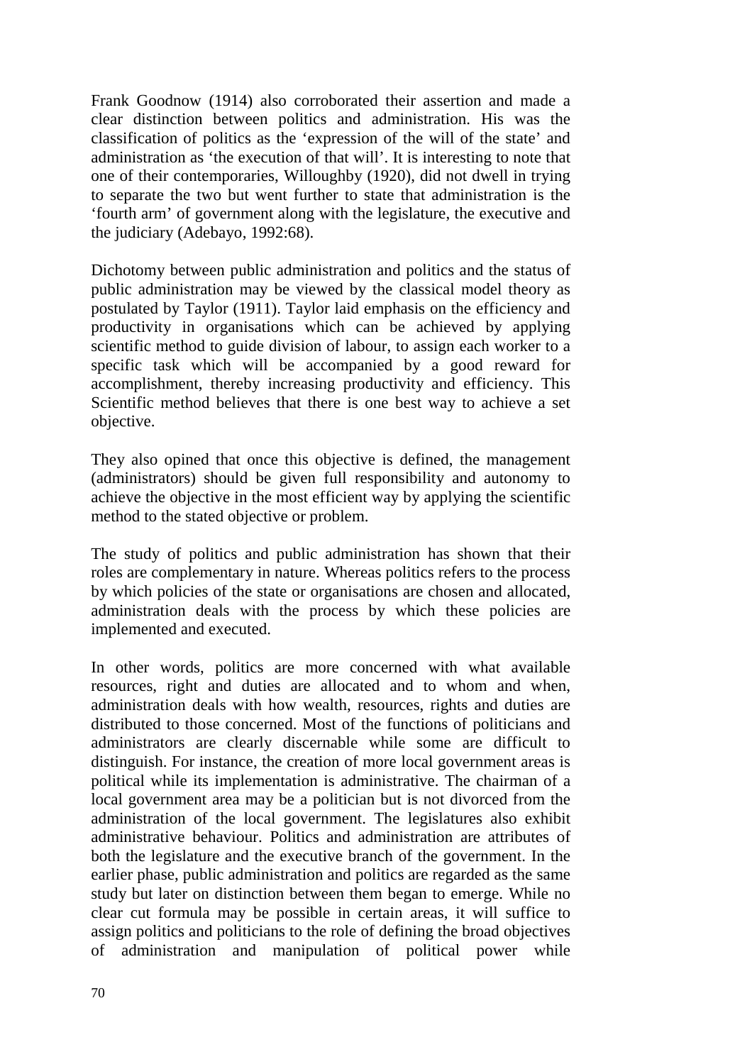Frank Goodnow (1914) also corroborated their assertion and made a clear distinction between politics and administration. His was the classification of politics as the 'expression of the will of the state' and administration as 'the execution of that will'. It is interesting to note that one of their contemporaries, Willoughby (1920), did not dwell in trying to separate the two but went further to state that administration is the 'fourth arm' of government along with the legislature, the executive and the judiciary (Adebayo, 1992:68).

Dichotomy between public administration and politics and the status of public administration may be viewed by the classical model theory as postulated by Taylor (1911). Taylor laid emphasis on the efficiency and productivity in organisations which can be achieved by applying scientific method to guide division of labour, to assign each worker to a specific task which will be accompanied by a good reward for accomplishment, thereby increasing productivity and efficiency. This Scientific method believes that there is one best way to achieve a set objective.

They also opined that once this objective is defined, the management (administrators) should be given full responsibility and autonomy to achieve the objective in the most efficient way by applying the scientific method to the stated objective or problem.

The study of politics and public administration has shown that their roles are complementary in nature. Whereas politics refers to the process by which policies of the state or organisations are chosen and allocated, administration deals with the process by which these policies are implemented and executed.

In other words, politics are more concerned with what available resources, right and duties are allocated and to whom and when, administration deals with how wealth, resources, rights and duties are distributed to those concerned. Most of the functions of politicians and administrators are clearly discernable while some are difficult to distinguish. For instance, the creation of more local government areas is political while its implementation is administrative. The chairman of a local government area may be a politician but is not divorced from the administration of the local government. The legislatures also exhibit administrative behaviour. Politics and administration are attributes of both the legislature and the executive branch of the government. In the earlier phase, public administration and politics are regarded as the same study but later on distinction between them began to emerge. While no clear cut formula may be possible in certain areas, it will suffice to assign politics and politicians to the role of defining the broad objectives of administration and manipulation of political power while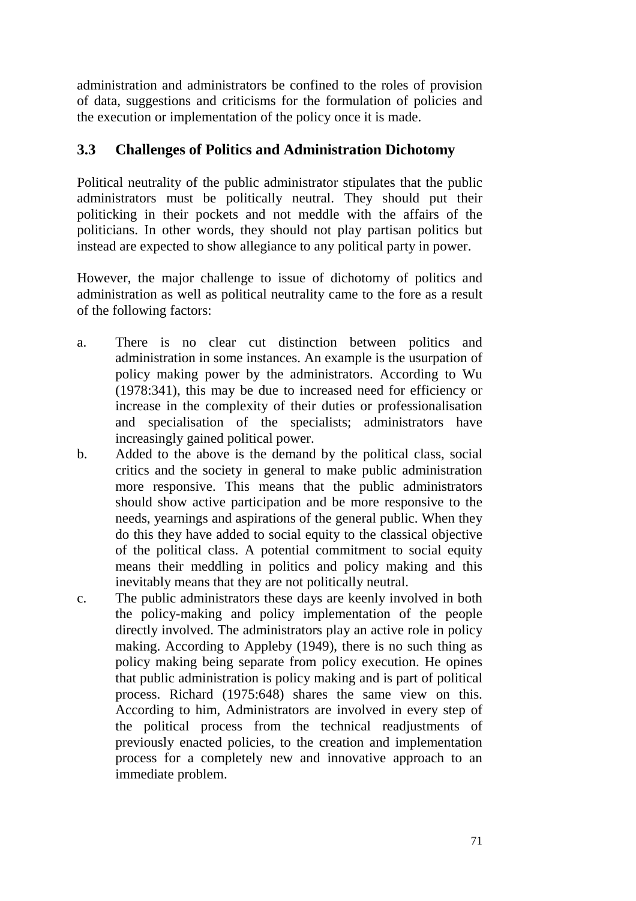administration and administrators be confined to the roles of provision of data, suggestions and criticisms for the formulation of policies and the execution or implementation of the policy once it is made.

## 3.3 Challenges of Politics and Administration Dichotomy

Political neutrality of the public administrator stipulates that the public administrators must be politically neutral. They should put their politicking in their pockets and not meddle with the affairs of the politicians. In other words, they should not play partisan politics but instead are expected to show allegiance to any political party in power.

However, the major challenge to issue of dichotomy of politics and administration as well as political neutrality came to the fore as a result of the following factors:

a. There is no clear cut distinction between politics and administration in some instances. An example is the usurpation of policy making power by the administrators. According to Wu (1978:341), this may be due to increased need for efficiency or increase in the complexity of their duties or professionalisation and specialisation of the specialists; administrators have increasingly gained political power.

b. Added to the above is the demand by the political class, social critics and the society in general to make public administration more responsive. This means that the public administrators should show active participation and be more responsive to the needs, yearnings and aspirations of the general public. When they do this they have added to social equity to the classical objective of the political class. A potential commitment to social equity means their meddling in politics and policy making and this inevitably means that they are not politically neutral.

c. The public administrators these days are keenly involved in both the policy-making and policy implementation of the people directly involved. The administrators play an active role in policy making. According to Appleby (1949), there is no such thing as policy making being separate from policy execution. He opines that public administration is policy making and is part of political process. Richard (1975:648) shares the same view on this. According to him, Administrators are involved in every step of the political process from the technical readjustments of previously enacted policies, to the creation and implementation process for a completely new and innovative approach to an immediate problem.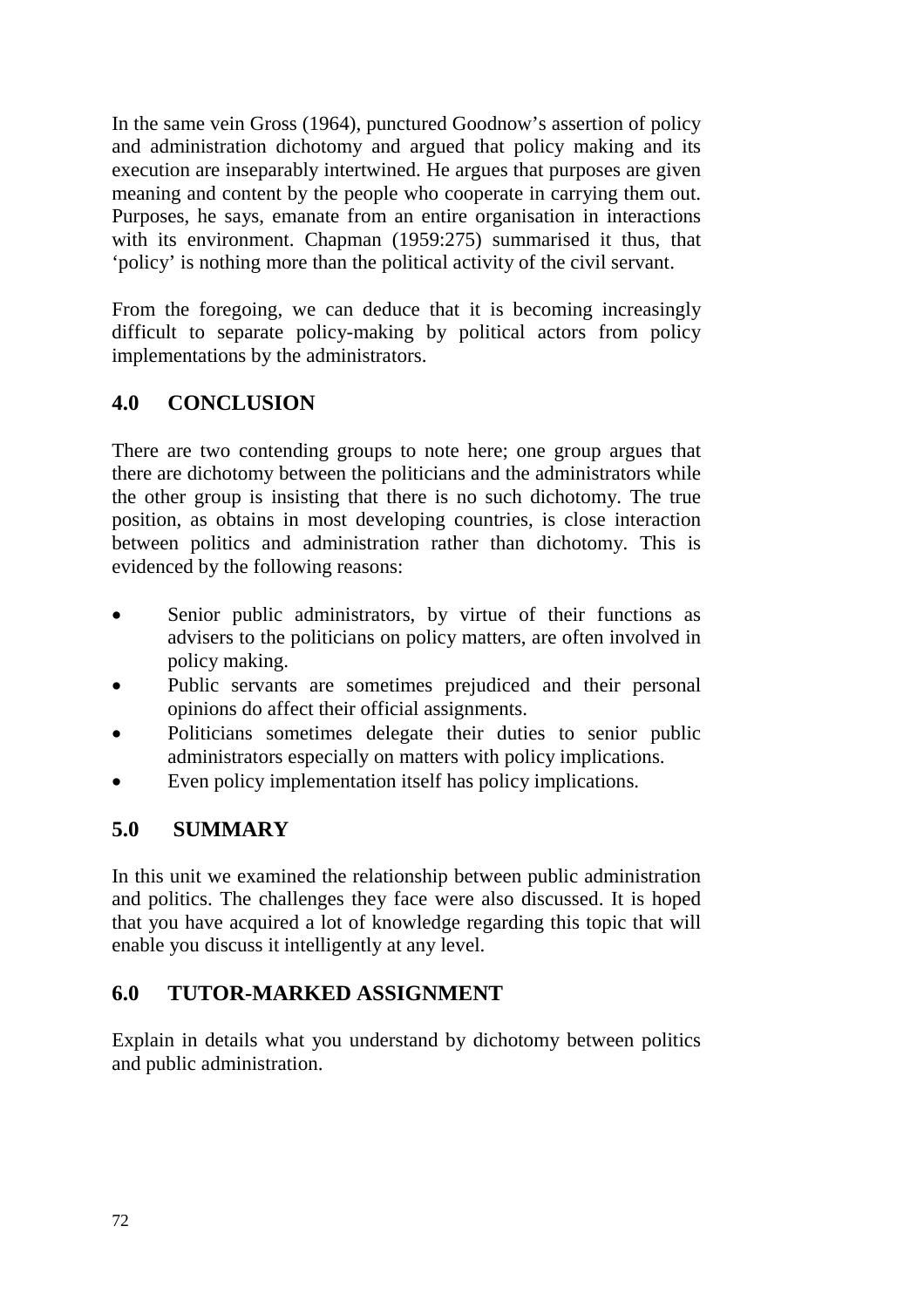In the same vein Gross (1964), punctured Goodnow's assertion of policy and administration dichotomy and argued that policy making and its execution are inseparably intertwined. He argues that purposes are given meaning and content by the people who cooperate in carrying them out. Purposes, he says, emanate from an entire organisation in interactions with its environment. Chapman (1959:275) summarised it thus, that 'policy' is nothing more than the political activity of the civil servant.

From the foregoing, we can deduce that it is becoming increasingly difficult to separate policy-making by political actors from policy implementations by the administrators.

## 4.0 CONCLUSION

There are two contending groups to note here; one group argues that there are dichotomy between the politicians and the administrators while the other group is insisting that there is no such dichotomy. The true position, as obtains in most developing countries, is close interaction between politics and administration rather than dichotomy. This is evidenced by the following reasons:

- Senior public administrators, by virtue of their functions as advisers to the politicians on policy matters, are often involved in policy making.
- Public servants are sometimes prejudiced and their personal opinions do affect their official assignments.
- Politicians sometimes delegate their duties to senior public administrators especially on matters with policy implications.
- Even policy implementation itself has policy implications.

## 5.0 SUMMARY

In this unit we examined the relationship between public administration and politics. The challenges they face were also discussed. It is hoped that you have acquired a lot of knowledge regarding this topic that will enable you discuss it intelligently at any level.

## 6.0 TUTOR-MARKED ASSIGNMENT

Explain in details what you understand by dichotomy between politics and public administration.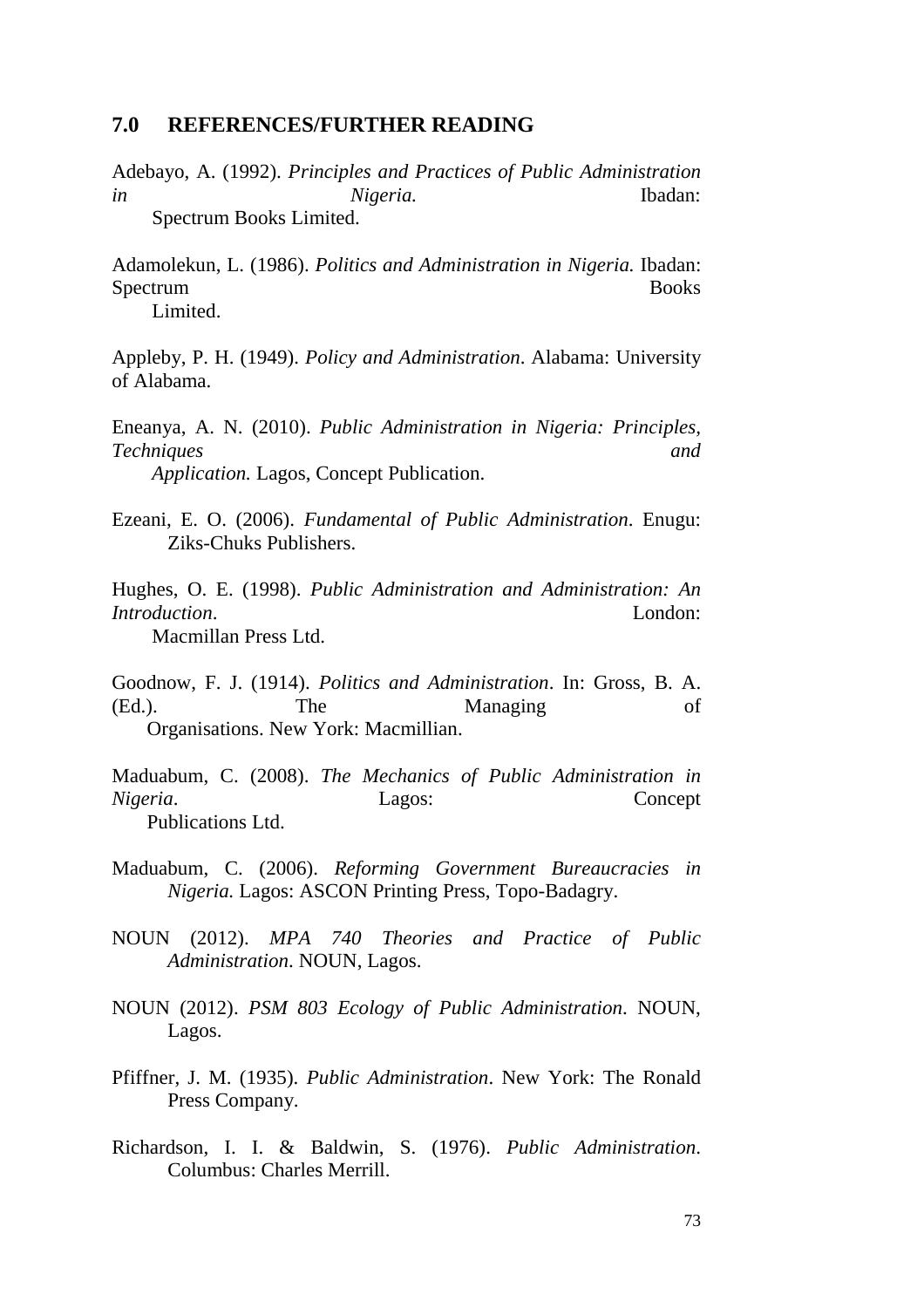## 7.0 REFERENCES/FURTHER READING

Adebayo, A. (1992). *Principles and Practices of Public Administration in Nigeria.* Ibadan: Spectrum Books Limited.

Adamolekun, L. (1986). *Politics and Administration in Nigeria.* Ibadan: Spectrum Books Limited.

Appleby, P. H. (1949). *Policy and Administration*. Alabama: University of Alabama.

Eneanya, A. N. (2010). *Public Administration in Nigeria: Principles, Techniques and Application.* Lagos, Concept Publication.

Ezeani, E. O. (2006). *Fundamental of Public Administration*. Enugu: Ziks-Chuks Publishers.

Hughes, O. E. (1998). *Public Administration and Administration: An Introduction*. London: Macmillan Press Ltd.

Goodnow, F. J. (1914). *Politics and Administration*. In: Gross, B. A. (Ed.). The Managing of Organisations. New York: Macmillian.

Maduabum, C. (2008). *The Mechanics of Public Administration in Nigeria*. Lagos: Concept Publications Ltd.

Maduabum, C. (2006). *Reforming Government Bureaucracies in Nigeria.* Lagos: ASCON Printing Press, Topo-Badagry.

NOUN (2012). *MPA 740 Theories and Practice of Public Administration*. NOUN, Lagos.

NOUN (2012). *PSM 803 Ecology of Public Administration*. NOUN, Lagos.

Pfiffner, J. M. (1935). *Public Administration*. New York: The Ronald Press Company.

Richardson, I. I. & Baldwin, S. (1976). *Public Administration*. Columbus: Charles Merrill.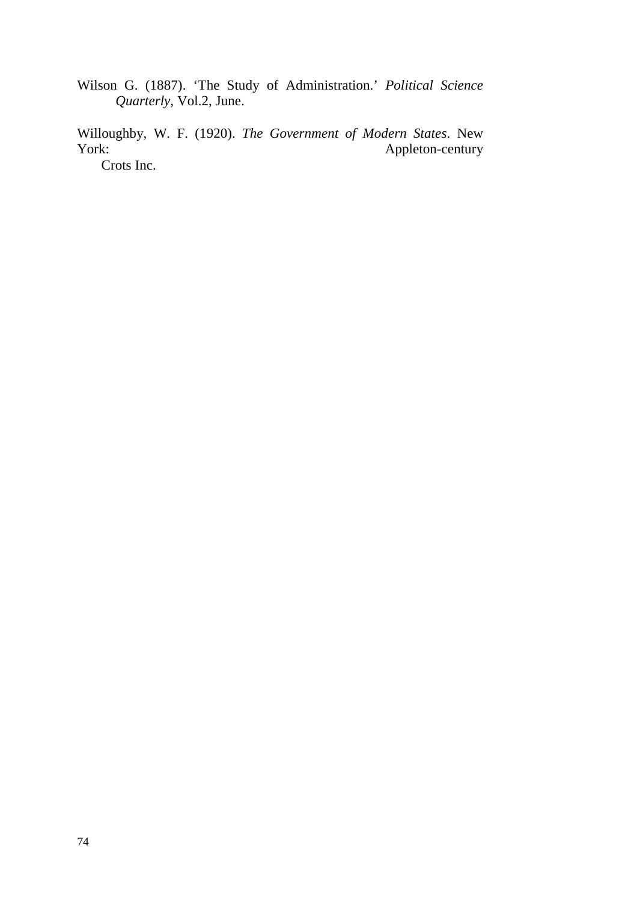Wilson G. (1887). 'The Study of Administration.' *Political Science Quarterly*, Vol.2, June.

Willoughby, W. F. (1920). *The Government of Modern States*. New York: Appleton-century Crots Inc.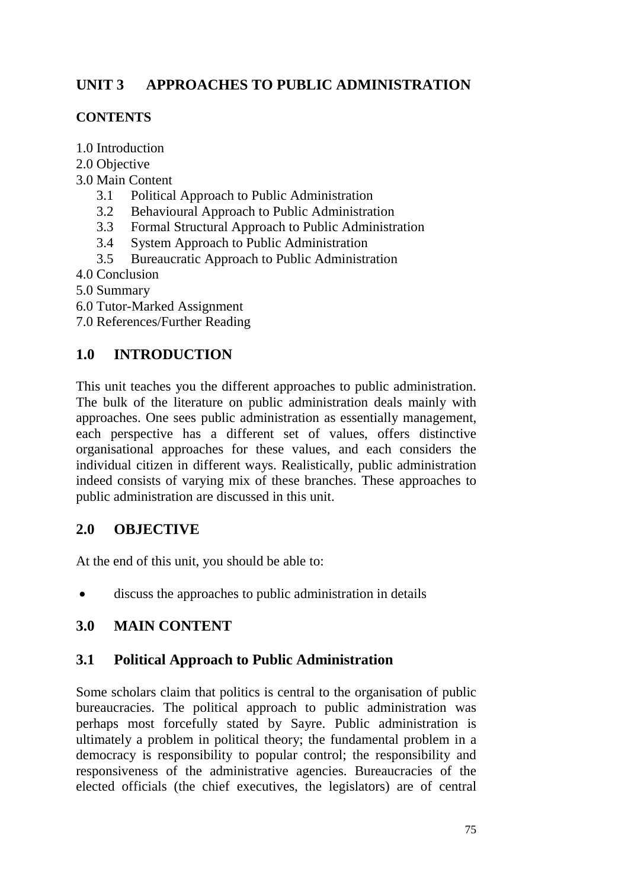# UNIT 3 APPROACHES TO PUBLIC ADMINISTRATION

## CONTENTS

1.0 Introduction
2.0 Objective
3.0 Main Content
  3.1 Political Approach to Public Administration
  3.2 Behavioural Approach to Public Administration
  3.3 Formal Structural Approach to Public Administration
  3.4 System Approach to Public Administration
  3.5 Bureaucratic Approach to Public Administration
4.0 Conclusion
5.0 Summary
6.0 Tutor-Marked Assignment
7.0 References/Further Reading

## 1.0 INTRODUCTION

This unit teaches you the different approaches to public administration. The bulk of the literature on public administration deals mainly with approaches. One sees public administration as essentially management, each perspective has a different set of values, offers distinctive organisational approaches for these values, and each considers the individual citizen in different ways. Realistically, public administration indeed consists of varying mix of these branches. These approaches to public administration are discussed in this unit.

## 2.0 OBJECTIVE

At the end of this unit, you should be able to:

- discuss the approaches to public administration in details

## 3.0 MAIN CONTENT

### 3.1 Political Approach to Public Administration

Some scholars claim that politics is central to the organisation of public bureaucracies. The political approach to public administration was perhaps most forcefully stated by Sayre. Public administration is ultimately a problem in political theory; the fundamental problem in a democracy is responsibility to popular control; the responsibility and responsiveness of the administrative agencies. Bureaucracies of the elected officials (the chief executives, the legislators) are of central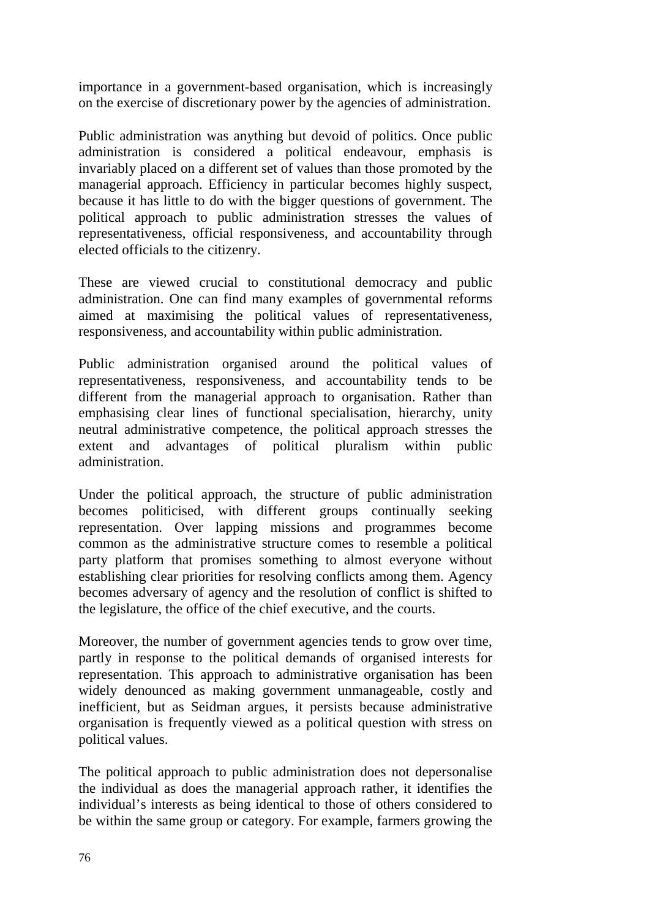importance in a government-based organisation, which is increasingly on the exercise of discretionary power by the agencies of administration.

Public administration was anything but devoid of politics. Once public administration is considered a political endeavour, emphasis is invariably placed on a different set of values than those promoted by the managerial approach. Efficiency in particular becomes highly suspect, because it has little to do with the bigger questions of government. The political approach to public administration stresses the values of representativeness, official responsiveness, and accountability through elected officials to the citizenry.

These are viewed crucial to constitutional democracy and public administration. One can find many examples of governmental reforms aimed at maximising the political values of representativeness, responsiveness, and accountability within public administration.

Public administration organised around the political values of representativeness, responsiveness, and accountability tends to be different from the managerial approach to organisation. Rather than emphasising clear lines of functional specialisation, hierarchy, unity neutral administrative competence, the political approach stresses the extent and advantages of political pluralism within public administration.

Under the political approach, the structure of public administration becomes politicised, with different groups continually seeking representation. Over lapping missions and programmes become common as the administrative structure comes to resemble a political party platform that promises something to almost everyone without establishing clear priorities for resolving conflicts among them. Agency becomes adversary of agency and the resolution of conflict is shifted to the legislature, the office of the chief executive, and the courts.

Moreover, the number of government agencies tends to grow over time, partly in response to the political demands of organised interests for representation. This approach to administrative organisation has been widely denounced as making government unmanageable, costly and inefficient, but as Seidman argues, it persists because administrative organisation is frequently viewed as a political question with stress on political values.

The political approach to public administration does not depersonalise the individual as does the managerial approach rather, it identifies the individual's interests as being identical to those of others considered to be within the same group or category. For example, farmers growing the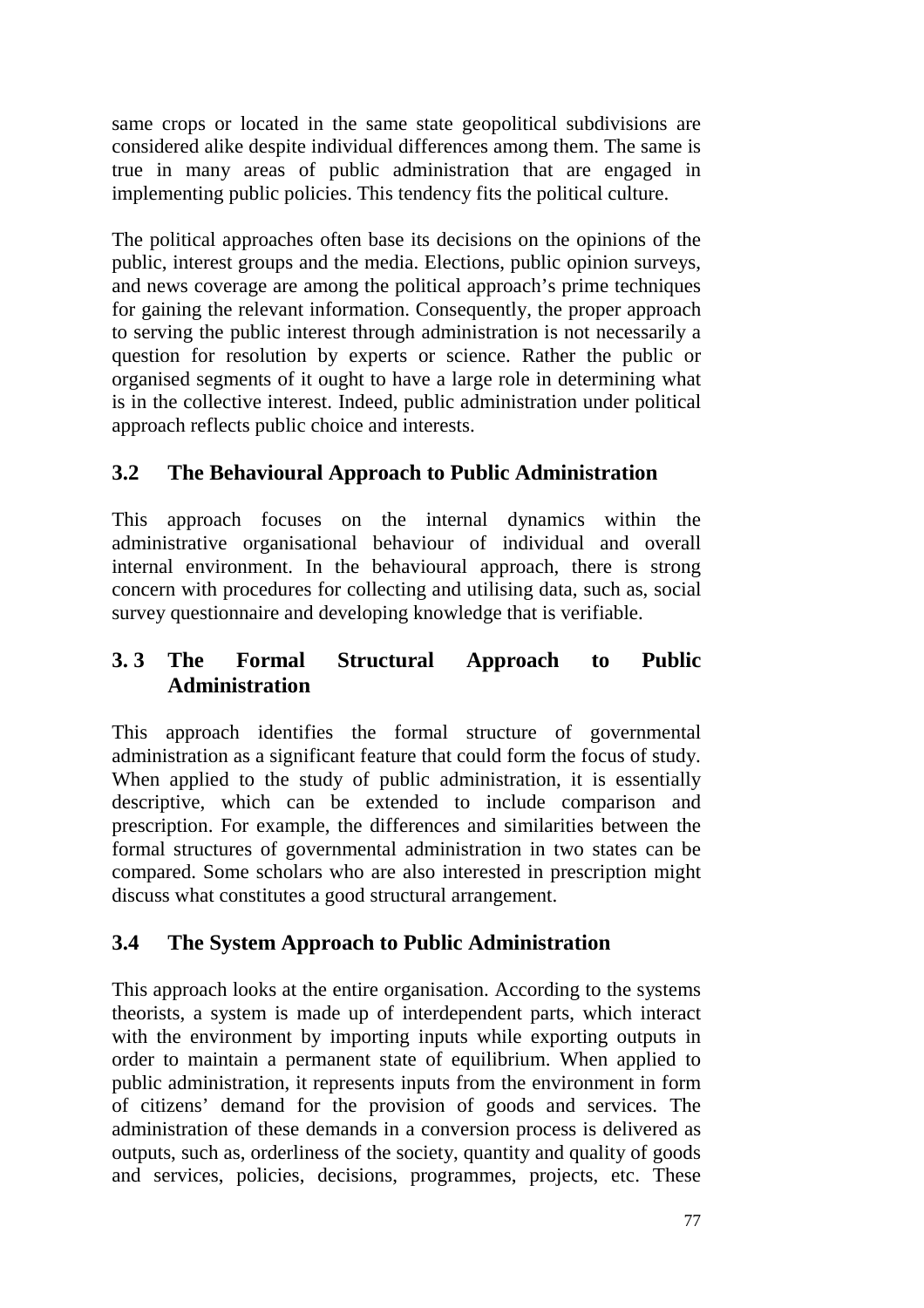same crops or located in the same state geopolitical subdivisions are considered alike despite individual differences among them. The same is true in many areas of public administration that are engaged in implementing public policies. This tendency fits the political culture.

The political approaches often base its decisions on the opinions of the public, interest groups and the media. Elections, public opinion surveys, and news coverage are among the political approach's prime techniques for gaining the relevant information. Consequently, the proper approach to serving the public interest through administration is not necessarily a question for resolution by experts or science. Rather the public or organised segments of it ought to have a large role in determining what is in the collective interest. Indeed, public administration under political approach reflects public choice and interests.

## 3.2 The Behavioural Approach to Public Administration

This approach focuses on the internal dynamics within the administrative organisational behaviour of individual and overall internal environment. In the behavioural approach, there is strong concern with procedures for collecting and utilising data, such as, social survey questionnaire and developing knowledge that is verifiable.

## 3.3 The Formal Structural Approach to Public Administration

This approach identifies the formal structure of governmental administration as a significant feature that could form the focus of study. When applied to the study of public administration, it is essentially descriptive, which can be extended to include comparison and prescription. For example, the differences and similarities between the formal structures of governmental administration in two states can be compared. Some scholars who are also interested in prescription might discuss what constitutes a good structural arrangement.

## 3.4 The System Approach to Public Administration

This approach looks at the entire organisation. According to the systems theorists, a system is made up of interdependent parts, which interact with the environment by importing inputs while exporting outputs in order to maintain a permanent state of equilibrium. When applied to public administration, it represents inputs from the environment in form of citizens' demand for the provision of goods and services. The administration of these demands in a conversion process is delivered as outputs, such as, orderliness of the society, quantity and quality of goods and services, policies, decisions, programmes, projects, etc. These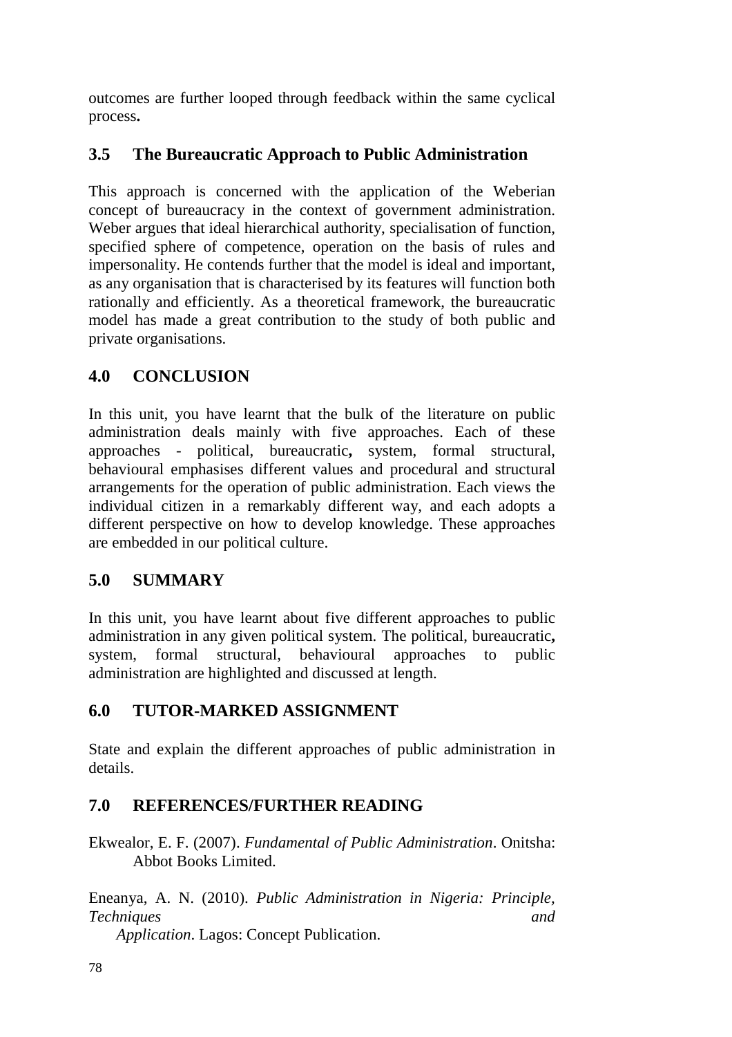outcomes are further looped through feedback within the same cyclical process**.**

## 3.5 The Bureaucratic Approach to Public Administration

This approach is concerned with the application of the Weberian concept of bureaucracy in the context of government administration. Weber argues that ideal hierarchical authority, specialisation of function, specified sphere of competence, operation on the basis of rules and impersonality. He contends further that the model is ideal and important, as any organisation that is characterised by its features will function both rationally and efficiently. As a theoretical framework, the bureaucratic model has made a great contribution to the study of both public and private organisations.

# 4.0 CONCLUSION

In this unit, you have learnt that the bulk of the literature on public administration deals mainly with five approaches. Each of these approaches - political, bureaucratic**,** system, formal structural, behavioural emphasises different values and procedural and structural arrangements for the operation of public administration. Each views the individual citizen in a remarkably different way, and each adopts a different perspective on how to develop knowledge. These approaches are embedded in our political culture.

# 5.0 SUMMARY

In this unit, you have learnt about five different approaches to public administration in any given political system. The political, bureaucratic**,** system, formal structural, behavioural approaches to public administration are highlighted and discussed at length.

# 6.0 TUTOR-MARKED ASSIGNMENT

State and explain the different approaches of public administration in details.

# 7.0 REFERENCES/FURTHER READING

Ekwealor, E. F. (2007). *Fundamental of Public Administration*. Onitsha: Abbot Books Limited.

Eneanya, A. N. (2010). *Public Administration in Nigeria: Principle, Techniques and Application*. Lagos: Concept Publication.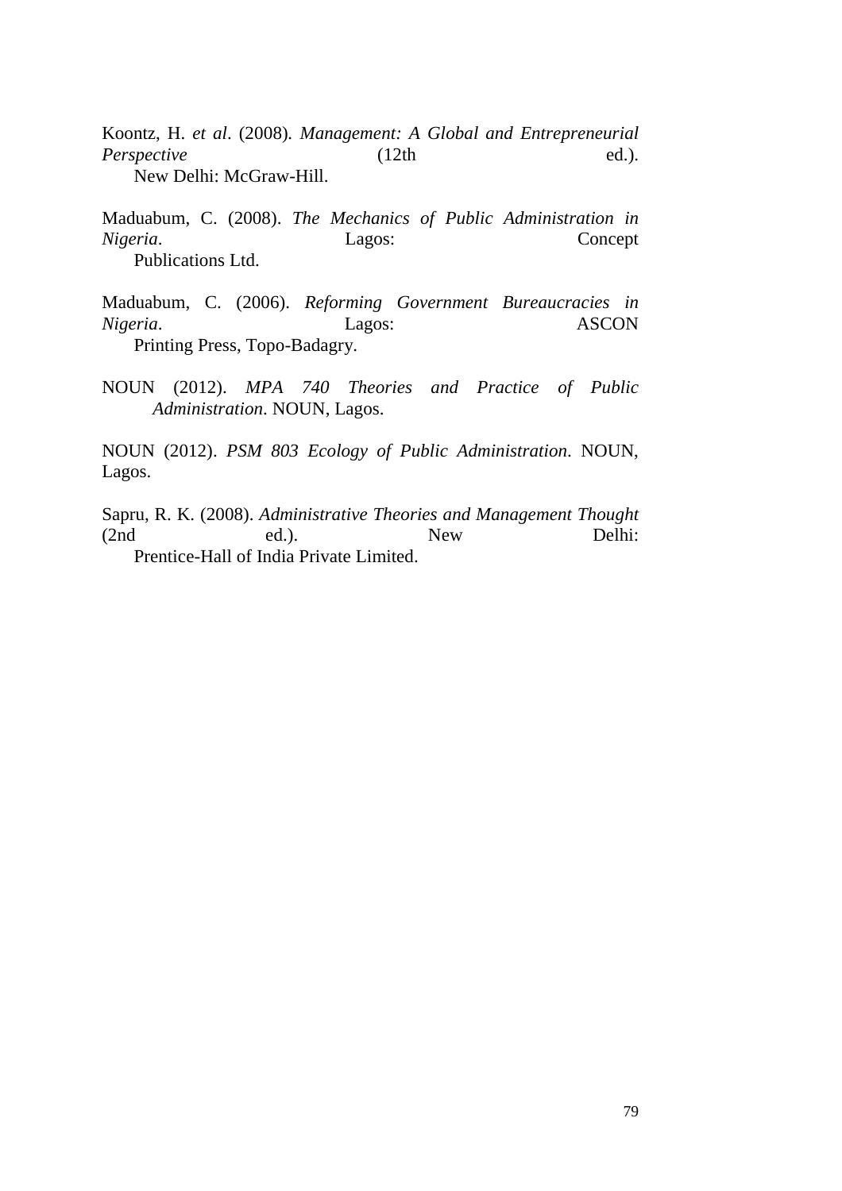Koontz, H. *et al*. (2008). *Management: A Global and Entrepreneurial Perspective* (12th ed.). New Delhi: McGraw-Hill.

Maduabum, C. (2008). *The Mechanics of Public Administration in Nigeria*. Lagos: Concept Publications Ltd.

Maduabum, C. (2006). *Reforming Government Bureaucracies in Nigeria*. Lagos: ASCON Printing Press, Topo-Badagry.

NOUN (2012). *MPA 740 Theories and Practice of Public Administration*. NOUN, Lagos.

NOUN (2012). *PSM 803 Ecology of Public Administration*. NOUN, Lagos.

Sapru, R. K. (2008). *Administrative Theories and Management Thought* (2nd ed.). New Delhi: Prentice-Hall of India Private Limited.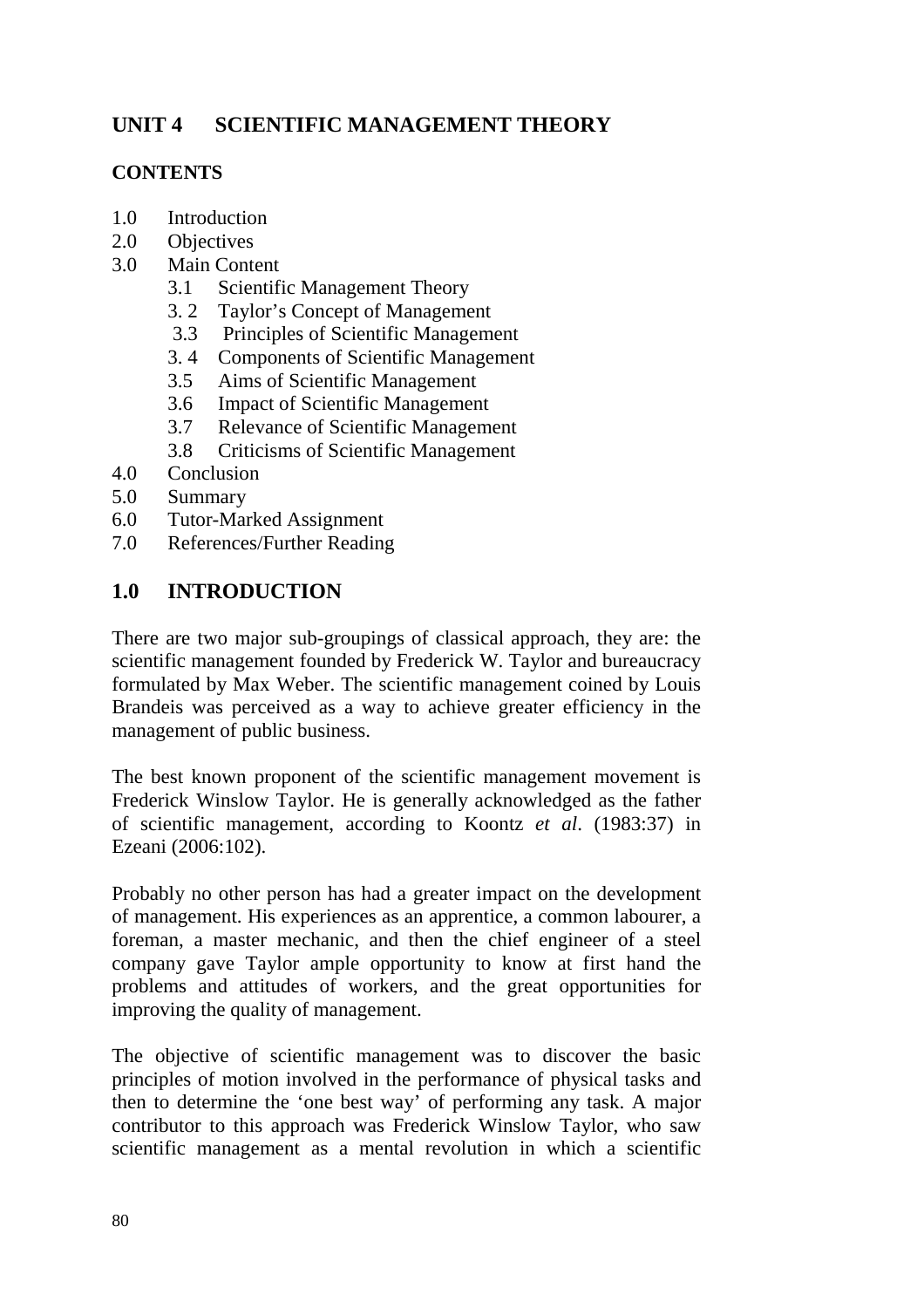## UNIT 4 SCIENTIFIC MANAGEMENT THEORY

### CONTENTS

1.0 Introduction
2.0 Objectives
3.0 Main Content
   3.1 Scientific Management Theory
   3. 2 Taylor's Concept of Management
   3.3 Principles of Scientific Management
   3. 4 Components of Scientific Management
   3.5 Aims of Scientific Management
   3.6 Impact of Scientific Management
   3.7 Relevance of Scientific Management
   3.8 Criticisms of Scientific Management
4.0 Conclusion
5.0 Summary
6.0 Tutor-Marked Assignment
7.0 References/Further Reading

## 1.0 INTRODUCTION

There are two major sub-groupings of classical approach, they are: the scientific management founded by Frederick W. Taylor and bureaucracy formulated by Max Weber. The scientific management coined by Louis Brandeis was perceived as a way to achieve greater efficiency in the management of public business.

The best known proponent of the scientific management movement is Frederick Winslow Taylor. He is generally acknowledged as the father of scientific management, according to Koontz *et al*. (1983:37) in Ezeani (2006:102).

Probably no other person has had a greater impact on the development of management. His experiences as an apprentice, a common labourer, a foreman, a master mechanic, and then the chief engineer of a steel company gave Taylor ample opportunity to know at first hand the problems and attitudes of workers, and the great opportunities for improving the quality of management.

The objective of scientific management was to discover the basic principles of motion involved in the performance of physical tasks and then to determine the 'one best way' of performing any task. A major contributor to this approach was Frederick Winslow Taylor, who saw scientific management as a mental revolution in which a scientific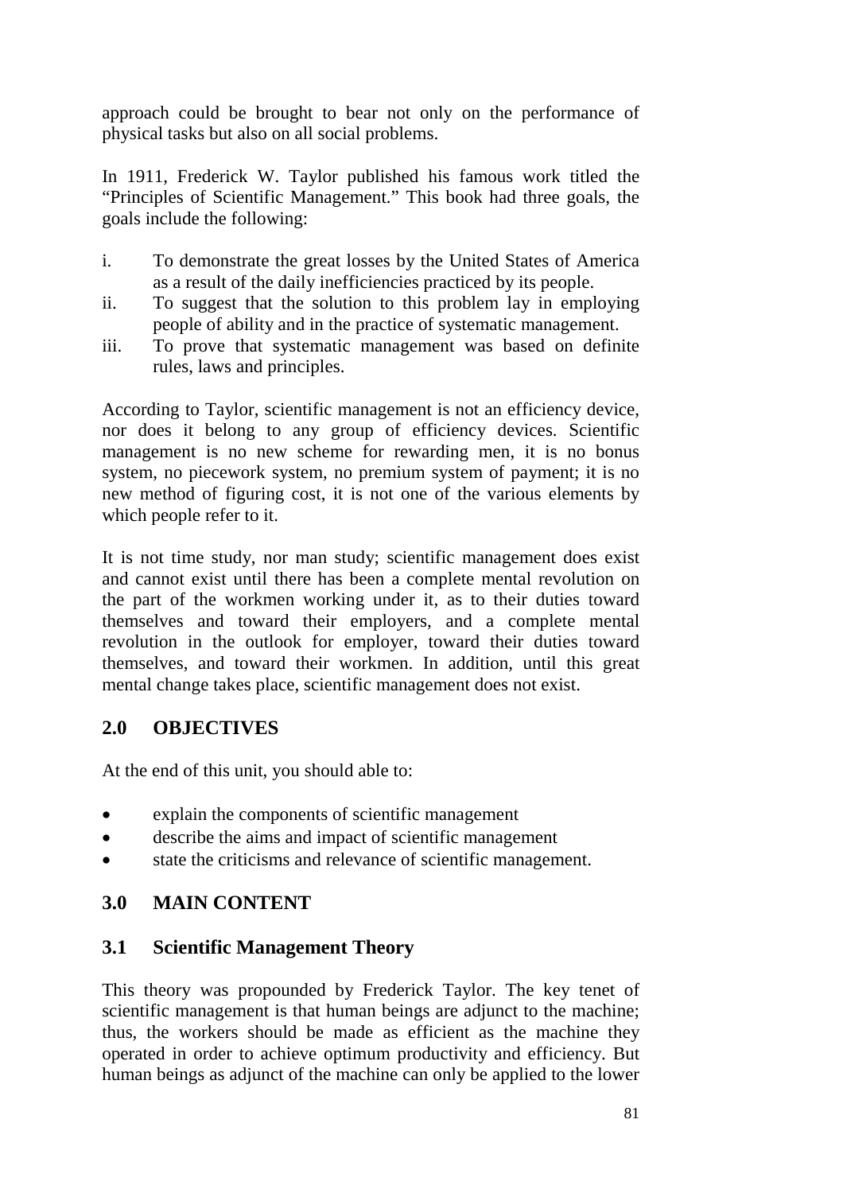approach could be brought to bear not only on the performance of physical tasks but also on all social problems.

In 1911, Frederick W. Taylor published his famous work titled the "Principles of Scientific Management." This book had three goals, the goals include the following:

i. To demonstrate the great losses by the United States of America as a result of the daily inefficiencies practiced by its people.
ii. To suggest that the solution to this problem lay in employing people of ability and in the practice of systematic management.
iii. To prove that systematic management was based on definite rules, laws and principles.

According to Taylor, scientific management is not an efficiency device, nor does it belong to any group of efficiency devices. Scientific management is no new scheme for rewarding men, it is no bonus system, no piecework system, no premium system of payment; it is no new method of figuring cost, it is not one of the various elements by which people refer to it.

It is not time study, nor man study; scientific management does exist and cannot exist until there has been a complete mental revolution on the part of the workmen working under it, as to their duties toward themselves and toward their employers, and a complete mental revolution in the outlook for employer, toward their duties toward themselves, and toward their workmen. In addition, until this great mental change takes place, scientific management does not exist.

## 2.0 OBJECTIVES

At the end of this unit, you should able to:

- explain the components of scientific management
- describe the aims and impact of scientific management
- state the criticisms and relevance of scientific management.

## 3.0 MAIN CONTENT

### 3.1 Scientific Management Theory

This theory was propounded by Frederick Taylor. The key tenet of scientific management is that human beings are adjunct to the machine; thus, the workers should be made as efficient as the machine they operated in order to achieve optimum productivity and efficiency. But human beings as adjunct of the machine can only be applied to the lower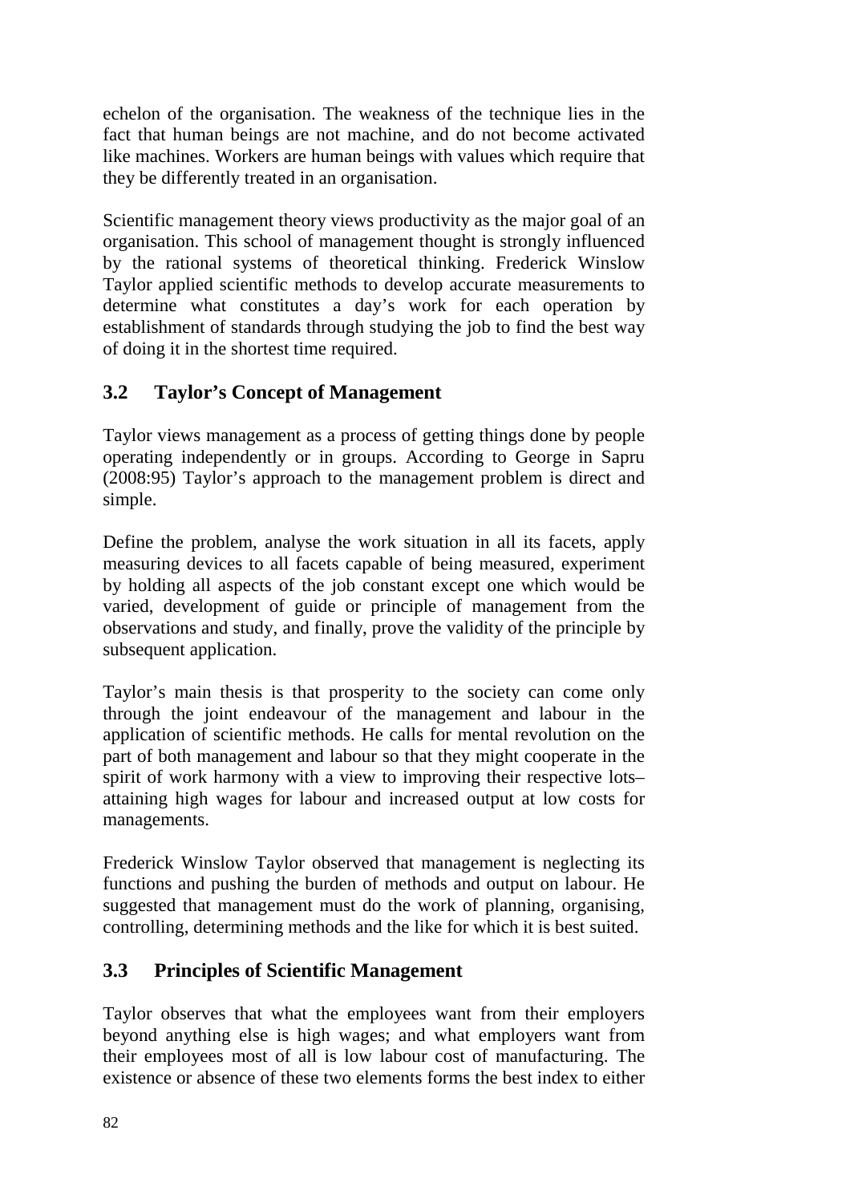echelon of the organisation. The weakness of the technique lies in the fact that human beings are not machine, and do not become activated like machines. Workers are human beings with values which require that they be differently treated in an organisation.

Scientific management theory views productivity as the major goal of an organisation. This school of management thought is strongly influenced by the rational systems of theoretical thinking. Frederick Winslow Taylor applied scientific methods to develop accurate measurements to determine what constitutes a day's work for each operation by establishment of standards through studying the job to find the best way of doing it in the shortest time required.

## 3.2 Taylor's Concept of Management

Taylor views management as a process of getting things done by people operating independently or in groups. According to George in Sapru (2008:95) Taylor's approach to the management problem is direct and simple.

Define the problem, analyse the work situation in all its facets, apply measuring devices to all facets capable of being measured, experiment by holding all aspects of the job constant except one which would be varied, development of guide or principle of management from the observations and study, and finally, prove the validity of the principle by subsequent application.

Taylor's main thesis is that prosperity to the society can come only through the joint endeavour of the management and labour in the application of scientific methods. He calls for mental revolution on the part of both management and labour so that they might cooperate in the spirit of work harmony with a view to improving their respective lots– attaining high wages for labour and increased output at low costs for managements.

Frederick Winslow Taylor observed that management is neglecting its functions and pushing the burden of methods and output on labour. He suggested that management must do the work of planning, organising, controlling, determining methods and the like for which it is best suited.

## 3.3 Principles of Scientific Management

Taylor observes that what the employees want from their employers beyond anything else is high wages; and what employers want from their employees most of all is low labour cost of manufacturing. The existence or absence of these two elements forms the best index to either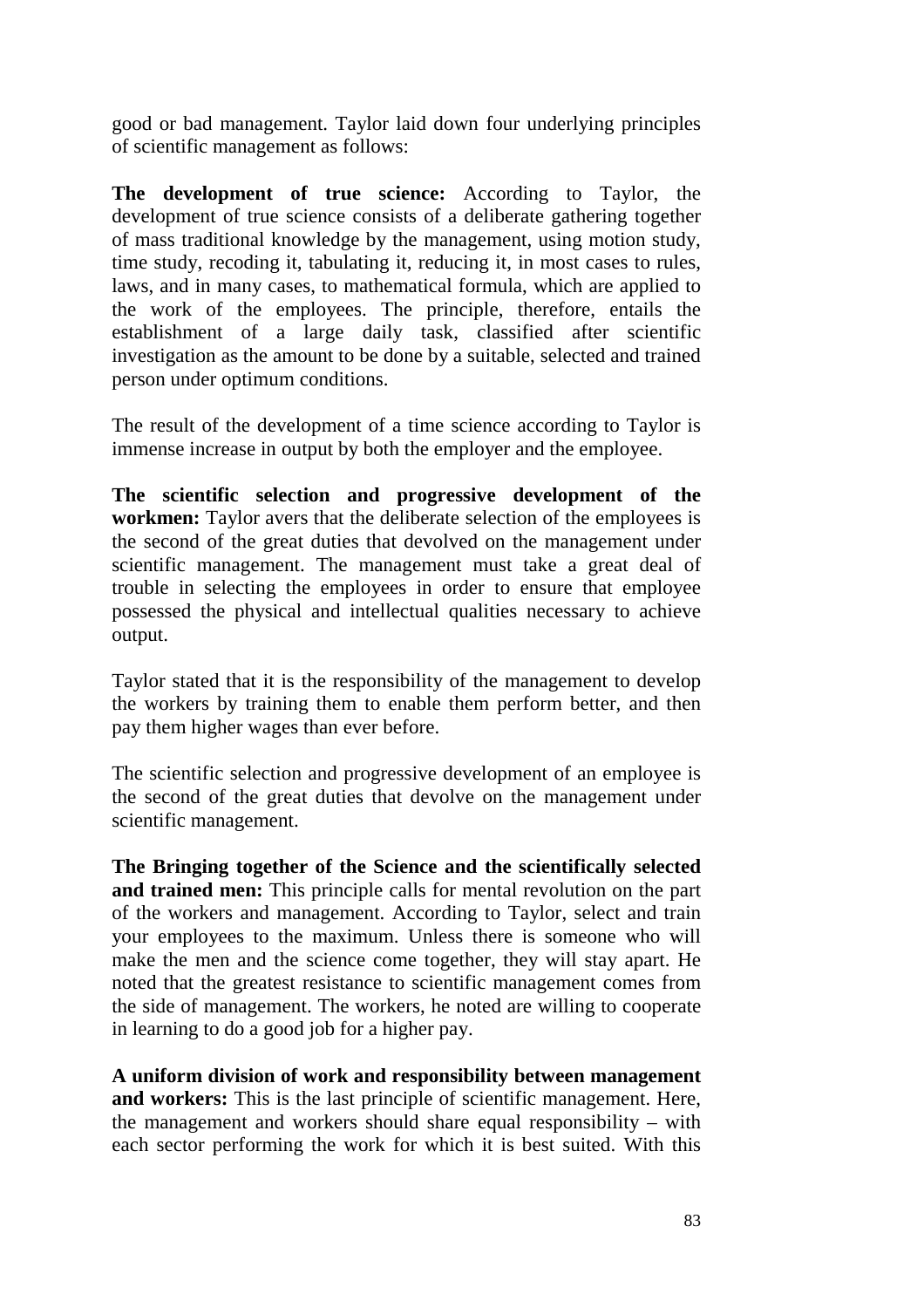good or bad management. Taylor laid down four underlying principles of scientific management as follows:

**The development of true science:** According to Taylor, the development of true science consists of a deliberate gathering together of mass traditional knowledge by the management, using motion study, time study, recoding it, tabulating it, reducing it, in most cases to rules, laws, and in many cases, to mathematical formula, which are applied to the work of the employees. The principle, therefore, entails the establishment of a large daily task, classified after scientific investigation as the amount to be done by a suitable, selected and trained person under optimum conditions.

The result of the development of a time science according to Taylor is immense increase in output by both the employer and the employee.

**The scientific selection and progressive development of the workmen:** Taylor avers that the deliberate selection of the employees is the second of the great duties that devolved on the management under scientific management. The management must take a great deal of trouble in selecting the employees in order to ensure that employee possessed the physical and intellectual qualities necessary to achieve output.

Taylor stated that it is the responsibility of the management to develop the workers by training them to enable them perform better, and then pay them higher wages than ever before.

The scientific selection and progressive development of an employee is the second of the great duties that devolve on the management under scientific management.

**The Bringing together of the Science and the scientifically selected and trained men:** This principle calls for mental revolution on the part of the workers and management. According to Taylor, select and train your employees to the maximum. Unless there is someone who will make the men and the science come together, they will stay apart. He noted that the greatest resistance to scientific management comes from the side of management. The workers, he noted are willing to cooperate in learning to do a good job for a higher pay.

**A uniform division of work and responsibility between management and workers:** This is the last principle of scientific management. Here, the management and workers should share equal responsibility – with each sector performing the work for which it is best suited. With this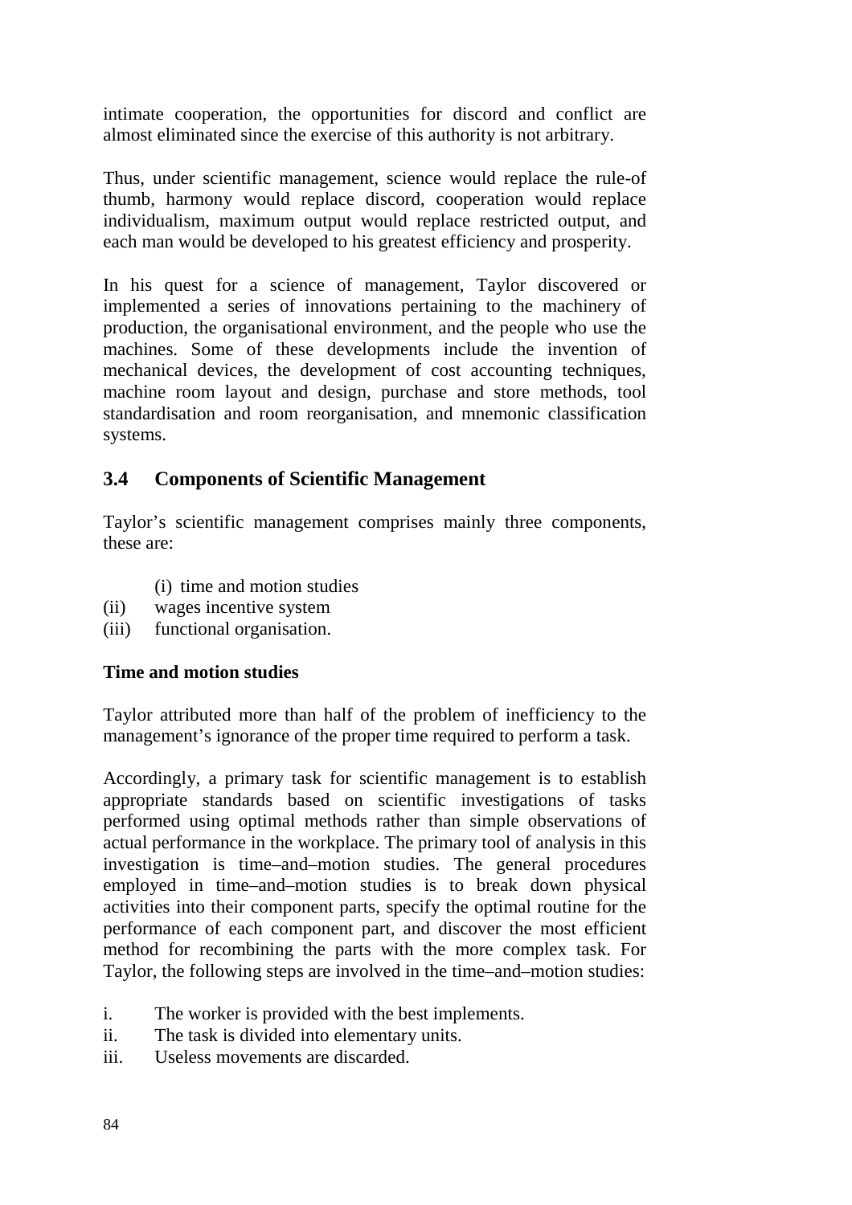intimate cooperation, the opportunities for discord and conflict are almost eliminated since the exercise of this authority is not arbitrary.

Thus, under scientific management, science would replace the rule-of thumb, harmony would replace discord, cooperation would replace individualism, maximum output would replace restricted output, and each man would be developed to his greatest efficiency and prosperity.

In his quest for a science of management, Taylor discovered or implemented a series of innovations pertaining to the machinery of production, the organisational environment, and the people who use the machines. Some of these developments include the invention of mechanical devices, the development of cost accounting techniques, machine room layout and design, purchase and store methods, tool standardisation and room reorganisation, and mnemonic classification systems.

## 3.4 Components of Scientific Management

Taylor's scientific management comprises mainly three components, these are:

(i) time and motion studies
(ii) wages incentive system
(iii) functional organisation.

**Time and motion studies**

Taylor attributed more than half of the problem of inefficiency to the management's ignorance of the proper time required to perform a task.

Accordingly, a primary task for scientific management is to establish appropriate standards based on scientific investigations of tasks performed using optimal methods rather than simple observations of actual performance in the workplace. The primary tool of analysis in this investigation is time–and–motion studies. The general procedures employed in time–and–motion studies is to break down physical activities into their component parts, specify the optimal routine for the performance of each component part, and discover the most efficient method for recombining the parts with the more complex task. For Taylor, the following steps are involved in the time–and–motion studies:

i. The worker is provided with the best implements.
ii. The task is divided into elementary units.
iii. Useless movements are discarded.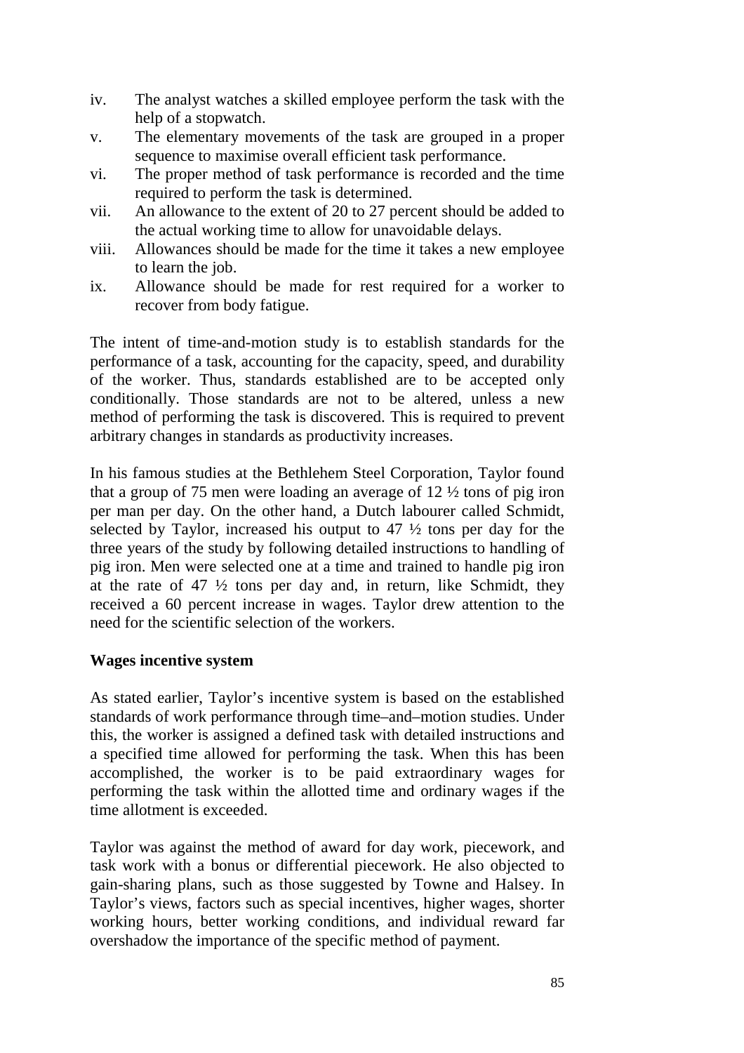iv. The analyst watches a skilled employee perform the task with the help of a stopwatch.
v. The elementary movements of the task are grouped in a proper sequence to maximise overall efficient task performance.
vi. The proper method of task performance is recorded and the time required to perform the task is determined.
vii. An allowance to the extent of 20 to 27 percent should be added to the actual working time to allow for unavoidable delays.
viii. Allowances should be made for the time it takes a new employee to learn the job.
ix. Allowance should be made for rest required for a worker to recover from body fatigue.

The intent of time-and-motion study is to establish standards for the performance of a task, accounting for the capacity, speed, and durability of the worker. Thus, standards established are to be accepted only conditionally. Those standards are not to be altered, unless a new method of performing the task is discovered. This is required to prevent arbitrary changes in standards as productivity increases.

In his famous studies at the Bethlehem Steel Corporation, Taylor found that a group of 75 men were loading an average of 12 ½ tons of pig iron per man per day. On the other hand, a Dutch labourer called Schmidt, selected by Taylor, increased his output to 47 ½ tons per day for the three years of the study by following detailed instructions to handling of pig iron. Men were selected one at a time and trained to handle pig iron at the rate of 47 ½ tons per day and, in return, like Schmidt, they received a 60 percent increase in wages. Taylor drew attention to the need for the scientific selection of the workers.

**Wages incentive system**

As stated earlier, Taylor's incentive system is based on the established standards of work performance through time–and–motion studies. Under this, the worker is assigned a defined task with detailed instructions and a specified time allowed for performing the task. When this has been accomplished, the worker is to be paid extraordinary wages for performing the task within the allotted time and ordinary wages if the time allotment is exceeded.

Taylor was against the method of award for day work, piecework, and task work with a bonus or differential piecework. He also objected to gain-sharing plans, such as those suggested by Towne and Halsey. In Taylor's views, factors such as special incentives, higher wages, shorter working hours, better working conditions, and individual reward far overshadow the importance of the specific method of payment.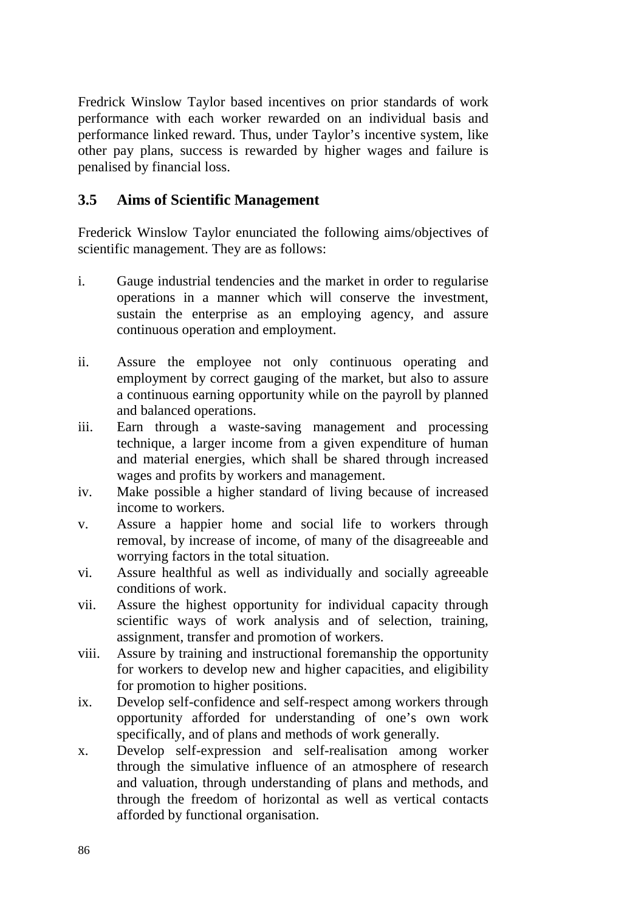Fredrick Winslow Taylor based incentives on prior standards of work performance with each worker rewarded on an individual basis and performance linked reward. Thus, under Taylor's incentive system, like other pay plans, success is rewarded by higher wages and failure is penalised by financial loss.

## 3.5 Aims of Scientific Management

Frederick Winslow Taylor enunciated the following aims/objectives of scientific management. They are as follows:

i. Gauge industrial tendencies and the market in order to regularise operations in a manner which will conserve the investment, sustain the enterprise as an employing agency, and assure continuous operation and employment.

ii. Assure the employee not only continuous operating and employment by correct gauging of the market, but also to assure a continuous earning opportunity while on the payroll by planned and balanced operations.

iii. Earn through a waste-saving management and processing technique, a larger income from a given expenditure of human and material energies, which shall be shared through increased wages and profits by workers and management.

iv. Make possible a higher standard of living because of increased income to workers.

v. Assure a happier home and social life to workers through removal, by increase of income, of many of the disagreeable and worrying factors in the total situation.

vi. Assure healthful as well as individually and socially agreeable conditions of work.

vii. Assure the highest opportunity for individual capacity through scientific ways of work analysis and of selection, training, assignment, transfer and promotion of workers.

viii. Assure by training and instructional foremanship the opportunity for workers to develop new and higher capacities, and eligibility for promotion to higher positions.

ix. Develop self-confidence and self-respect among workers through opportunity afforded for understanding of one's own work specifically, and of plans and methods of work generally.

x. Develop self-expression and self-realisation among worker through the simulative influence of an atmosphere of research and valuation, through understanding of plans and methods, and through the freedom of horizontal as well as vertical contacts afforded by functional organisation.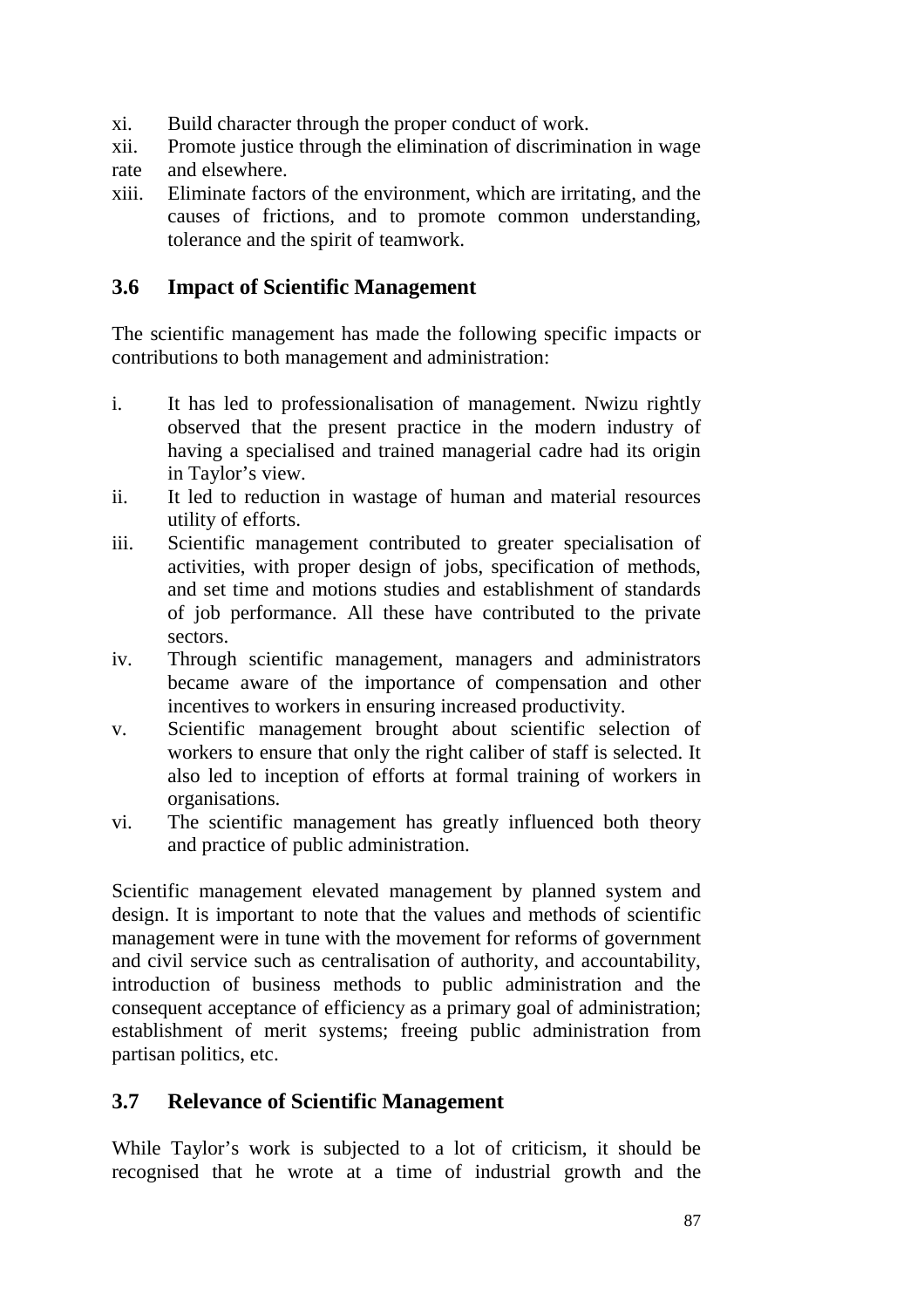xi. Build character through the proper conduct of work.

xii. Promote justice through the elimination of discrimination in wage rate and elsewhere.

xiii. Eliminate factors of the environment, which are irritating, and the causes of frictions, and to promote common understanding, tolerance and the spirit of teamwork.

## 3.6 Impact of Scientific Management

The scientific management has made the following specific impacts or contributions to both management and administration:

i. It has led to professionalisation of management. Nwizu rightly observed that the present practice in the modern industry of having a specialised and trained managerial cadre had its origin in Taylor's view.

ii. It led to reduction in wastage of human and material resources utility of efforts.

iii. Scientific management contributed to greater specialisation of activities, with proper design of jobs, specification of methods, and set time and motions studies and establishment of standards of job performance. All these have contributed to the private sectors.

iv. Through scientific management, managers and administrators became aware of the importance of compensation and other incentives to workers in ensuring increased productivity.

v. Scientific management brought about scientific selection of workers to ensure that only the right caliber of staff is selected. It also led to inception of efforts at formal training of workers in organisations.

vi. The scientific management has greatly influenced both theory and practice of public administration.

Scientific management elevated management by planned system and design. It is important to note that the values and methods of scientific management were in tune with the movement for reforms of government and civil service such as centralisation of authority, and accountability, introduction of business methods to public administration and the consequent acceptance of efficiency as a primary goal of administration; establishment of merit systems; freeing public administration from partisan politics, etc.

## 3.7 Relevance of Scientific Management

While Taylor's work is subjected to a lot of criticism, it should be recognised that he wrote at a time of industrial growth and the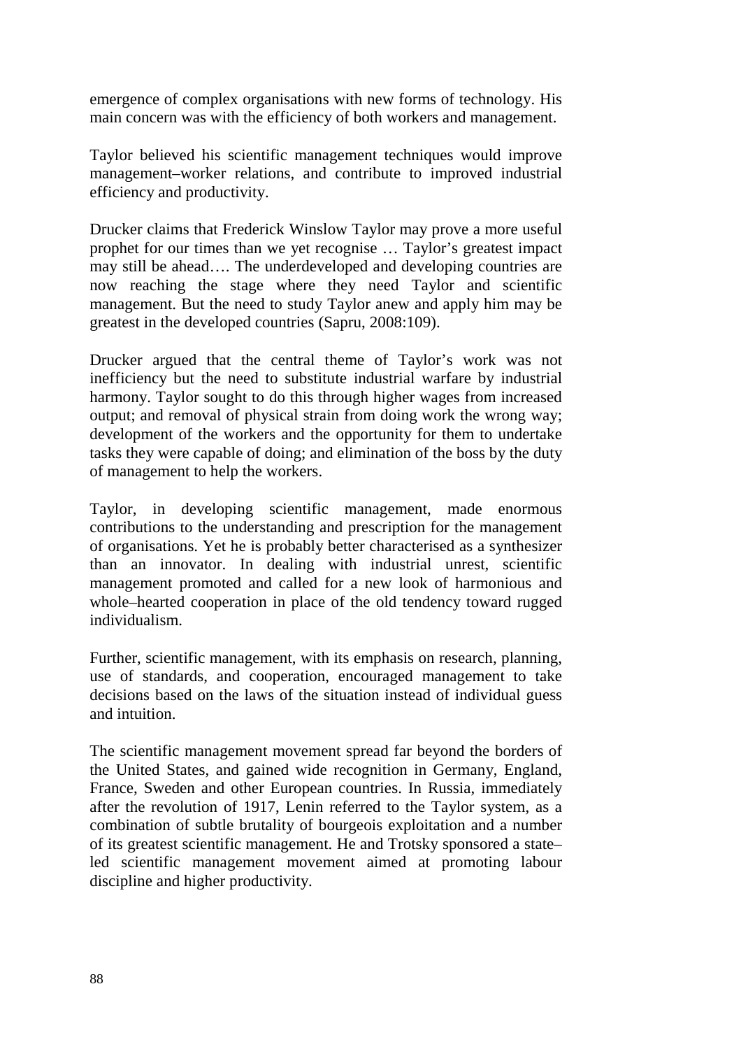emergence of complex organisations with new forms of technology. His main concern was with the efficiency of both workers and management.

Taylor believed his scientific management techniques would improve management–worker relations, and contribute to improved industrial efficiency and productivity.

Drucker claims that Frederick Winslow Taylor may prove a more useful prophet for our times than we yet recognise … Taylor's greatest impact may still be ahead…. The underdeveloped and developing countries are now reaching the stage where they need Taylor and scientific management. But the need to study Taylor anew and apply him may be greatest in the developed countries (Sapru, 2008:109).

Drucker argued that the central theme of Taylor's work was not inefficiency but the need to substitute industrial warfare by industrial harmony. Taylor sought to do this through higher wages from increased output; and removal of physical strain from doing work the wrong way; development of the workers and the opportunity for them to undertake tasks they were capable of doing; and elimination of the boss by the duty of management to help the workers.

Taylor, in developing scientific management, made enormous contributions to the understanding and prescription for the management of organisations. Yet he is probably better characterised as a synthesizer than an innovator. In dealing with industrial unrest, scientific management promoted and called for a new look of harmonious and whole–hearted cooperation in place of the old tendency toward rugged individualism.

Further, scientific management, with its emphasis on research, planning, use of standards, and cooperation, encouraged management to take decisions based on the laws of the situation instead of individual guess and intuition.

The scientific management movement spread far beyond the borders of the United States, and gained wide recognition in Germany, England, France, Sweden and other European countries. In Russia, immediately after the revolution of 1917, Lenin referred to the Taylor system, as a combination of subtle brutality of bourgeois exploitation and a number of its greatest scientific management. He and Trotsky sponsored a state–led scientific management movement aimed at promoting labour discipline and higher productivity.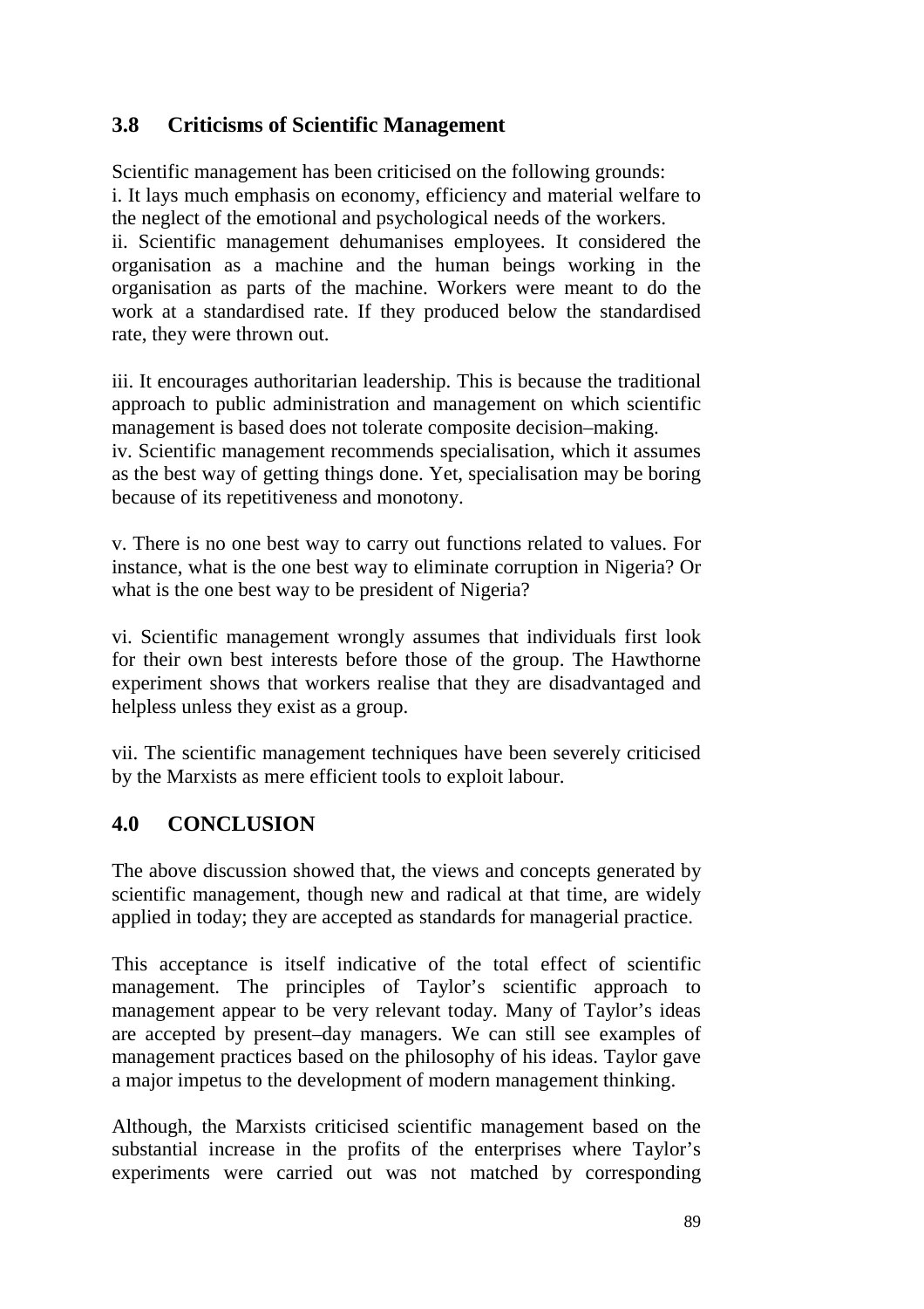## 3.8 Criticisms of Scientific Management

Scientific management has been criticised on the following grounds:

i. It lays much emphasis on economy, efficiency and material welfare to the neglect of the emotional and psychological needs of the workers.

ii. Scientific management dehumanises employees. It considered the organisation as a machine and the human beings working in the organisation as parts of the machine. Workers were meant to do the work at a standardised rate. If they produced below the standardised rate, they were thrown out.

iii. It encourages authoritarian leadership. This is because the traditional approach to public administration and management on which scientific management is based does not tolerate composite decision–making.

iv. Scientific management recommends specialisation, which it assumes as the best way of getting things done. Yet, specialisation may be boring because of its repetitiveness and monotony.

v. There is no one best way to carry out functions related to values. For instance, what is the one best way to eliminate corruption in Nigeria? Or what is the one best way to be president of Nigeria?

vi. Scientific management wrongly assumes that individuals first look for their own best interests before those of the group. The Hawthorne experiment shows that workers realise that they are disadvantaged and helpless unless they exist as a group.

vii. The scientific management techniques have been severely criticised by the Marxists as mere efficient tools to exploit labour.

## 4.0 CONCLUSION

The above discussion showed that, the views and concepts generated by scientific management, though new and radical at that time, are widely applied in today; they are accepted as standards for managerial practice.

This acceptance is itself indicative of the total effect of scientific management. The principles of Taylor's scientific approach to management appear to be very relevant today. Many of Taylor's ideas are accepted by present–day managers. We can still see examples of management practices based on the philosophy of his ideas. Taylor gave a major impetus to the development of modern management thinking.

Although, the Marxists criticised scientific management based on the substantial increase in the profits of the enterprises where Taylor's experiments were carried out was not matched by corresponding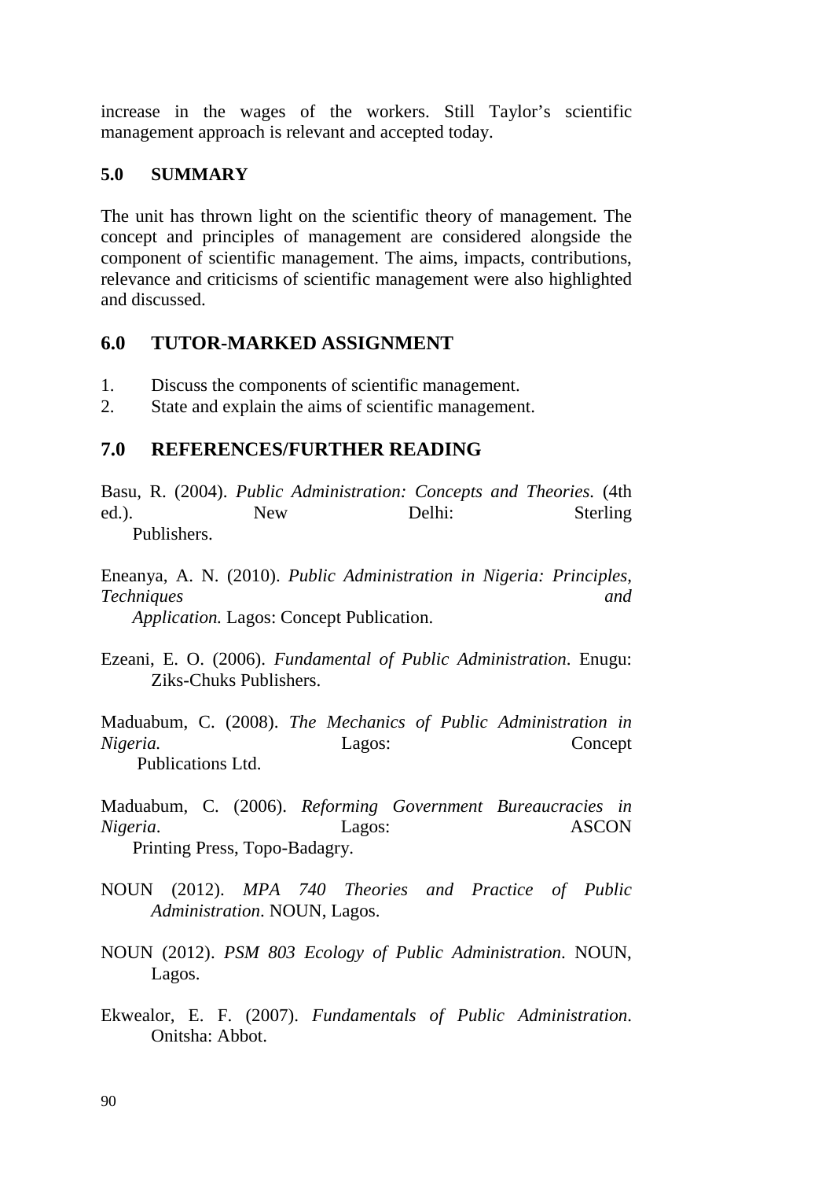increase in the wages of the workers. Still Taylor's scientific management approach is relevant and accepted today.

## 5.0 SUMMARY

The unit has thrown light on the scientific theory of management. The concept and principles of management are considered alongside the component of scientific management. The aims, impacts, contributions, relevance and criticisms of scientific management were also highlighted and discussed.

## 6.0 TUTOR-MARKED ASSIGNMENT

1. Discuss the components of scientific management.
2. State and explain the aims of scientific management.

## 7.0 REFERENCES/FURTHER READING

Basu, R. (2004). *Public Administration: Concepts and Theories.* (4th ed.). New Delhi: Sterling Publishers.

Eneanya, A. N. (2010). *Public Administration in Nigeria: Principles, Techniques and Application.* Lagos: Concept Publication.

Ezeani, E. O. (2006). *Fundamental of Public Administration*. Enugu: Ziks-Chuks Publishers.

Maduabum, C. (2008). *The Mechanics of Public Administration in Nigeria.* Lagos: Concept Publications Ltd.

Maduabum, C. (2006). *Reforming Government Bureaucracies in Nigeria*. Lagos: ASCON Printing Press, Topo-Badagry.

NOUN (2012). *MPA 740 Theories and Practice of Public Administration*. NOUN, Lagos.

NOUN (2012). *PSM 803 Ecology of Public Administration*. NOUN, Lagos.

Ekwealor, E. F. (2007). *Fundamentals of Public Administration*. Onitsha: Abbot.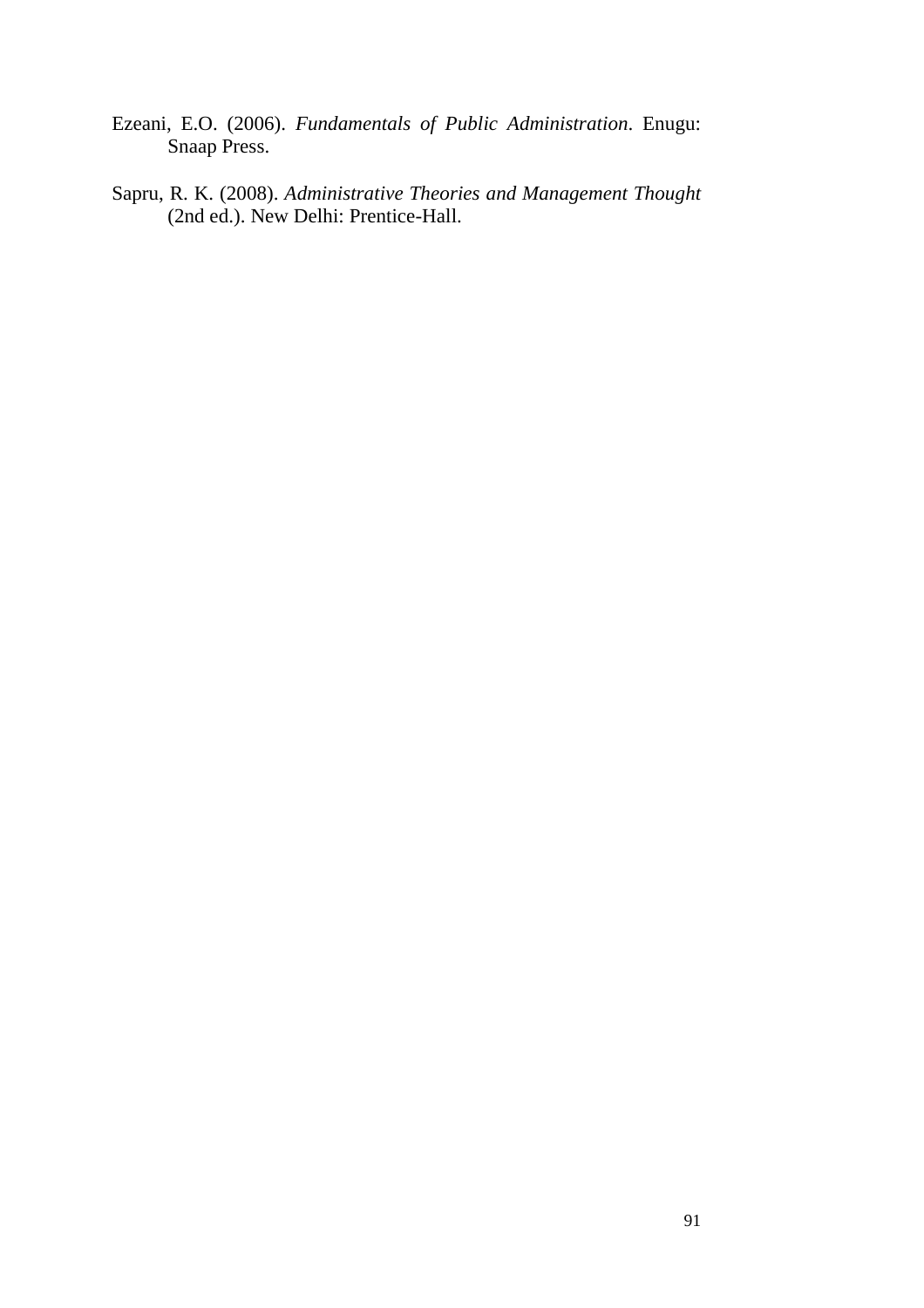Ezeani, E.O. (2006). *Fundamentals of Public Administration*. Enugu: Snaap Press.

Sapru, R. K. (2008). *Administrative Theories and Management Thought* (2nd ed.). New Delhi: Prentice-Hall.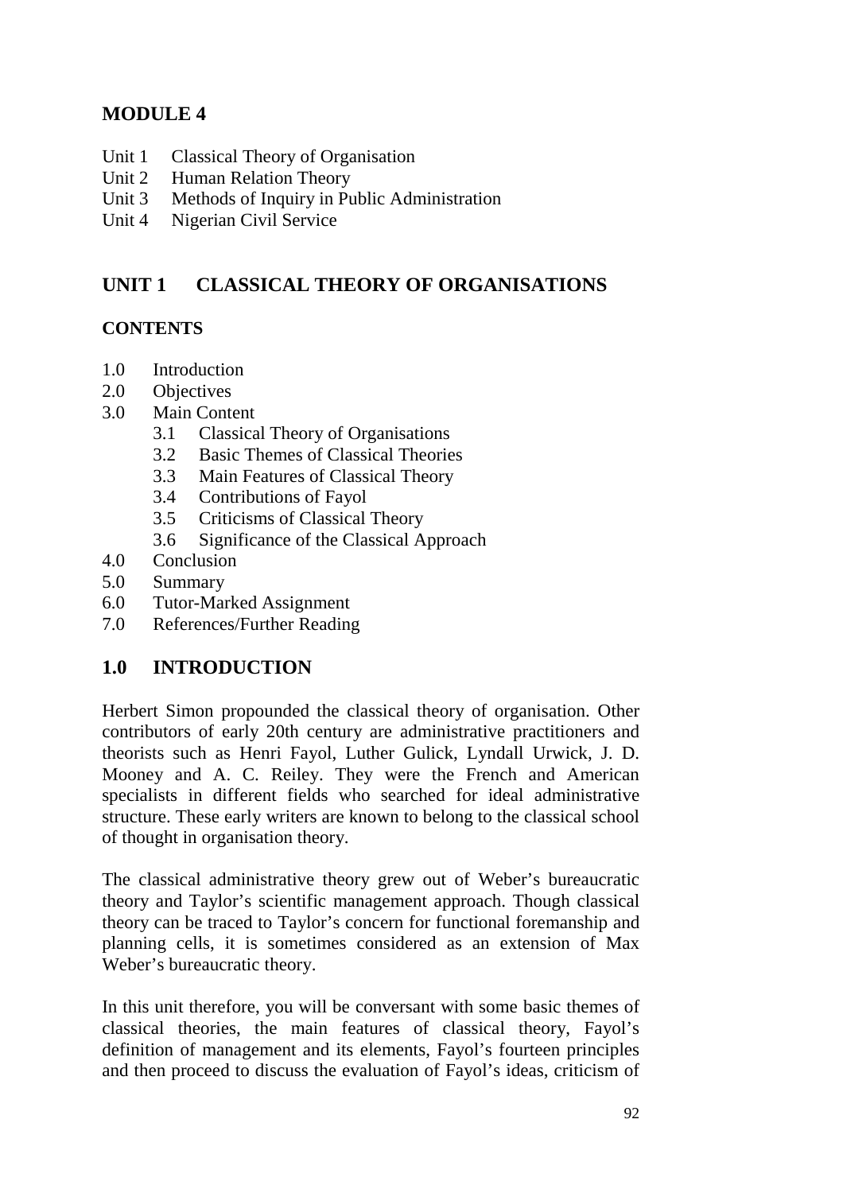# MODULE 4

Unit 1 Classical Theory of Organisation
Unit 2 Human Relation Theory
Unit 3 Methods of Inquiry in Public Administration
Unit 4 Nigerian Civil Service

## UNIT 1 CLASSICAL THEORY OF ORGANISATIONS

### CONTENTS

1.0 Introduction
2.0 Objectives
3.0 Main Content
  3.1 Classical Theory of Organisations
  3.2 Basic Themes of Classical Theories
  3.3 Main Features of Classical Theory
  3.4 Contributions of Fayol
  3.5 Criticisms of Classical Theory
  3.6 Significance of the Classical Approach
4.0 Conclusion
5.0 Summary
6.0 Tutor-Marked Assignment
7.0 References/Further Reading

## 1.0 INTRODUCTION

Herbert Simon propounded the classical theory of organisation. Other contributors of early 20th century are administrative practitioners and theorists such as Henri Fayol, Luther Gulick, Lyndall Urwick, J. D. Mooney and A. C. Reiley. They were the French and American specialists in different fields who searched for ideal administrative structure. These early writers are known to belong to the classical school of thought in organisation theory.

The classical administrative theory grew out of Weber's bureaucratic theory and Taylor's scientific management approach. Though classical theory can be traced to Taylor's concern for functional foremanship and planning cells, it is sometimes considered as an extension of Max Weber's bureaucratic theory.

In this unit therefore, you will be conversant with some basic themes of classical theories, the main features of classical theory, Fayol's definition of management and its elements, Fayol's fourteen principles and then proceed to discuss the evaluation of Fayol's ideas, criticism of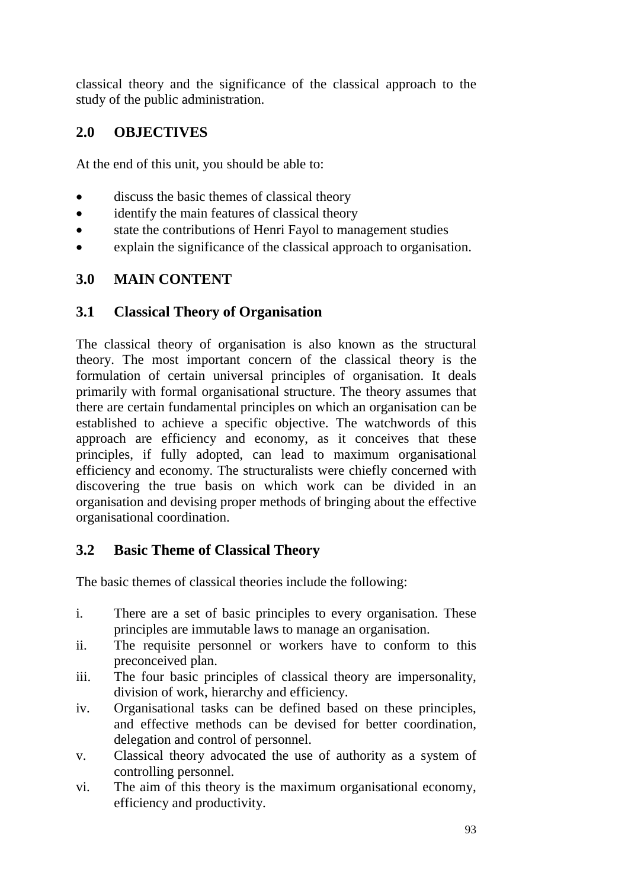classical theory and the significance of the classical approach to the study of the public administration.

## 2.0 OBJECTIVES

At the end of this unit, you should be able to:

- discuss the basic themes of classical theory
- identify the main features of classical theory
- state the contributions of Henri Fayol to management studies
- explain the significance of the classical approach to organisation.

## 3.0 MAIN CONTENT

### 3.1 Classical Theory of Organisation

The classical theory of organisation is also known as the structural theory. The most important concern of the classical theory is the formulation of certain universal principles of organisation. It deals primarily with formal organisational structure. The theory assumes that there are certain fundamental principles on which an organisation can be established to achieve a specific objective. The watchwords of this approach are efficiency and economy, as it conceives that these principles, if fully adopted, can lead to maximum organisational efficiency and economy. The structuralists were chiefly concerned with discovering the true basis on which work can be divided in an organisation and devising proper methods of bringing about the effective organisational coordination.

### 3.2 Basic Theme of Classical Theory

The basic themes of classical theories include the following:

i. There are a set of basic principles to every organisation. These principles are immutable laws to manage an organisation.
ii. The requisite personnel or workers have to conform to this preconceived plan.
iii. The four basic principles of classical theory are impersonality, division of work, hierarchy and efficiency.
iv. Organisational tasks can be defined based on these principles, and effective methods can be devised for better coordination, delegation and control of personnel.
v. Classical theory advocated the use of authority as a system of controlling personnel.
vi. The aim of this theory is the maximum organisational economy, efficiency and productivity.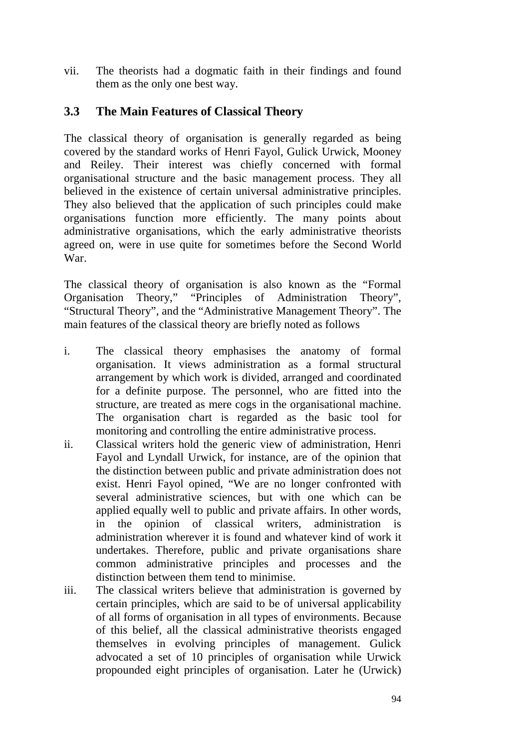vii. The theorists had a dogmatic faith in their findings and found them as the only one best way.

### 3.3 The Main Features of Classical Theory

The classical theory of organisation is generally regarded as being covered by the standard works of Henri Fayol, Gulick Urwick, Mooney and Reiley. Their interest was chiefly concerned with formal organisational structure and the basic management process. They all believed in the existence of certain universal administrative principles. They also believed that the application of such principles could make organisations function more efficiently. The many points about administrative organisations, which the early administrative theorists agreed on, were in use quite for sometimes before the Second World War.

The classical theory of organisation is also known as the "Formal Organisation Theory," "Principles of Administration Theory", "Structural Theory", and the "Administrative Management Theory". The main features of the classical theory are briefly noted as follows

i. The classical theory emphasises the anatomy of formal organisation. It views administration as a formal structural arrangement by which work is divided, arranged and coordinated for a definite purpose. The personnel, who are fitted into the structure, are treated as mere cogs in the organisational machine. The organisation chart is regarded as the basic tool for monitoring and controlling the entire administrative process.

ii. Classical writers hold the generic view of administration, Henri Fayol and Lyndall Urwick, for instance, are of the opinion that the distinction between public and private administration does not exist. Henri Fayol opined, "We are no longer confronted with several administrative sciences, but with one which can be applied equally well to public and private affairs. In other words, in the opinion of classical writers, administration is administration wherever it is found and whatever kind of work it undertakes. Therefore, public and private organisations share common administrative principles and processes and the distinction between them tend to minimise.

iii. The classical writers believe that administration is governed by certain principles, which are said to be of universal applicability of all forms of organisation in all types of environments. Because of this belief, all the classical administrative theorists engaged themselves in evolving principles of management. Gulick advocated a set of 10 principles of organisation while Urwick propounded eight principles of organisation. Later he (Urwick)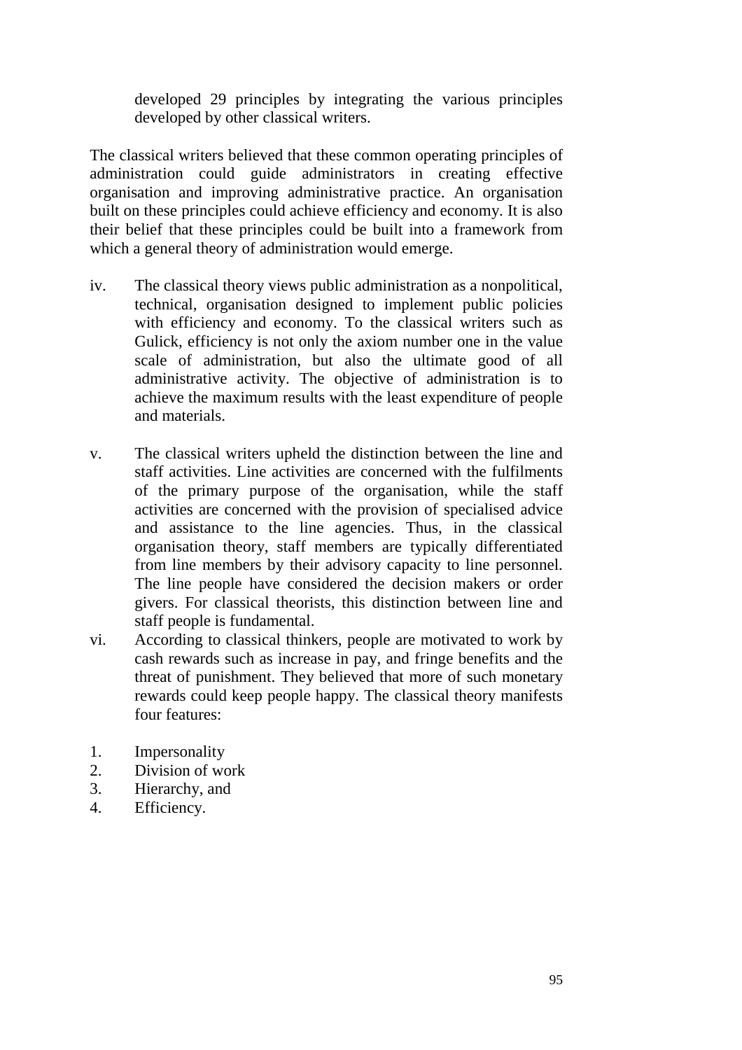developed 29 principles by integrating the various principles developed by other classical writers.

The classical writers believed that these common operating principles of administration could guide administrators in creating effective organisation and improving administrative practice. An organisation built on these principles could achieve efficiency and economy. It is also their belief that these principles could be built into a framework from which a general theory of administration would emerge.

iv. The classical theory views public administration as a nonpolitical, technical, organisation designed to implement public policies with efficiency and economy. To the classical writers such as Gulick, efficiency is not only the axiom number one in the value scale of administration, but also the ultimate good of all administrative activity. The objective of administration is to achieve the maximum results with the least expenditure of people and materials.

v. The classical writers upheld the distinction between the line and staff activities. Line activities are concerned with the fulfilments of the primary purpose of the organisation, while the staff activities are concerned with the provision of specialised advice and assistance to the line agencies. Thus, in the classical organisation theory, staff members are typically differentiated from line members by their advisory capacity to line personnel. The line people have considered the decision makers or order givers. For classical theorists, this distinction between line and staff people is fundamental.

vi. According to classical thinkers, people are motivated to work by cash rewards such as increase in pay, and fringe benefits and the threat of punishment. They believed that more of such monetary rewards could keep people happy. The classical theory manifests four features:

1. Impersonality
2. Division of work
3. Hierarchy, and
4. Efficiency.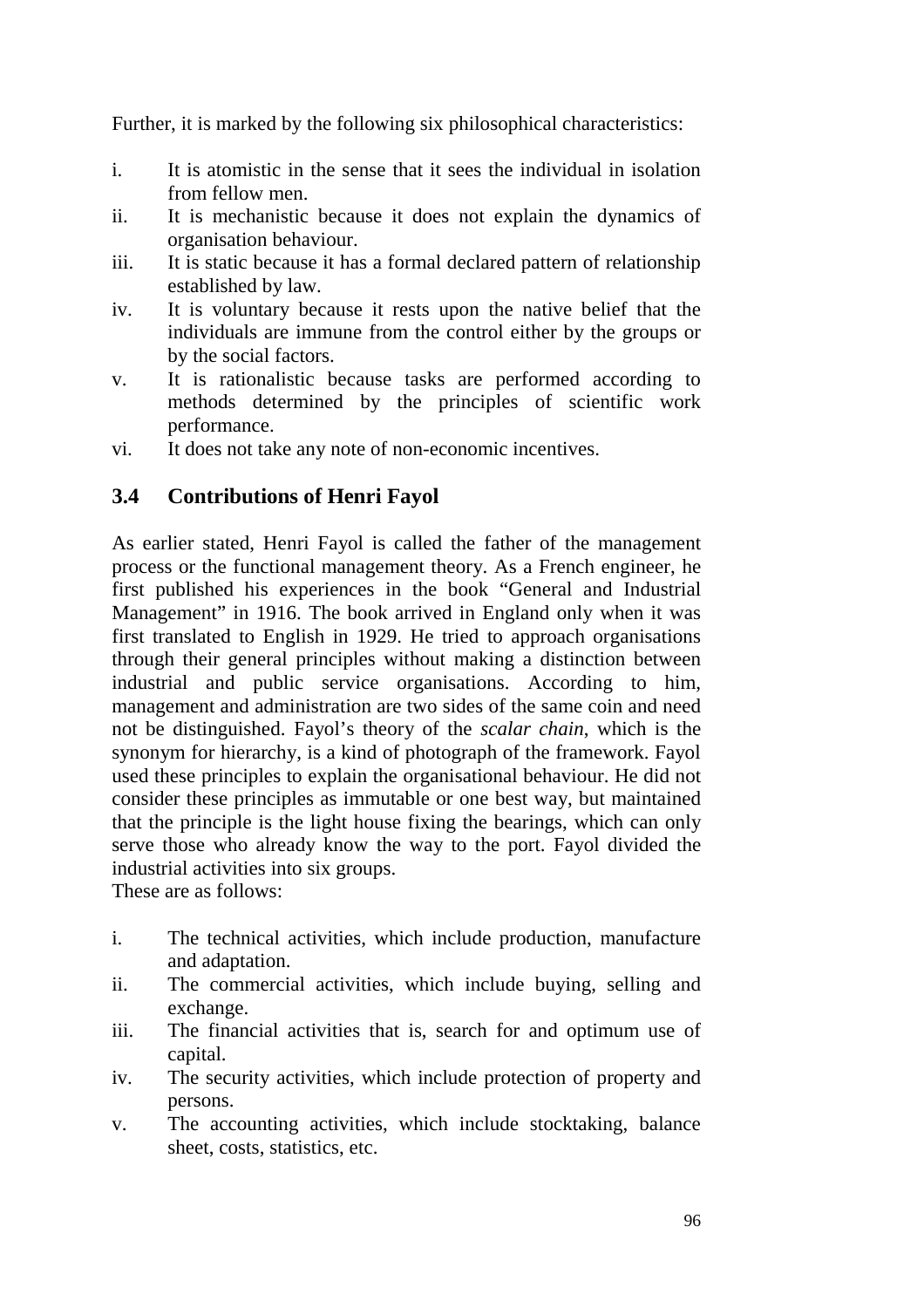Further, it is marked by the following six philosophical characteristics:

i. It is atomistic in the sense that it sees the individual in isolation from fellow men.
ii. It is mechanistic because it does not explain the dynamics of organisation behaviour.
iii. It is static because it has a formal declared pattern of relationship established by law.
iv. It is voluntary because it rests upon the native belief that the individuals are immune from the control either by the groups or by the social factors.
v. It is rationalistic because tasks are performed according to methods determined by the principles of scientific work performance.
vi. It does not take any note of non-economic incentives.

## 3.4 Contributions of Henri Fayol

As earlier stated, Henri Fayol is called the father of the management process or the functional management theory. As a French engineer, he first published his experiences in the book "General and Industrial Management" in 1916. The book arrived in England only when it was first translated to English in 1929. He tried to approach organisations through their general principles without making a distinction between industrial and public service organisations. According to him, management and administration are two sides of the same coin and need not be distinguished. Fayol's theory of the *scalar chain*, which is the synonym for hierarchy, is a kind of photograph of the framework. Fayol used these principles to explain the organisational behaviour. He did not consider these principles as immutable or one best way, but maintained that the principle is the light house fixing the bearings, which can only serve those who already know the way to the port. Fayol divided the industrial activities into six groups.
These are as follows:

i. The technical activities, which include production, manufacture and adaptation.
ii. The commercial activities, which include buying, selling and exchange.
iii. The financial activities that is, search for and optimum use of capital.
iv. The security activities, which include protection of property and persons.
v. The accounting activities, which include stocktaking, balance sheet, costs, statistics, etc.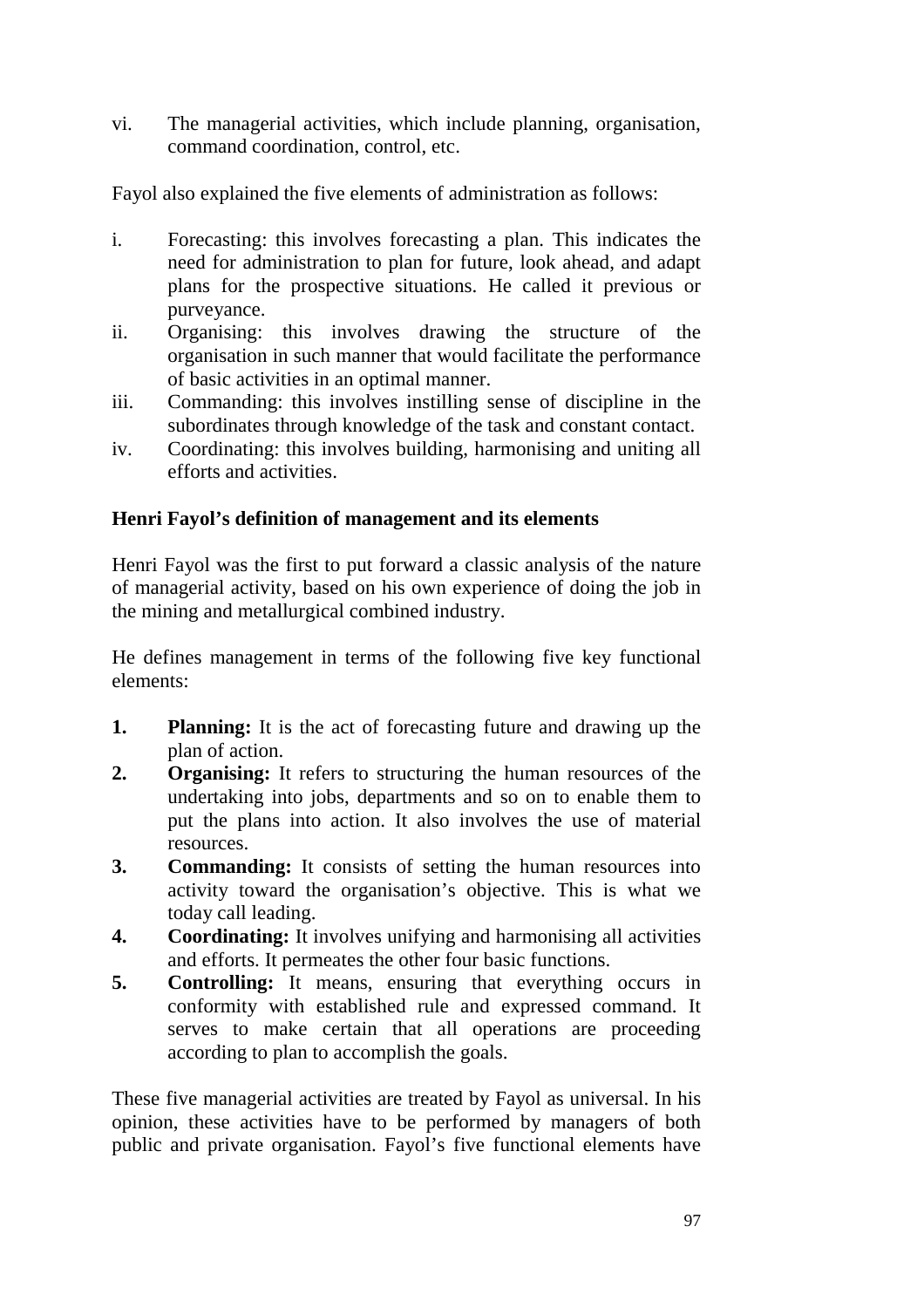vi. The managerial activities, which include planning, organisation, command coordination, control, etc.

Fayol also explained the five elements of administration as follows:

i. Forecasting: this involves forecasting a plan. This indicates the need for administration to plan for future, look ahead, and adapt plans for the prospective situations. He called it previous or purveyance.
ii. Organising: this involves drawing the structure of the organisation in such manner that would facilitate the performance of basic activities in an optimal manner.
iii. Commanding: this involves instilling sense of discipline in the subordinates through knowledge of the task and constant contact.
iv. Coordinating: this involves building, harmonising and uniting all efforts and activities.

**Henri Fayol's definition of management and its elements**

Henri Fayol was the first to put forward a classic analysis of the nature of managerial activity, based on his own experience of doing the job in the mining and metallurgical combined industry.

He defines management in terms of the following five key functional elements:

1. **Planning:** It is the act of forecasting future and drawing up the plan of action.
2. **Organising:** It refers to structuring the human resources of the undertaking into jobs, departments and so on to enable them to put the plans into action. It also involves the use of material resources.
3. **Commanding:** It consists of setting the human resources into activity toward the organisation's objective. This is what we today call leading.
4. **Coordinating:** It involves unifying and harmonising all activities and efforts. It permeates the other four basic functions.
5. **Controlling:** It means, ensuring that everything occurs in conformity with established rule and expressed command. It serves to make certain that all operations are proceeding according to plan to accomplish the goals.

These five managerial activities are treated by Fayol as universal. In his opinion, these activities have to be performed by managers of both public and private organisation. Fayol's five functional elements have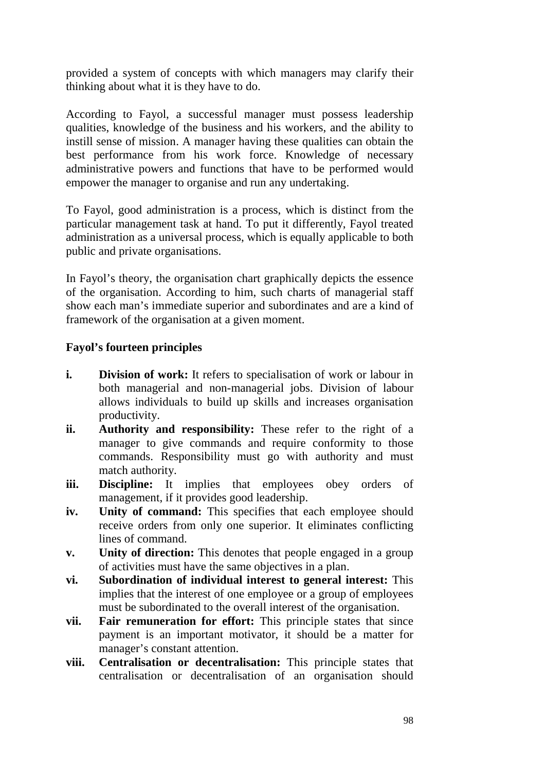provided a system of concepts with which managers may clarify their thinking about what it is they have to do.

According to Fayol, a successful manager must possess leadership qualities, knowledge of the business and his workers, and the ability to instill sense of mission. A manager having these qualities can obtain the best performance from his work force. Knowledge of necessary administrative powers and functions that have to be performed would empower the manager to organise and run any undertaking.

To Fayol, good administration is a process, which is distinct from the particular management task at hand. To put it differently, Fayol treated administration as a universal process, which is equally applicable to both public and private organisations.

In Fayol's theory, the organisation chart graphically depicts the essence of the organisation. According to him, such charts of managerial staff show each man's immediate superior and subordinates and are a kind of framework of the organisation at a given moment.

**Fayol's fourteen principles**

- **i. Division of work:** It refers to specialisation of work or labour in both managerial and non-managerial jobs. Division of labour allows individuals to build up skills and increases organisation productivity.
- **ii. Authority and responsibility:** These refer to the right of a manager to give commands and require conformity to those commands. Responsibility must go with authority and must match authority.
- **iii. Discipline:** It implies that employees obey orders of management, if it provides good leadership.
- **iv. Unity of command:** This specifies that each employee should receive orders from only one superior. It eliminates conflicting lines of command.
- **v. Unity of direction:** This denotes that people engaged in a group of activities must have the same objectives in a plan.
- **vi. Subordination of individual interest to general interest:** This implies that the interest of one employee or a group of employees must be subordinated to the overall interest of the organisation.
- **vii. Fair remuneration for effort:** This principle states that since payment is an important motivator, it should be a matter for manager's constant attention.
- **viii. Centralisation or decentralisation:** This principle states that centralisation or decentralisation of an organisation should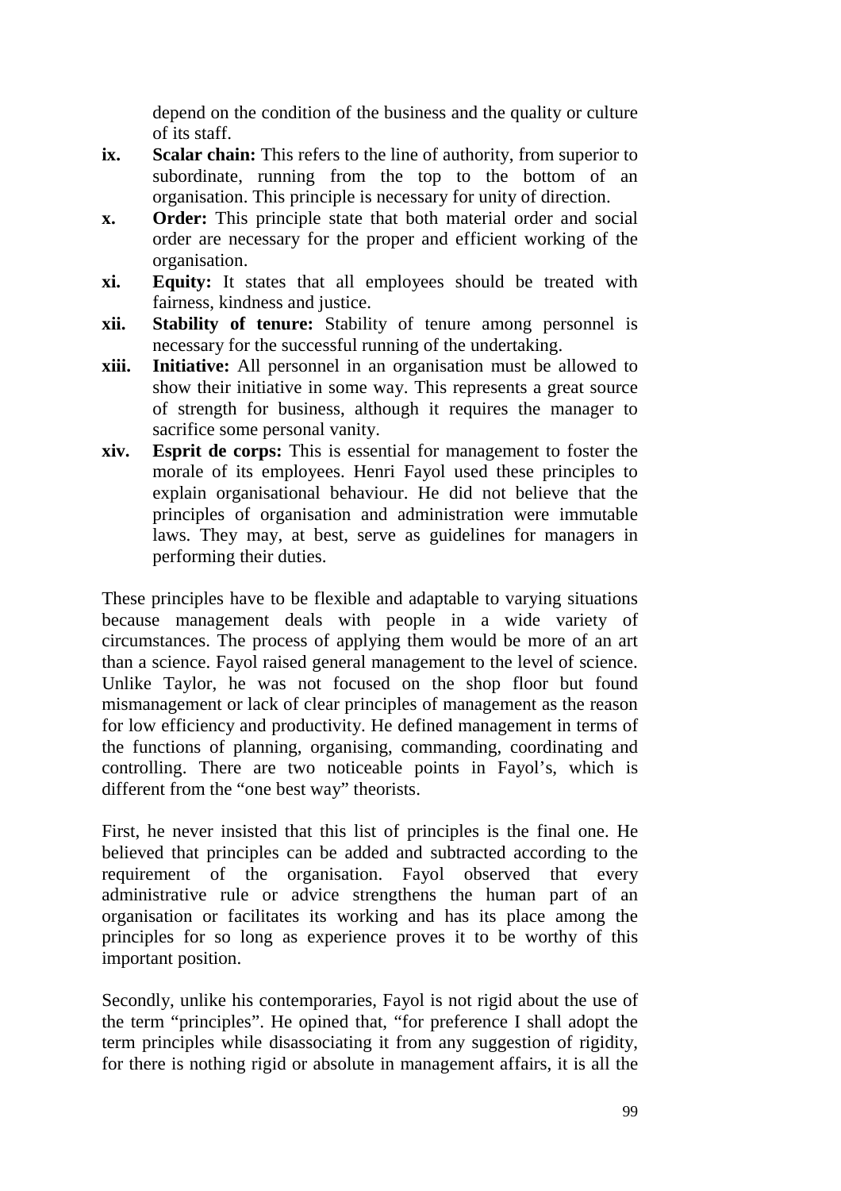depend on the condition of the business and the quality or culture of its staff.

ix. **Scalar chain:** This refers to the line of authority, from superior to subordinate, running from the top to the bottom of an organisation. This principle is necessary for unity of direction.

x. **Order:** This principle state that both material order and social order are necessary for the proper and efficient working of the organisation.

xi. **Equity:** It states that all employees should be treated with fairness, kindness and justice.

xii. **Stability of tenure:** Stability of tenure among personnel is necessary for the successful running of the undertaking.

xiii. **Initiative:** All personnel in an organisation must be allowed to show their initiative in some way. This represents a great source of strength for business, although it requires the manager to sacrifice some personal vanity.

xiv. **Esprit de corps:** This is essential for management to foster the morale of its employees. Henri Fayol used these principles to explain organisational behaviour. He did not believe that the principles of organisation and administration were immutable laws. They may, at best, serve as guidelines for managers in performing their duties.

These principles have to be flexible and adaptable to varying situations because management deals with people in a wide variety of circumstances. The process of applying them would be more of an art than a science. Fayol raised general management to the level of science. Unlike Taylor, he was not focused on the shop floor but found mismanagement or lack of clear principles of management as the reason for low efficiency and productivity. He defined management in terms of the functions of planning, organising, commanding, coordinating and controlling. There are two noticeable points in Fayol's, which is different from the "one best way" theorists.

First, he never insisted that this list of principles is the final one. He believed that principles can be added and subtracted according to the requirement of the organisation. Fayol observed that every administrative rule or advice strengthens the human part of an organisation or facilitates its working and has its place among the principles for so long as experience proves it to be worthy of this important position.

Secondly, unlike his contemporaries, Fayol is not rigid about the use of the term "principles". He opined that, "for preference I shall adopt the term principles while disassociating it from any suggestion of rigidity, for there is nothing rigid or absolute in management affairs, it is all the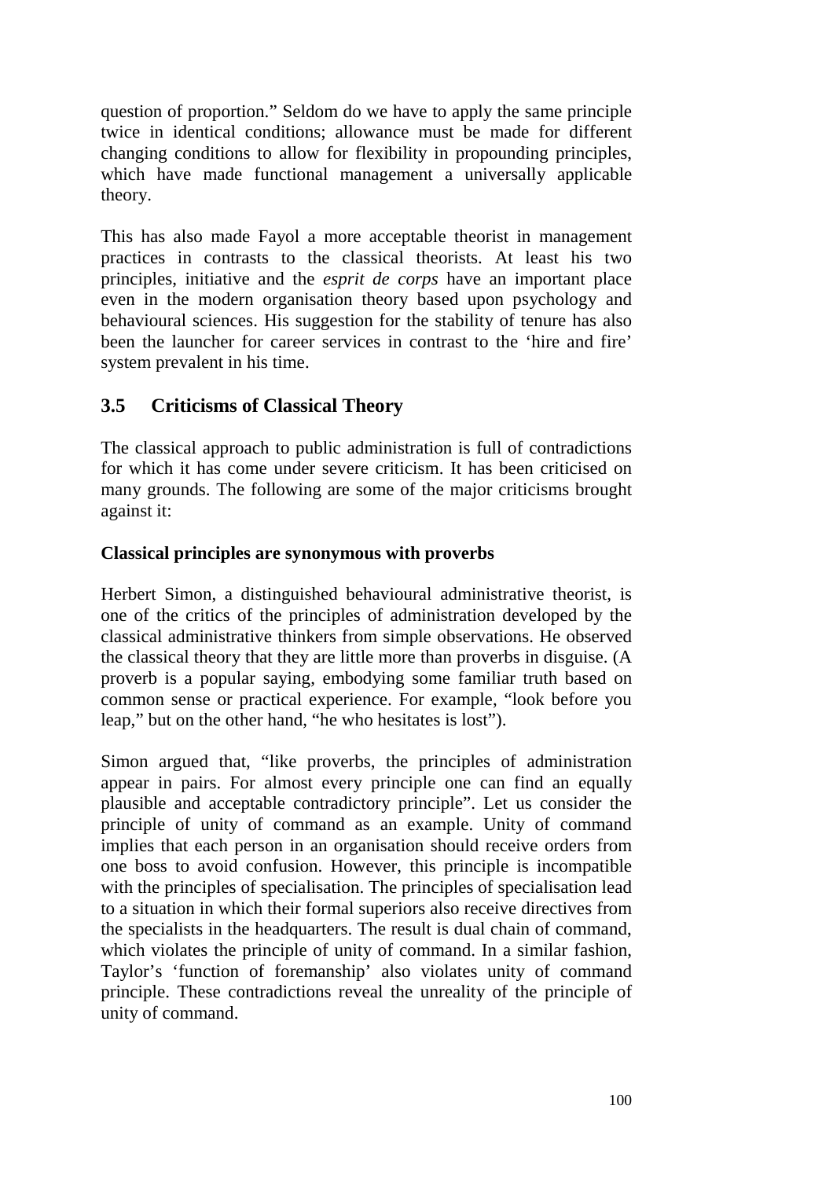question of proportion." Seldom do we have to apply the same principle twice in identical conditions; allowance must be made for different changing conditions to allow for flexibility in propounding principles, which have made functional management a universally applicable theory.

This has also made Fayol a more acceptable theorist in management practices in contrasts to the classical theorists. At least his two principles, initiative and the *esprit de corps* have an important place even in the modern organisation theory based upon psychology and behavioural sciences. His suggestion for the stability of tenure has also been the launcher for career services in contrast to the 'hire and fire' system prevalent in his time.

## 3.5 Criticisms of Classical Theory

The classical approach to public administration is full of contradictions for which it has come under severe criticism. It has been criticised on many grounds. The following are some of the major criticisms brought against it:

**Classical principles are synonymous with proverbs**

Herbert Simon, a distinguished behavioural administrative theorist, is one of the critics of the principles of administration developed by the classical administrative thinkers from simple observations. He observed the classical theory that they are little more than proverbs in disguise. (A proverb is a popular saying, embodying some familiar truth based on common sense or practical experience. For example, "look before you leap," but on the other hand, "he who hesitates is lost").

Simon argued that, "like proverbs, the principles of administration appear in pairs. For almost every principle one can find an equally plausible and acceptable contradictory principle". Let us consider the principle of unity of command as an example. Unity of command implies that each person in an organisation should receive orders from one boss to avoid confusion. However, this principle is incompatible with the principles of specialisation. The principles of specialisation lead to a situation in which their formal superiors also receive directives from the specialists in the headquarters. The result is dual chain of command, which violates the principle of unity of command. In a similar fashion, Taylor's 'function of foremanship' also violates unity of command principle. These contradictions reveal the unreality of the principle of unity of command.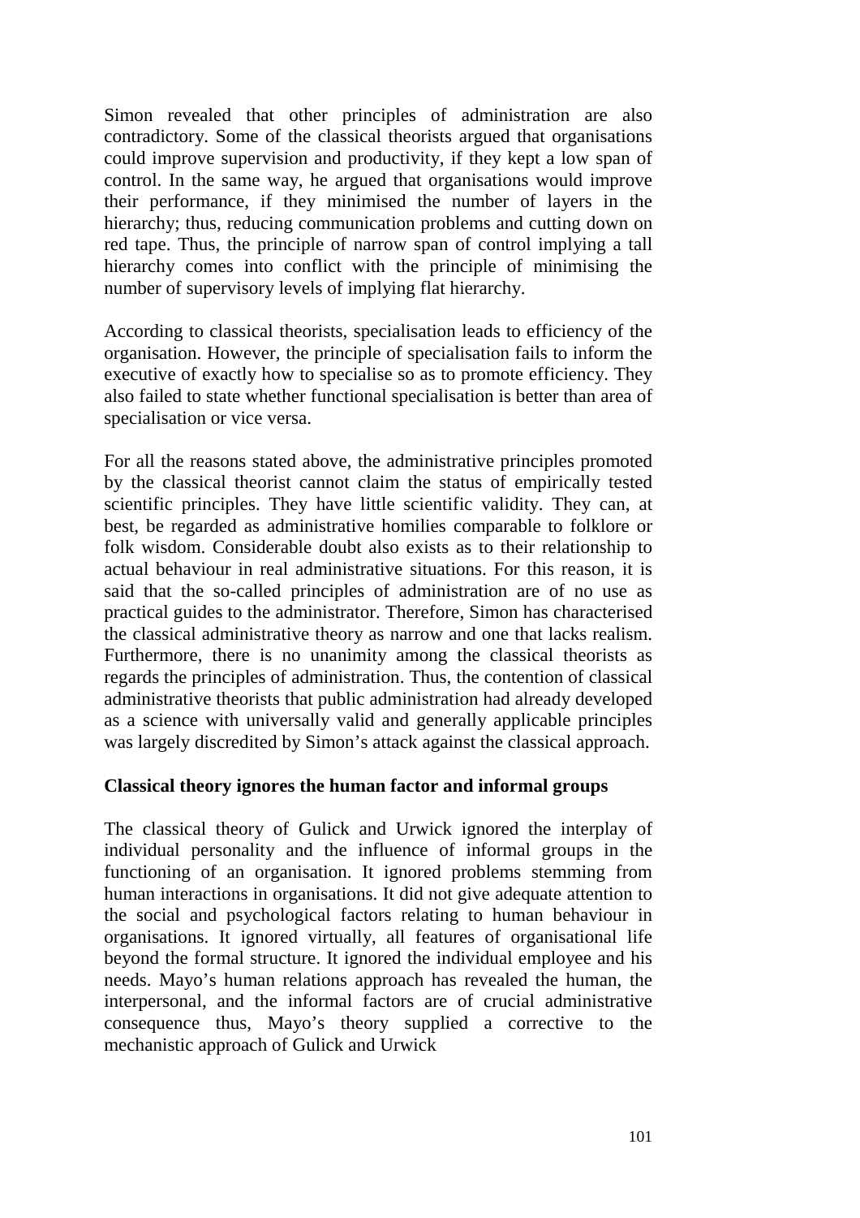Simon revealed that other principles of administration are also contradictory. Some of the classical theorists argued that organisations could improve supervision and productivity, if they kept a low span of control. In the same way, he argued that organisations would improve their performance, if they minimised the number of layers in the hierarchy; thus, reducing communication problems and cutting down on red tape. Thus, the principle of narrow span of control implying a tall hierarchy comes into conflict with the principle of minimising the number of supervisory levels of implying flat hierarchy.

According to classical theorists, specialisation leads to efficiency of the organisation. However, the principle of specialisation fails to inform the executive of exactly how to specialise so as to promote efficiency. They also failed to state whether functional specialisation is better than area of specialisation or vice versa.

For all the reasons stated above, the administrative principles promoted by the classical theorist cannot claim the status of empirically tested scientific principles. They have little scientific validity. They can, at best, be regarded as administrative homilies comparable to folklore or folk wisdom. Considerable doubt also exists as to their relationship to actual behaviour in real administrative situations. For this reason, it is said that the so-called principles of administration are of no use as practical guides to the administrator. Therefore, Simon has characterised the classical administrative theory as narrow and one that lacks realism. Furthermore, there is no unanimity among the classical theorists as regards the principles of administration. Thus, the contention of classical administrative theorists that public administration had already developed as a science with universally valid and generally applicable principles was largely discredited by Simon's attack against the classical approach.

**Classical theory ignores the human factor and informal groups**

The classical theory of Gulick and Urwick ignored the interplay of individual personality and the influence of informal groups in the functioning of an organisation. It ignored problems stemming from human interactions in organisations. It did not give adequate attention to the social and psychological factors relating to human behaviour in organisations. It ignored virtually, all features of organisational life beyond the formal structure. It ignored the individual employee and his needs. Mayo's human relations approach has revealed the human, the interpersonal, and the informal factors are of crucial administrative consequence thus, Mayo's theory supplied a corrective to the mechanistic approach of Gulick and Urwick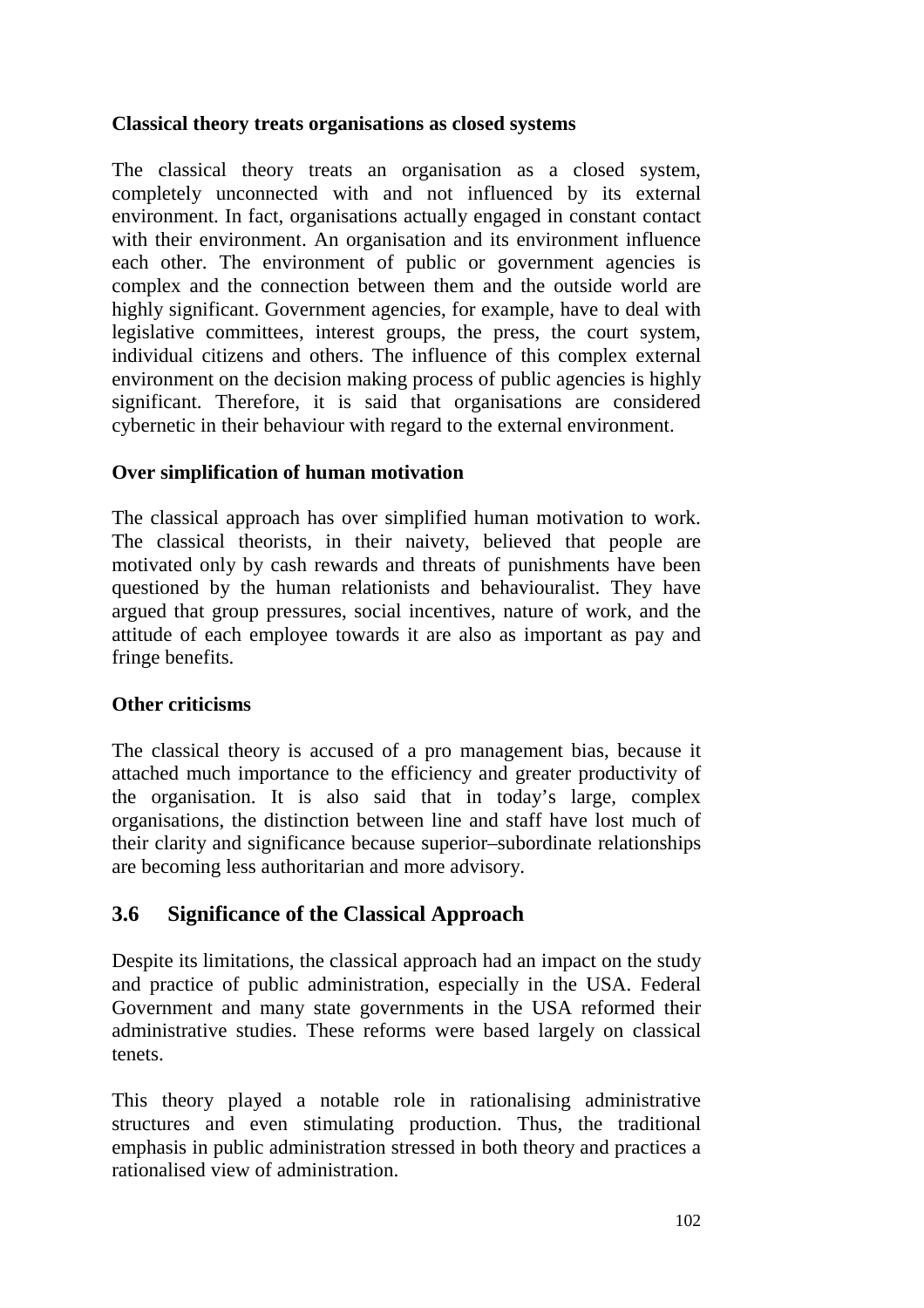**Classical theory treats organisations as closed systems**

The classical theory treats an organisation as a closed system, completely unconnected with and not influenced by its external environment. In fact, organisations actually engaged in constant contact with their environment. An organisation and its environment influence each other. The environment of public or government agencies is complex and the connection between them and the outside world are highly significant. Government agencies, for example, have to deal with legislative committees, interest groups, the press, the court system, individual citizens and others. The influence of this complex external environment on the decision making process of public agencies is highly significant. Therefore, it is said that organisations are considered cybernetic in their behaviour with regard to the external environment.

**Over simplification of human motivation**

The classical approach has over simplified human motivation to work. The classical theorists, in their naivety, believed that people are motivated only by cash rewards and threats of punishments have been questioned by the human relationists and behaviouralist. They have argued that group pressures, social incentives, nature of work, and the attitude of each employee towards it are also as important as pay and fringe benefits.

**Other criticisms**

The classical theory is accused of a pro management bias, because it attached much importance to the efficiency and greater productivity of the organisation. It is also said that in today's large, complex organisations, the distinction between line and staff have lost much of their clarity and significance because superior–subordinate relationships are becoming less authoritarian and more advisory.

## 3.6 Significance of the Classical Approach

Despite its limitations, the classical approach had an impact on the study and practice of public administration, especially in the USA. Federal Government and many state governments in the USA reformed their administrative studies. These reforms were based largely on classical tenets.

This theory played a notable role in rationalising administrative structures and even stimulating production. Thus, the traditional emphasis in public administration stressed in both theory and practices a rationalised view of administration.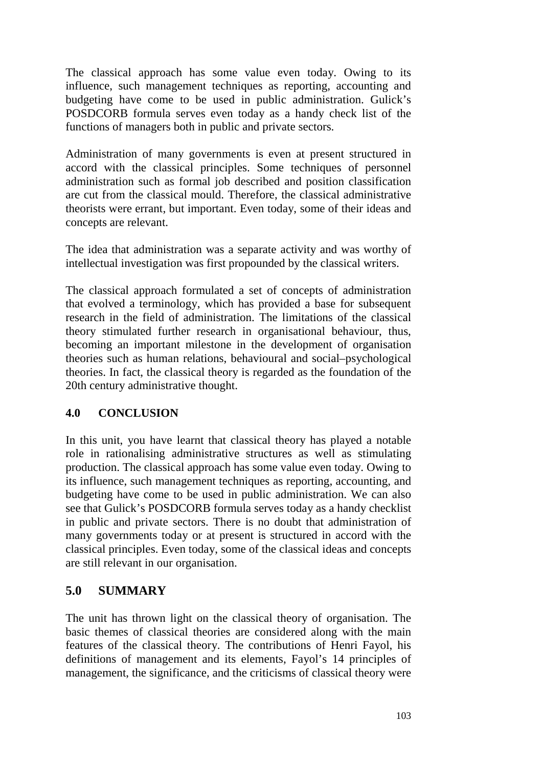The classical approach has some value even today. Owing to its influence, such management techniques as reporting, accounting and budgeting have come to be used in public administration. Gulick's POSDCORB formula serves even today as a handy check list of the functions of managers both in public and private sectors.

Administration of many governments is even at present structured in accord with the classical principles. Some techniques of personnel administration such as formal job described and position classification are cut from the classical mould. Therefore, the classical administrative theorists were errant, but important. Even today, some of their ideas and concepts are relevant.

The idea that administration was a separate activity and was worthy of intellectual investigation was first propounded by the classical writers.

The classical approach formulated a set of concepts of administration that evolved a terminology, which has provided a base for subsequent research in the field of administration. The limitations of the classical theory stimulated further research in organisational behaviour, thus, becoming an important milestone in the development of organisation theories such as human relations, behavioural and social–psychological theories. In fact, the classical theory is regarded as the foundation of the 20th century administrative thought.

## 4.0 CONCLUSION

In this unit, you have learnt that classical theory has played a notable role in rationalising administrative structures as well as stimulating production. The classical approach has some value even today. Owing to its influence, such management techniques as reporting, accounting, and budgeting have come to be used in public administration. We can also see that Gulick's POSDCORB formula serves today as a handy checklist in public and private sectors. There is no doubt that administration of many governments today or at present is structured in accord with the classical principles. Even today, some of the classical ideas and concepts are still relevant in our organisation.

## 5.0 SUMMARY

The unit has thrown light on the classical theory of organisation. The basic themes of classical theories are considered along with the main features of the classical theory. The contributions of Henri Fayol, his definitions of management and its elements, Fayol's 14 principles of management, the significance, and the criticisms of classical theory were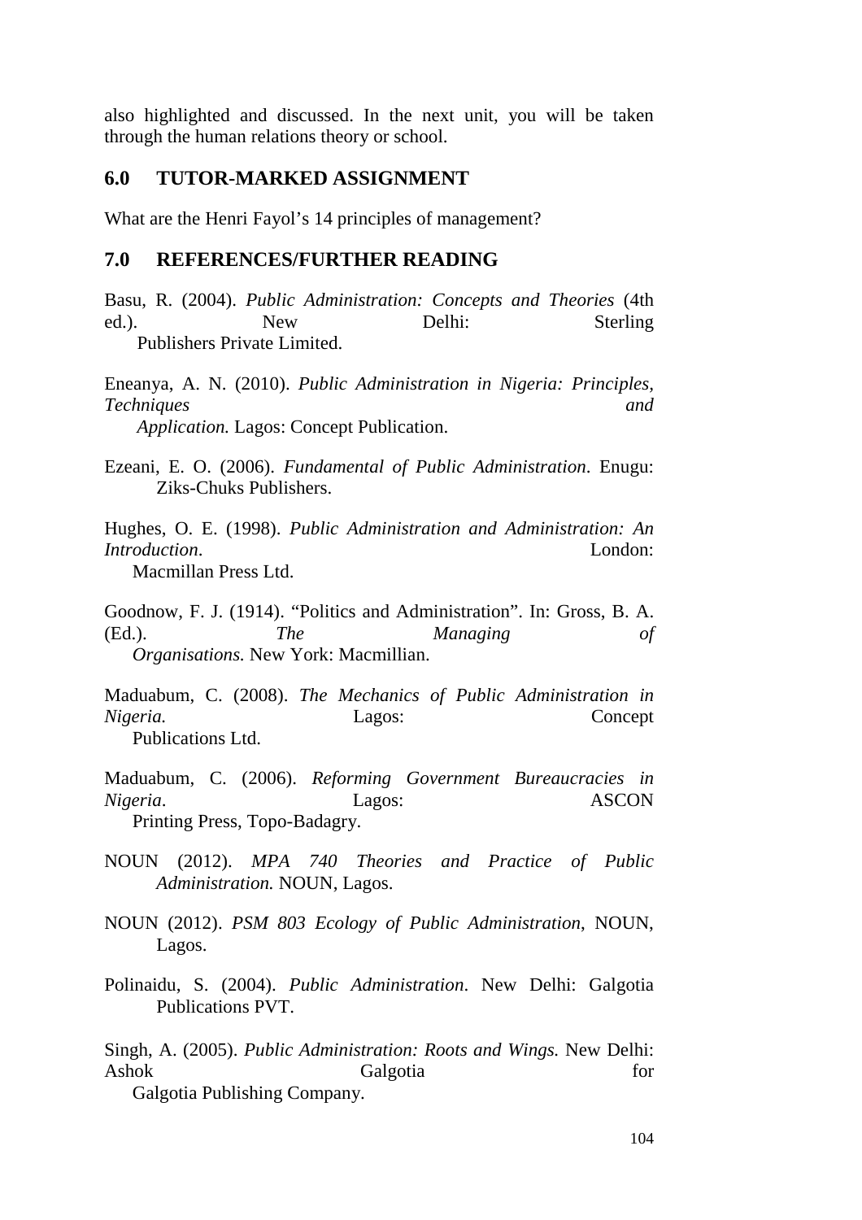also highlighted and discussed. In the next unit, you will be taken through the human relations theory or school.

## 6.0 TUTOR-MARKED ASSIGNMENT

What are the Henri Fayol's 14 principles of management?

## 7.0 REFERENCES/FURTHER READING

Basu, R. (2004). *Public Administration: Concepts and Theories* (4th ed.). New Delhi: Sterling Publishers Private Limited.

Eneanya, A. N. (2010). *Public Administration in Nigeria: Principles, Techniques and Application.* Lagos: Concept Publication.

Ezeani, E. O. (2006). *Fundamental of Public Administration*. Enugu: Ziks-Chuks Publishers.

Hughes, O. E. (1998). *Public Administration and Administration: An Introduction*. London: Macmillan Press Ltd.

Goodnow, F. J. (1914). "Politics and Administration". In: Gross, B. A. (Ed.). *The Managing of Organisations.* New York: Macmillian.

Maduabum, C. (2008). *The Mechanics of Public Administration in Nigeria.* Lagos: Concept Publications Ltd.

Maduabum, C. (2006). *Reforming Government Bureaucracies in Nigeria*. Lagos: ASCON Printing Press, Topo-Badagry.

NOUN (2012). *MPA 740 Theories and Practice of Public Administration.* NOUN, Lagos.

NOUN (2012). *PSM 803 Ecology of Public Administration*, NOUN, Lagos.

Polinaidu, S. (2004). *Public Administration*. New Delhi: Galgotia Publications PVT.

Singh, A. (2005). *Public Administration: Roots and Wings.* New Delhi: Ashok Galgotia for Galgotia Publishing Company.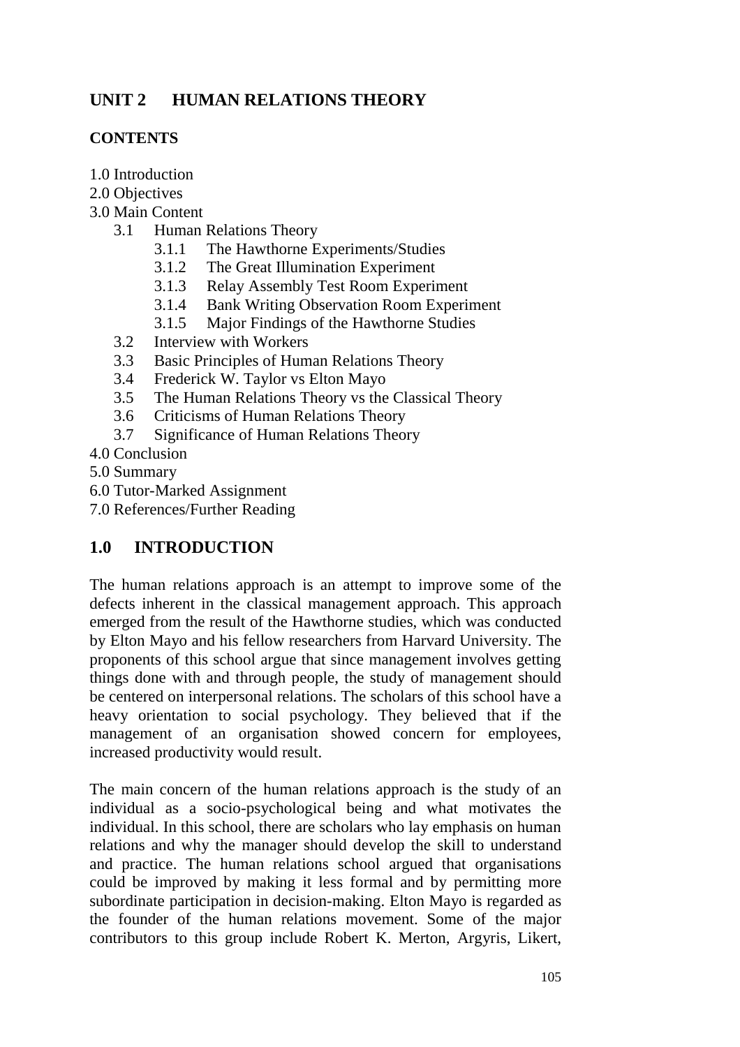## UNIT 2 HUMAN RELATIONS THEORY

### CONTENTS

1.0 Introduction
2.0 Objectives
3.0 Main Content
- 3.1 Human Relations Theory
  - 3.1.1 The Hawthorne Experiments/Studies
  - 3.1.2 The Great Illumination Experiment
  - 3.1.3 Relay Assembly Test Room Experiment
  - 3.1.4 Bank Writing Observation Room Experiment
  - 3.1.5 Major Findings of the Hawthorne Studies
- 3.2 Interview with Workers
- 3.3 Basic Principles of Human Relations Theory
- 3.4 Frederick W. Taylor vs Elton Mayo
- 3.5 The Human Relations Theory vs the Classical Theory
- 3.6 Criticisms of Human Relations Theory
- 3.7 Significance of Human Relations Theory

4.0 Conclusion
5.0 Summary
6.0 Tutor-Marked Assignment
7.0 References/Further Reading

## 1.0 INTRODUCTION

The human relations approach is an attempt to improve some of the defects inherent in the classical management approach. This approach emerged from the result of the Hawthorne studies, which was conducted by Elton Mayo and his fellow researchers from Harvard University. The proponents of this school argue that since management involves getting things done with and through people, the study of management should be centered on interpersonal relations. The scholars of this school have a heavy orientation to social psychology. They believed that if the management of an organisation showed concern for employees, increased productivity would result.

The main concern of the human relations approach is the study of an individual as a socio-psychological being and what motivates the individual. In this school, there are scholars who lay emphasis on human relations and why the manager should develop the skill to understand and practice. The human relations school argued that organisations could be improved by making it less formal and by permitting more subordinate participation in decision-making. Elton Mayo is regarded as the founder of the human relations movement. Some of the major contributors to this group include Robert K. Merton, Argyris, Likert,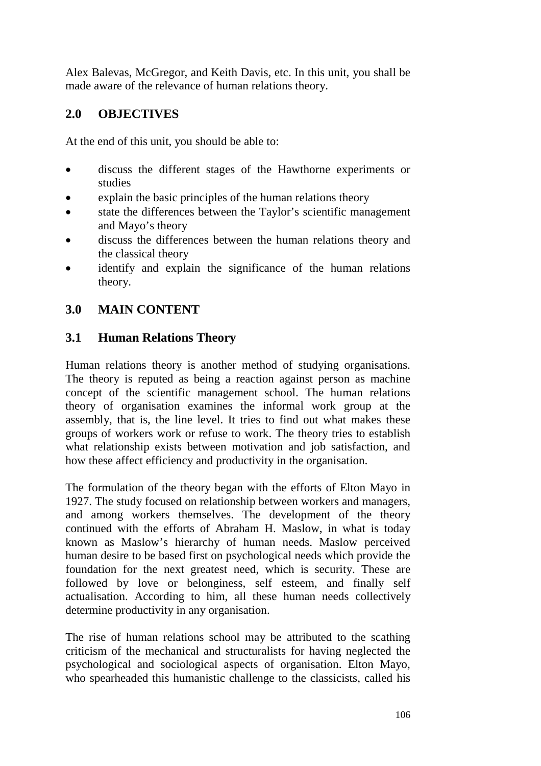Alex Balevas, McGregor, and Keith Davis, etc. In this unit, you shall be made aware of the relevance of human relations theory.

## 2.0 OBJECTIVES

At the end of this unit, you should be able to:

- discuss the different stages of the Hawthorne experiments or studies
- explain the basic principles of the human relations theory
- state the differences between the Taylor's scientific management and Mayo's theory
- discuss the differences between the human relations theory and the classical theory
- identify and explain the significance of the human relations theory.

## 3.0 MAIN CONTENT

### 3.1 Human Relations Theory

Human relations theory is another method of studying organisations. The theory is reputed as being a reaction against person as machine concept of the scientific management school. The human relations theory of organisation examines the informal work group at the assembly, that is, the line level. It tries to find out what makes these groups of workers work or refuse to work. The theory tries to establish what relationship exists between motivation and job satisfaction, and how these affect efficiency and productivity in the organisation.

The formulation of the theory began with the efforts of Elton Mayo in 1927. The study focused on relationship between workers and managers, and among workers themselves. The development of the theory continued with the efforts of Abraham H. Maslow, in what is today known as Maslow's hierarchy of human needs. Maslow perceived human desire to be based first on psychological needs which provide the foundation for the next greatest need, which is security. These are followed by love or belonginess, self esteem, and finally self actualisation. According to him, all these human needs collectively determine productivity in any organisation.

The rise of human relations school may be attributed to the scathing criticism of the mechanical and structuralists for having neglected the psychological and sociological aspects of organisation. Elton Mayo, who spearheaded this humanistic challenge to the classicists, called his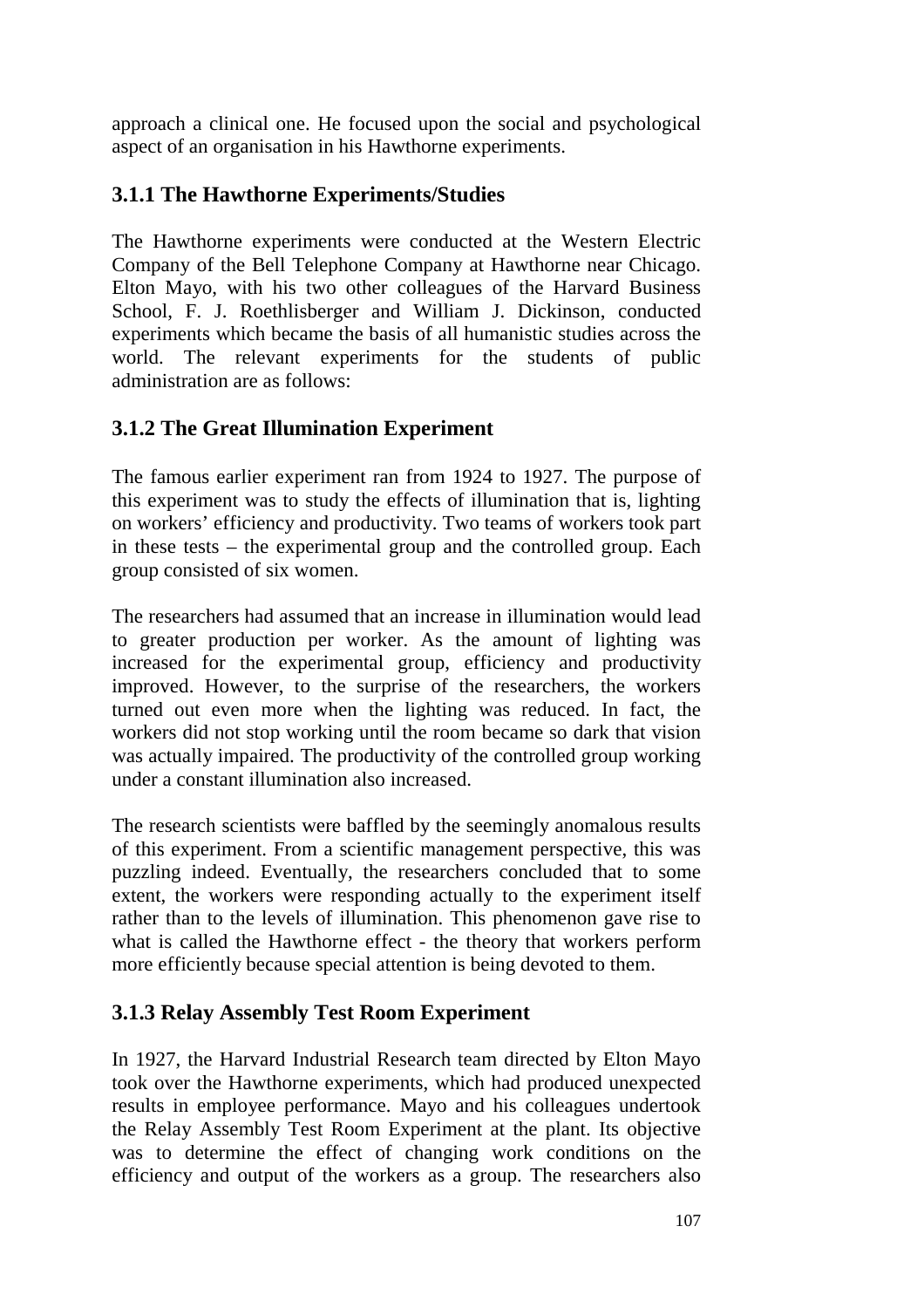approach a clinical one. He focused upon the social and psychological aspect of an organisation in his Hawthorne experiments.

### 3.1.1 The Hawthorne Experiments/Studies

The Hawthorne experiments were conducted at the Western Electric Company of the Bell Telephone Company at Hawthorne near Chicago. Elton Mayo, with his two other colleagues of the Harvard Business School, F. J. Roethlisberger and William J. Dickinson, conducted experiments which became the basis of all humanistic studies across the world. The relevant experiments for the students of public administration are as follows:

### 3.1.2 The Great Illumination Experiment

The famous earlier experiment ran from 1924 to 1927. The purpose of this experiment was to study the effects of illumination that is, lighting on workers' efficiency and productivity. Two teams of workers took part in these tests – the experimental group and the controlled group. Each group consisted of six women.

The researchers had assumed that an increase in illumination would lead to greater production per worker. As the amount of lighting was increased for the experimental group, efficiency and productivity improved. However, to the surprise of the researchers, the workers turned out even more when the lighting was reduced. In fact, the workers did not stop working until the room became so dark that vision was actually impaired. The productivity of the controlled group working under a constant illumination also increased.

The research scientists were baffled by the seemingly anomalous results of this experiment. From a scientific management perspective, this was puzzling indeed. Eventually, the researchers concluded that to some extent, the workers were responding actually to the experiment itself rather than to the levels of illumination. This phenomenon gave rise to what is called the Hawthorne effect - the theory that workers perform more efficiently because special attention is being devoted to them.

### 3.1.3 Relay Assembly Test Room Experiment

In 1927, the Harvard Industrial Research team directed by Elton Mayo took over the Hawthorne experiments, which had produced unexpected results in employee performance. Mayo and his colleagues undertook the Relay Assembly Test Room Experiment at the plant. Its objective was to determine the effect of changing work conditions on the efficiency and output of the workers as a group. The researchers also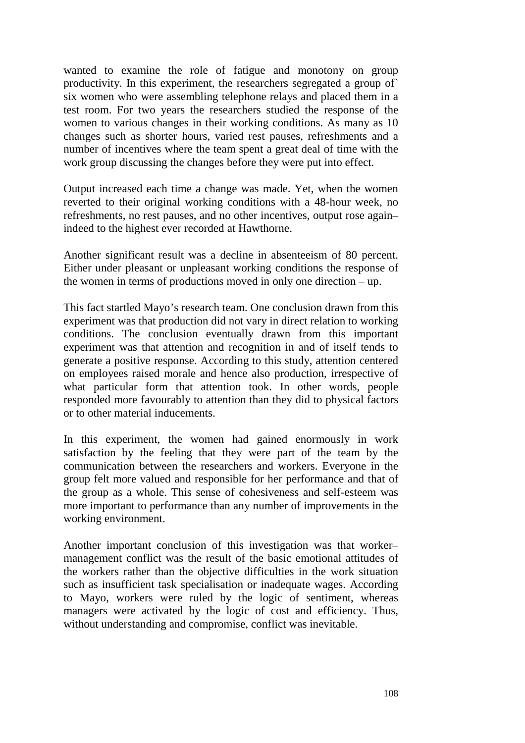wanted to examine the role of fatigue and monotony on group productivity. In this experiment, the researchers segregated a group of` six women who were assembling telephone relays and placed them in a test room. For two years the researchers studied the response of the women to various changes in their working conditions. As many as 10 changes such as shorter hours, varied rest pauses, refreshments and a number of incentives where the team spent a great deal of time with the work group discussing the changes before they were put into effect.

Output increased each time a change was made. Yet, when the women reverted to their original working conditions with a 48-hour week, no refreshments, no rest pauses, and no other incentives, output rose again– indeed to the highest ever recorded at Hawthorne.

Another significant result was a decline in absenteeism of 80 percent. Either under pleasant or unpleasant working conditions the response of the women in terms of productions moved in only one direction – up.

This fact startled Mayo's research team. One conclusion drawn from this experiment was that production did not vary in direct relation to working conditions. The conclusion eventually drawn from this important experiment was that attention and recognition in and of itself tends to generate a positive response. According to this study, attention centered on employees raised morale and hence also production, irrespective of what particular form that attention took. In other words, people responded more favourably to attention than they did to physical factors or to other material inducements.

In this experiment, the women had gained enormously in work satisfaction by the feeling that they were part of the team by the communication between the researchers and workers. Everyone in the group felt more valued and responsible for her performance and that of the group as a whole. This sense of cohesiveness and self-esteem was more important to performance than any number of improvements in the working environment.

Another important conclusion of this investigation was that worker–management conflict was the result of the basic emotional attitudes of the workers rather than the objective difficulties in the work situation such as insufficient task specialisation or inadequate wages. According to Mayo, workers were ruled by the logic of sentiment, whereas managers were activated by the logic of cost and efficiency. Thus, without understanding and compromise, conflict was inevitable.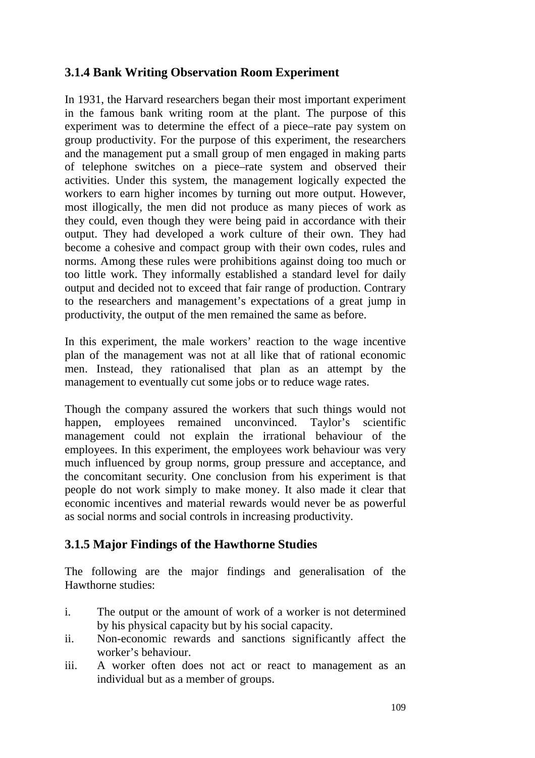### 3.1.4 Bank Writing Observation Room Experiment

In 1931, the Harvard researchers began their most important experiment in the famous bank writing room at the plant. The purpose of this experiment was to determine the effect of a piece–rate pay system on group productivity. For the purpose of this experiment, the researchers and the management put a small group of men engaged in making parts of telephone switches on a piece–rate system and observed their activities. Under this system, the management logically expected the workers to earn higher incomes by turning out more output. However, most illogically, the men did not produce as many pieces of work as they could, even though they were being paid in accordance with their output. They had developed a work culture of their own. They had become a cohesive and compact group with their own codes, rules and norms. Among these rules were prohibitions against doing too much or too little work. They informally established a standard level for daily output and decided not to exceed that fair range of production. Contrary to the researchers and management's expectations of a great jump in productivity, the output of the men remained the same as before.

In this experiment, the male workers' reaction to the wage incentive plan of the management was not at all like that of rational economic men. Instead, they rationalised that plan as an attempt by the management to eventually cut some jobs or to reduce wage rates.

Though the company assured the workers that such things would not happen, employees remained unconvinced. Taylor's scientific management could not explain the irrational behaviour of the employees. In this experiment, the employees work behaviour was very much influenced by group norms, group pressure and acceptance, and the concomitant security. One conclusion from his experiment is that people do not work simply to make money. It also made it clear that economic incentives and material rewards would never be as powerful as social norms and social controls in increasing productivity.

### 3.1.5 Major Findings of the Hawthorne Studies

The following are the major findings and generalisation of the Hawthorne studies:

i. The output or the amount of work of a worker is not determined by his physical capacity but by his social capacity.
ii. Non-economic rewards and sanctions significantly affect the worker's behaviour.
iii. A worker often does not act or react to management as an individual but as a member of groups.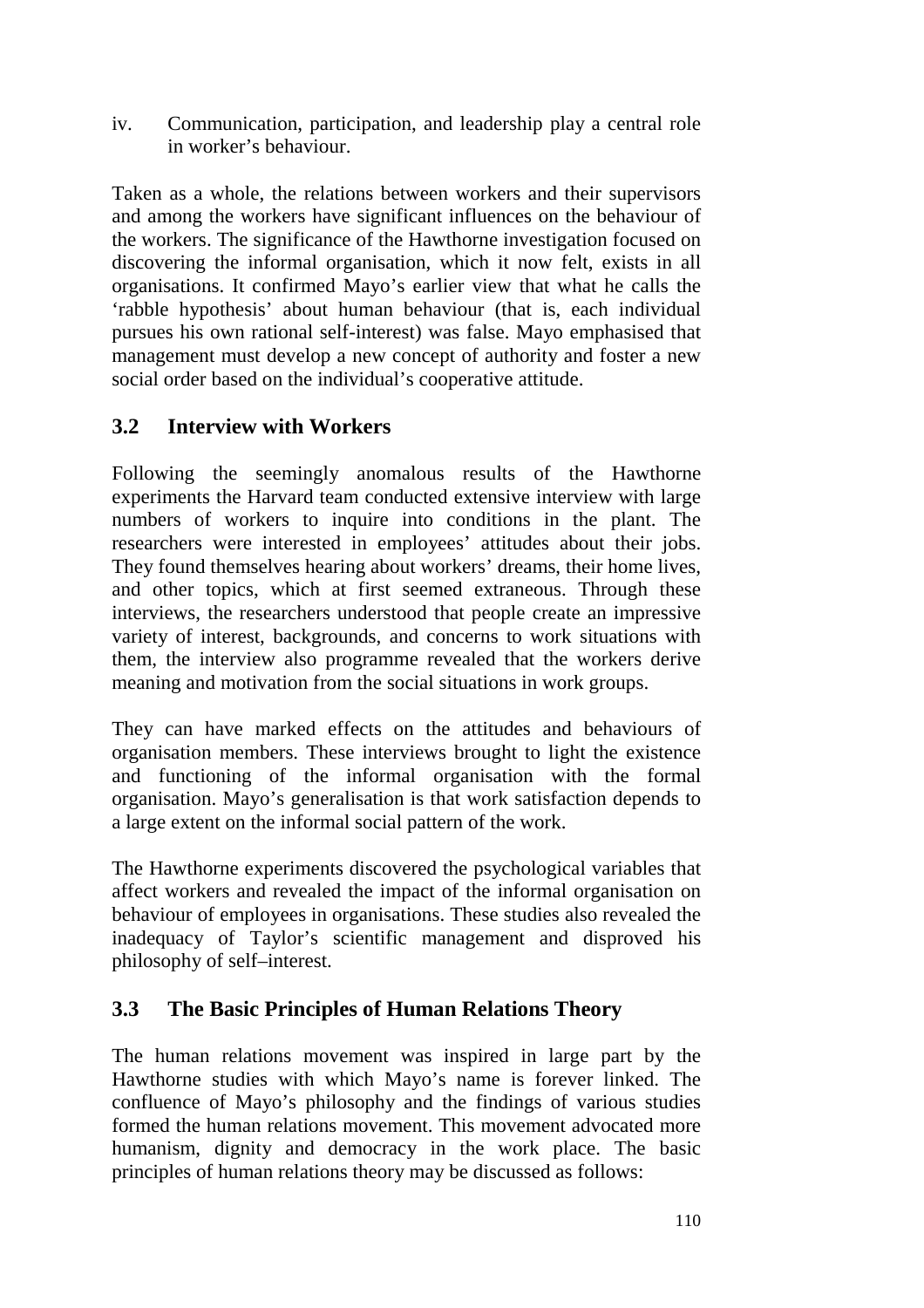iv. Communication, participation, and leadership play a central role in worker's behaviour.

Taken as a whole, the relations between workers and their supervisors and among the workers have significant influences on the behaviour of the workers. The significance of the Hawthorne investigation focused on discovering the informal organisation, which it now felt, exists in all organisations. It confirmed Mayo's earlier view that what he calls the 'rabble hypothesis' about human behaviour (that is, each individual pursues his own rational self-interest) was false. Mayo emphasised that management must develop a new concept of authority and foster a new social order based on the individual's cooperative attitude.

## 3.2 Interview with Workers

Following the seemingly anomalous results of the Hawthorne experiments the Harvard team conducted extensive interview with large numbers of workers to inquire into conditions in the plant. The researchers were interested in employees' attitudes about their jobs. They found themselves hearing about workers' dreams, their home lives, and other topics, which at first seemed extraneous. Through these interviews, the researchers understood that people create an impressive variety of interest, backgrounds, and concerns to work situations with them, the interview also programme revealed that the workers derive meaning and motivation from the social situations in work groups.

They can have marked effects on the attitudes and behaviours of organisation members. These interviews brought to light the existence and functioning of the informal organisation with the formal organisation. Mayo's generalisation is that work satisfaction depends to a large extent on the informal social pattern of the work.

The Hawthorne experiments discovered the psychological variables that affect workers and revealed the impact of the informal organisation on behaviour of employees in organisations. These studies also revealed the inadequacy of Taylor's scientific management and disproved his philosophy of self–interest.

## 3.3 The Basic Principles of Human Relations Theory

The human relations movement was inspired in large part by the Hawthorne studies with which Mayo's name is forever linked. The confluence of Mayo's philosophy and the findings of various studies formed the human relations movement. This movement advocated more humanism, dignity and democracy in the work place. The basic principles of human relations theory may be discussed as follows: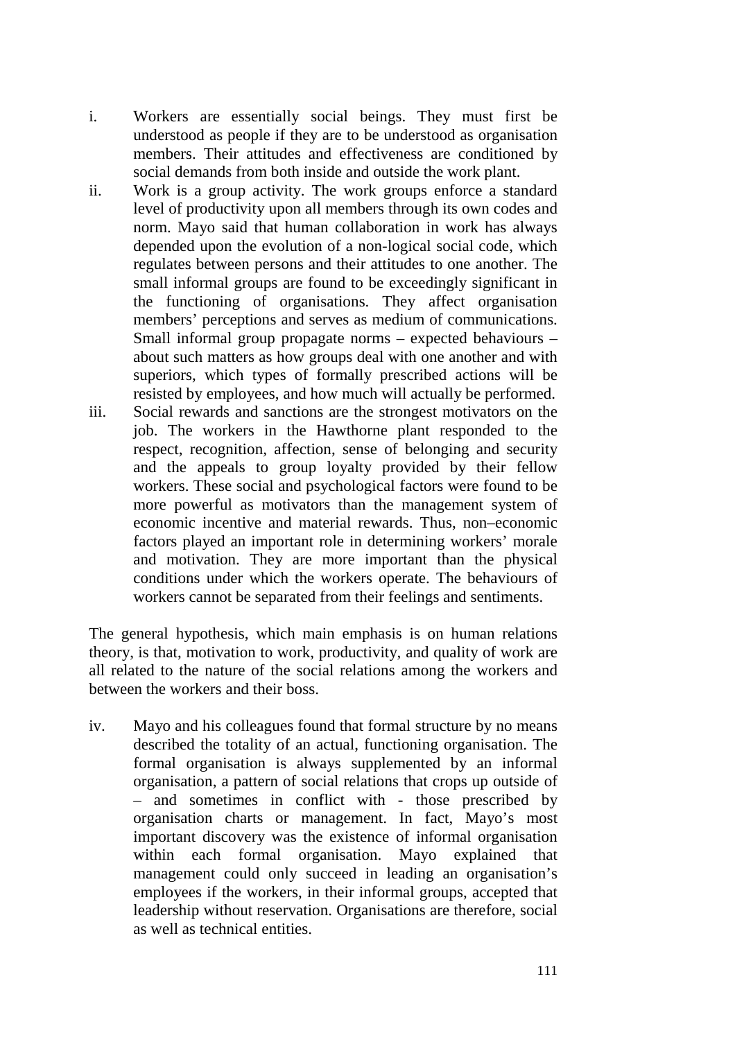i. Workers are essentially social beings. They must first be understood as people if they are to be understood as organisation members. Their attitudes and effectiveness are conditioned by social demands from both inside and outside the work plant.

ii. Work is a group activity. The work groups enforce a standard level of productivity upon all members through its own codes and norm. Mayo said that human collaboration in work has always depended upon the evolution of a non-logical social code, which regulates between persons and their attitudes to one another. The small informal groups are found to be exceedingly significant in the functioning of organisations. They affect organisation members' perceptions and serves as medium of communications. Small informal group propagate norms – expected behaviours – about such matters as how groups deal with one another and with superiors, which types of formally prescribed actions will be resisted by employees, and how much will actually be performed.

iii. Social rewards and sanctions are the strongest motivators on the job. The workers in the Hawthorne plant responded to the respect, recognition, affection, sense of belonging and security and the appeals to group loyalty provided by their fellow workers. These social and psychological factors were found to be more powerful as motivators than the management system of economic incentive and material rewards. Thus, non–economic factors played an important role in determining workers' morale and motivation. They are more important than the physical conditions under which the workers operate. The behaviours of workers cannot be separated from their feelings and sentiments.

The general hypothesis, which main emphasis is on human relations theory, is that, motivation to work, productivity, and quality of work are all related to the nature of the social relations among the workers and between the workers and their boss.

iv. Mayo and his colleagues found that formal structure by no means described the totality of an actual, functioning organisation. The formal organisation is always supplemented by an informal organisation, a pattern of social relations that crops up outside of – and sometimes in conflict with - those prescribed by organisation charts or management. In fact, Mayo's most important discovery was the existence of informal organisation within each formal organisation. Mayo explained that management could only succeed in leading an organisation's employees if the workers, in their informal groups, accepted that leadership without reservation. Organisations are therefore, social as well as technical entities.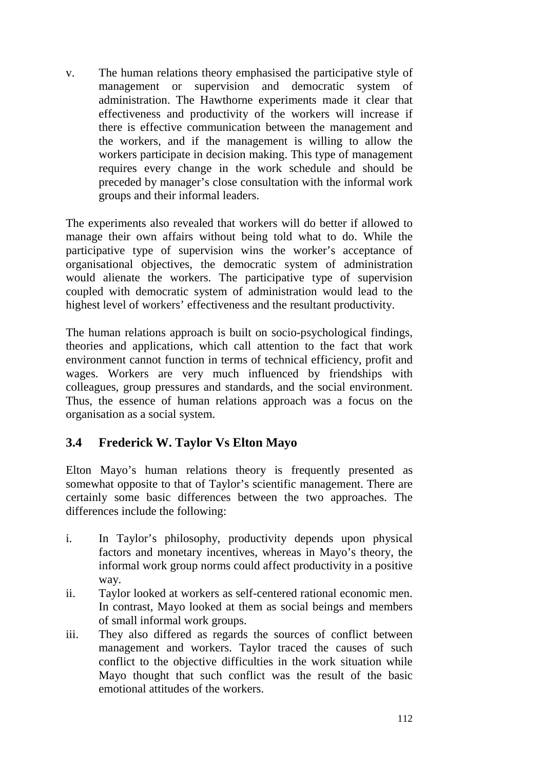v. The human relations theory emphasised the participative style of management or supervision and democratic system of administration. The Hawthorne experiments made it clear that effectiveness and productivity of the workers will increase if there is effective communication between the management and the workers, and if the management is willing to allow the workers participate in decision making. This type of management requires every change in the work schedule and should be preceded by manager's close consultation with the informal work groups and their informal leaders.

The experiments also revealed that workers will do better if allowed to manage their own affairs without being told what to do. While the participative type of supervision wins the worker's acceptance of organisational objectives, the democratic system of administration would alienate the workers. The participative type of supervision coupled with democratic system of administration would lead to the highest level of workers' effectiveness and the resultant productivity.

The human relations approach is built on socio-psychological findings, theories and applications, which call attention to the fact that work environment cannot function in terms of technical efficiency, profit and wages. Workers are very much influenced by friendships with colleagues, group pressures and standards, and the social environment. Thus, the essence of human relations approach was a focus on the organisation as a social system.

### 3.4 Frederick W. Taylor Vs Elton Mayo

Elton Mayo's human relations theory is frequently presented as somewhat opposite to that of Taylor's scientific management. There are certainly some basic differences between the two approaches. The differences include the following:

i. In Taylor's philosophy, productivity depends upon physical factors and monetary incentives, whereas in Mayo's theory, the informal work group norms could affect productivity in a positive way.
ii. Taylor looked at workers as self-centered rational economic men. In contrast, Mayo looked at them as social beings and members of small informal work groups.
iii. They also differed as regards the sources of conflict between management and workers. Taylor traced the causes of such conflict to the objective difficulties in the work situation while Mayo thought that such conflict was the result of the basic emotional attitudes of the workers.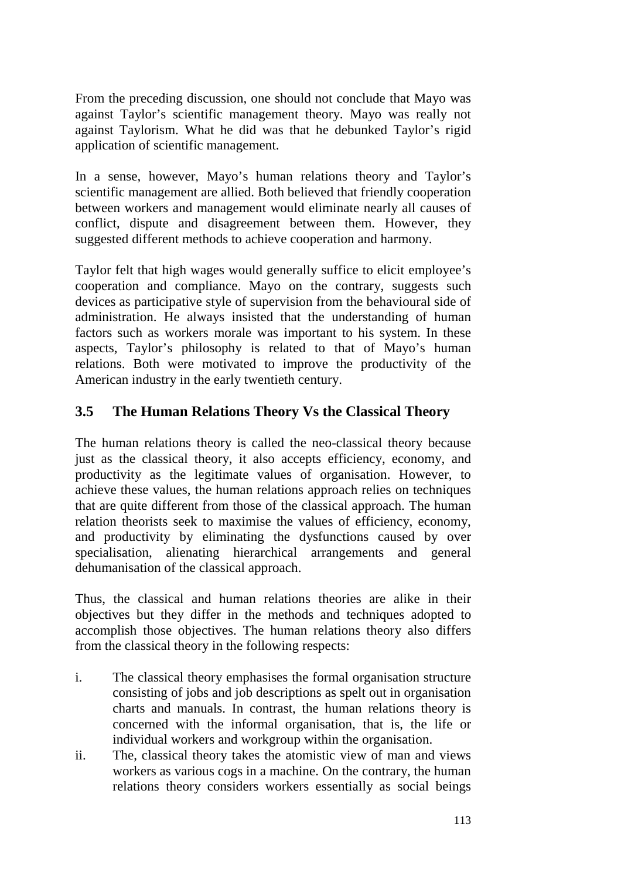From the preceding discussion, one should not conclude that Mayo was against Taylor's scientific management theory. Mayo was really not against Taylorism. What he did was that he debunked Taylor's rigid application of scientific management.

In a sense, however, Mayo's human relations theory and Taylor's scientific management are allied. Both believed that friendly cooperation between workers and management would eliminate nearly all causes of conflict, dispute and disagreement between them. However, they suggested different methods to achieve cooperation and harmony.

Taylor felt that high wages would generally suffice to elicit employee's cooperation and compliance. Mayo on the contrary, suggests such devices as participative style of supervision from the behavioural side of administration. He always insisted that the understanding of human factors such as workers morale was important to his system. In these aspects, Taylor's philosophy is related to that of Mayo's human relations. Both were motivated to improve the productivity of the American industry in the early twentieth century.

## 3.5 The Human Relations Theory Vs the Classical Theory

The human relations theory is called the neo-classical theory because just as the classical theory, it also accepts efficiency, economy, and productivity as the legitimate values of organisation. However, to achieve these values, the human relations approach relies on techniques that are quite different from those of the classical approach. The human relation theorists seek to maximise the values of efficiency, economy, and productivity by eliminating the dysfunctions caused by over specialisation, alienating hierarchical arrangements and general dehumanisation of the classical approach.

Thus, the classical and human relations theories are alike in their objectives but they differ in the methods and techniques adopted to accomplish those objectives. The human relations theory also differs from the classical theory in the following respects:

i. The classical theory emphasises the formal organisation structure consisting of jobs and job descriptions as spelt out in organisation charts and manuals. In contrast, the human relations theory is concerned with the informal organisation, that is, the life or individual workers and workgroup within the organisation.
ii. The, classical theory takes the atomistic view of man and views workers as various cogs in a machine. On the contrary, the human relations theory considers workers essentially as social beings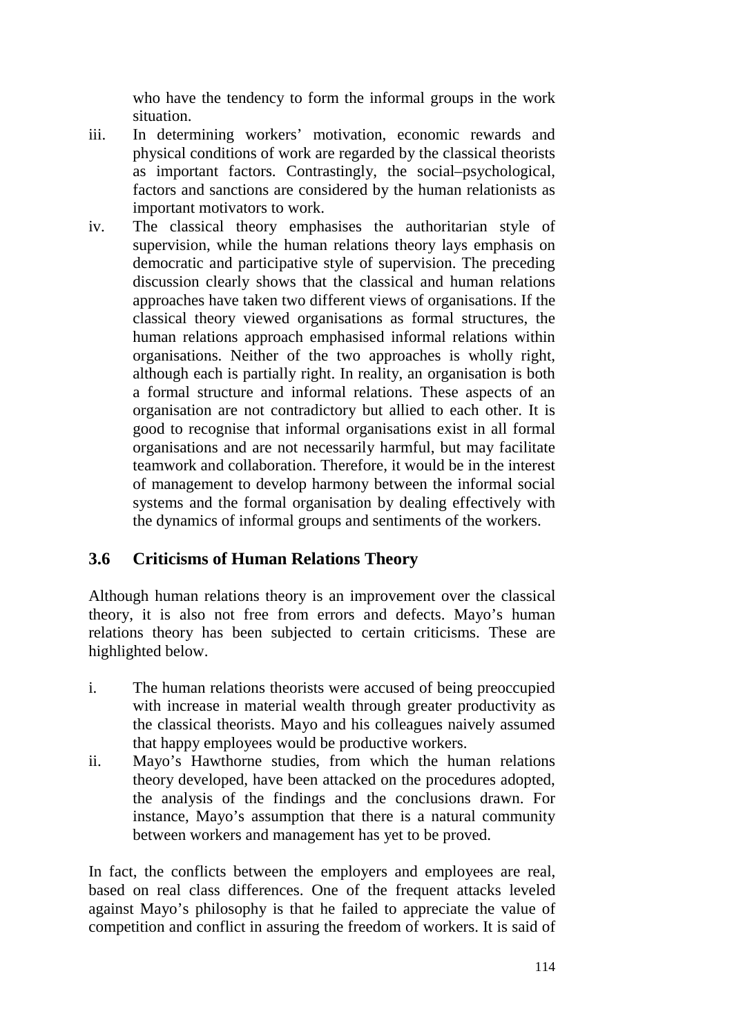who have the tendency to form the informal groups in the work situation.

iii. In determining workers' motivation, economic rewards and physical conditions of work are regarded by the classical theorists as important factors. Contrastingly, the social–psychological, factors and sanctions are considered by the human relationists as important motivators to work.

iv. The classical theory emphasises the authoritarian style of supervision, while the human relations theory lays emphasis on democratic and participative style of supervision. The preceding discussion clearly shows that the classical and human relations approaches have taken two different views of organisations. If the classical theory viewed organisations as formal structures, the human relations approach emphasised informal relations within organisations. Neither of the two approaches is wholly right, although each is partially right. In reality, an organisation is both a formal structure and informal relations. These aspects of an organisation are not contradictory but allied to each other. It is good to recognise that informal organisations exist in all formal organisations and are not necessarily harmful, but may facilitate teamwork and collaboration. Therefore, it would be in the interest of management to develop harmony between the informal social systems and the formal organisation by dealing effectively with the dynamics of informal groups and sentiments of the workers.

## 3.6 Criticisms of Human Relations Theory

Although human relations theory is an improvement over the classical theory, it is also not free from errors and defects. Mayo's human relations theory has been subjected to certain criticisms. These are highlighted below.

i. The human relations theorists were accused of being preoccupied with increase in material wealth through greater productivity as the classical theorists. Mayo and his colleagues naively assumed that happy employees would be productive workers.

ii. Mayo's Hawthorne studies, from which the human relations theory developed, have been attacked on the procedures adopted, the analysis of the findings and the conclusions drawn. For instance, Mayo's assumption that there is a natural community between workers and management has yet to be proved.

In fact, the conflicts between the employers and employees are real, based on real class differences. One of the frequent attacks leveled against Mayo's philosophy is that he failed to appreciate the value of competition and conflict in assuring the freedom of workers. It is said of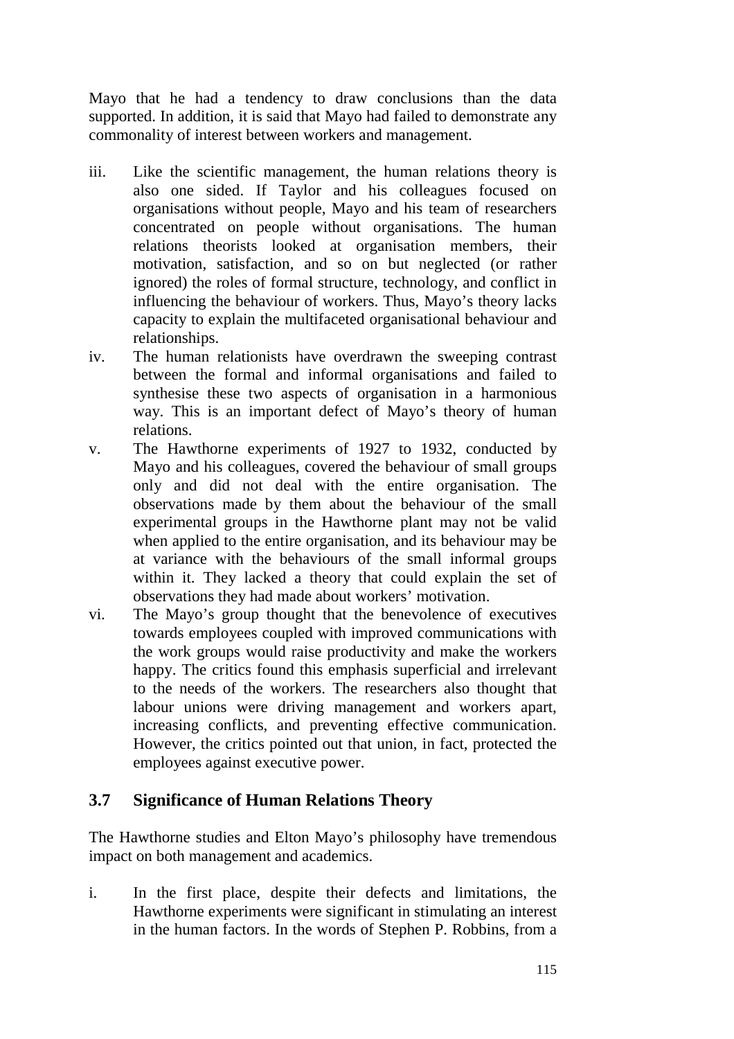Mayo that he had a tendency to draw conclusions than the data supported. In addition, it is said that Mayo had failed to demonstrate any commonality of interest between workers and management.

iii. Like the scientific management, the human relations theory is also one sided. If Taylor and his colleagues focused on organisations without people, Mayo and his team of researchers concentrated on people without organisations. The human relations theorists looked at organisation members, their motivation, satisfaction, and so on but neglected (or rather ignored) the roles of formal structure, technology, and conflict in influencing the behaviour of workers. Thus, Mayo's theory lacks capacity to explain the multifaceted organisational behaviour and relationships.

iv. The human relationists have overdrawn the sweeping contrast between the formal and informal organisations and failed to synthesise these two aspects of organisation in a harmonious way. This is an important defect of Mayo's theory of human relations.

v. The Hawthorne experiments of 1927 to 1932, conducted by Mayo and his colleagues, covered the behaviour of small groups only and did not deal with the entire organisation. The observations made by them about the behaviour of the small experimental groups in the Hawthorne plant may not be valid when applied to the entire organisation, and its behaviour may be at variance with the behaviours of the small informal groups within it. They lacked a theory that could explain the set of observations they had made about workers' motivation.

vi. The Mayo's group thought that the benevolence of executives towards employees coupled with improved communications with the work groups would raise productivity and make the workers happy. The critics found this emphasis superficial and irrelevant to the needs of the workers. The researchers also thought that labour unions were driving management and workers apart, increasing conflicts, and preventing effective communication. However, the critics pointed out that union, in fact, protected the employees against executive power.

## 3.7 Significance of Human Relations Theory

The Hawthorne studies and Elton Mayo's philosophy have tremendous impact on both management and academics.

i. In the first place, despite their defects and limitations, the Hawthorne experiments were significant in stimulating an interest in the human factors. In the words of Stephen P. Robbins, from a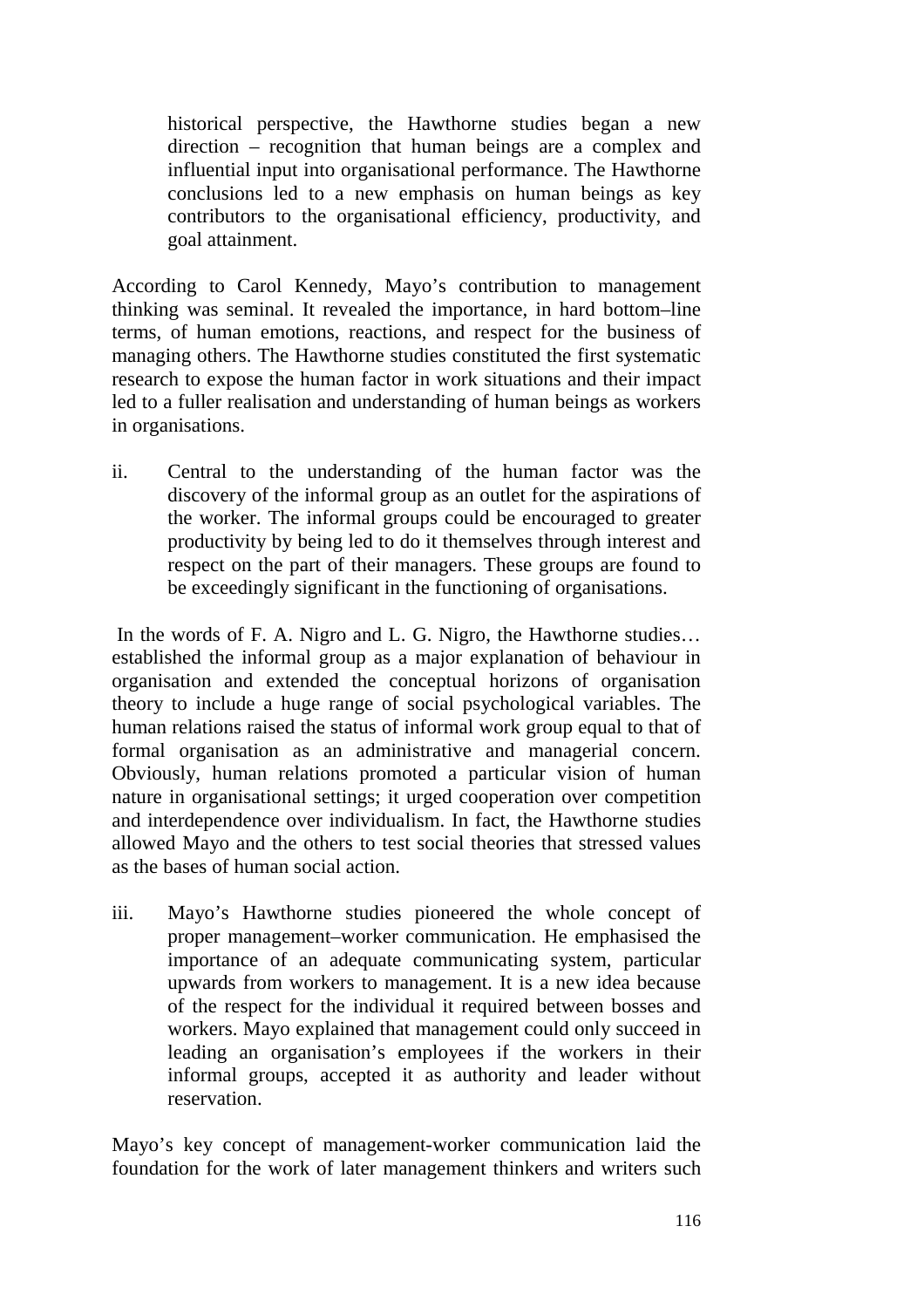historical perspective, the Hawthorne studies began a new direction – recognition that human beings are a complex and influential input into organisational performance. The Hawthorne conclusions led to a new emphasis on human beings as key contributors to the organisational efficiency, productivity, and goal attainment.

According to Carol Kennedy, Mayo's contribution to management thinking was seminal. It revealed the importance, in hard bottom–line terms, of human emotions, reactions, and respect for the business of managing others. The Hawthorne studies constituted the first systematic research to expose the human factor in work situations and their impact led to a fuller realisation and understanding of human beings as workers in organisations.

ii. Central to the understanding of the human factor was the discovery of the informal group as an outlet for the aspirations of the worker. The informal groups could be encouraged to greater productivity by being led to do it themselves through interest and respect on the part of their managers. These groups are found to be exceedingly significant in the functioning of organisations.

In the words of F. A. Nigro and L. G. Nigro, the Hawthorne studies… established the informal group as a major explanation of behaviour in organisation and extended the conceptual horizons of organisation theory to include a huge range of social psychological variables. The human relations raised the status of informal work group equal to that of formal organisation as an administrative and managerial concern. Obviously, human relations promoted a particular vision of human nature in organisational settings; it urged cooperation over competition and interdependence over individualism. In fact, the Hawthorne studies allowed Mayo and the others to test social theories that stressed values as the bases of human social action.

iii. Mayo's Hawthorne studies pioneered the whole concept of proper management–worker communication. He emphasised the importance of an adequate communicating system, particular upwards from workers to management. It is a new idea because of the respect for the individual it required between bosses and workers. Mayo explained that management could only succeed in leading an organisation's employees if the workers in their informal groups, accepted it as authority and leader without reservation.

Mayo's key concept of management-worker communication laid the foundation for the work of later management thinkers and writers such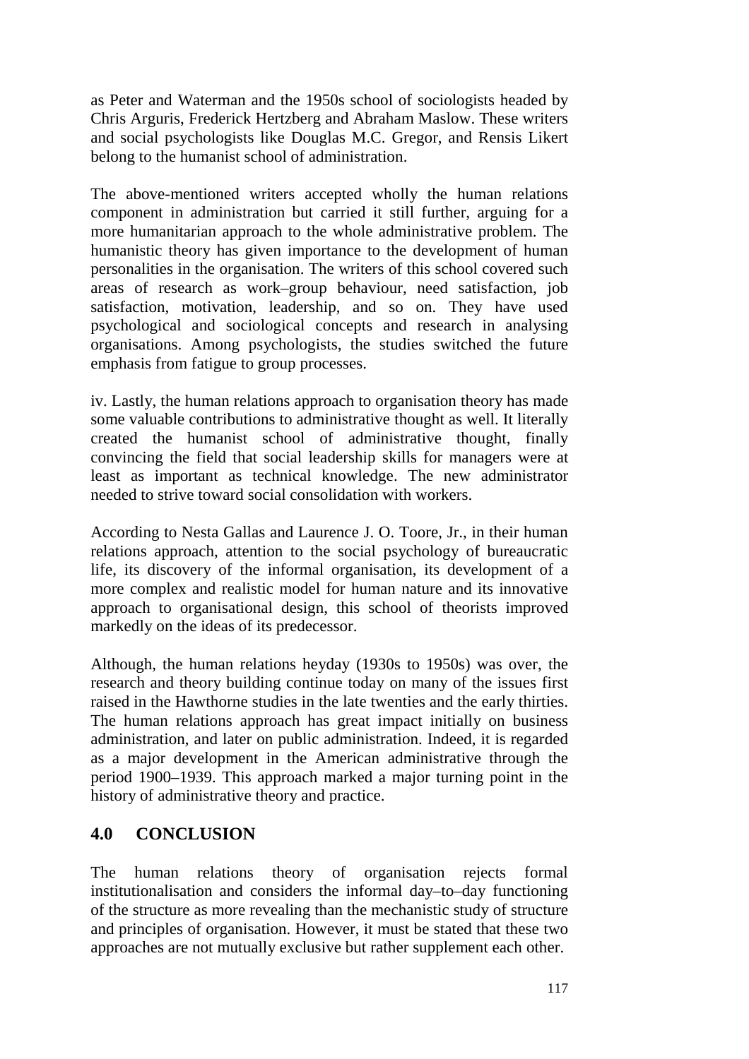as Peter and Waterman and the 1950s school of sociologists headed by Chris Arguris, Frederick Hertzberg and Abraham Maslow. These writers and social psychologists like Douglas M.C. Gregor, and Rensis Likert belong to the humanist school of administration.

The above-mentioned writers accepted wholly the human relations component in administration but carried it still further, arguing for a more humanitarian approach to the whole administrative problem. The humanistic theory has given importance to the development of human personalities in the organisation. The writers of this school covered such areas of research as work–group behaviour, need satisfaction, job satisfaction, motivation, leadership, and so on. They have used psychological and sociological concepts and research in analysing organisations. Among psychologists, the studies switched the future emphasis from fatigue to group processes.

iv. Lastly, the human relations approach to organisation theory has made some valuable contributions to administrative thought as well. It literally created the humanist school of administrative thought, finally convincing the field that social leadership skills for managers were at least as important as technical knowledge. The new administrator needed to strive toward social consolidation with workers.

According to Nesta Gallas and Laurence J. O. Toore, Jr., in their human relations approach, attention to the social psychology of bureaucratic life, its discovery of the informal organisation, its development of a more complex and realistic model for human nature and its innovative approach to organisational design, this school of theorists improved markedly on the ideas of its predecessor.

Although, the human relations heyday (1930s to 1950s) was over, the research and theory building continue today on many of the issues first raised in the Hawthorne studies in the late twenties and the early thirties. The human relations approach has great impact initially on business administration, and later on public administration. Indeed, it is regarded as a major development in the American administrative through the period 1900–1939. This approach marked a major turning point in the history of administrative theory and practice.

## 4.0 CONCLUSION

The human relations theory of organisation rejects formal institutionalisation and considers the informal day–to–day functioning of the structure as more revealing than the mechanistic study of structure and principles of organisation. However, it must be stated that these two approaches are not mutually exclusive but rather supplement each other.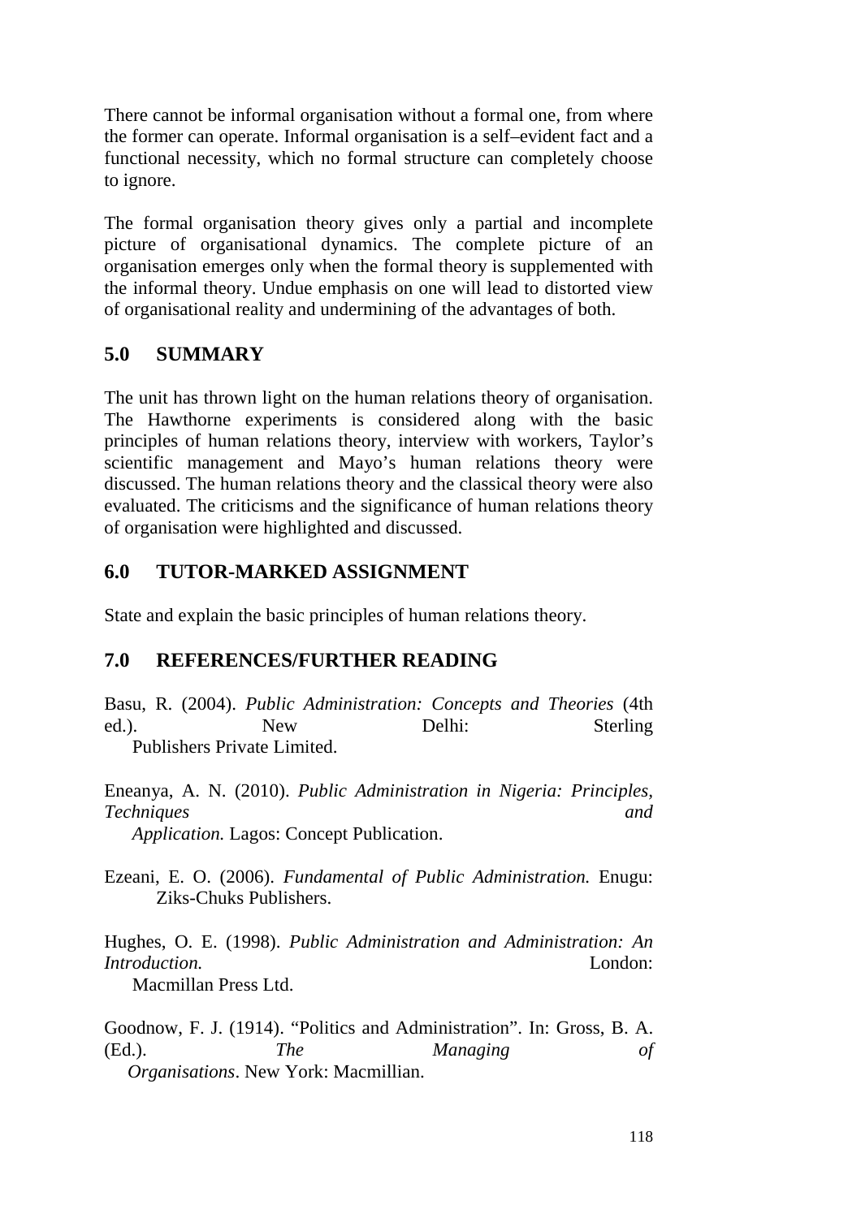There cannot be informal organisation without a formal one, from where the former can operate. Informal organisation is a self–evident fact and a functional necessity, which no formal structure can completely choose to ignore.

The formal organisation theory gives only a partial and incomplete picture of organisational dynamics. The complete picture of an organisation emerges only when the formal theory is supplemented with the informal theory. Undue emphasis on one will lead to distorted view of organisational reality and undermining of the advantages of both.

## 5.0 SUMMARY

The unit has thrown light on the human relations theory of organisation. The Hawthorne experiments is considered along with the basic principles of human relations theory, interview with workers, Taylor's scientific management and Mayo's human relations theory were discussed. The human relations theory and the classical theory were also evaluated. The criticisms and the significance of human relations theory of organisation were highlighted and discussed.

## 6.0 TUTOR-MARKED ASSIGNMENT

State and explain the basic principles of human relations theory.

## 7.0 REFERENCES/FURTHER READING

Basu, R. (2004). *Public Administration: Concepts and Theories* (4th ed.). New Delhi: Sterling Publishers Private Limited.

Eneanya, A. N. (2010). *Public Administration in Nigeria: Principles, Techniques and Application.* Lagos: Concept Publication.

Ezeani, E. O. (2006). *Fundamental of Public Administration.* Enugu: Ziks-Chuks Publishers.

Hughes, O. E. (1998). *Public Administration and Administration: An Introduction.* London: Macmillan Press Ltd.

Goodnow, F. J. (1914). "Politics and Administration". In: Gross, B. A. (Ed.). *The Managing of Organisations*. New York: Macmillian.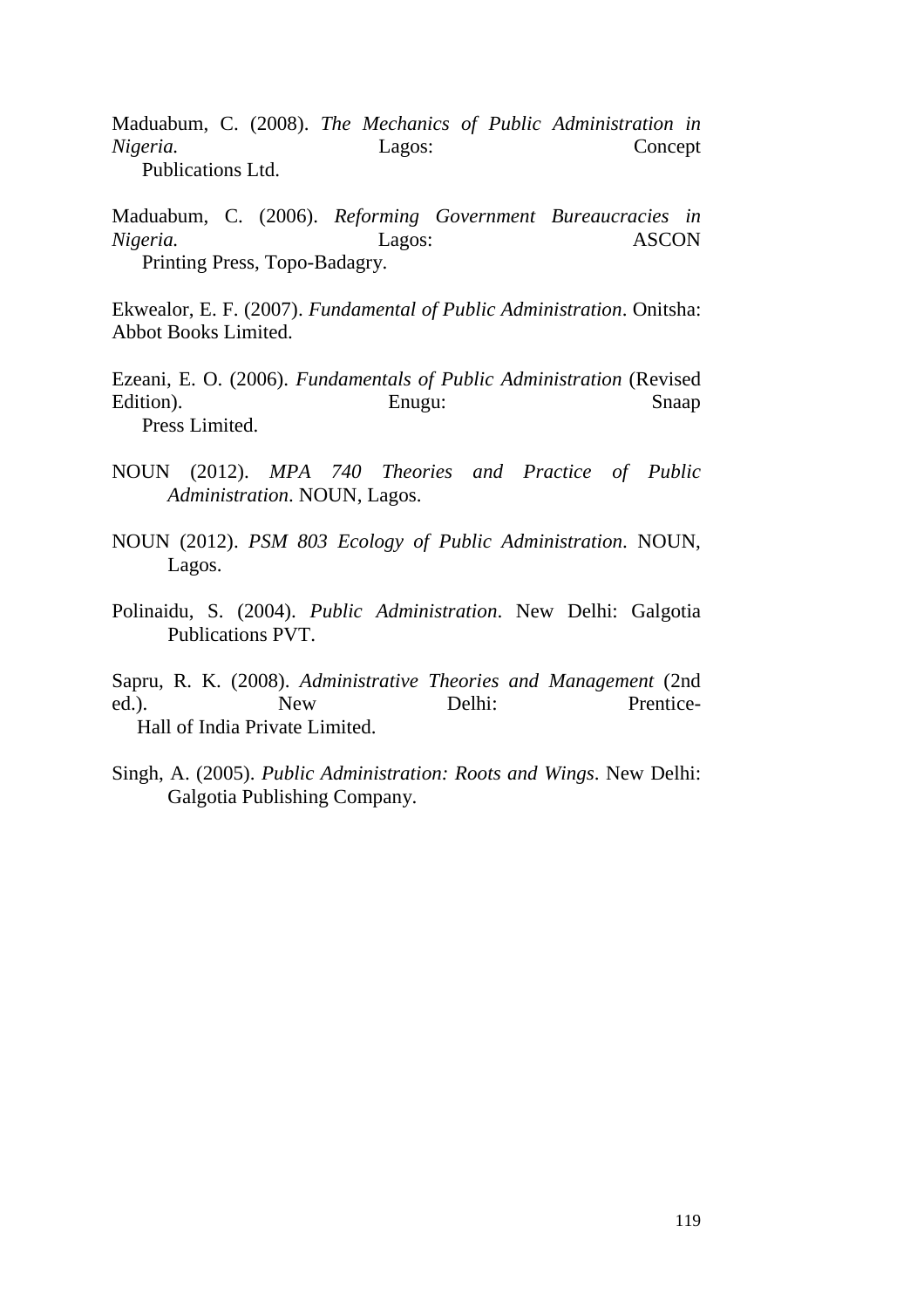Maduabum, C. (2008). *The Mechanics of Public Administration in Nigeria.* Lagos: Concept Publications Ltd.

Maduabum, C. (2006). *Reforming Government Bureaucracies in Nigeria.* Lagos: ASCON Printing Press, Topo-Badagry.

Ekwealor, E. F. (2007). *Fundamental of Public Administration*. Onitsha: Abbot Books Limited.

Ezeani, E. O. (2006). *Fundamentals of Public Administration* (Revised Edition). Enugu: Snaap Press Limited.

NOUN (2012). *MPA 740 Theories and Practice of Public Administration*. NOUN, Lagos.

NOUN (2012). *PSM 803 Ecology of Public Administration*. NOUN, Lagos.

Polinaidu, S. (2004). *Public Administration*. New Delhi: Galgotia Publications PVT.

Sapru, R. K. (2008). *Administrative Theories and Management* (2nd ed.). New Delhi: Prentice-Hall of India Private Limited.

Singh, A. (2005). *Public Administration: Roots and Wings*. New Delhi: Galgotia Publishing Company.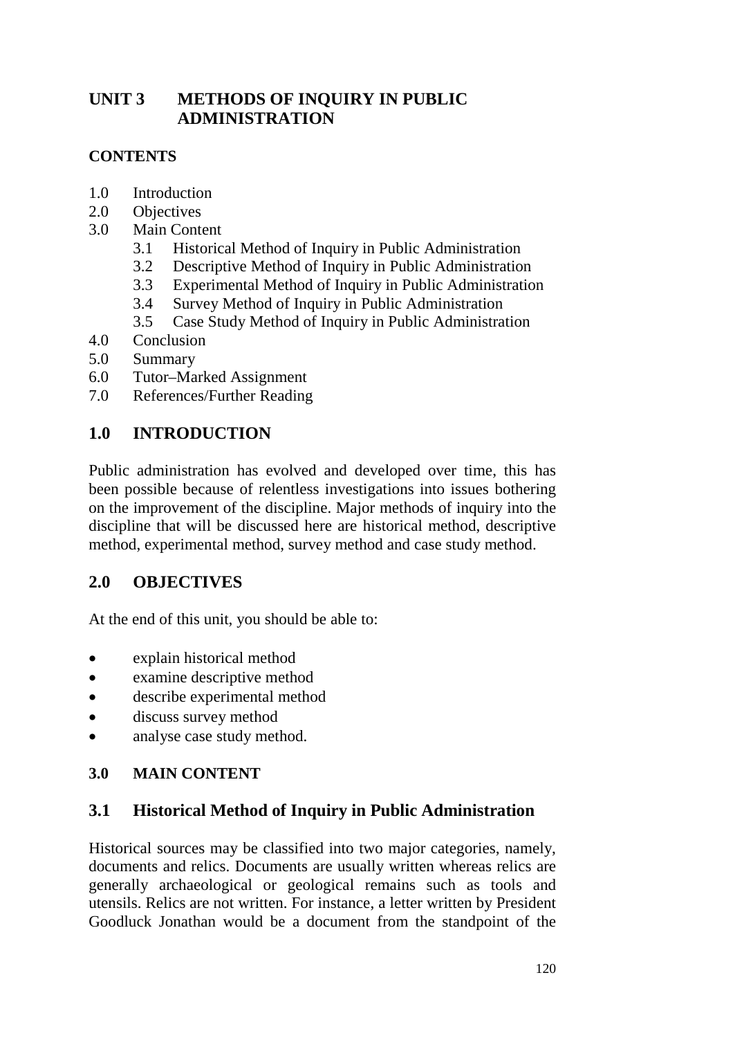# UNIT 3 METHODS OF INQUIRY IN PUBLIC ADMINISTRATION

**CONTENTS**

- 1.0 Introduction
- 2.0 Objectives
- 3.0 Main Content
  - 3.1 Historical Method of Inquiry in Public Administration
  - 3.2 Descriptive Method of Inquiry in Public Administration
  - 3.3 Experimental Method of Inquiry in Public Administration
  - 3.4 Survey Method of Inquiry in Public Administration
  - 3.5 Case Study Method of Inquiry in Public Administration
- 4.0 Conclusion
- 5.0 Summary
- 6.0 Tutor–Marked Assignment
- 7.0 References/Further Reading

## 1.0 INTRODUCTION

Public administration has evolved and developed over time, this has been possible because of relentless investigations into issues bothering on the improvement of the discipline. Major methods of inquiry into the discipline that will be discussed here are historical method, descriptive method, experimental method, survey method and case study method.

## 2.0 OBJECTIVES

At the end of this unit, you should be able to:

- explain historical method
- examine descriptive method
- describe experimental method
- discuss survey method
- analyse case study method.

## 3.0 MAIN CONTENT

### 3.1 Historical Method of Inquiry in Public Administration

Historical sources may be classified into two major categories, namely, documents and relics. Documents are usually written whereas relics are generally archaeological or geological remains such as tools and utensils. Relics are not written. For instance, a letter written by President Goodluck Jonathan would be a document from the standpoint of the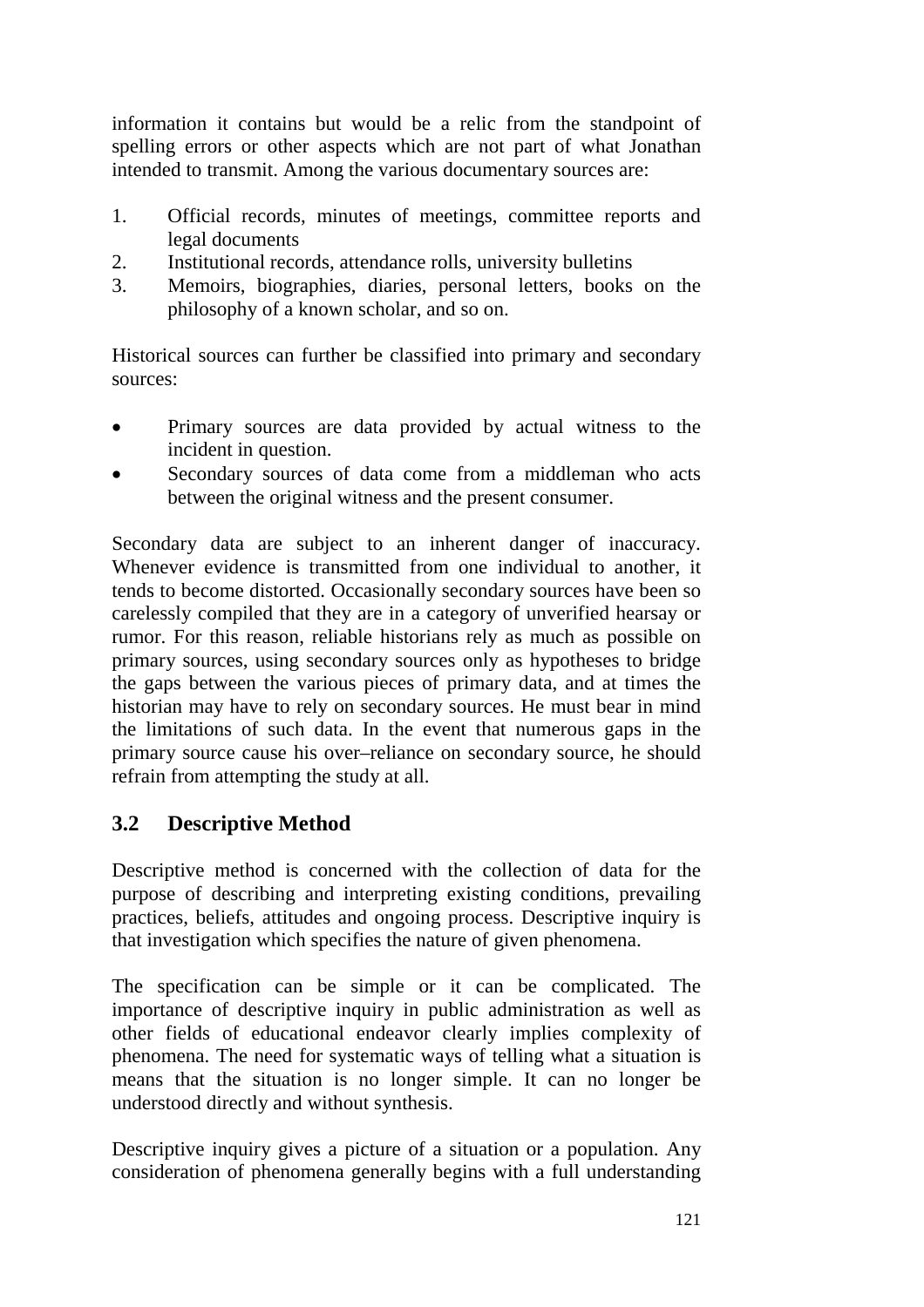information it contains but would be a relic from the standpoint of spelling errors or other aspects which are not part of what Jonathan intended to transmit. Among the various documentary sources are:

1. Official records, minutes of meetings, committee reports and legal documents
2. Institutional records, attendance rolls, university bulletins
3. Memoirs, biographies, diaries, personal letters, books on the philosophy of a known scholar, and so on.

Historical sources can further be classified into primary and secondary sources:

- Primary sources are data provided by actual witness to the incident in question.
- Secondary sources of data come from a middleman who acts between the original witness and the present consumer.

Secondary data are subject to an inherent danger of inaccuracy. Whenever evidence is transmitted from one individual to another, it tends to become distorted. Occasionally secondary sources have been so carelessly compiled that they are in a category of unverified hearsay or rumor. For this reason, reliable historians rely as much as possible on primary sources, using secondary sources only as hypotheses to bridge the gaps between the various pieces of primary data, and at times the historian may have to rely on secondary sources. He must bear in mind the limitations of such data. In the event that numerous gaps in the primary source cause his over–reliance on secondary source, he should refrain from attempting the study at all.

## 3.2 Descriptive Method

Descriptive method is concerned with the collection of data for the purpose of describing and interpreting existing conditions, prevailing practices, beliefs, attitudes and ongoing process. Descriptive inquiry is that investigation which specifies the nature of given phenomena.

The specification can be simple or it can be complicated. The importance of descriptive inquiry in public administration as well as other fields of educational endeavor clearly implies complexity of phenomena. The need for systematic ways of telling what a situation is means that the situation is no longer simple. It can no longer be understood directly and without synthesis.

Descriptive inquiry gives a picture of a situation or a population. Any consideration of phenomena generally begins with a full understanding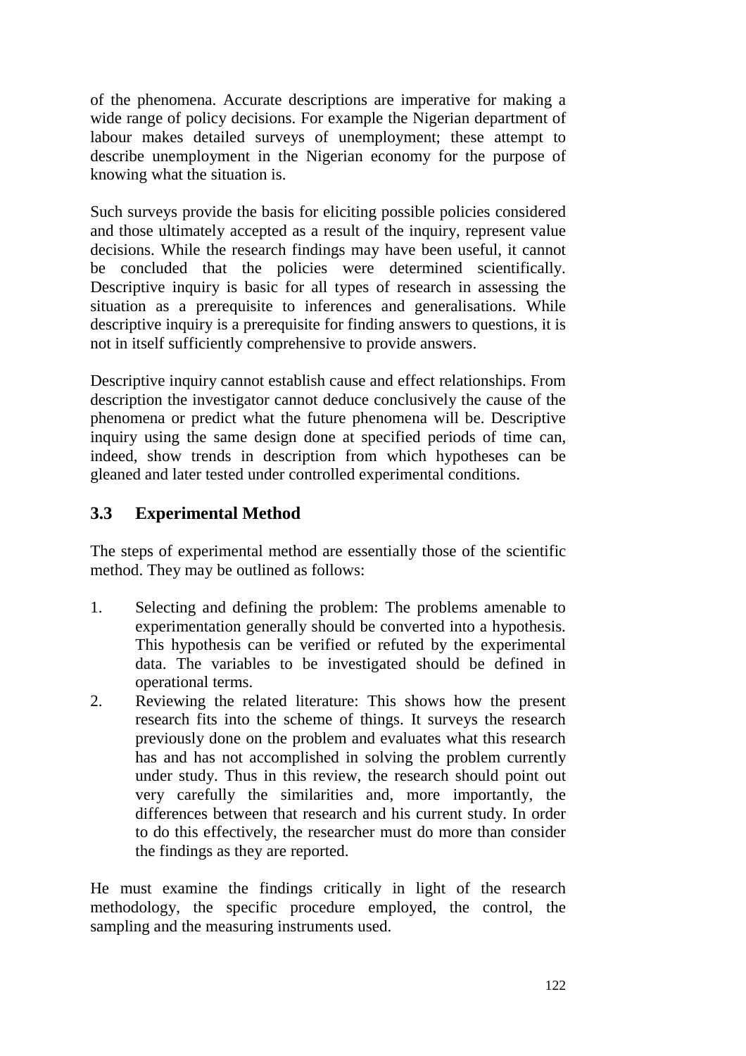of the phenomena. Accurate descriptions are imperative for making a wide range of policy decisions. For example the Nigerian department of labour makes detailed surveys of unemployment; these attempt to describe unemployment in the Nigerian economy for the purpose of knowing what the situation is.

Such surveys provide the basis for eliciting possible policies considered and those ultimately accepted as a result of the inquiry, represent value decisions. While the research findings may have been useful, it cannot be concluded that the policies were determined scientifically. Descriptive inquiry is basic for all types of research in assessing the situation as a prerequisite to inferences and generalisations. While descriptive inquiry is a prerequisite for finding answers to questions, it is not in itself sufficiently comprehensive to provide answers.

Descriptive inquiry cannot establish cause and effect relationships. From description the investigator cannot deduce conclusively the cause of the phenomena or predict what the future phenomena will be. Descriptive inquiry using the same design done at specified periods of time can, indeed, show trends in description from which hypotheses can be gleaned and later tested under controlled experimental conditions.

## 3.3 Experimental Method

The steps of experimental method are essentially those of the scientific method. They may be outlined as follows:

1. Selecting and defining the problem: The problems amenable to experimentation generally should be converted into a hypothesis. This hypothesis can be verified or refuted by the experimental data. The variables to be investigated should be defined in operational terms.
2. Reviewing the related literature: This shows how the present research fits into the scheme of things. It surveys the research previously done on the problem and evaluates what this research has and has not accomplished in solving the problem currently under study. Thus in this review, the research should point out very carefully the similarities and, more importantly, the differences between that research and his current study. In order to do this effectively, the researcher must do more than consider the findings as they are reported.

He must examine the findings critically in light of the research methodology, the specific procedure employed, the control, the sampling and the measuring instruments used.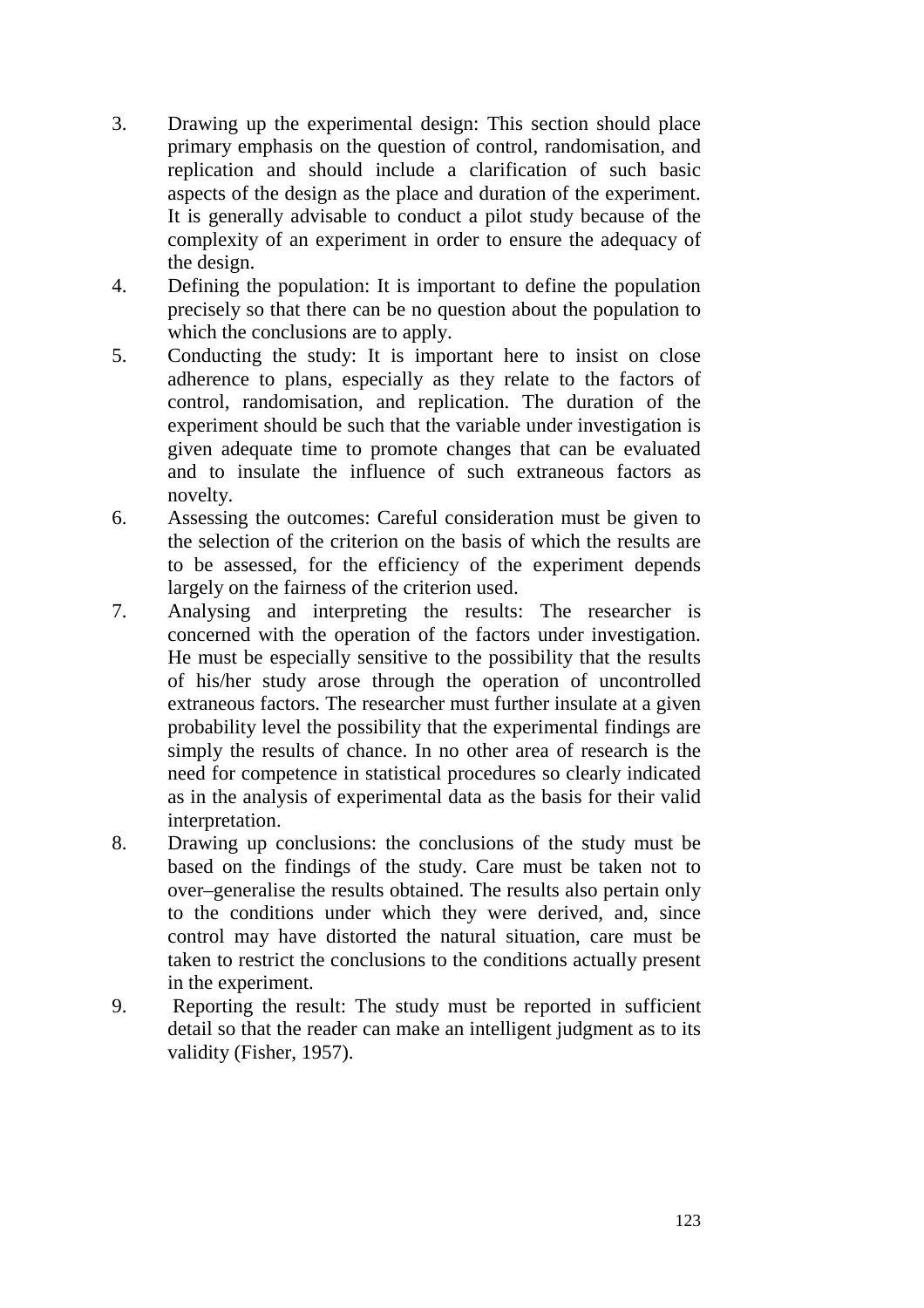3. Drawing up the experimental design: This section should place primary emphasis on the question of control, randomisation, and replication and should include a clarification of such basic aspects of the design as the place and duration of the experiment. It is generally advisable to conduct a pilot study because of the complexity of an experiment in order to ensure the adequacy of the design.
4. Defining the population: It is important to define the population precisely so that there can be no question about the population to which the conclusions are to apply.
5. Conducting the study: It is important here to insist on close adherence to plans, especially as they relate to the factors of control, randomisation, and replication. The duration of the experiment should be such that the variable under investigation is given adequate time to promote changes that can be evaluated and to insulate the influence of such extraneous factors as novelty.
6. Assessing the outcomes: Careful consideration must be given to the selection of the criterion on the basis of which the results are to be assessed, for the efficiency of the experiment depends largely on the fairness of the criterion used.
7. Analysing and interpreting the results: The researcher is concerned with the operation of the factors under investigation. He must be especially sensitive to the possibility that the results of his/her study arose through the operation of uncontrolled extraneous factors. The researcher must further insulate at a given probability level the possibility that the experimental findings are simply the results of chance. In no other area of research is the need for competence in statistical procedures so clearly indicated as in the analysis of experimental data as the basis for their valid interpretation.
8. Drawing up conclusions: the conclusions of the study must be based on the findings of the study. Care must be taken not to over–generalise the results obtained. The results also pertain only to the conditions under which they were derived, and, since control may have distorted the natural situation, care must be taken to restrict the conclusions to the conditions actually present in the experiment.
9. Reporting the result: The study must be reported in sufficient detail so that the reader can make an intelligent judgment as to its validity (Fisher, 1957).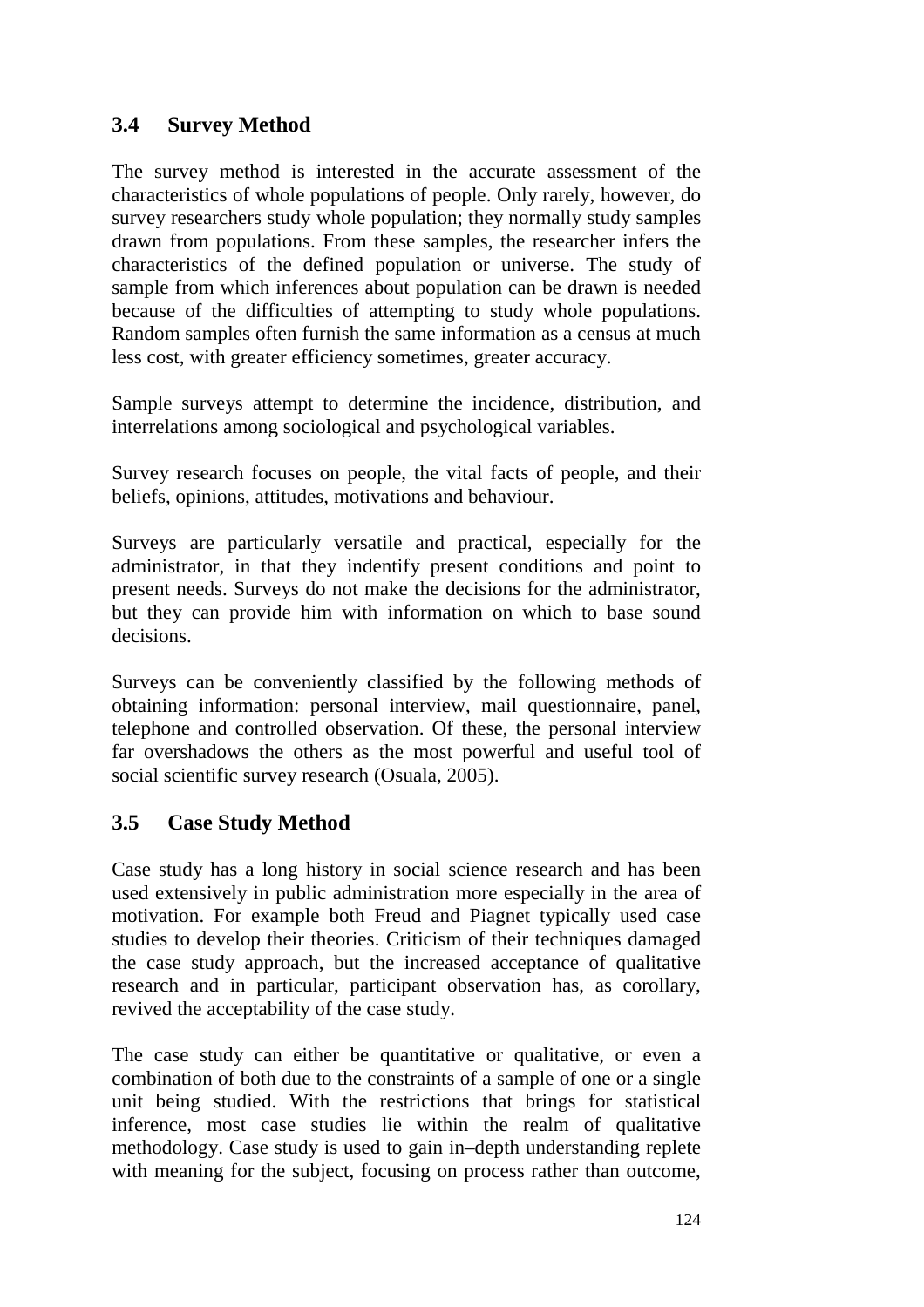### 3.4 Survey Method

The survey method is interested in the accurate assessment of the characteristics of whole populations of people. Only rarely, however, do survey researchers study whole population; they normally study samples drawn from populations. From these samples, the researcher infers the characteristics of the defined population or universe. The study of sample from which inferences about population can be drawn is needed because of the difficulties of attempting to study whole populations. Random samples often furnish the same information as a census at much less cost, with greater efficiency sometimes, greater accuracy.

Sample surveys attempt to determine the incidence, distribution, and interrelations among sociological and psychological variables.

Survey research focuses on people, the vital facts of people, and their beliefs, opinions, attitudes, motivations and behaviour.

Surveys are particularly versatile and practical, especially for the administrator, in that they indentify present conditions and point to present needs. Surveys do not make the decisions for the administrator, but they can provide him with information on which to base sound decisions.

Surveys can be conveniently classified by the following methods of obtaining information: personal interview, mail questionnaire, panel, telephone and controlled observation. Of these, the personal interview far overshadows the others as the most powerful and useful tool of social scientific survey research (Osuala, 2005).

### 3.5 Case Study Method

Case study has a long history in social science research and has been used extensively in public administration more especially in the area of motivation. For example both Freud and Piagnet typically used case studies to develop their theories. Criticism of their techniques damaged the case study approach, but the increased acceptance of qualitative research and in particular, participant observation has, as corollary, revived the acceptability of the case study.

The case study can either be quantitative or qualitative, or even a combination of both due to the constraints of a sample of one or a single unit being studied. With the restrictions that brings for statistical inference, most case studies lie within the realm of qualitative methodology. Case study is used to gain in–depth understanding replete with meaning for the subject, focusing on process rather than outcome,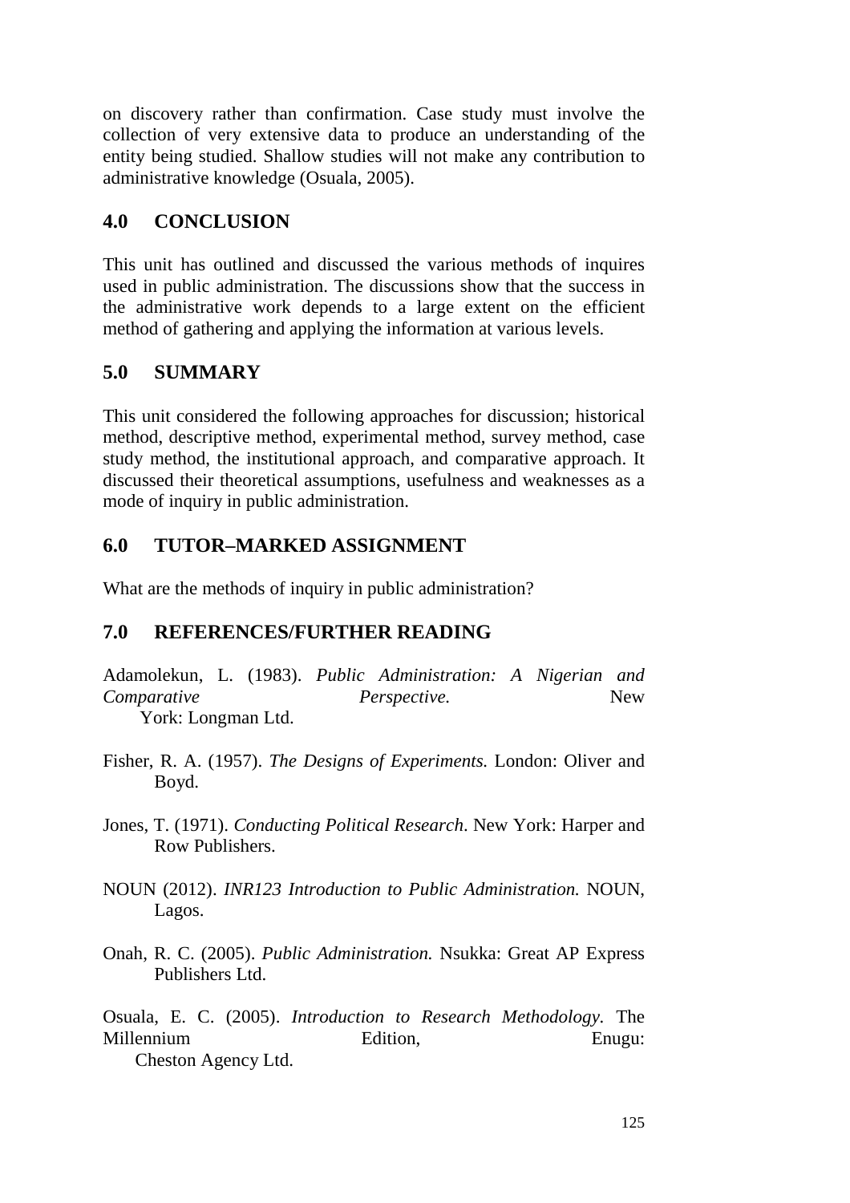on discovery rather than confirmation. Case study must involve the collection of very extensive data to produce an understanding of the entity being studied. Shallow studies will not make any contribution to administrative knowledge (Osuala, 2005).

## 4.0 CONCLUSION

This unit has outlined and discussed the various methods of inquires used in public administration. The discussions show that the success in the administrative work depends to a large extent on the efficient method of gathering and applying the information at various levels.

## 5.0 SUMMARY

This unit considered the following approaches for discussion; historical method, descriptive method, experimental method, survey method, case study method, the institutional approach, and comparative approach. It discussed their theoretical assumptions, usefulness and weaknesses as a mode of inquiry in public administration.

## 6.0 TUTOR–MARKED ASSIGNMENT

What are the methods of inquiry in public administration?

## 7.0 REFERENCES/FURTHER READING

Adamolekun, L. (1983). *Public Administration: A Nigerian and Comparative Perspective.* New York: Longman Ltd.

Fisher, R. A. (1957). *The Designs of Experiments.* London: Oliver and Boyd.

Jones, T. (1971). *Conducting Political Research*. New York: Harper and Row Publishers.

NOUN (2012). *INR123 Introduction to Public Administration.* NOUN, Lagos.

Onah, R. C. (2005). *Public Administration.* Nsukka: Great AP Express Publishers Ltd.

Osuala, E. C. (2005). *Introduction to Research Methodology.* The Millennium Edition, Enugu: Cheston Agency Ltd.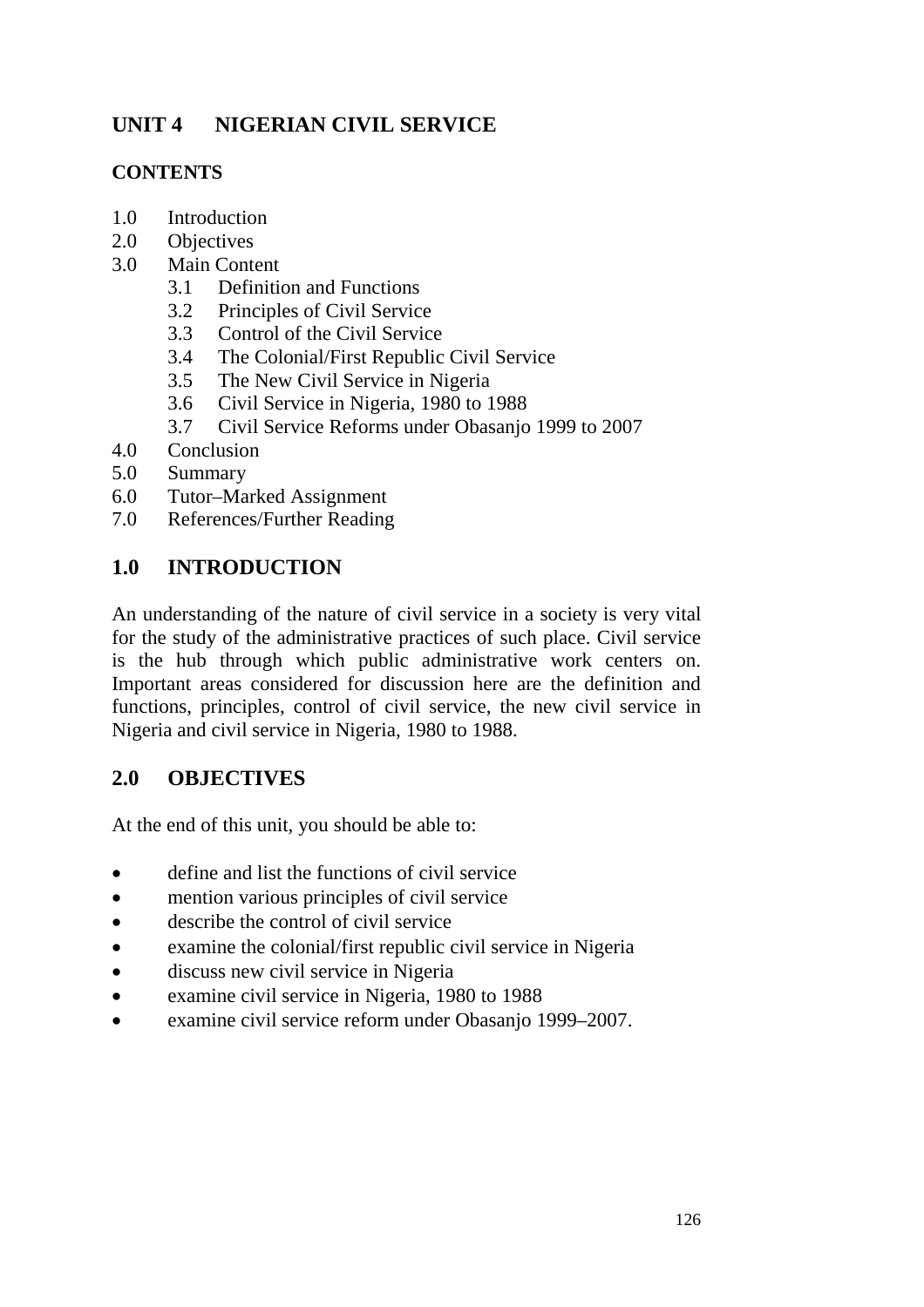## UNIT 4 NIGERIAN CIVIL SERVICE

### CONTENTS

1.0 Introduction
2.0 Objectives
3.0 Main Content
    3.1 Definition and Functions
    3.2 Principles of Civil Service
    3.3 Control of the Civil Service
    3.4 The Colonial/First Republic Civil Service
    3.5 The New Civil Service in Nigeria
    3.6 Civil Service in Nigeria, 1980 to 1988
    3.7 Civil Service Reforms under Obasanjo 1999 to 2007
4.0 Conclusion
5.0 Summary
6.0 Tutor–Marked Assignment
7.0 References/Further Reading

## 1.0 INTRODUCTION

An understanding of the nature of civil service in a society is very vital for the study of the administrative practices of such place. Civil service is the hub through which public administrative work centers on. Important areas considered for discussion here are the definition and functions, principles, control of civil service, the new civil service in Nigeria and civil service in Nigeria, 1980 to 1988.

## 2.0 OBJECTIVES

At the end of this unit, you should be able to:

- define and list the functions of civil service
- mention various principles of civil service
- describe the control of civil service
- examine the colonial/first republic civil service in Nigeria
- discuss new civil service in Nigeria
- examine civil service in Nigeria, 1980 to 1988
- examine civil service reform under Obasanjo 1999–2007.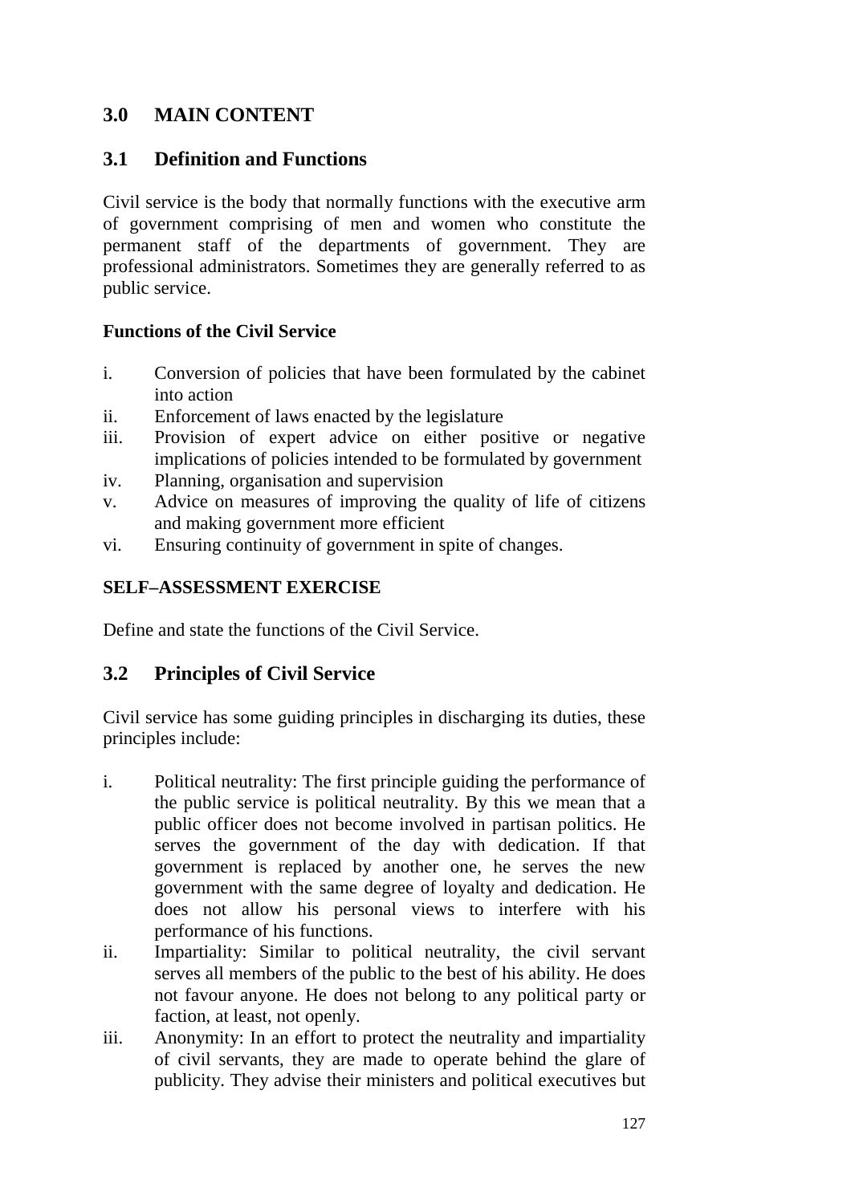## 3.0 MAIN CONTENT

### 3.1 Definition and Functions

Civil service is the body that normally functions with the executive arm of government comprising of men and women who constitute the permanent staff of the departments of government. They are professional administrators. Sometimes they are generally referred to as public service.

**Functions of the Civil Service**

i. Conversion of policies that have been formulated by the cabinet into action
ii. Enforcement of laws enacted by the legislature
iii. Provision of expert advice on either positive or negative implications of policies intended to be formulated by government
iv. Planning, organisation and supervision
v. Advice on measures of improving the quality of life of citizens and making government more efficient
vi. Ensuring continuity of government in spite of changes.

**SELF–ASSESSMENT EXERCISE**

Define and state the functions of the Civil Service.

### 3.2 Principles of Civil Service

Civil service has some guiding principles in discharging its duties, these principles include:

i. Political neutrality: The first principle guiding the performance of the public service is political neutrality. By this we mean that a public officer does not become involved in partisan politics. He serves the government of the day with dedication. If that government is replaced by another one, he serves the new government with the same degree of loyalty and dedication. He does not allow his personal views to interfere with his performance of his functions.
ii. Impartiality: Similar to political neutrality, the civil servant serves all members of the public to the best of his ability. He does not favour anyone. He does not belong to any political party or faction, at least, not openly.
iii. Anonymity: In an effort to protect the neutrality and impartiality of civil servants, they are made to operate behind the glare of publicity. They advise their ministers and political executives but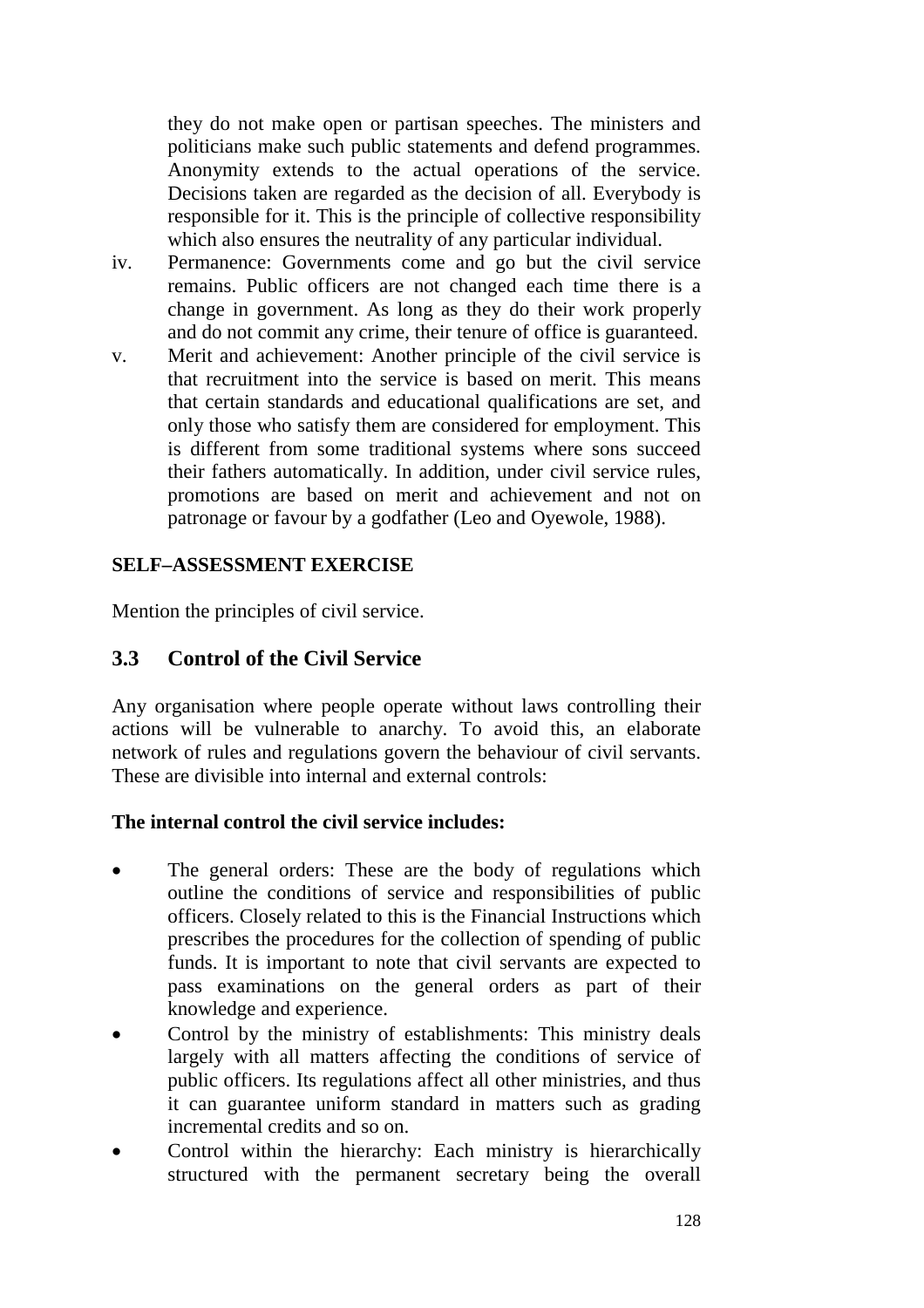they do not make open or partisan speeches. The ministers and politicians make such public statements and defend programmes. Anonymity extends to the actual operations of the service. Decisions taken are regarded as the decision of all. Everybody is responsible for it. This is the principle of collective responsibility which also ensures the neutrality of any particular individual.

iv. Permanence: Governments come and go but the civil service remains. Public officers are not changed each time there is a change in government. As long as they do their work properly and do not commit any crime, their tenure of office is guaranteed.

v. Merit and achievement: Another principle of the civil service is that recruitment into the service is based on merit. This means that certain standards and educational qualifications are set, and only those who satisfy them are considered for employment. This is different from some traditional systems where sons succeed their fathers automatically. In addition, under civil service rules, promotions are based on merit and achievement and not on patronage or favour by a godfather (Leo and Oyewole, 1988).

**SELF–ASSESSMENT EXERCISE**

Mention the principles of civil service.

## 3.3 Control of the Civil Service

Any organisation where people operate without laws controlling their actions will be vulnerable to anarchy. To avoid this, an elaborate network of rules and regulations govern the behaviour of civil servants. These are divisible into internal and external controls:

**The internal control the civil service includes:**

- The general orders: These are the body of regulations which outline the conditions of service and responsibilities of public officers. Closely related to this is the Financial Instructions which prescribes the procedures for the collection of spending of public funds. It is important to note that civil servants are expected to pass examinations on the general orders as part of their knowledge and experience.
- Control by the ministry of establishments: This ministry deals largely with all matters affecting the conditions of service of public officers. Its regulations affect all other ministries, and thus it can guarantee uniform standard in matters such as grading incremental credits and so on.
- Control within the hierarchy: Each ministry is hierarchically structured with the permanent secretary being the overall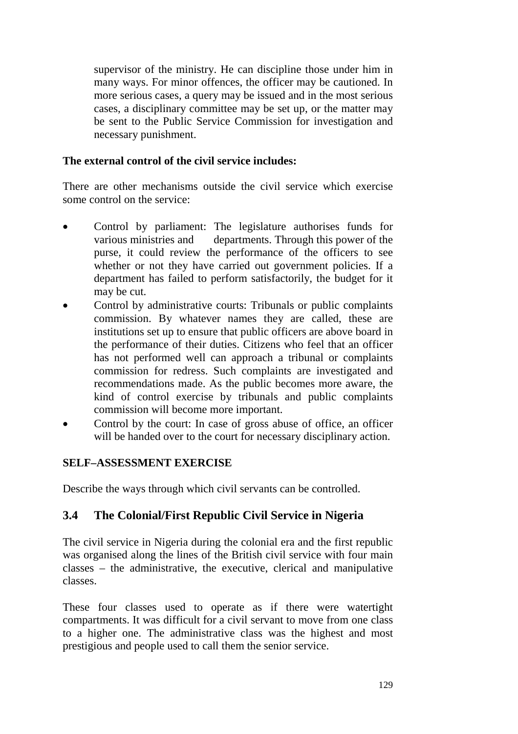supervisor of the ministry. He can discipline those under him in many ways. For minor offences, the officer may be cautioned. In more serious cases, a query may be issued and in the most serious cases, a disciplinary committee may be set up, or the matter may be sent to the Public Service Commission for investigation and necessary punishment.

**The external control of the civil service includes:**

There are other mechanisms outside the civil service which exercise some control on the service:

- Control by parliament: The legislature authorises funds for various ministries and departments. Through this power of the purse, it could review the performance of the officers to see whether or not they have carried out government policies. If a department has failed to perform satisfactorily, the budget for it may be cut.
- Control by administrative courts: Tribunals or public complaints commission. By whatever names they are called, these are institutions set up to ensure that public officers are above board in the performance of their duties. Citizens who feel that an officer has not performed well can approach a tribunal or complaints commission for redress. Such complaints are investigated and recommendations made. As the public becomes more aware, the kind of control exercise by tribunals and public complaints commission will become more important.
- Control by the court: In case of gross abuse of office, an officer will be handed over to the court for necessary disciplinary action.

**SELF–ASSESSMENT EXERCISE**

Describe the ways through which civil servants can be controlled.

## 3.4 The Colonial/First Republic Civil Service in Nigeria

The civil service in Nigeria during the colonial era and the first republic was organised along the lines of the British civil service with four main classes – the administrative, the executive, clerical and manipulative classes.

These four classes used to operate as if there were watertight compartments. It was difficult for a civil servant to move from one class to a higher one. The administrative class was the highest and most prestigious and people used to call them the senior service.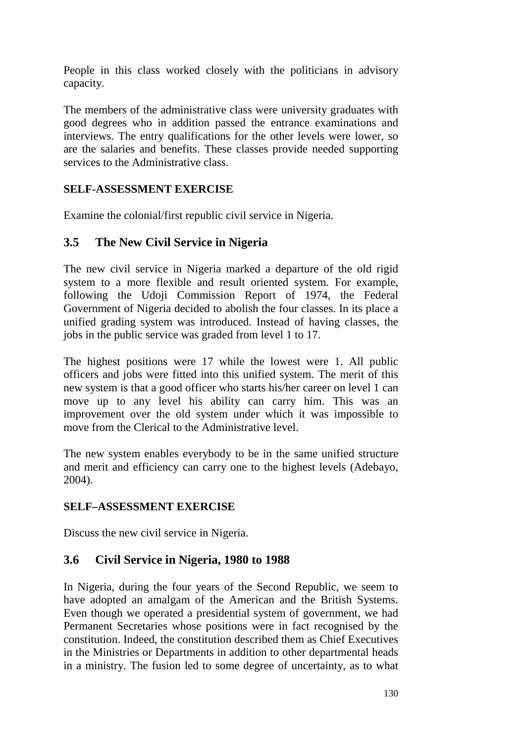People in this class worked closely with the politicians in advisory capacity.

The members of the administrative class were university graduates with good degrees who in addition passed the entrance examinations and interviews. The entry qualifications for the other levels were lower, so are the salaries and benefits. These classes provide needed supporting services to the Administrative class.

**SELF-ASSESSMENT EXERCISE**

Examine the colonial/first republic civil service in Nigeria.

## 3.5 The New Civil Service in Nigeria

The new civil service in Nigeria marked a departure of the old rigid system to a more flexible and result oriented system. For example, following the Udoji Commission Report of 1974, the Federal Government of Nigeria decided to abolish the four classes. In its place a unified grading system was introduced. Instead of having classes, the jobs in the public service was graded from level 1 to 17.

The highest positions were 17 while the lowest were 1. All public officers and jobs were fitted into this unified system. The merit of this new system is that a good officer who starts his/her career on level 1 can move up to any level his ability can carry him. This was an improvement over the old system under which it was impossible to move from the Clerical to the Administrative level.

The new system enables everybody to be in the same unified structure and merit and efficiency can carry one to the highest levels (Adebayo, 2004).

**SELF–ASSESSMENT EXERCISE**

Discuss the new civil service in Nigeria.

## 3.6 Civil Service in Nigeria, 1980 to 1988

In Nigeria, during the four years of the Second Republic, we seem to have adopted an amalgam of the American and the British Systems. Even though we operated a presidential system of government, we had Permanent Secretaries whose positions were in fact recognised by the constitution. Indeed, the constitution described them as Chief Executives in the Ministries or Departments in addition to other departmental heads in a ministry. The fusion led to some degree of uncertainty, as to what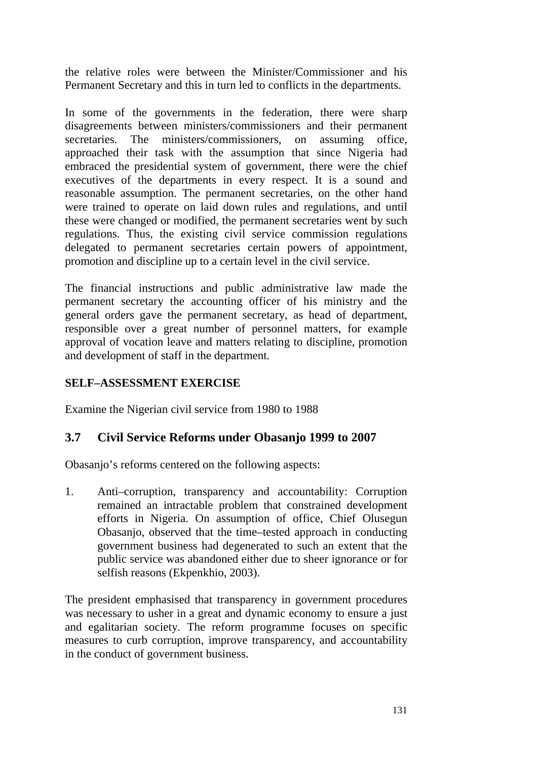the relative roles were between the Minister/Commissioner and his Permanent Secretary and this in turn led to conflicts in the departments.

In some of the governments in the federation, there were sharp disagreements between ministers/commissioners and their permanent secretaries. The ministers/commissioners, on assuming office, approached their task with the assumption that since Nigeria had embraced the presidential system of government, there were the chief executives of the departments in every respect. It is a sound and reasonable assumption. The permanent secretaries, on the other hand were trained to operate on laid down rules and regulations, and until these were changed or modified, the permanent secretaries went by such regulations. Thus, the existing civil service commission regulations delegated to permanent secretaries certain powers of appointment, promotion and discipline up to a certain level in the civil service.

The financial instructions and public administrative law made the permanent secretary the accounting officer of his ministry and the general orders gave the permanent secretary, as head of department, responsible over a great number of personnel matters, for example approval of vocation leave and matters relating to discipline, promotion and development of staff in the department.

**SELF–ASSESSMENT EXERCISE**

Examine the Nigerian civil service from 1980 to 1988

## 3.7 Civil Service Reforms under Obasanjo 1999 to 2007

Obasanjo's reforms centered on the following aspects:

1. Anti–corruption, transparency and accountability: Corruption remained an intractable problem that constrained development efforts in Nigeria. On assumption of office, Chief Olusegun Obasanjo, observed that the time–tested approach in conducting government business had degenerated to such an extent that the public service was abandoned either due to sheer ignorance or for selfish reasons (Ekpenkhio, 2003).

The president emphasised that transparency in government procedures was necessary to usher in a great and dynamic economy to ensure a just and egalitarian society. The reform programme focuses on specific measures to curb corruption, improve transparency, and accountability in the conduct of government business.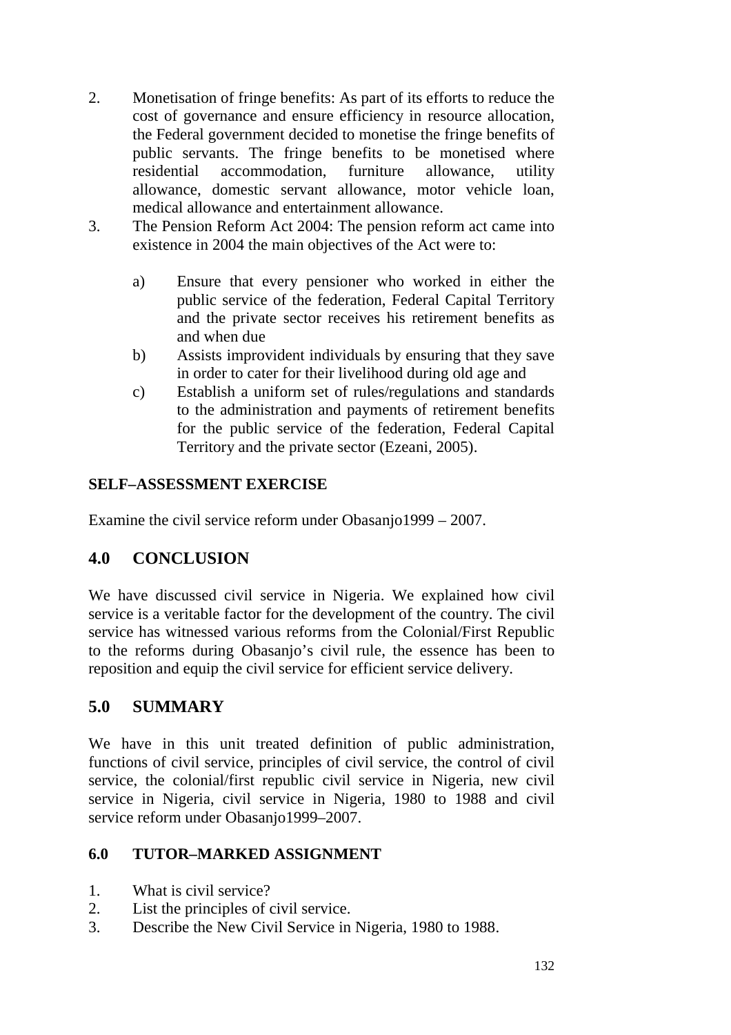2. Monetisation of fringe benefits: As part of its efforts to reduce the cost of governance and ensure efficiency in resource allocation, the Federal government decided to monetise the fringe benefits of public servants. The fringe benefits to be monetised where residential accommodation, furniture allowance, utility allowance, domestic servant allowance, motor vehicle loan, medical allowance and entertainment allowance.
3. The Pension Reform Act 2004: The pension reform act came into existence in 2004 the main objectives of the Act were to:

   a) Ensure that every pensioner who worked in either the public service of the federation, Federal Capital Territory and the private sector receives his retirement benefits as and when due
   b) Assists improvident individuals by ensuring that they save in order to cater for their livelihood during old age and
   c) Establish a uniform set of rules/regulations and standards to the administration and payments of retirement benefits for the public service of the federation, Federal Capital Territory and the private sector (Ezeani, 2005).

**SELF–ASSESSMENT EXERCISE**

Examine the civil service reform under Obasanjo1999 – 2007.

## 4.0 CONCLUSION

We have discussed civil service in Nigeria. We explained how civil service is a veritable factor for the development of the country. The civil service has witnessed various reforms from the Colonial/First Republic to the reforms during Obasanjo's civil rule, the essence has been to reposition and equip the civil service for efficient service delivery.

## 5.0 SUMMARY

We have in this unit treated definition of public administration, functions of civil service, principles of civil service, the control of civil service, the colonial/first republic civil service in Nigeria, new civil service in Nigeria, civil service in Nigeria, 1980 to 1988 and civil service reform under Obasanjo1999–2007.

## 6.0 TUTOR–MARKED ASSIGNMENT

1. What is civil service?
2. List the principles of civil service.
3. Describe the New Civil Service in Nigeria, 1980 to 1988.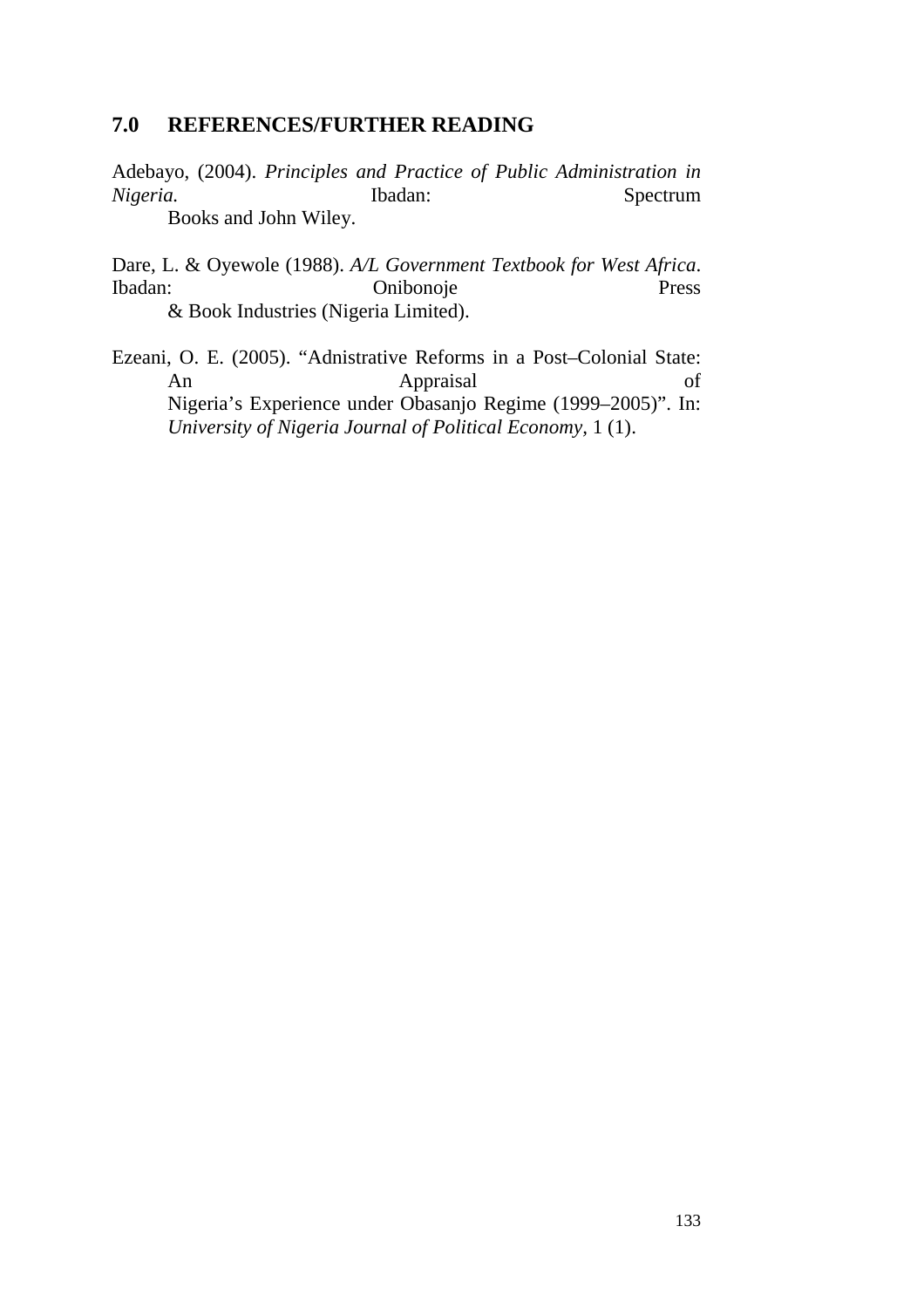## 7.0 REFERENCES/FURTHER READING

Adebayo, (2004). *Principles and Practice of Public Administration in Nigeria.* Ibadan: Spectrum Books and John Wiley.

Dare, L. & Oyewole (1988). *A/L Government Textbook for West Africa*. Ibadan: Onibonoje Press & Book Industries (Nigeria Limited).

Ezeani, O. E. (2005). "Adnistrative Reforms in a Post–Colonial State: An Appraisal of Nigeria's Experience under Obasanjo Regime (1999–2005)". In: *University of Nigeria Journal of Political Economy*, 1 (1).